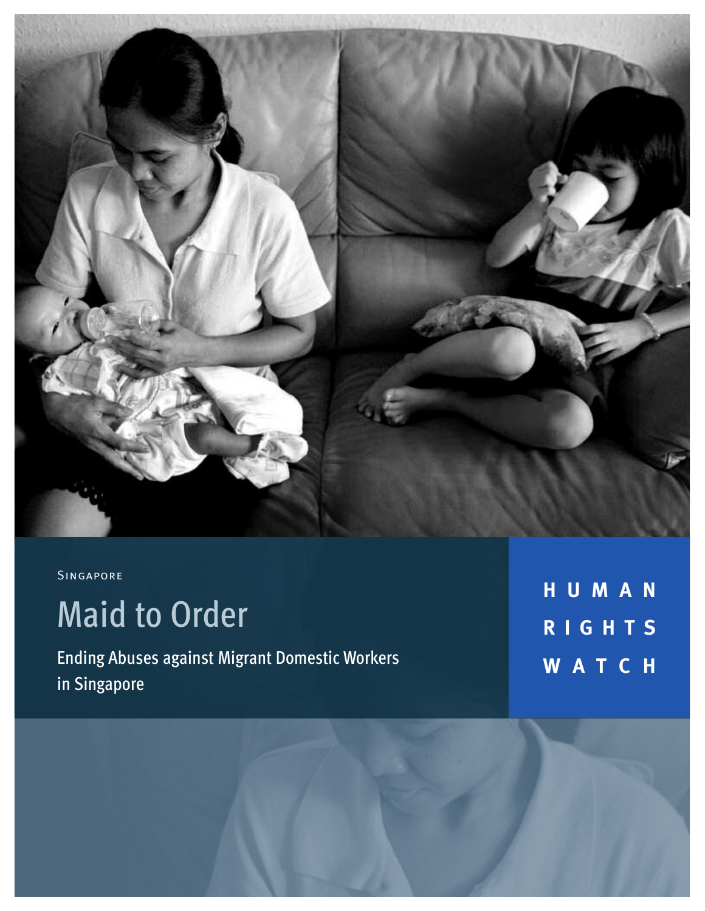Singapore

# Maid to Order

## Ending Abuses against Migrant Domestic Workers in Singapore

**HUMAN RIGHTS WATCH**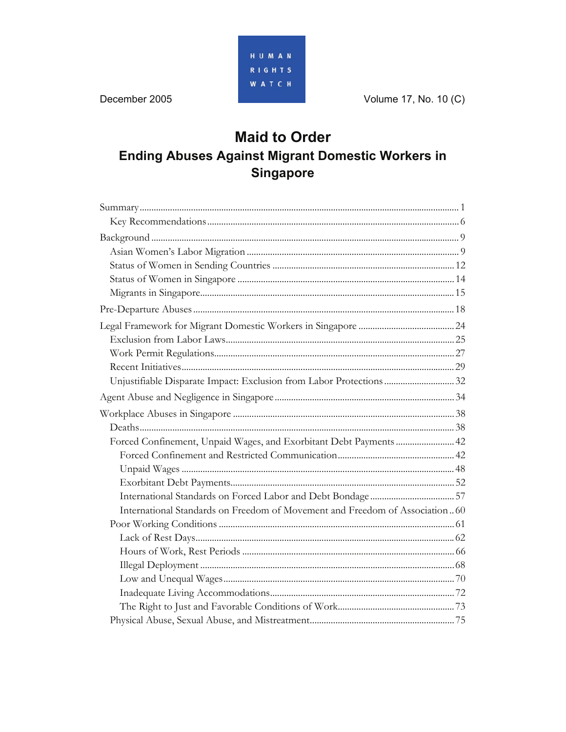December 2005

HUMAN RIGHTS WATCH

Volume 17, No. 10 (C)

# Maid to Order

## Ending Abuses Against Migrant Domestic Workers in Singapore

| | |
|---|---|
| Summary | 1 |
| Key Recommendations | 6 |
| Background | 9 |
| Asian Women's Labor Migration | 9 |
| Status of Women in Sending Countries | 12 |
| Status of Women in Singapore | 14 |
| Migrants in Singapore | 15 |
| Pre-Departure Abuses | 18 |
| Legal Framework for Migrant Domestic Workers in Singapore | 24 |
| Exclusion from Labor Laws | 25 |
| Work Permit Regulations | 27 |
| Recent Initiatives | 29 |
| Unjustifiable Disparate Impact: Exclusion from Labor Protections | 32 |
| Agent Abuse and Negligence in Singapore | 34 |
| Workplace Abuses in Singapore | 38 |
| Deaths | 38 |
| Forced Confinement, Unpaid Wages, and Exorbitant Debt Payments | 42 |
| Forced Confinement and Restricted Communication | 42 |
| Unpaid Wages | 48 |
| Exorbitant Debt Payments | 52 |
| International Standards on Forced Labor and Debt Bondage | 57 |
| International Standards on Freedom of Movement and Freedom of Association | 60 |
| Poor Working Conditions | 61 |
| Lack of Rest Days | 62 |
| Hours of Work, Rest Periods | 66 |
| Illegal Deployment | 68 |
| Low and Unequal Wages | 70 |
| Inadequate Living Accommodations | 72 |
| The Right to Just and Favorable Conditions of Work | 73 |
| Physical Abuse, Sexual Abuse, and Mistreatment | 75 |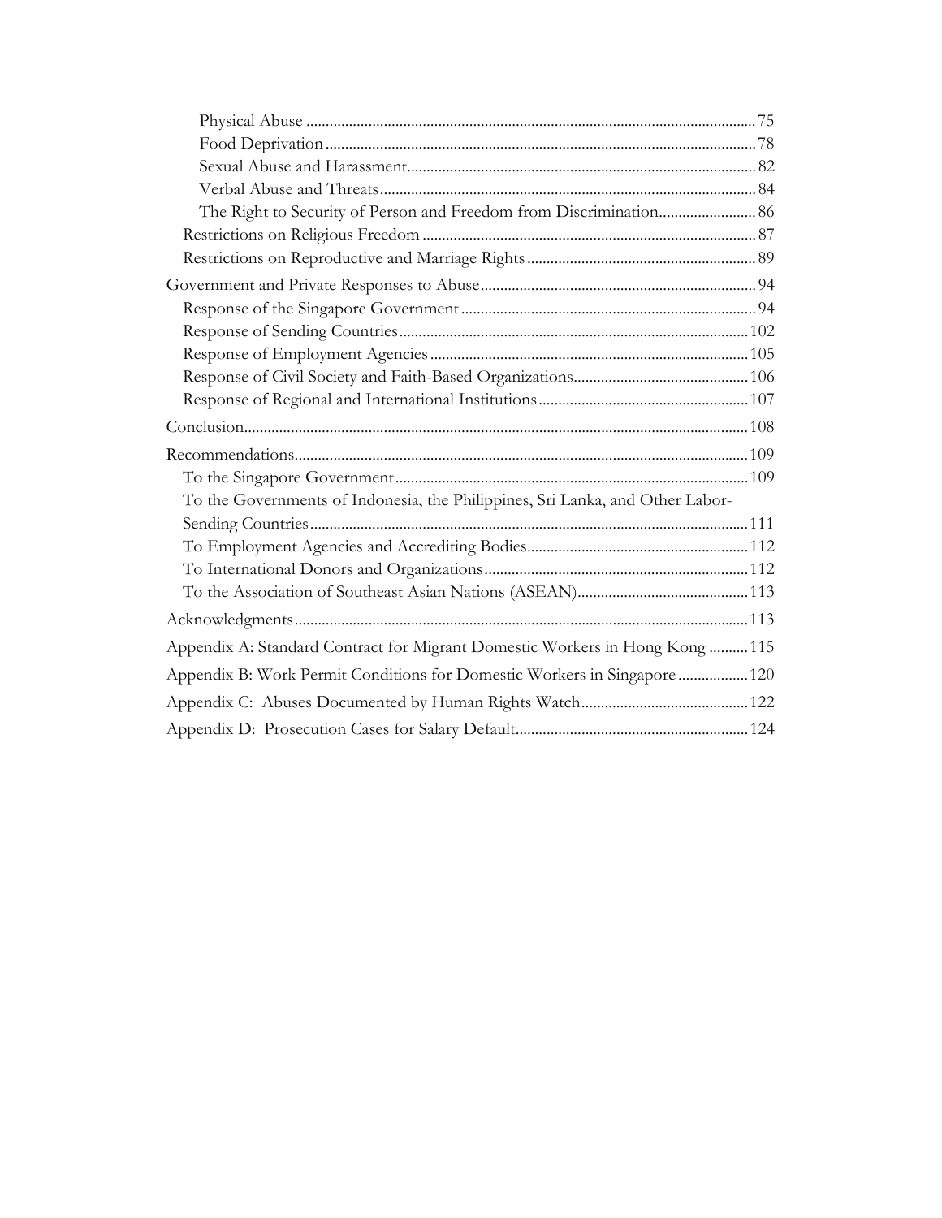Physical Abuse ........................................................................................................ 75
Food Deprivation ..................................................................................................... 78
Sexual Abuse and Harassment ................................................................................. 82
Verbal Abuse and Threats ........................................................................................ 84
The Right to Security of Person and Freedom from Discrimination ......................... 86
Restrictions on Religious Freedom ........................................................................... 87
Restrictions on Reproductive and Marriage Rights ................................................... 89
Government and Private Responses to Abuse ............................................................ 94
Response of the Singapore Government .................................................................. 94
Response of Sending Countries ............................................................................... 102
Response of Employment Agencies ......................................................................... 105
Response of Civil Society and Faith-Based Organizations ........................................ 106
Response of Regional and International Institutions ................................................ 107
Conclusion ................................................................................................................. 108
Recommendations ...................................................................................................... 109
To the Singapore Government .................................................................................. 109
To the Governments of Indonesia, the Philippines, Sri Lanka, and Other Labor-Sending Countries ........................................................................................................ 111
To Employment Agencies and Accrediting Bodies .................................................... 112
To International Donors and Organizations ............................................................. 112
To the Association of Southeast Asian Nations (ASEAN) .......................................... 113
Acknowledgments ...................................................................................................... 113
Appendix A: Standard Contract for Migrant Domestic Workers in Hong Kong .......... 115
Appendix B: Work Permit Conditions for Domestic Workers in Singapore ................. 120
Appendix C: Abuses Documented by Human Rights Watch ....................................... 122
Appendix D: Prosecution Cases for Salary Default ..................................................... 124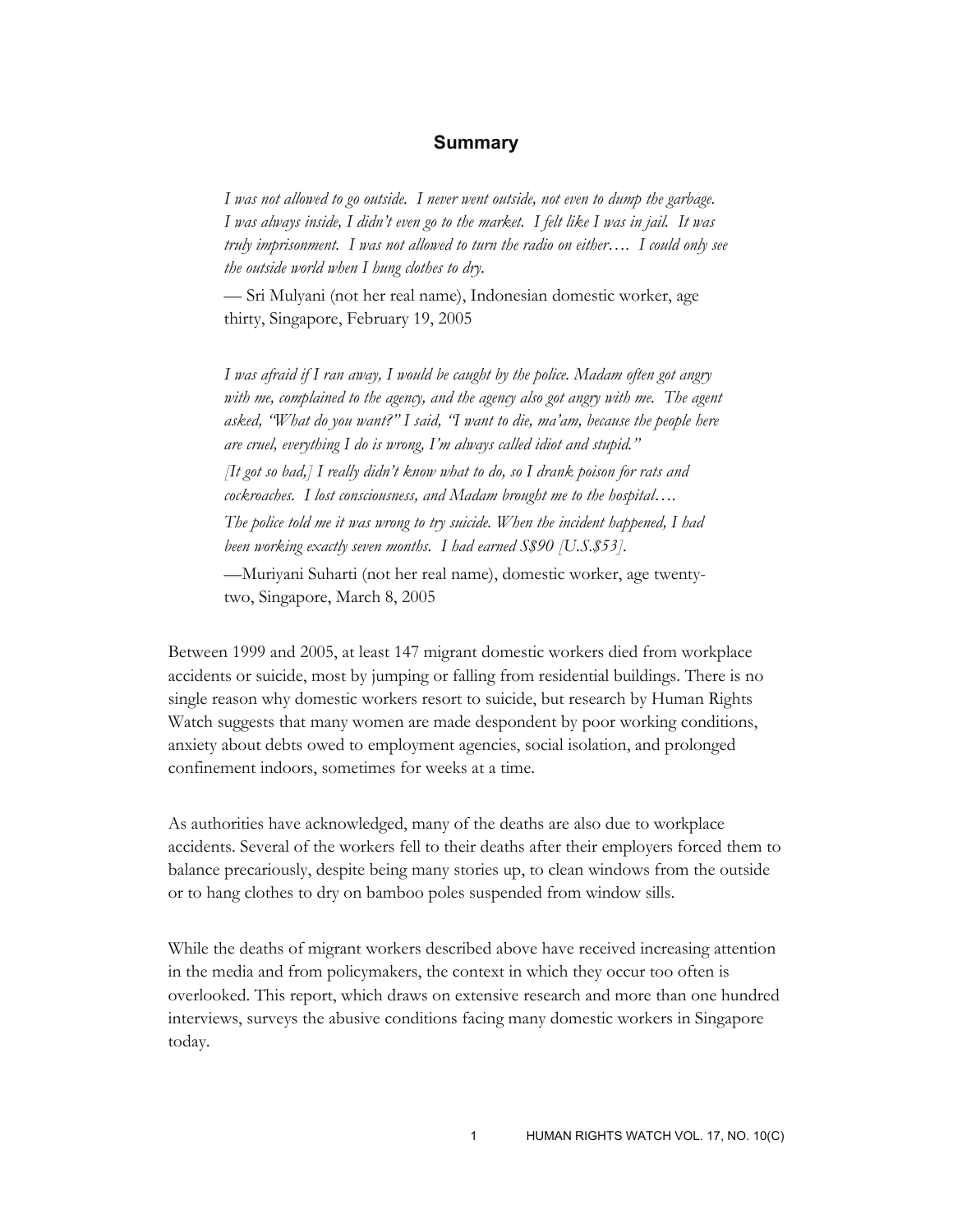## Summary

> *I was not allowed to go outside. I never went outside, not even to dump the garbage. I was always inside, I didn't even go to the market. I felt like I was in jail. It was truly imprisonment. I was not allowed to turn the radio on either…. I could only see the outside world when I hung clothes to dry.*
>
> — Sri Mulyani (not her real name), Indonesian domestic worker, age thirty, Singapore, February 19, 2005

> *I was afraid if I ran away, I would be caught by the police. Madam often got angry with me, complained to the agency, and the agency also got angry with me. The agent asked, "What do you want?" I said, "I want to die, ma'am, because the people here are cruel, everything I do is wrong, I'm always called idiot and stupid."*
>
> *[It got so bad,] I really didn't know what to do, so I drank poison for rats and cockroaches. I lost consciousness, and Madam brought me to the hospital….*
>
> *The police told me it was wrong to try suicide. When the incident happened, I had been working exactly seven months. I had earned S$90 [U.S.$53].*
>
> —Muriyani Suharti (not her real name), domestic worker, age twenty-two, Singapore, March 8, 2005

Between 1999 and 2005, at least 147 migrant domestic workers died from workplace accidents or suicide, most by jumping or falling from residential buildings. There is no single reason why domestic workers resort to suicide, but research by Human Rights Watch suggests that many women are made despondent by poor working conditions, anxiety about debts owed to employment agencies, social isolation, and prolonged confinement indoors, sometimes for weeks at a time.

As authorities have acknowledged, many of the deaths are also due to workplace accidents. Several of the workers fell to their deaths after their employers forced them to balance precariously, despite being many stories up, to clean windows from the outside or to hang clothes to dry on bamboo poles suspended from window sills.

While the deaths of migrant workers described above have received increasing attention in the media and from policymakers, the context in which they occur too often is overlooked. This report, which draws on extensive research and more than one hundred interviews, surveys the abusive conditions facing many domestic workers in Singapore today.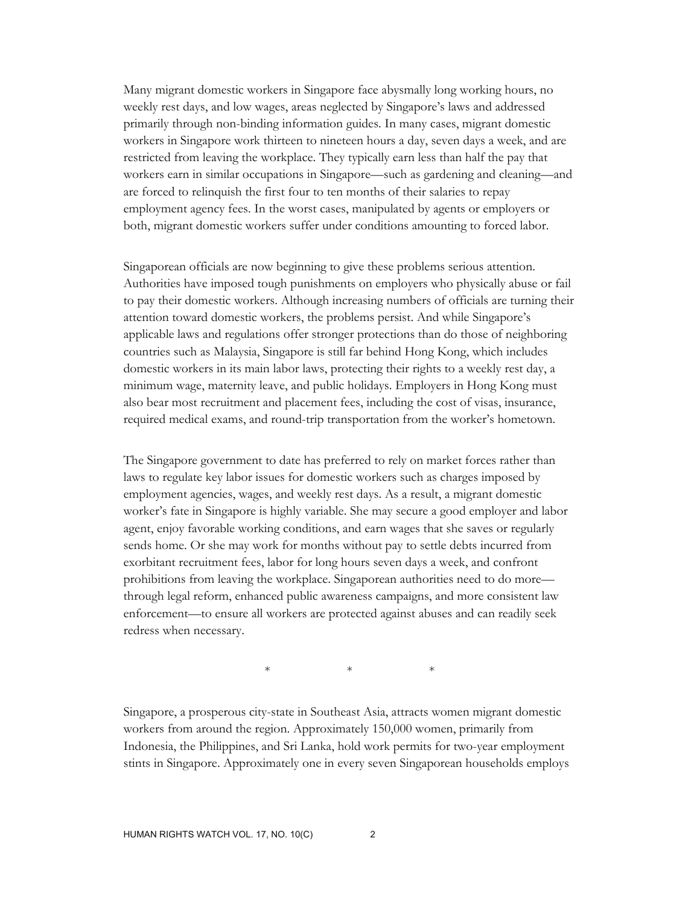Many migrant domestic workers in Singapore face abysmally long working hours, no weekly rest days, and low wages, areas neglected by Singapore's laws and addressed primarily through non-binding information guides. In many cases, migrant domestic workers in Singapore work thirteen to nineteen hours a day, seven days a week, and are restricted from leaving the workplace. They typically earn less than half the pay that workers earn in similar occupations in Singapore—such as gardening and cleaning—and are forced to relinquish the first four to ten months of their salaries to repay employment agency fees. In the worst cases, manipulated by agents or employers or both, migrant domestic workers suffer under conditions amounting to forced labor.

Singaporean officials are now beginning to give these problems serious attention. Authorities have imposed tough punishments on employers who physically abuse or fail to pay their domestic workers. Although increasing numbers of officials are turning their attention toward domestic workers, the problems persist. And while Singapore's applicable laws and regulations offer stronger protections than do those of neighboring countries such as Malaysia, Singapore is still far behind Hong Kong, which includes domestic workers in its main labor laws, protecting their rights to a weekly rest day, a minimum wage, maternity leave, and public holidays. Employers in Hong Kong must also bear most recruitment and placement fees, including the cost of visas, insurance, required medical exams, and round-trip transportation from the worker's hometown.

The Singapore government to date has preferred to rely on market forces rather than laws to regulate key labor issues for domestic workers such as charges imposed by employment agencies, wages, and weekly rest days. As a result, a migrant domestic worker's fate in Singapore is highly variable. She may secure a good employer and labor agent, enjoy favorable working conditions, and earn wages that she saves or regularly sends home. Or she may work for months without pay to settle debts incurred from exorbitant recruitment fees, labor for long hours seven days a week, and confront prohibitions from leaving the workplace. Singaporean authorities need to do more—through legal reform, enhanced public awareness campaigns, and more consistent law enforcement—to ensure all workers are protected against abuses and can readily seek redress when necessary.

\* \* \*

Singapore, a prosperous city-state in Southeast Asia, attracts women migrant domestic workers from around the region. Approximately 150,000 women, primarily from Indonesia, the Philippines, and Sri Lanka, hold work permits for two-year employment stints in Singapore. Approximately one in every seven Singaporean households employs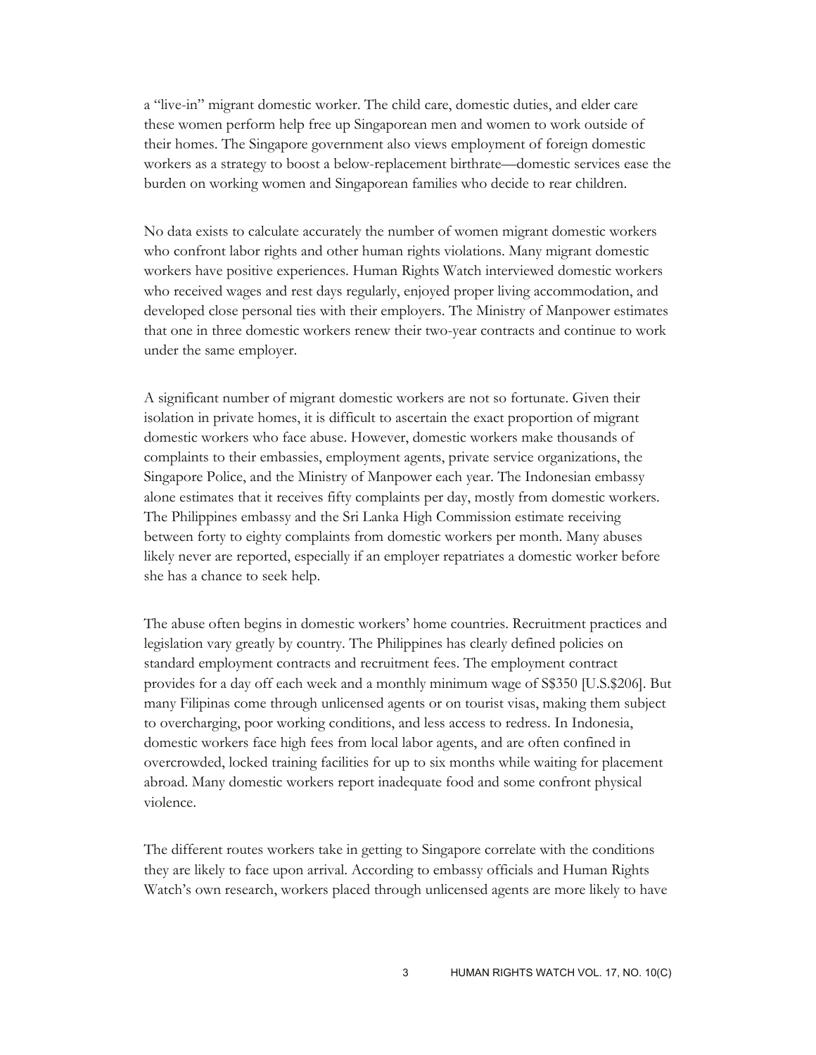a “live-in” migrant domestic worker. The child care, domestic duties, and elder care these women perform help free up Singaporean men and women to work outside of their homes. The Singapore government also views employment of foreign domestic workers as a strategy to boost a below-replacement birthrate—domestic services ease the burden on working women and Singaporean families who decide to rear children.

No data exists to calculate accurately the number of women migrant domestic workers who confront labor rights and other human rights violations. Many migrant domestic workers have positive experiences. Human Rights Watch interviewed domestic workers who received wages and rest days regularly, enjoyed proper living accommodation, and developed close personal ties with their employers. The Ministry of Manpower estimates that one in three domestic workers renew their two-year contracts and continue to work under the same employer.

A significant number of migrant domestic workers are not so fortunate. Given their isolation in private homes, it is difficult to ascertain the exact proportion of migrant domestic workers who face abuse. However, domestic workers make thousands of complaints to their embassies, employment agents, private service organizations, the Singapore Police, and the Ministry of Manpower each year. The Indonesian embassy alone estimates that it receives fifty complaints per day, mostly from domestic workers. The Philippines embassy and the Sri Lanka High Commission estimate receiving between forty to eighty complaints from domestic workers per month. Many abuses likely never are reported, especially if an employer repatriates a domestic worker before she has a chance to seek help.

The abuse often begins in domestic workers’ home countries. Recruitment practices and legislation vary greatly by country. The Philippines has clearly defined policies on standard employment contracts and recruitment fees. The employment contract provides for a day off each week and a monthly minimum wage of S$350 [U.S.$206]. But many Filipinas come through unlicensed agents or on tourist visas, making them subject to overcharging, poor working conditions, and less access to redress. In Indonesia, domestic workers face high fees from local labor agents, and are often confined in overcrowded, locked training facilities for up to six months while waiting for placement abroad. Many domestic workers report inadequate food and some confront physical violence.

The different routes workers take in getting to Singapore correlate with the conditions they are likely to face upon arrival. According to embassy officials and Human Rights Watch’s own research, workers placed through unlicensed agents are more likely to have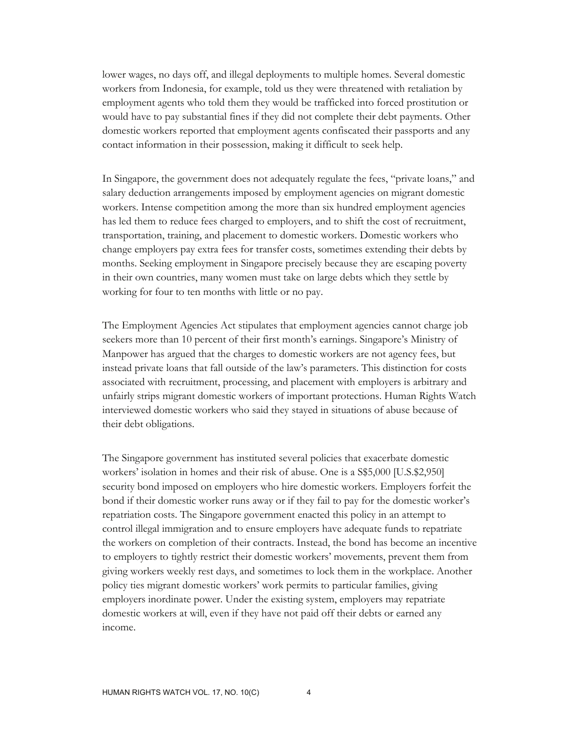lower wages, no days off, and illegal deployments to multiple homes. Several domestic workers from Indonesia, for example, told us they were threatened with retaliation by employment agents who told them they would be trafficked into forced prostitution or would have to pay substantial fines if they did not complete their debt payments. Other domestic workers reported that employment agents confiscated their passports and any contact information in their possession, making it difficult to seek help.

In Singapore, the government does not adequately regulate the fees, "private loans," and salary deduction arrangements imposed by employment agencies on migrant domestic workers. Intense competition among the more than six hundred employment agencies has led them to reduce fees charged to employers, and to shift the cost of recruitment, transportation, training, and placement to domestic workers. Domestic workers who change employers pay extra fees for transfer costs, sometimes extending their debts by months. Seeking employment in Singapore precisely because they are escaping poverty in their own countries, many women must take on large debts which they settle by working for four to ten months with little or no pay.

The Employment Agencies Act stipulates that employment agencies cannot charge job seekers more than 10 percent of their first month's earnings. Singapore's Ministry of Manpower has argued that the charges to domestic workers are not agency fees, but instead private loans that fall outside of the law's parameters. This distinction for costs associated with recruitment, processing, and placement with employers is arbitrary and unfairly strips migrant domestic workers of important protections. Human Rights Watch interviewed domestic workers who said they stayed in situations of abuse because of their debt obligations.

The Singapore government has instituted several policies that exacerbate domestic workers' isolation in homes and their risk of abuse. One is a S$5,000 [U.S.$2,950] security bond imposed on employers who hire domestic workers. Employers forfeit the bond if their domestic worker runs away or if they fail to pay for the domestic worker's repatriation costs. The Singapore government enacted this policy in an attempt to control illegal immigration and to ensure employers have adequate funds to repatriate the workers on completion of their contracts. Instead, the bond has become an incentive to employers to tightly restrict their domestic workers' movements, prevent them from giving workers weekly rest days, and sometimes to lock them in the workplace. Another policy ties migrant domestic workers' work permits to particular families, giving employers inordinate power. Under the existing system, employers may repatriate domestic workers at will, even if they have not paid off their debts or earned any income.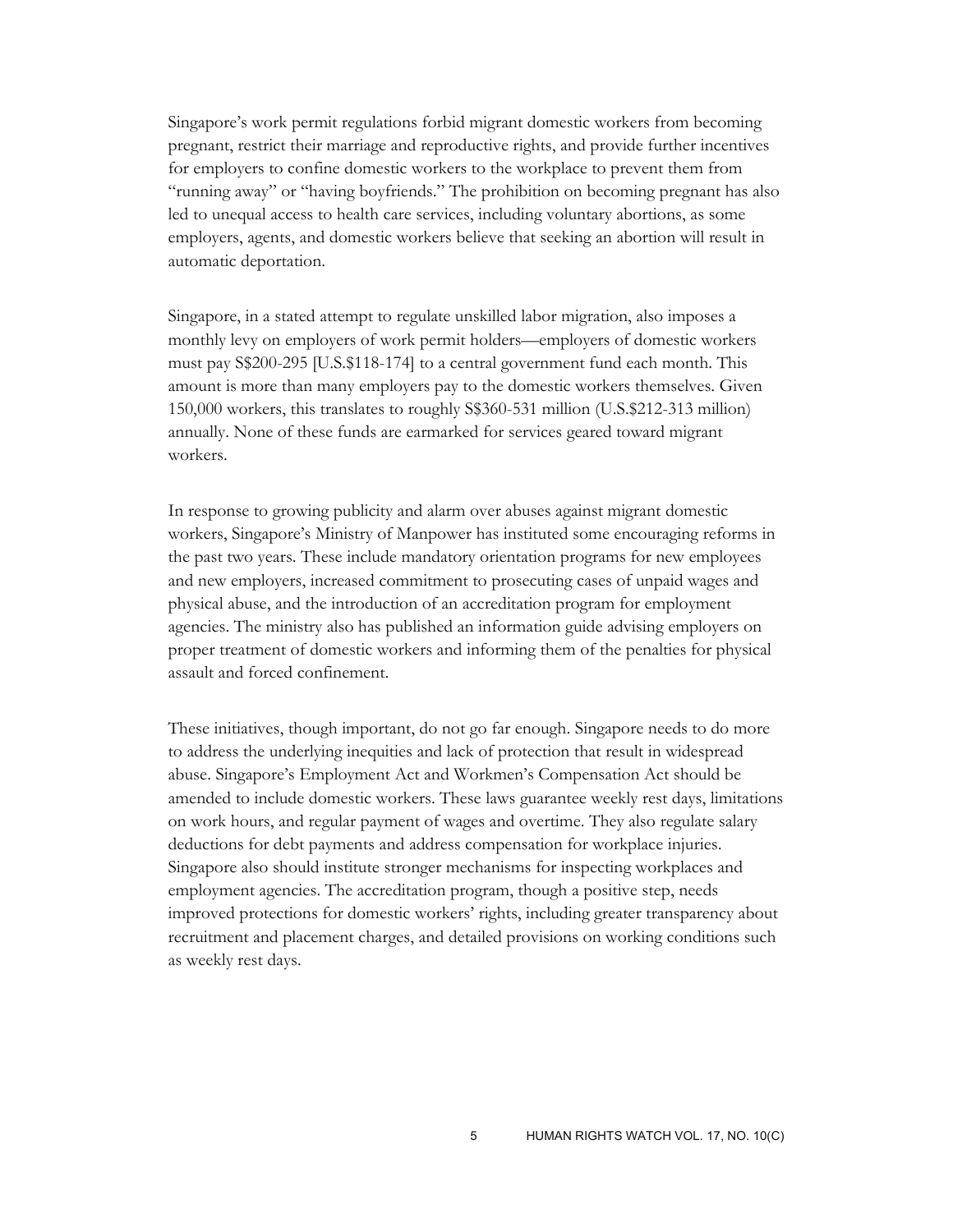Singapore's work permit regulations forbid migrant domestic workers from becoming pregnant, restrict their marriage and reproductive rights, and provide further incentives for employers to confine domestic workers to the workplace to prevent them from "running away" or "having boyfriends." The prohibition on becoming pregnant has also led to unequal access to health care services, including voluntary abortions, as some employers, agents, and domestic workers believe that seeking an abortion will result in automatic deportation.

Singapore, in a stated attempt to regulate unskilled labor migration, also imposes a monthly levy on employers of work permit holders—employers of domestic workers must pay S$200-295 [U.S.$118-174] to a central government fund each month. This amount is more than many employers pay to the domestic workers themselves. Given 150,000 workers, this translates to roughly S$360-531 million (U.S.$212-313 million) annually. None of these funds are earmarked for services geared toward migrant workers.

In response to growing publicity and alarm over abuses against migrant domestic workers, Singapore's Ministry of Manpower has instituted some encouraging reforms in the past two years. These include mandatory orientation programs for new employees and new employers, increased commitment to prosecuting cases of unpaid wages and physical abuse, and the introduction of an accreditation program for employment agencies. The ministry also has published an information guide advising employers on proper treatment of domestic workers and informing them of the penalties for physical assault and forced confinement.

These initiatives, though important, do not go far enough. Singapore needs to do more to address the underlying inequities and lack of protection that result in widespread abuse. Singapore's Employment Act and Workmen's Compensation Act should be amended to include domestic workers. These laws guarantee weekly rest days, limitations on work hours, and regular payment of wages and overtime. They also regulate salary deductions for debt payments and address compensation for workplace injuries. Singapore also should institute stronger mechanisms for inspecting workplaces and employment agencies. The accreditation program, though a positive step, needs improved protections for domestic workers' rights, including greater transparency about recruitment and placement charges, and detailed provisions on working conditions such as weekly rest days.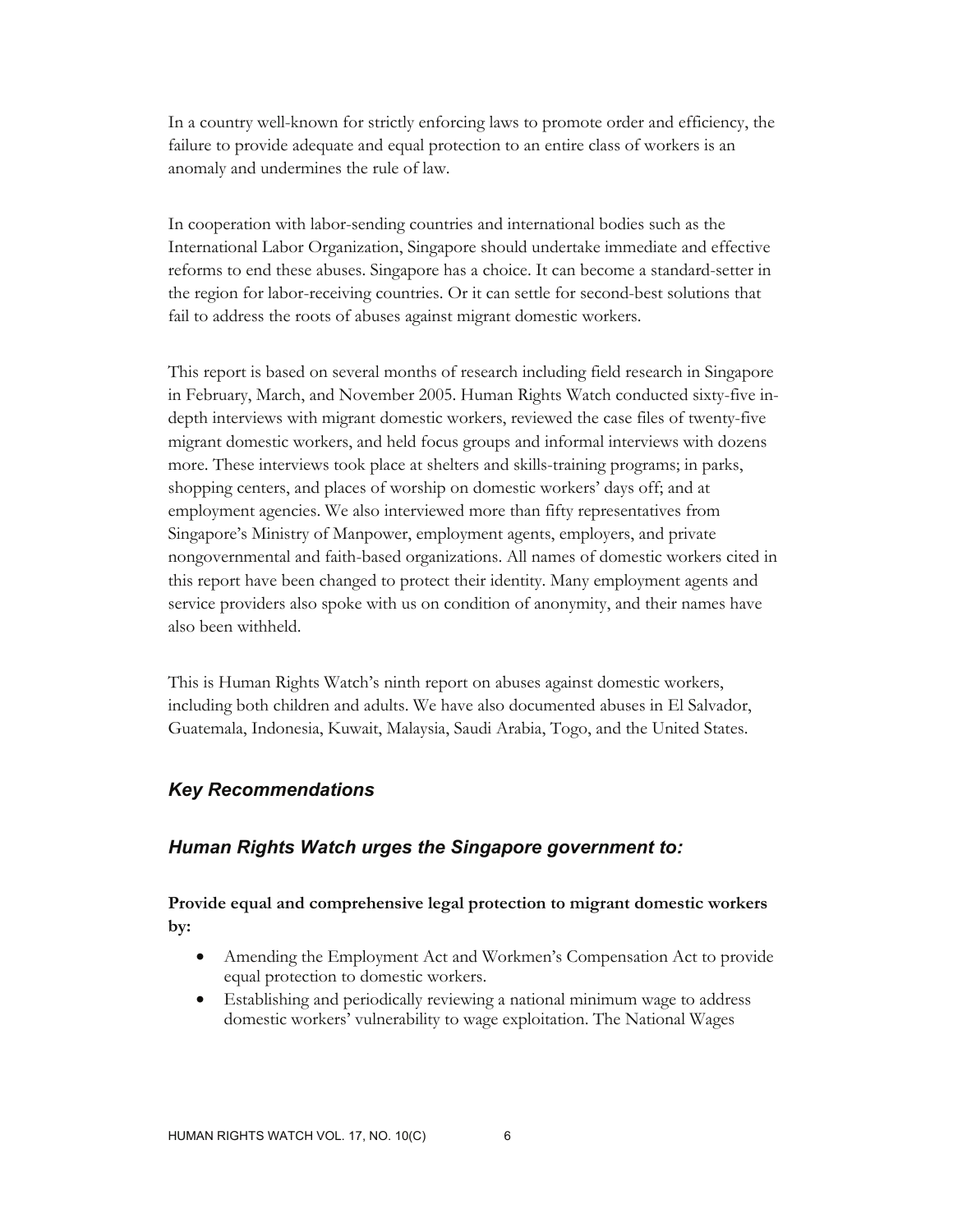In a country well-known for strictly enforcing laws to promote order and efficiency, the failure to provide adequate and equal protection to an entire class of workers is an anomaly and undermines the rule of law.

In cooperation with labor-sending countries and international bodies such as the International Labor Organization, Singapore should undertake immediate and effective reforms to end these abuses. Singapore has a choice. It can become a standard-setter in the region for labor-receiving countries. Or it can settle for second-best solutions that fail to address the roots of abuses against migrant domestic workers.

This report is based on several months of research including field research in Singapore in February, March, and November 2005. Human Rights Watch conducted sixty-five in-depth interviews with migrant domestic workers, reviewed the case files of twenty-five migrant domestic workers, and held focus groups and informal interviews with dozens more. These interviews took place at shelters and skills-training programs; in parks, shopping centers, and places of worship on domestic workers' days off; and at employment agencies. We also interviewed more than fifty representatives from Singapore's Ministry of Manpower, employment agents, employers, and private nongovernmental and faith-based organizations. All names of domestic workers cited in this report have been changed to protect their identity. Many employment agents and service providers also spoke with us on condition of anonymity, and their names have also been withheld.

This is Human Rights Watch's ninth report on abuses against domestic workers, including both children and adults. We have also documented abuses in El Salvador, Guatemala, Indonesia, Kuwait, Malaysia, Saudi Arabia, Togo, and the United States.

### *Key Recommendations*

### *Human Rights Watch urges the Singapore government to:*

**Provide equal and comprehensive legal protection to migrant domestic workers by:**

- Amending the Employment Act and Workmen's Compensation Act to provide equal protection to domestic workers.
- Establishing and periodically reviewing a national minimum wage to address domestic workers' vulnerability to wage exploitation. The National Wages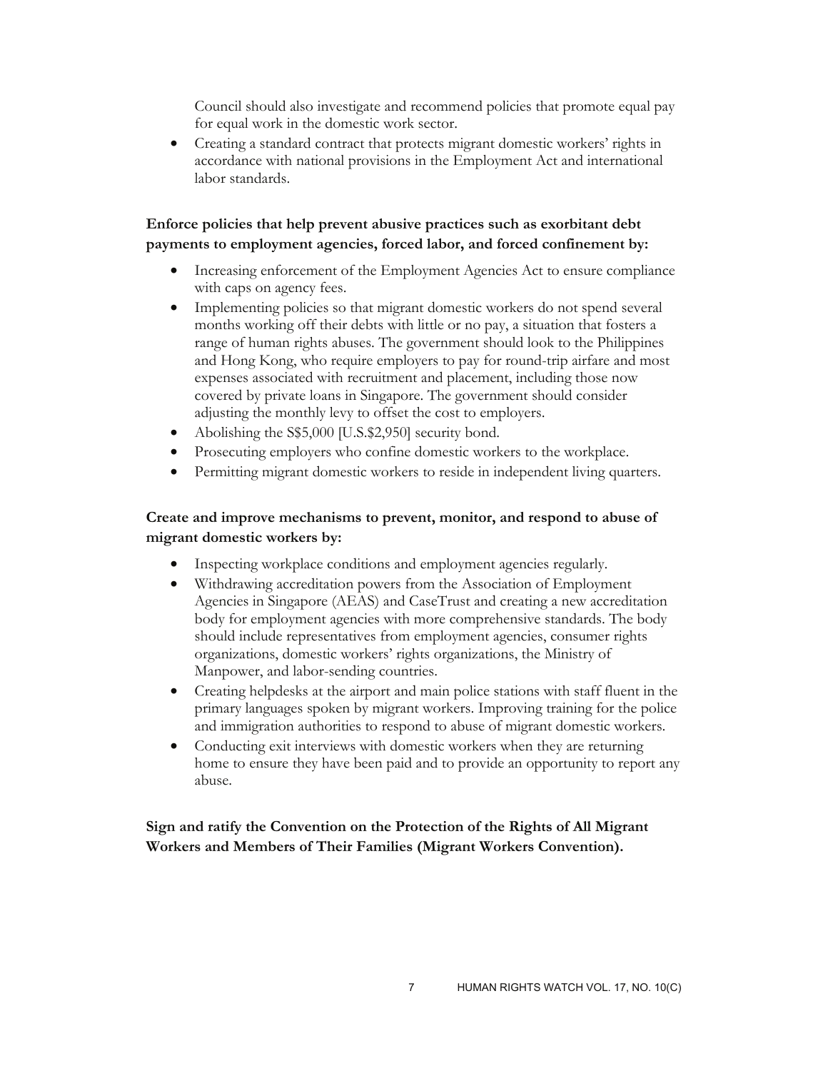Council should also investigate and recommend policies that promote equal pay for equal work in the domestic work sector.

- Creating a standard contract that protects migrant domestic workers' rights in accordance with national provisions in the Employment Act and international labor standards.

**Enforce policies that help prevent abusive practices such as exorbitant debt payments to employment agencies, forced labor, and forced confinement by:**

- Increasing enforcement of the Employment Agencies Act to ensure compliance with caps on agency fees.
- Implementing policies so that migrant domestic workers do not spend several months working off their debts with little or no pay, a situation that fosters a range of human rights abuses. The government should look to the Philippines and Hong Kong, who require employers to pay for round-trip airfare and most expenses associated with recruitment and placement, including those now covered by private loans in Singapore. The government should consider adjusting the monthly levy to offset the cost to employers.
- Abolishing the S$5,000 [U.S.$2,950] security bond.
- Prosecuting employers who confine domestic workers to the workplace.
- Permitting migrant domestic workers to reside in independent living quarters.

**Create and improve mechanisms to prevent, monitor, and respond to abuse of migrant domestic workers by:**

- Inspecting workplace conditions and employment agencies regularly.
- Withdrawing accreditation powers from the Association of Employment Agencies in Singapore (AEAS) and CaseTrust and creating a new accreditation body for employment agencies with more comprehensive standards. The body should include representatives from employment agencies, consumer rights organizations, domestic workers' rights organizations, the Ministry of Manpower, and labor-sending countries.
- Creating helpdesks at the airport and main police stations with staff fluent in the primary languages spoken by migrant workers. Improving training for the police and immigration authorities to respond to abuse of migrant domestic workers.
- Conducting exit interviews with domestic workers when they are returning home to ensure they have been paid and to provide an opportunity to report any abuse.

**Sign and ratify the Convention on the Protection of the Rights of All Migrant Workers and Members of Their Families (Migrant Workers Convention).**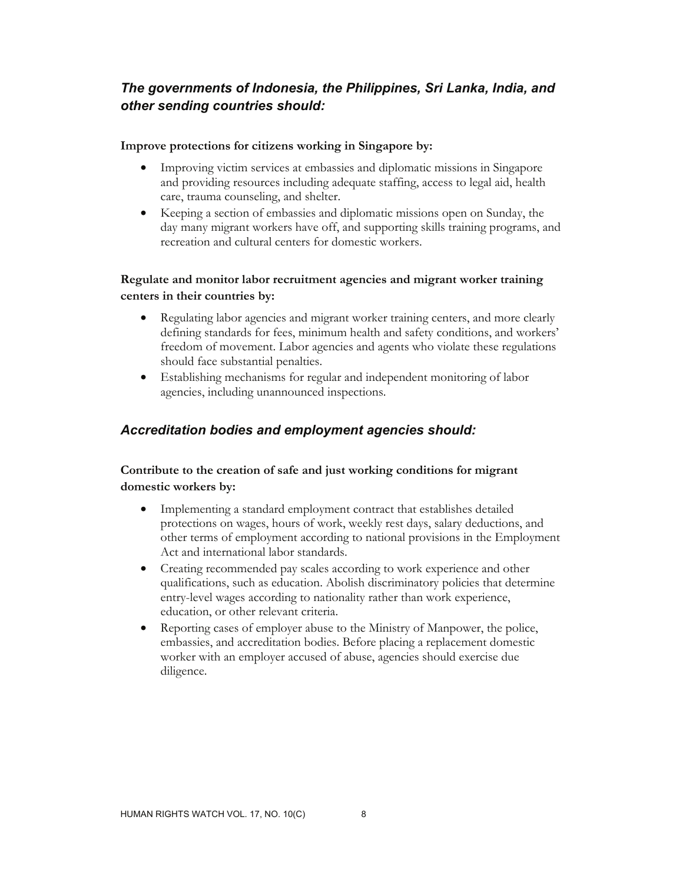### *The governments of Indonesia, the Philippines, Sri Lanka, India, and other sending countries should:*

**Improve protections for citizens working in Singapore by:**

- Improving victim services at embassies and diplomatic missions in Singapore and providing resources including adequate staffing, access to legal aid, health care, trauma counseling, and shelter.
- Keeping a section of embassies and diplomatic missions open on Sunday, the day many migrant workers have off, and supporting skills training programs, and recreation and cultural centers for domestic workers.

**Regulate and monitor labor recruitment agencies and migrant worker training centers in their countries by:**

- Regulating labor agencies and migrant worker training centers, and more clearly defining standards for fees, minimum health and safety conditions, and workers' freedom of movement. Labor agencies and agents who violate these regulations should face substantial penalties.
- Establishing mechanisms for regular and independent monitoring of labor agencies, including unannounced inspections.

### *Accreditation bodies and employment agencies should:*

**Contribute to the creation of safe and just working conditions for migrant domestic workers by:**

- Implementing a standard employment contract that establishes detailed protections on wages, hours of work, weekly rest days, salary deductions, and other terms of employment according to national provisions in the Employment Act and international labor standards.
- Creating recommended pay scales according to work experience and other qualifications, such as education. Abolish discriminatory policies that determine entry-level wages according to nationality rather than work experience, education, or other relevant criteria.
- Reporting cases of employer abuse to the Ministry of Manpower, the police, embassies, and accreditation bodies. Before placing a replacement domestic worker with an employer accused of abuse, agencies should exercise due diligence.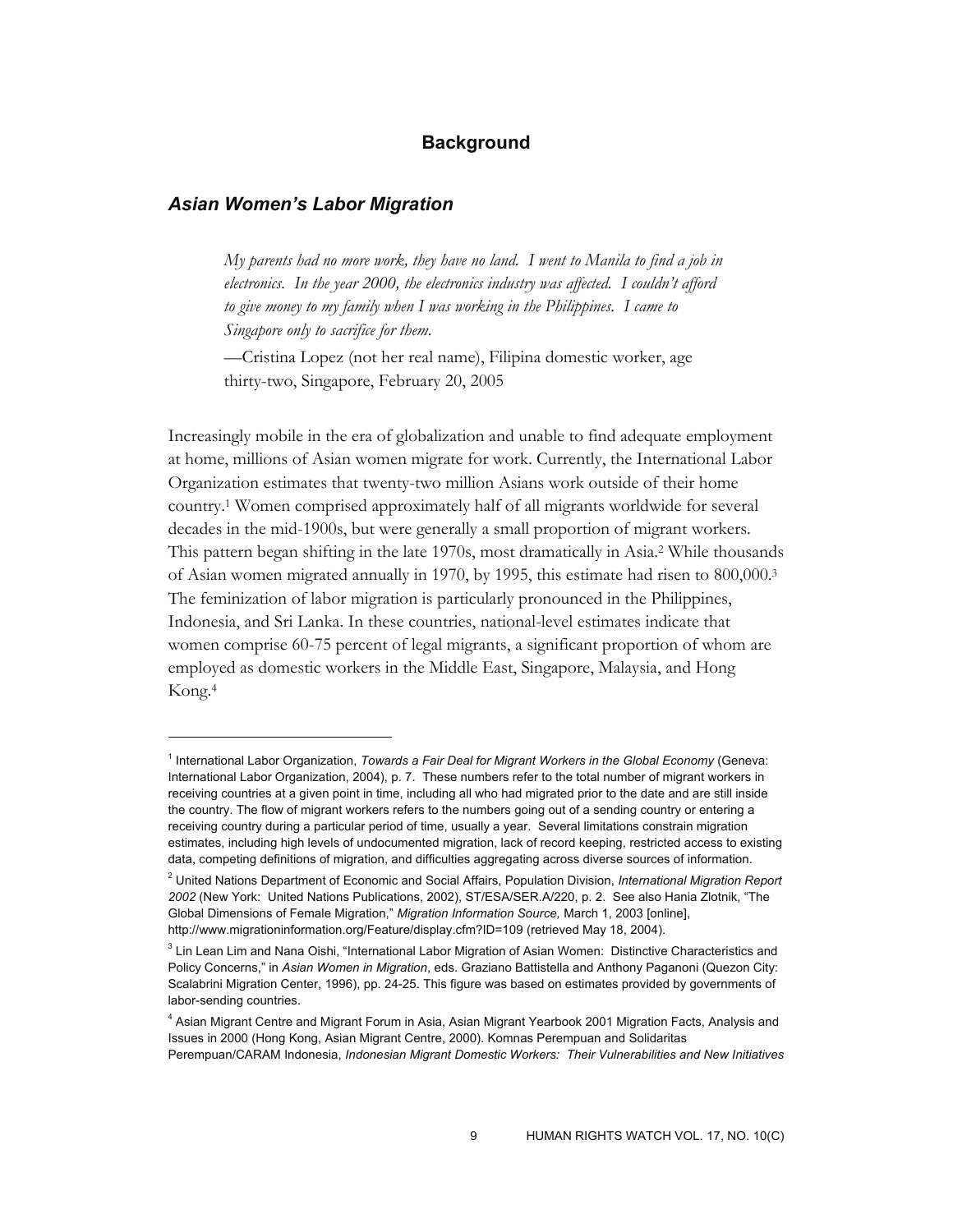# Background

## *Asian Women's Labor Migration*

> *My parents had no more work, they have no land. I went to Manila to find a job in electronics. In the year 2000, the electronics industry was affected. I couldn't afford to give money to my family when I was working in the Philippines. I came to Singapore only to sacrifice for them.*
>
> —Cristina Lopez (not her real name), Filipina domestic worker, age thirty-two, Singapore, February 20, 2005

Increasingly mobile in the era of globalization and unable to find adequate employment at home, millions of Asian women migrate for work. Currently, the International Labor Organization estimates that twenty-two million Asians work outside of their home country.[1] Women comprised approximately half of all migrants worldwide for several decades in the mid-1900s, but were generally a small proportion of migrant workers. This pattern began shifting in the late 1970s, most dramatically in Asia.[2] While thousands of Asian women migrated annually in 1970, by 1995, this estimate had risen to 800,000.[3] The feminization of labor migration is particularly pronounced in the Philippines, Indonesia, and Sri Lanka. In these countries, national-level estimates indicate that women comprise 60-75 percent of legal migrants, a significant proportion of whom are employed as domestic workers in the Middle East, Singapore, Malaysia, and Hong Kong.[4]

---

[1] International Labor Organization, *Towards a Fair Deal for Migrant Workers in the Global Economy* (Geneva: International Labor Organization, 2004), p. 7. These numbers refer to the total number of migrant workers in receiving countries at a given point in time, including all who had migrated prior to the date and are still inside the country. The flow of migrant workers refers to the numbers going out of a sending country or entering a receiving country during a particular period of time, usually a year. Several limitations constrain migration estimates, including high levels of undocumented migration, lack of record keeping, restricted access to existing data, competing definitions of migration, and difficulties aggregating across diverse sources of information.

[2] United Nations Department of Economic and Social Affairs, Population Division, *International Migration Report 2002* (New York: United Nations Publications, 2002), ST/ESA/SER.A/220, p. 2. See also Hania Zlotnik, "The Global Dimensions of Female Migration," *Migration Information Source,* March 1, 2003 [online], http://www.migrationinformation.org/Feature/display.cfm?ID=109 (retrieved May 18, 2004).

[3] Lin Lean Lim and Nana Oishi, "International Labor Migration of Asian Women: Distinctive Characteristics and Policy Concerns," in *Asian Women in Migration*, eds. Graziano Battistella and Anthony Paganoni (Quezon City: Scalabrini Migration Center, 1996), pp. 24-25. This figure was based on estimates provided by governments of labor-sending countries.

[4] Asian Migrant Centre and Migrant Forum in Asia, Asian Migrant Yearbook 2001 Migration Facts, Analysis and Issues in 2000 (Hong Kong, Asian Migrant Centre, 2000). Komnas Perempuan and Solidaritas Perempuan/CARAM Indonesia, *Indonesian Migrant Domestic Workers: Their Vulnerabilities and New Initiatives*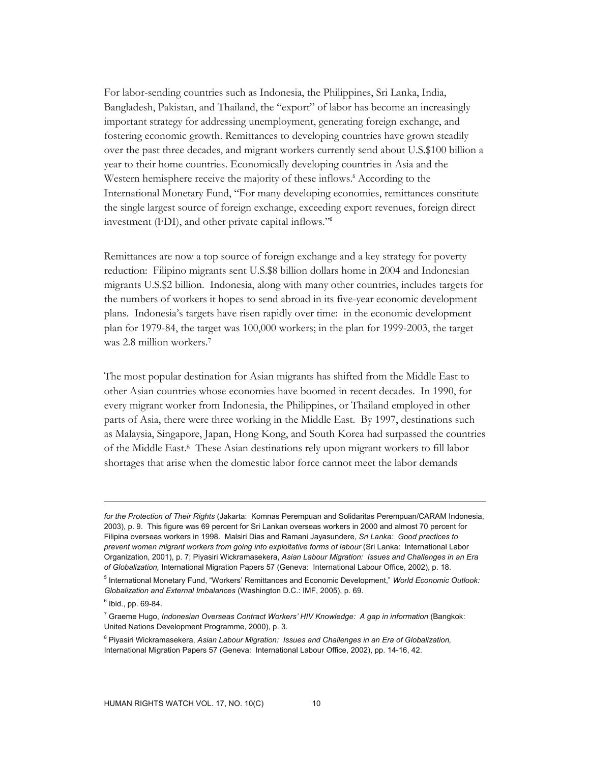For labor-sending countries such as Indonesia, the Philippines, Sri Lanka, India, Bangladesh, Pakistan, and Thailand, the "export" of labor has become an increasingly important strategy for addressing unemployment, generating foreign exchange, and fostering economic growth. Remittances to developing countries have grown steadily over the past three decades, and migrant workers currently send about U.S.$100 billion a year to their home countries. Economically developing countries in Asia and the Western hemisphere receive the majority of these inflows.[5] According to the International Monetary Fund, "For many developing economies, remittances constitute the single largest source of foreign exchange, exceeding export revenues, foreign direct investment (FDI), and other private capital inflows."[6]

Remittances are now a top source of foreign exchange and a key strategy for poverty reduction: Filipino migrants sent U.S.$8 billion dollars home in 2004 and Indonesian migrants U.S.$2 billion. Indonesia, along with many other countries, includes targets for the numbers of workers it hopes to send abroad in its five-year economic development plans. Indonesia's targets have risen rapidly over time: in the economic development plan for 1979-84, the target was 100,000 workers; in the plan for 1999-2003, the target was 2.8 million workers.[7]

The most popular destination for Asian migrants has shifted from the Middle East to other Asian countries whose economies have boomed in recent decades. In 1990, for every migrant worker from Indonesia, the Philippines, or Thailand employed in other parts of Asia, there were three working in the Middle East. By 1997, destinations such as Malaysia, Singapore, Japan, Hong Kong, and South Korea had surpassed the countries of the Middle East.[8] These Asian destinations rely upon migrant workers to fill labor shortages that arise when the domestic labor force cannot meet the labor demands

---

*for the Protection of Their Rights* (Jakarta: Komnas Perempuan and Solidaritas Perempuan/CARAM Indonesia, 2003), p. 9. This figure was 69 percent for Sri Lankan overseas workers in 2000 and almost 70 percent for Filipina overseas workers in 1998. Malsiri Dias and Ramani Jayasundere, *Sri Lanka: Good practices to prevent women migrant workers from going into exploitative forms of labour* (Sri Lanka: International Labor Organization, 2001), p. 7; Piyasiri Wickramasekera, *Asian Labour Migration: Issues and Challenges in an Era of Globalization,* International Migration Papers 57 (Geneva: International Labour Office, 2002), p. 18.

[5] International Monetary Fund, "Workers' Remittances and Economic Development," *World Economic Outlook: Globalization and External Imbalances* (Washington D.C.: IMF, 2005), p. 69.

[6] Ibid., pp. 69-84.

[7] Graeme Hugo, *Indonesian Overseas Contract Workers' HIV Knowledge: A gap in information* (Bangkok: United Nations Development Programme, 2000), p. 3.

[8] Piyasiri Wickramasekera, *Asian Labour Migration: Issues and Challenges in an Era of Globalization,* International Migration Papers 57 (Geneva: International Labour Office, 2002), pp. 14-16, 42.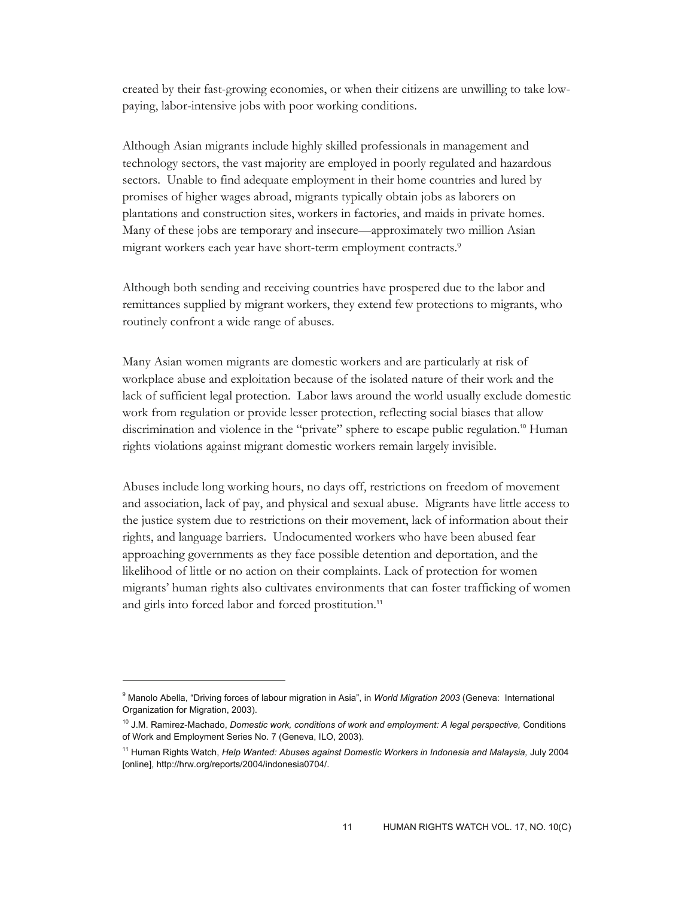created by their fast-growing economies, or when their citizens are unwilling to take low-paying, labor-intensive jobs with poor working conditions.

Although Asian migrants include highly skilled professionals in management and technology sectors, the vast majority are employed in poorly regulated and hazardous sectors. Unable to find adequate employment in their home countries and lured by promises of higher wages abroad, migrants typically obtain jobs as laborers on plantations and construction sites, workers in factories, and maids in private homes. Many of these jobs are temporary and insecure—approximately two million Asian migrant workers each year have short-term employment contracts.[9]

Although both sending and receiving countries have prospered due to the labor and remittances supplied by migrant workers, they extend few protections to migrants, who routinely confront a wide range of abuses.

Many Asian women migrants are domestic workers and are particularly at risk of workplace abuse and exploitation because of the isolated nature of their work and the lack of sufficient legal protection. Labor laws around the world usually exclude domestic work from regulation or provide lesser protection, reflecting social biases that allow discrimination and violence in the "private" sphere to escape public regulation.[10] Human rights violations against migrant domestic workers remain largely invisible.

Abuses include long working hours, no days off, restrictions on freedom of movement and association, lack of pay, and physical and sexual abuse. Migrants have little access to the justice system due to restrictions on their movement, lack of information about their rights, and language barriers. Undocumented workers who have been abused fear approaching governments as they face possible detention and deportation, and the likelihood of little or no action on their complaints. Lack of protection for women migrants' human rights also cultivates environments that can foster trafficking of women and girls into forced labor and forced prostitution.[11]

---

[9] Manolo Abella, "Driving forces of labour migration in Asia", in *World Migration 2003* (Geneva: International Organization for Migration, 2003).

[10] J.M. Ramirez-Machado, *Domestic work, conditions of work and employment: A legal perspective,* Conditions of Work and Employment Series No. 7 (Geneva, ILO, 2003).

[11] Human Rights Watch, *Help Wanted: Abuses against Domestic Workers in Indonesia and Malaysia,* July 2004 [online], http://hrw.org/reports/2004/indonesia0704/.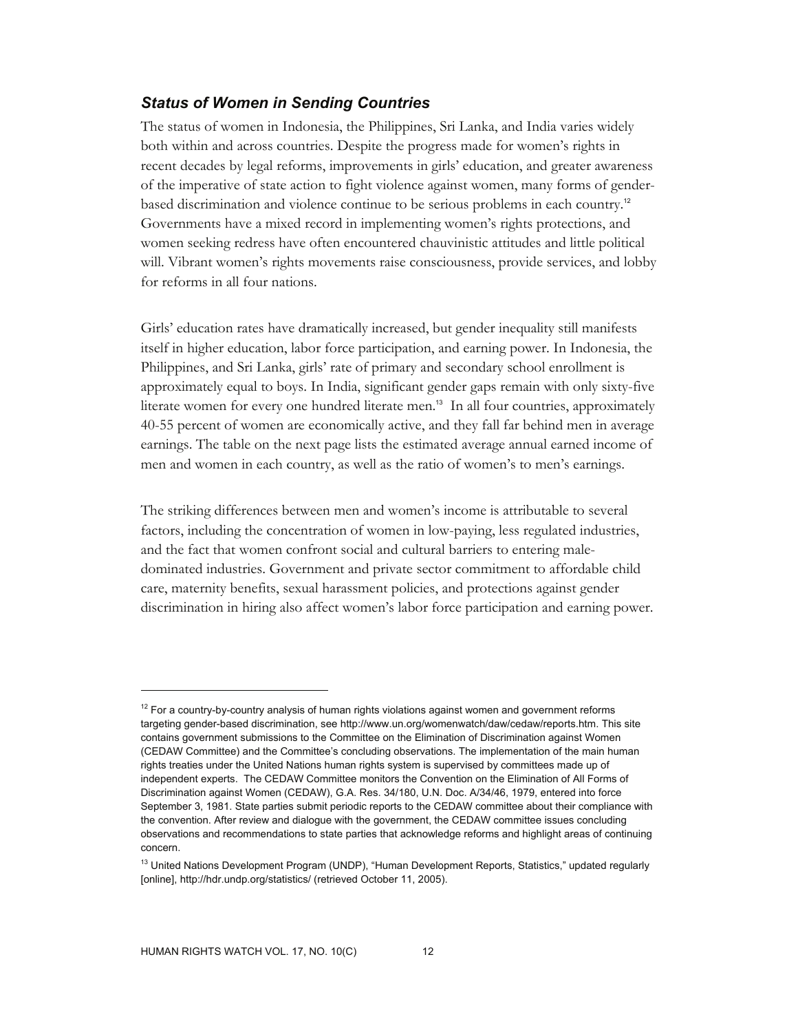### *Status of Women in Sending Countries*

The status of women in Indonesia, the Philippines, Sri Lanka, and India varies widely both within and across countries. Despite the progress made for women's rights in recent decades by legal reforms, improvements in girls' education, and greater awareness of the imperative of state action to fight violence against women, many forms of gender-based discrimination and violence continue to be serious problems in each country.[12] Governments have a mixed record in implementing women's rights protections, and women seeking redress have often encountered chauvinistic attitudes and little political will. Vibrant women's rights movements raise consciousness, provide services, and lobby for reforms in all four nations.

Girls' education rates have dramatically increased, but gender inequality still manifests itself in higher education, labor force participation, and earning power. In Indonesia, the Philippines, and Sri Lanka, girls' rate of primary and secondary school enrollment is approximately equal to boys. In India, significant gender gaps remain with only sixty-five literate women for every one hundred literate men.[13] In all four countries, approximately 40-55 percent of women are economically active, and they fall far behind men in average earnings. The table on the next page lists the estimated average annual earned income of men and women in each country, as well as the ratio of women's to men's earnings.

The striking differences between men and women's income is attributable to several factors, including the concentration of women in low-paying, less regulated industries, and the fact that women confront social and cultural barriers to entering male-dominated industries. Government and private sector commitment to affordable child care, maternity benefits, sexual harassment policies, and protections against gender discrimination in hiring also affect women's labor force participation and earning power.

---

[12] For a country-by-country analysis of human rights violations against women and government reforms targeting gender-based discrimination, see http://www.un.org/womenwatch/daw/cedaw/reports.htm. This site contains government submissions to the Committee on the Elimination of Discrimination against Women (CEDAW Committee) and the Committee's concluding observations. The implementation of the main human rights treaties under the United Nations human rights system is supervised by committees made up of independent experts. The CEDAW Committee monitors the Convention on the Elimination of All Forms of Discrimination against Women (CEDAW), G.A. Res. 34/180, U.N. Doc. A/34/46, 1979, entered into force September 3, 1981. State parties submit periodic reports to the CEDAW committee about their compliance with the convention. After review and dialogue with the government, the CEDAW committee issues concluding observations and recommendations to state parties that acknowledge reforms and highlight areas of continuing concern.

[13] United Nations Development Program (UNDP), "Human Development Reports, Statistics," updated regularly [online], http://hdr.undp.org/statistics/ (retrieved October 11, 2005).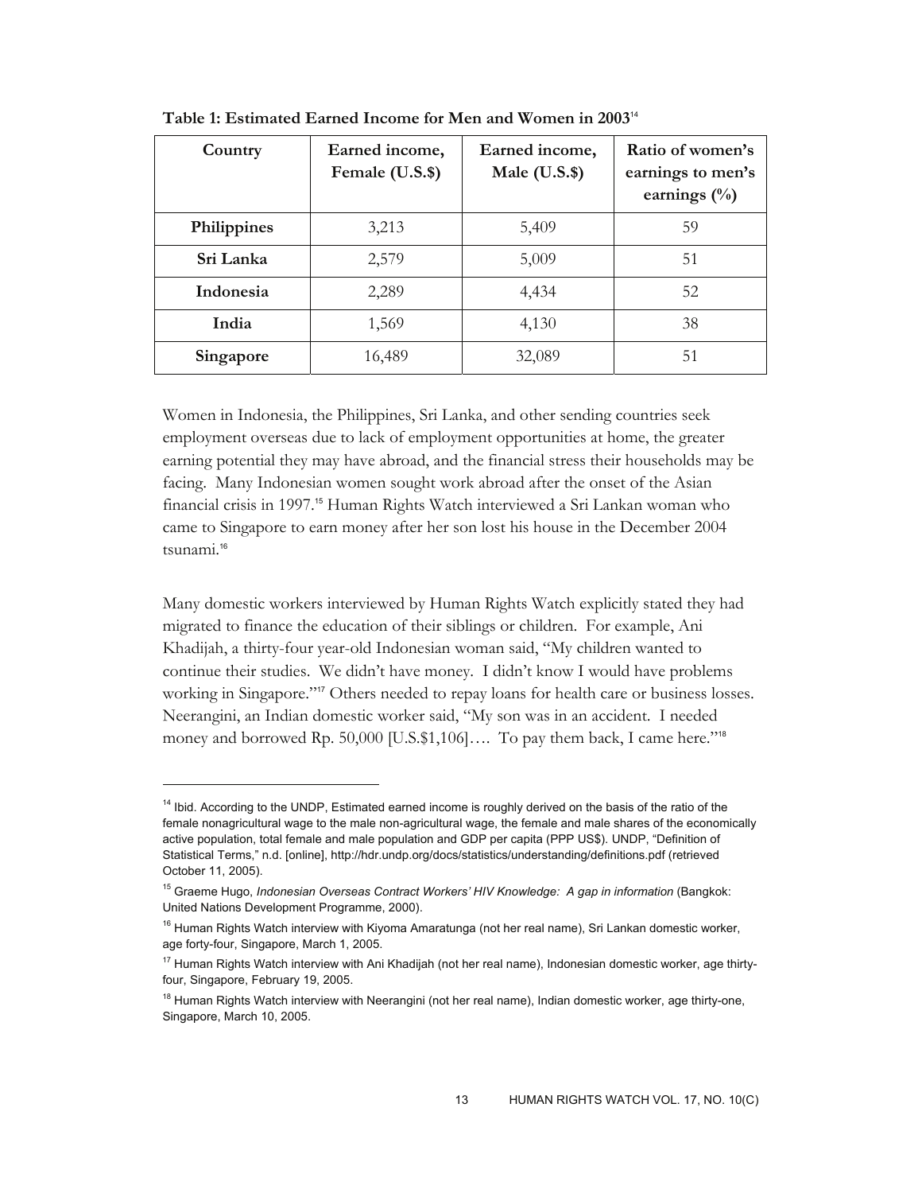**Table 1: Estimated Earned Income for Men and Women in 2003**[14]

| Country | Earned income, Female (U.S.$) | Earned income, Male (U.S.$) | Ratio of women's earnings to men's earnings (%) |
|---|---|---|---|
| **Philippines** | 3,213 | 5,409 | 59 |
| **Sri Lanka** | 2,579 | 5,009 | 51 |
| **Indonesia** | 2,289 | 4,434 | 52 |
| **India** | 1,569 | 4,130 | 38 |
| **Singapore** | 16,489 | 32,089 | 51 |

Women in Indonesia, the Philippines, Sri Lanka, and other sending countries seek employment overseas due to lack of employment opportunities at home, the greater earning potential they may have abroad, and the financial stress their households may be facing. Many Indonesian women sought work abroad after the onset of the Asian financial crisis in 1997.[15] Human Rights Watch interviewed a Sri Lankan woman who came to Singapore to earn money after her son lost his house in the December 2004 tsunami.[16]

Many domestic workers interviewed by Human Rights Watch explicitly stated they had migrated to finance the education of their siblings or children. For example, Ani Khadijah, a thirty-four year-old Indonesian woman said, "My children wanted to continue their studies. We didn't have money. I didn't know I would have problems working in Singapore."[17] Others needed to repay loans for health care or business losses. Neerangini, an Indian domestic worker said, "My son was in an accident. I needed money and borrowed Rp. 50,000 [U.S.$1,106]…. To pay them back, I came here."[18]

---

[14] Ibid. According to the UNDP, Estimated earned income is roughly derived on the basis of the ratio of the female nonagricultural wage to the male non-agricultural wage, the female and male shares of the economically active population, total female and male population and GDP per capita (PPP US$). UNDP, "Definition of Statistical Terms," n.d. [online], http://hdr.undp.org/docs/statistics/understanding/definitions.pdf (retrieved October 11, 2005).

[15] Graeme Hugo, *Indonesian Overseas Contract Workers' HIV Knowledge: A gap in information* (Bangkok: United Nations Development Programme, 2000).

[16] Human Rights Watch interview with Kiyoma Amaratunga (not her real name), Sri Lankan domestic worker, age forty-four, Singapore, March 1, 2005.

[17] Human Rights Watch interview with Ani Khadijah (not her real name), Indonesian domestic worker, age thirty-four, Singapore, February 19, 2005.

[18] Human Rights Watch interview with Neerangini (not her real name), Indian domestic worker, age thirty-one, Singapore, March 10, 2005.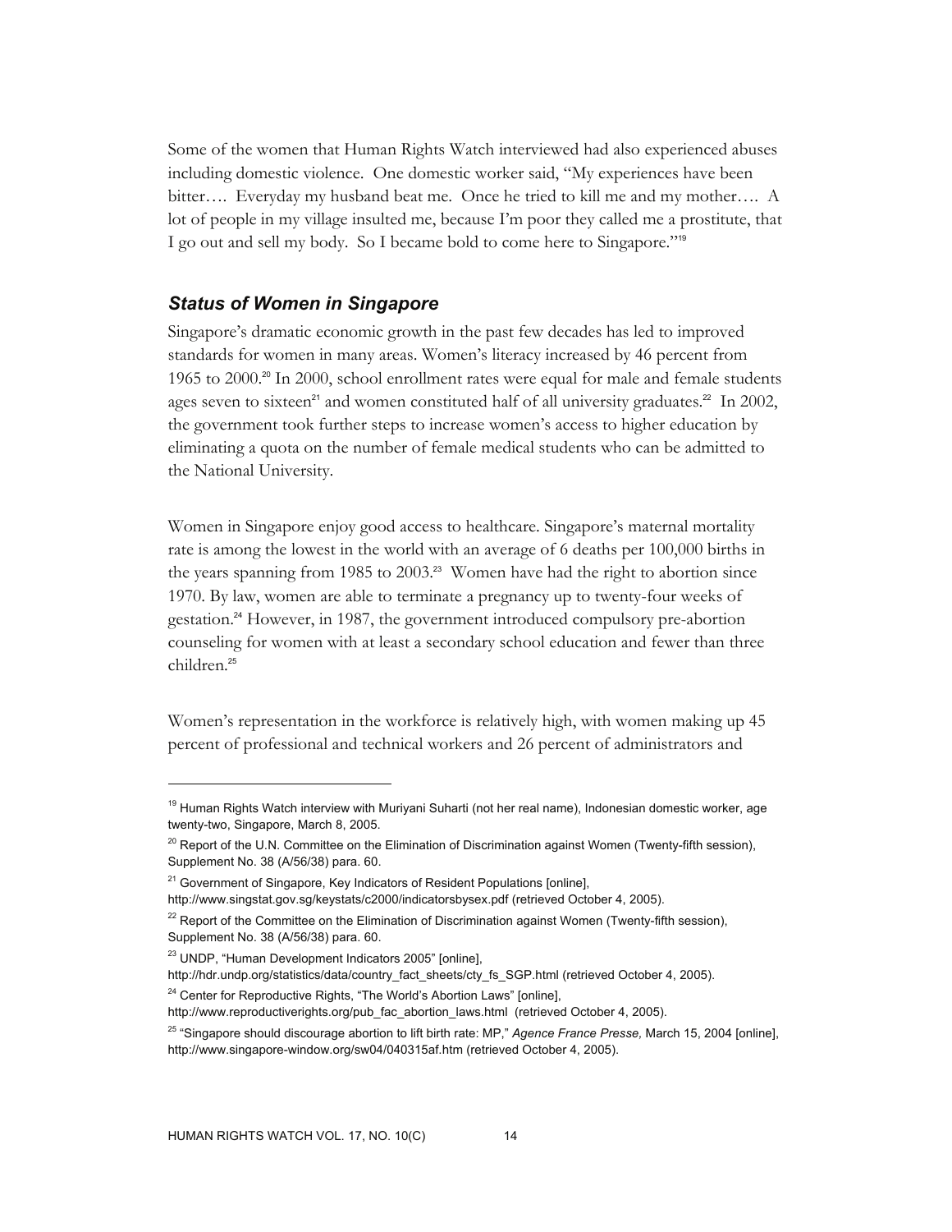Some of the women that Human Rights Watch interviewed had also experienced abuses including domestic violence. One domestic worker said, "My experiences have been bitter…. Everyday my husband beat me. Once he tried to kill me and my mother…. A lot of people in my village insulted me, because I'm poor they called me a prostitute, that I go out and sell my body. So I became bold to come here to Singapore."[19]

## *Status of Women in Singapore*

Singapore's dramatic economic growth in the past few decades has led to improved standards for women in many areas. Women's literacy increased by 46 percent from 1965 to 2000.[20] In 2000, school enrollment rates were equal for male and female students ages seven to sixteen[21] and women constituted half of all university graduates.[22] In 2002, the government took further steps to increase women's access to higher education by eliminating a quota on the number of female medical students who can be admitted to the National University.

Women in Singapore enjoy good access to healthcare. Singapore's maternal mortality rate is among the lowest in the world with an average of 6 deaths per 100,000 births in the years spanning from 1985 to 2003.[23] Women have had the right to abortion since 1970. By law, women are able to terminate a pregnancy up to twenty-four weeks of gestation.[24] However, in 1987, the government introduced compulsory pre-abortion counseling for women with at least a secondary school education and fewer than three children.[25]

Women's representation in the workforce is relatively high, with women making up 45 percent of professional and technical workers and 26 percent of administrators and

---

[19] Human Rights Watch interview with Muriyani Suharti (not her real name), Indonesian domestic worker, age twenty-two, Singapore, March 8, 2005.

[20] Report of the U.N. Committee on the Elimination of Discrimination against Women (Twenty-fifth session), Supplement No. 38 (A/56/38) para. 60.

[21] Government of Singapore, Key Indicators of Resident Populations [online], http://www.singstat.gov.sg/keystats/c2000/indicatorsbysex.pdf (retrieved October 4, 2005).

[22] Report of the Committee on the Elimination of Discrimination against Women (Twenty-fifth session), Supplement No. 38 (A/56/38) para. 60.

[23] UNDP, "Human Development Indicators 2005" [online], http://hdr.undp.org/statistics/data/country_fact_sheets/cty_fs_SGP.html (retrieved October 4, 2005).

[24] Center for Reproductive Rights, "The World's Abortion Laws" [online], http://www.reproductiverights.org/pub_fac_abortion_laws.html (retrieved October 4, 2005).

[25] "Singapore should discourage abortion to lift birth rate: MP," *Agence France Presse,* March 15, 2004 [online], http://www.singapore-window.org/sw04/040315af.htm (retrieved October 4, 2005).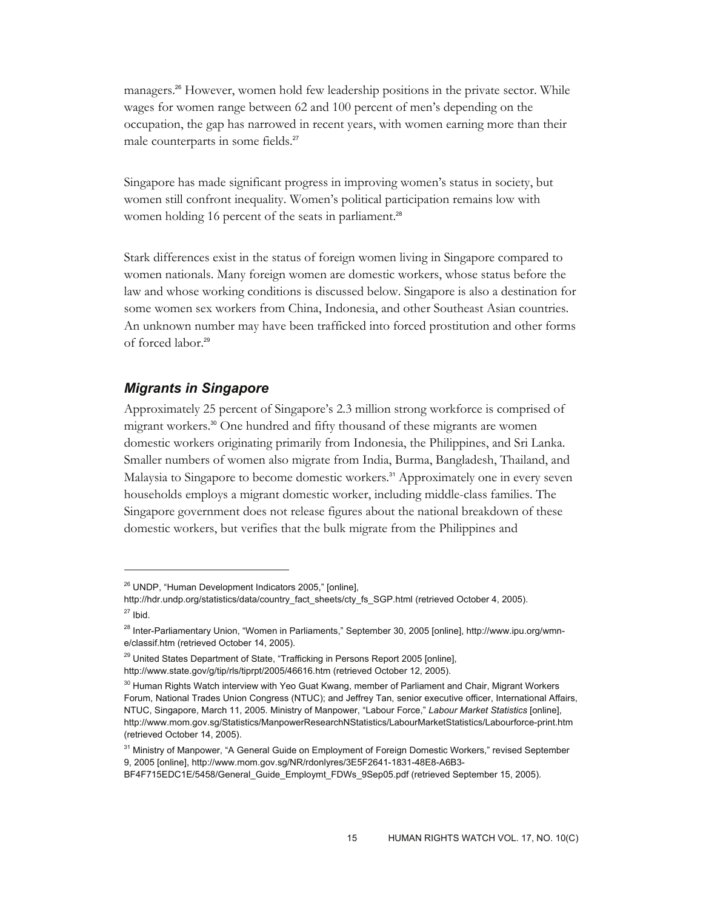managers.[26] However, women hold few leadership positions in the private sector. While wages for women range between 62 and 100 percent of men's depending on the occupation, the gap has narrowed in recent years, with women earning more than their male counterparts in some fields.[27]

Singapore has made significant progress in improving women's status in society, but women still confront inequality. Women's political participation remains low with women holding 16 percent of the seats in parliament.[28]

Stark differences exist in the status of foreign women living in Singapore compared to women nationals. Many foreign women are domestic workers, whose status before the law and whose working conditions is discussed below. Singapore is also a destination for some women sex workers from China, Indonesia, and other Southeast Asian countries. An unknown number may have been trafficked into forced prostitution and other forms of forced labor.[29]

### *Migrants in Singapore*

Approximately 25 percent of Singapore's 2.3 million strong workforce is comprised of migrant workers.[30] One hundred and fifty thousand of these migrants are women domestic workers originating primarily from Indonesia, the Philippines, and Sri Lanka. Smaller numbers of women also migrate from India, Burma, Bangladesh, Thailand, and Malaysia to Singapore to become domestic workers.[31] Approximately one in every seven households employs a migrant domestic worker, including middle-class families. The Singapore government does not release figures about the national breakdown of these domestic workers, but verifies that the bulk migrate from the Philippines and

---

[26] UNDP, "Human Development Indicators 2005," [online], http://hdr.undp.org/statistics/data/country_fact_sheets/cty_fs_SGP.html (retrieved October 4, 2005).

[27] Ibid.

[28] Inter-Parliamentary Union, "Women in Parliaments," September 30, 2005 [online], http://www.ipu.org/wmn-e/classif.htm (retrieved October 14, 2005).

[29] United States Department of State, "Trafficking in Persons Report 2005 [online], http://www.state.gov/g/tip/rls/tiprpt/2005/46616.htm (retrieved October 12, 2005).

[30] Human Rights Watch interview with Yeo Guat Kwang, member of Parliament and Chair, Migrant Workers Forum, National Trades Union Congress (NTUC); and Jeffrey Tan, senior executive officer, International Affairs, NTUC, Singapore, March 11, 2005. Ministry of Manpower, "Labour Force," *Labour Market Statistics* [online], http://www.mom.gov.sg/Statistics/ManpowerResearchNStatistics/LabourMarketStatistics/Labourforce-print.htm (retrieved October 14, 2005).

[31] Ministry of Manpower, "A General Guide on Employment of Foreign Domestic Workers," revised September 9, 2005 [online], http://www.mom.gov.sg/NR/rdonlyres/3E5F2641-1831-48E8-A6B3-BF4F715EDC1E/5458/General_Guide_Employmt_FDWs_9Sep05.pdf (retrieved September 15, 2005).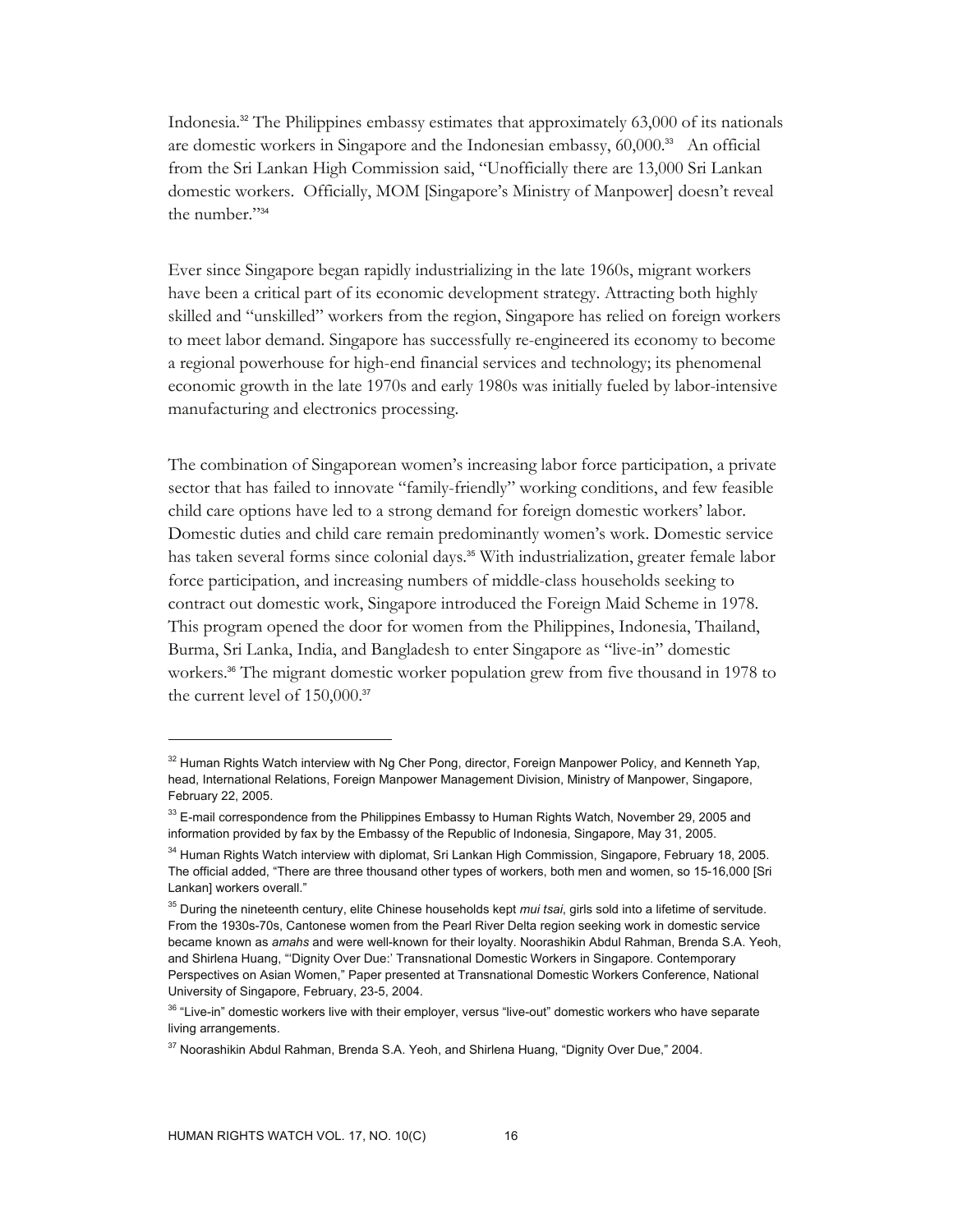Indonesia.[32] The Philippines embassy estimates that approximately 63,000 of its nationals are domestic workers in Singapore and the Indonesian embassy, 60,000.[33] An official from the Sri Lankan High Commission said, "Unofficially there are 13,000 Sri Lankan domestic workers. Officially, MOM [Singapore's Ministry of Manpower] doesn't reveal the number."[34]

Ever since Singapore began rapidly industrializing in the late 1960s, migrant workers have been a critical part of its economic development strategy. Attracting both highly skilled and "unskilled" workers from the region, Singapore has relied on foreign workers to meet labor demand. Singapore has successfully re-engineered its economy to become a regional powerhouse for high-end financial services and technology; its phenomenal economic growth in the late 1970s and early 1980s was initially fueled by labor-intensive manufacturing and electronics processing.

The combination of Singaporean women's increasing labor force participation, a private sector that has failed to innovate "family-friendly" working conditions, and few feasible child care options have led to a strong demand for foreign domestic workers' labor. Domestic duties and child care remain predominantly women's work. Domestic service has taken several forms since colonial days.[35] With industrialization, greater female labor force participation, and increasing numbers of middle-class households seeking to contract out domestic work, Singapore introduced the Foreign Maid Scheme in 1978. This program opened the door for women from the Philippines, Indonesia, Thailand, Burma, Sri Lanka, India, and Bangladesh to enter Singapore as "live-in" domestic workers.[36] The migrant domestic worker population grew from five thousand in 1978 to the current level of 150,000.[37]

---

[32] Human Rights Watch interview with Ng Cher Pong, director, Foreign Manpower Policy, and Kenneth Yap, head, International Relations, Foreign Manpower Management Division, Ministry of Manpower, Singapore, February 22, 2005.

[33] E-mail correspondence from the Philippines Embassy to Human Rights Watch, November 29, 2005 and information provided by fax by the Embassy of the Republic of Indonesia, Singapore, May 31, 2005.

[34] Human Rights Watch interview with diplomat, Sri Lankan High Commission, Singapore, February 18, 2005. The official added, "There are three thousand other types of workers, both men and women, so 15-16,000 [Sri Lankan] workers overall."

[35] During the nineteenth century, elite Chinese households kept *mui tsai*, girls sold into a lifetime of servitude. From the 1930s-70s, Cantonese women from the Pearl River Delta region seeking work in domestic service became known as *amahs* and were well-known for their loyalty. Noorashikin Abdul Rahman, Brenda S.A. Yeoh, and Shirlena Huang, "'Dignity Over Due:' Transnational Domestic Workers in Singapore. Contemporary Perspectives on Asian Women," Paper presented at Transnational Domestic Workers Conference, National University of Singapore, February, 23-5, 2004.

[36] "Live-in" domestic workers live with their employer, versus "live-out" domestic workers who have separate living arrangements.

[37] Noorashikin Abdul Rahman, Brenda S.A. Yeoh, and Shirlena Huang, "Dignity Over Due," 2004.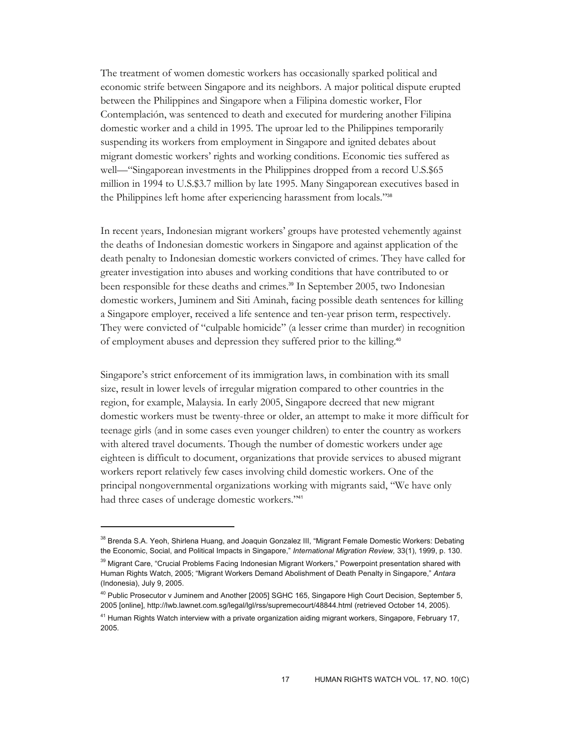The treatment of women domestic workers has occasionally sparked political and economic strife between Singapore and its neighbors. A major political dispute erupted between the Philippines and Singapore when a Filipina domestic worker, Flor Contemplación, was sentenced to death and executed for murdering another Filipina domestic worker and a child in 1995. The uproar led to the Philippines temporarily suspending its workers from employment in Singapore and ignited debates about migrant domestic workers' rights and working conditions. Economic ties suffered as well—"Singaporean investments in the Philippines dropped from a record U.S.$65 million in 1994 to U.S.$3.7 million by late 1995. Many Singaporean executives based in the Philippines left home after experiencing harassment from locals."[38]

In recent years, Indonesian migrant workers' groups have protested vehemently against the deaths of Indonesian domestic workers in Singapore and against application of the death penalty to Indonesian domestic workers convicted of crimes. They have called for greater investigation into abuses and working conditions that have contributed to or been responsible for these deaths and crimes.[39] In September 2005, two Indonesian domestic workers, Juminem and Siti Aminah, facing possible death sentences for killing a Singapore employer, received a life sentence and ten-year prison term, respectively. They were convicted of "culpable homicide" (a lesser crime than murder) in recognition of employment abuses and depression they suffered prior to the killing.[40]

Singapore's strict enforcement of its immigration laws, in combination with its small size, result in lower levels of irregular migration compared to other countries in the region, for example, Malaysia. In early 2005, Singapore decreed that new migrant domestic workers must be twenty-three or older, an attempt to make it more difficult for teenage girls (and in some cases even younger children) to enter the country as workers with altered travel documents. Though the number of domestic workers under age eighteen is difficult to document, organizations that provide services to abused migrant workers report relatively few cases involving child domestic workers. One of the principal nongovernmental organizations working with migrants said, "We have only had three cases of underage domestic workers."[41]

---

[38] Brenda S.A. Yeoh, Shirlena Huang, and Joaquin Gonzalez III, "Migrant Female Domestic Workers: Debating the Economic, Social, and Political Impacts in Singapore," *International Migration Review,* 33(1), 1999, p. 130.

[39] Migrant Care, "Crucial Problems Facing Indonesian Migrant Workers," Powerpoint presentation shared with Human Rights Watch, 2005; "Migrant Workers Demand Abolishment of Death Penalty in Singapore," *Antara* (Indonesia), July 9, 2005.

[40] Public Prosecutor v Juminem and Another [2005] SGHC 165, Singapore High Court Decision, September 5, 2005 [online], http://lwb.lawnet.com.sg/legal/lgl/rss/supremecourt/48844.html (retrieved October 14, 2005).

[41] Human Rights Watch interview with a private organization aiding migrant workers, Singapore, February 17, 2005.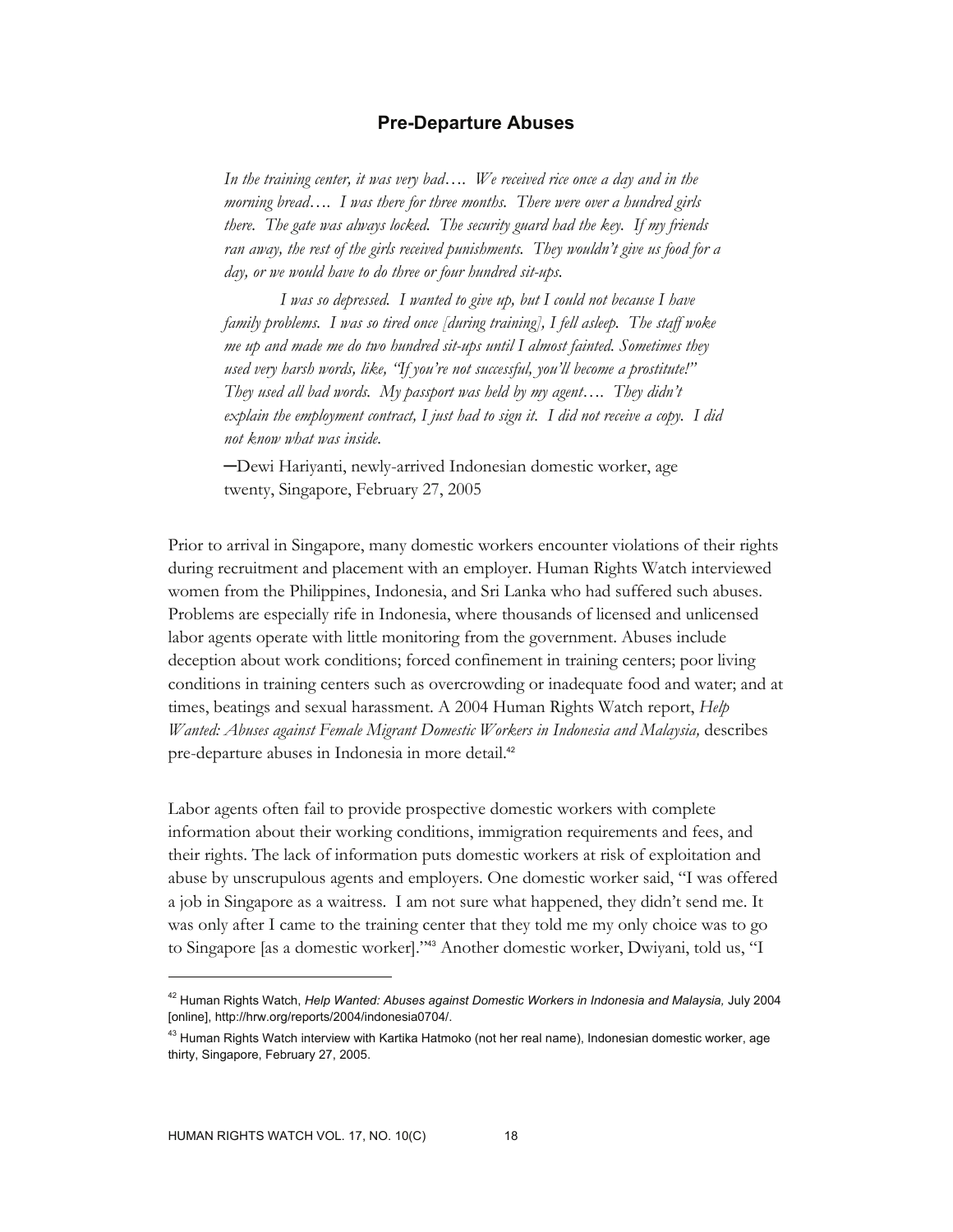## Pre-Departure Abuses

> *In the training center, it was very bad…. We received rice once a day and in the morning bread…. I was there for three months. There were over a hundred girls there. The gate was always locked. The security guard had the key. If my friends ran away, the rest of the girls received punishments. They wouldn't give us food for a day, or we would have to do three or four hundred sit-ups.*
>
> *I was so depressed. I wanted to give up, but I could not because I have family problems. I was so tired once [during training], I fell asleep. The staff woke me up and made me do two hundred sit-ups until I almost fainted. Sometimes they used very harsh words, like, "If you're not successful, you'll become a prostitute!" They used all bad words. My passport was held by my agent…. They didn't explain the employment contract, I just had to sign it. I did not receive a copy. I did not know what was inside.*
>
> —Dewi Hariyanti, newly-arrived Indonesian domestic worker, age twenty, Singapore, February 27, 2005

Prior to arrival in Singapore, many domestic workers encounter violations of their rights during recruitment and placement with an employer. Human Rights Watch interviewed women from the Philippines, Indonesia, and Sri Lanka who had suffered such abuses. Problems are especially rife in Indonesia, where thousands of licensed and unlicensed labor agents operate with little monitoring from the government. Abuses include deception about work conditions; forced confinement in training centers; poor living conditions in training centers such as overcrowding or inadequate food and water; and at times, beatings and sexual harassment. A 2004 Human Rights Watch report, *Help Wanted: Abuses against Female Migrant Domestic Workers in Indonesia and Malaysia,* describes pre-departure abuses in Indonesia in more detail.[42]

Labor agents often fail to provide prospective domestic workers with complete information about their working conditions, immigration requirements and fees, and their rights. The lack of information puts domestic workers at risk of exploitation and abuse by unscrupulous agents and employers. One domestic worker said, "I was offered a job in Singapore as a waitress. I am not sure what happened, they didn't send me. It was only after I came to the training center that they told me my only choice was to go to Singapore [as a domestic worker]."[43] Another domestic worker, Dwiyani, told us, "I

---

[42] Human Rights Watch, *Help Wanted: Abuses against Domestic Workers in Indonesia and Malaysia,* July 2004 [online], http://hrw.org/reports/2004/indonesia0704/.

[43] Human Rights Watch interview with Kartika Hatmoko (not her real name), Indonesian domestic worker, age thirty, Singapore, February 27, 2005.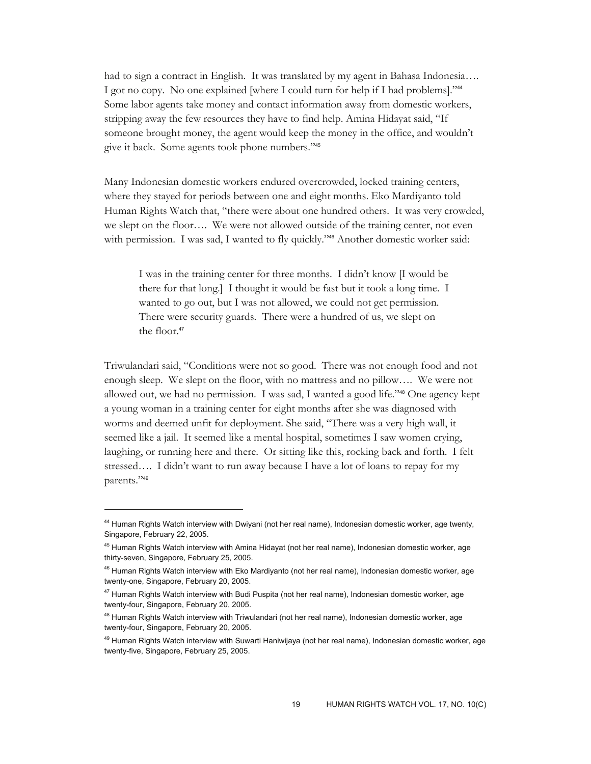had to sign a contract in English. It was translated by my agent in Bahasa Indonesia…. I got no copy. No one explained [where I could turn for help if I had problems]."[44] Some labor agents take money and contact information away from domestic workers, stripping away the few resources they have to find help. Amina Hidayat said, "If someone brought money, the agent would keep the money in the office, and wouldn't give it back. Some agents took phone numbers."[45]

Many Indonesian domestic workers endured overcrowded, locked training centers, where they stayed for periods between one and eight months. Eko Mardiyanto told Human Rights Watch that, "there were about one hundred others. It was very crowded, we slept on the floor…. We were not allowed outside of the training center, not even with permission. I was sad, I wanted to fly quickly."[46] Another domestic worker said:

> I was in the training center for three months. I didn't know [I would be there for that long.] I thought it would be fast but it took a long time. I wanted to go out, but I was not allowed, we could not get permission. There were security guards. There were a hundred of us, we slept on the floor.[47]

Triwulandari said, "Conditions were not so good. There was not enough food and not enough sleep. We slept on the floor, with no mattress and no pillow…. We were not allowed out, we had no permission. I was sad, I wanted a good life."[48] One agency kept a young woman in a training center for eight months after she was diagnosed with worms and deemed unfit for deployment. She said, "There was a very high wall, it seemed like a jail. It seemed like a mental hospital, sometimes I saw women crying, laughing, or running here and there. Or sitting like this, rocking back and forth. I felt stressed…. I didn't want to run away because I have a lot of loans to repay for my parents."[49]

---

[44] Human Rights Watch interview with Dwiyani (not her real name), Indonesian domestic worker, age twenty, Singapore, February 22, 2005.

[45] Human Rights Watch interview with Amina Hidayat (not her real name), Indonesian domestic worker, age thirty-seven, Singapore, February 25, 2005.

[46] Human Rights Watch interview with Eko Mardiyanto (not her real name), Indonesian domestic worker, age twenty-one, Singapore, February 20, 2005.

[47] Human Rights Watch interview with Budi Puspita (not her real name), Indonesian domestic worker, age twenty-four, Singapore, February 20, 2005.

[48] Human Rights Watch interview with Triwulandari (not her real name), Indonesian domestic worker, age twenty-four, Singapore, February 20, 2005.

[49] Human Rights Watch interview with Suwarti Haniwijaya (not her real name), Indonesian domestic worker, age twenty-five, Singapore, February 25, 2005.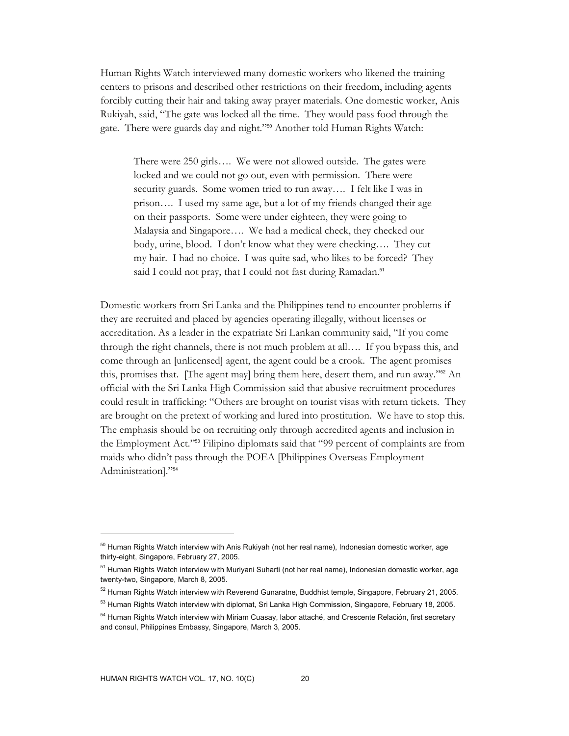Human Rights Watch interviewed many domestic workers who likened the training centers to prisons and described other restrictions on their freedom, including agents forcibly cutting their hair and taking away prayer materials. One domestic worker, Anis Rukiyah, said, "The gate was locked all the time. They would pass food through the gate. There were guards day and night."[50] Another told Human Rights Watch:

> There were 250 girls…. We were not allowed outside. The gates were locked and we could not go out, even with permission. There were security guards. Some women tried to run away…. I felt like I was in prison…. I used my same age, but a lot of my friends changed their age on their passports. Some were under eighteen, they were going to Malaysia and Singapore…. We had a medical check, they checked our body, urine, blood. I don't know what they were checking…. They cut my hair. I had no choice. I was quite sad, who likes to be forced? They said I could not pray, that I could not fast during Ramadan.[51]

Domestic workers from Sri Lanka and the Philippines tend to encounter problems if they are recruited and placed by agencies operating illegally, without licenses or accreditation. As a leader in the expatriate Sri Lankan community said, "If you come through the right channels, there is not much problem at all…. If you bypass this, and come through an [unlicensed] agent, the agent could be a crook. The agent promises this, promises that. [The agent may] bring them here, desert them, and run away."[52] An official with the Sri Lanka High Commission said that abusive recruitment procedures could result in trafficking: "Others are brought on tourist visas with return tickets. They are brought on the pretext of working and lured into prostitution. We have to stop this. The emphasis should be on recruiting only through accredited agents and inclusion in the Employment Act."[53] Filipino diplomats said that "99 percent of complaints are from maids who didn't pass through the POEA [Philippines Overseas Employment Administration]."[54]

---

[50] Human Rights Watch interview with Anis Rukiyah (not her real name), Indonesian domestic worker, age thirty-eight, Singapore, February 27, 2005.

[51] Human Rights Watch interview with Muriyani Suharti (not her real name), Indonesian domestic worker, age twenty-two, Singapore, March 8, 2005.

[52] Human Rights Watch interview with Reverend Gunaratne, Buddhist temple, Singapore, February 21, 2005.

[53] Human Rights Watch interview with diplomat, Sri Lanka High Commission, Singapore, February 18, 2005.

[54] Human Rights Watch interview with Miriam Cuasay, labor attaché, and Crescente Relación, first secretary and consul, Philippines Embassy, Singapore, March 3, 2005.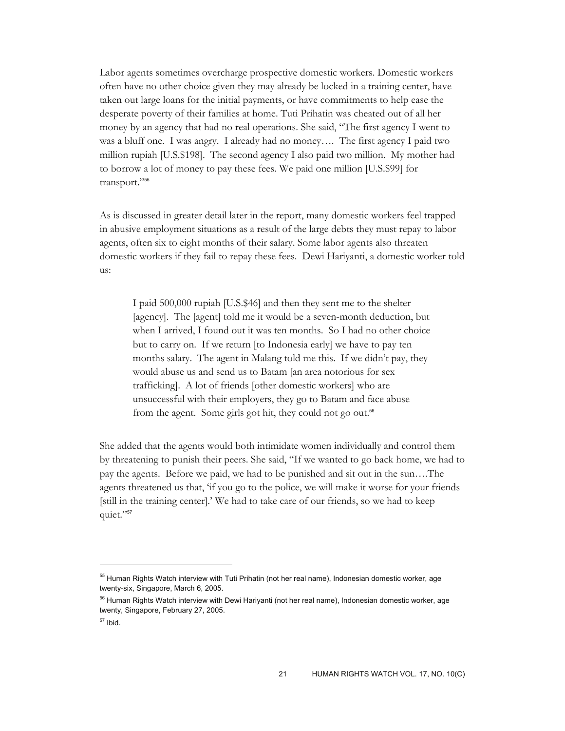Labor agents sometimes overcharge prospective domestic workers. Domestic workers often have no other choice given they may already be locked in a training center, have taken out large loans for the initial payments, or have commitments to help ease the desperate poverty of their families at home. Tuti Prihatin was cheated out of all her money by an agency that had no real operations. She said, "The first agency I went to was a bluff one. I was angry. I already had no money…. The first agency I paid two million rupiah [U.S.$198]. The second agency I also paid two million. My mother had to borrow a lot of money to pay these fees. We paid one million [U.S.$99] for transport."[55]

As is discussed in greater detail later in the report, many domestic workers feel trapped in abusive employment situations as a result of the large debts they must repay to labor agents, often six to eight months of their salary. Some labor agents also threaten domestic workers if they fail to repay these fees. Dewi Hariyanti, a domestic worker told us:

> I paid 500,000 rupiah [U.S.$46] and then they sent me to the shelter [agency]. The [agent] told me it would be a seven-month deduction, but when I arrived, I found out it was ten months. So I had no other choice but to carry on. If we return [to Indonesia early] we have to pay ten months salary. The agent in Malang told me this. If we didn't pay, they would abuse us and send us to Batam [an area notorious for sex trafficking]. A lot of friends [other domestic workers] who are unsuccessful with their employers, they go to Batam and face abuse from the agent. Some girls got hit, they could not go out.[56]

She added that the agents would both intimidate women individually and control them by threatening to punish their peers. She said, "If we wanted to go back home, we had to pay the agents. Before we paid, we had to be punished and sit out in the sun….The agents threatened us that, 'if you go to the police, we will make it worse for your friends [still in the training center].' We had to take care of our friends, so we had to keep quiet."[57]

---

[55] Human Rights Watch interview with Tuti Prihatin (not her real name), Indonesian domestic worker, age twenty-six, Singapore, March 6, 2005.

[56] Human Rights Watch interview with Dewi Hariyanti (not her real name), Indonesian domestic worker, age twenty, Singapore, February 27, 2005.

[57] Ibid.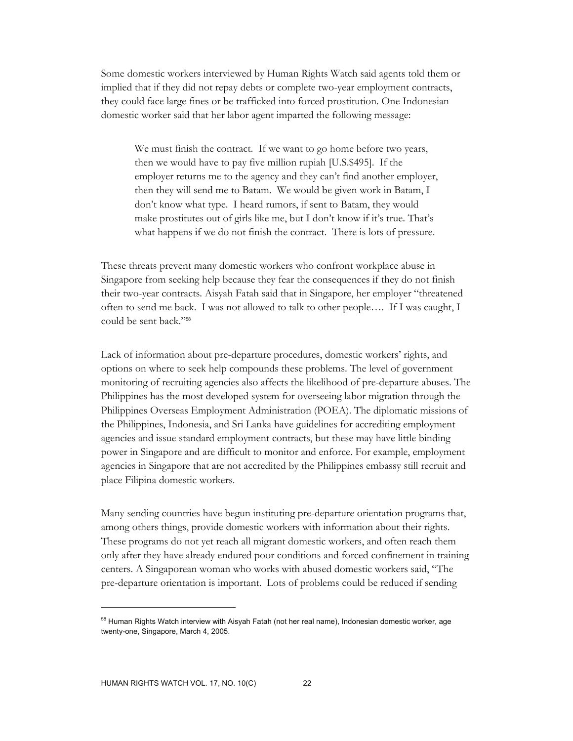Some domestic workers interviewed by Human Rights Watch said agents told them or implied that if they did not repay debts or complete two-year employment contracts, they could face large fines or be trafficked into forced prostitution. One Indonesian domestic worker said that her labor agent imparted the following message:

> We must finish the contract. If we want to go home before two years, then we would have to pay five million rupiah [U.S.$495]. If the employer returns me to the agency and they can't find another employer, then they will send me to Batam. We would be given work in Batam, I don't know what type. I heard rumors, if sent to Batam, they would make prostitutes out of girls like me, but I don't know if it's true. That's what happens if we do not finish the contract. There is lots of pressure.

These threats prevent many domestic workers who confront workplace abuse in Singapore from seeking help because they fear the consequences if they do not finish their two-year contracts. Aisyah Fatah said that in Singapore, her employer "threatened often to send me back. I was not allowed to talk to other people…. If I was caught, I could be sent back."[58]

Lack of information about pre-departure procedures, domestic workers' rights, and options on where to seek help compounds these problems. The level of government monitoring of recruiting agencies also affects the likelihood of pre-departure abuses. The Philippines has the most developed system for overseeing labor migration through the Philippines Overseas Employment Administration (POEA). The diplomatic missions of the Philippines, Indonesia, and Sri Lanka have guidelines for accrediting employment agencies and issue standard employment contracts, but these may have little binding power in Singapore and are difficult to monitor and enforce. For example, employment agencies in Singapore that are not accredited by the Philippines embassy still recruit and place Filipina domestic workers.

Many sending countries have begun instituting pre-departure orientation programs that, among others things, provide domestic workers with information about their rights. These programs do not yet reach all migrant domestic workers, and often reach them only after they have already endured poor conditions and forced confinement in training centers. A Singaporean woman who works with abused domestic workers said, "The pre-departure orientation is important. Lots of problems could be reduced if sending

---

[58] Human Rights Watch interview with Aisyah Fatah (not her real name), Indonesian domestic worker, age twenty-one, Singapore, March 4, 2005.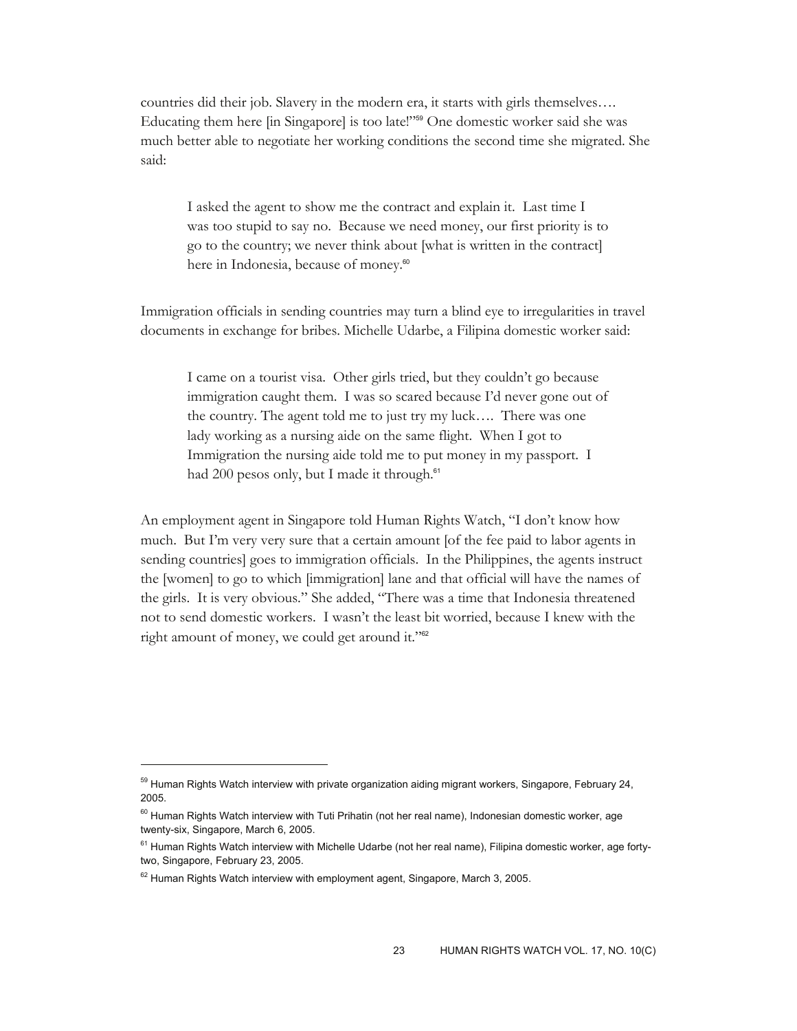countries did their job. Slavery in the modern era, it starts with girls themselves…. Educating them here [in Singapore] is too late!"[59] One domestic worker said she was much better able to negotiate her working conditions the second time she migrated. She said:

> I asked the agent to show me the contract and explain it. Last time I was too stupid to say no. Because we need money, our first priority is to go to the country; we never think about [what is written in the contract] here in Indonesia, because of money.[60]

Immigration officials in sending countries may turn a blind eye to irregularities in travel documents in exchange for bribes. Michelle Udarbe, a Filipina domestic worker said:

> I came on a tourist visa. Other girls tried, but they couldn't go because immigration caught them. I was so scared because I'd never gone out of the country. The agent told me to just try my luck…. There was one lady working as a nursing aide on the same flight. When I got to Immigration the nursing aide told me to put money in my passport. I had 200 pesos only, but I made it through.[61]

An employment agent in Singapore told Human Rights Watch, "I don't know how much. But I'm very very sure that a certain amount [of the fee paid to labor agents in sending countries] goes to immigration officials. In the Philippines, the agents instruct the [women] to go to which [immigration] lane and that official will have the names of the girls. It is very obvious." She added, "There was a time that Indonesia threatened not to send domestic workers. I wasn't the least bit worried, because I knew with the right amount of money, we could get around it."[62]

---

[59] Human Rights Watch interview with private organization aiding migrant workers, Singapore, February 24, 2005.

[60] Human Rights Watch interview with Tuti Prihatin (not her real name), Indonesian domestic worker, age twenty-six, Singapore, March 6, 2005.

[61] Human Rights Watch interview with Michelle Udarbe (not her real name), Filipina domestic worker, age forty-two, Singapore, February 23, 2005.

[62] Human Rights Watch interview with employment agent, Singapore, March 3, 2005.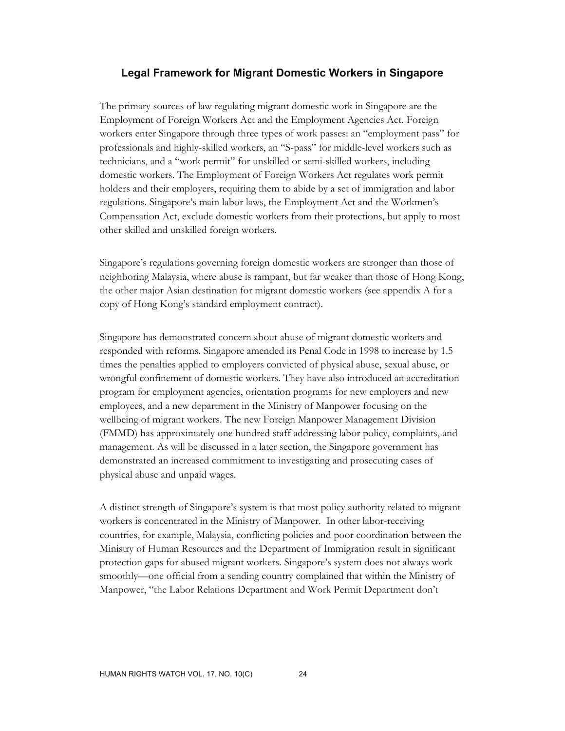## Legal Framework for Migrant Domestic Workers in Singapore

The primary sources of law regulating migrant domestic work in Singapore are the Employment of Foreign Workers Act and the Employment Agencies Act. Foreign workers enter Singapore through three types of work passes: an "employment pass" for professionals and highly-skilled workers, an "S-pass" for middle-level workers such as technicians, and a "work permit" for unskilled or semi-skilled workers, including domestic workers. The Employment of Foreign Workers Act regulates work permit holders and their employers, requiring them to abide by a set of immigration and labor regulations. Singapore's main labor laws, the Employment Act and the Workmen's Compensation Act, exclude domestic workers from their protections, but apply to most other skilled and unskilled foreign workers.

Singapore's regulations governing foreign domestic workers are stronger than those of neighboring Malaysia, where abuse is rampant, but far weaker than those of Hong Kong, the other major Asian destination for migrant domestic workers (see appendix A for a copy of Hong Kong's standard employment contract).

Singapore has demonstrated concern about abuse of migrant domestic workers and responded with reforms. Singapore amended its Penal Code in 1998 to increase by 1.5 times the penalties applied to employers convicted of physical abuse, sexual abuse, or wrongful confinement of domestic workers. They have also introduced an accreditation program for employment agencies, orientation programs for new employers and new employees, and a new department in the Ministry of Manpower focusing on the wellbeing of migrant workers. The new Foreign Manpower Management Division (FMMD) has approximately one hundred staff addressing labor policy, complaints, and management. As will be discussed in a later section, the Singapore government has demonstrated an increased commitment to investigating and prosecuting cases of physical abuse and unpaid wages.

A distinct strength of Singapore's system is that most policy authority related to migrant workers is concentrated in the Ministry of Manpower. In other labor-receiving countries, for example, Malaysia, conflicting policies and poor coordination between the Ministry of Human Resources and the Department of Immigration result in significant protection gaps for abused migrant workers. Singapore's system does not always work smoothly—one official from a sending country complained that within the Ministry of Manpower, "the Labor Relations Department and Work Permit Department don't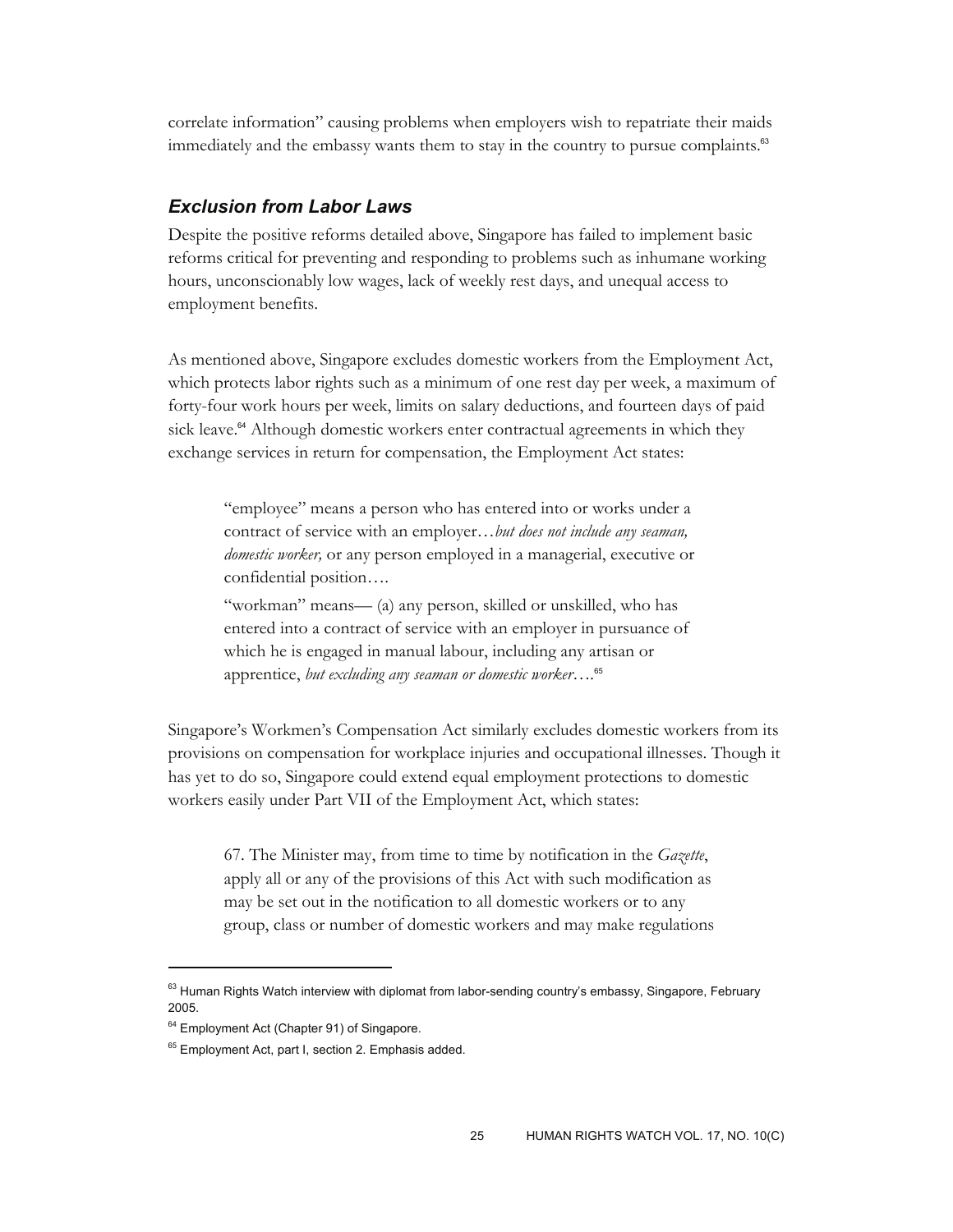correlate information" causing problems when employers wish to repatriate their maids immediately and the embassy wants them to stay in the country to pursue complaints.[63]

### *Exclusion from Labor Laws*

Despite the positive reforms detailed above, Singapore has failed to implement basic reforms critical for preventing and responding to problems such as inhumane working hours, unconscionably low wages, lack of weekly rest days, and unequal access to employment benefits.

As mentioned above, Singapore excludes domestic workers from the Employment Act, which protects labor rights such as a minimum of one rest day per week, a maximum of forty-four work hours per week, limits on salary deductions, and fourteen days of paid sick leave.[64] Although domestic workers enter contractual agreements in which they exchange services in return for compensation, the Employment Act states:

> "employee" means a person who has entered into or works under a contract of service with an employer…*but does not include any seaman, domestic worker,* or any person employed in a managerial, executive or confidential position….
>
> "workman" means— (a) any person, skilled or unskilled, who has entered into a contract of service with an employer in pursuance of which he is engaged in manual labour, including any artisan or apprentice, *but excluding any seaman or domestic worker*….[65]

Singapore's Workmen's Compensation Act similarly excludes domestic workers from its provisions on compensation for workplace injuries and occupational illnesses. Though it has yet to do so, Singapore could extend equal employment protections to domestic workers easily under Part VII of the Employment Act, which states:

> 67. The Minister may, from time to time by notification in the *Gazette*, apply all or any of the provisions of this Act with such modification as may be set out in the notification to all domestic workers or to any group, class or number of domestic workers and may make regulations

---

[63] Human Rights Watch interview with diplomat from labor-sending country's embassy, Singapore, February 2005.

[64] Employment Act (Chapter 91) of Singapore.

[65] Employment Act, part I, section 2. Emphasis added.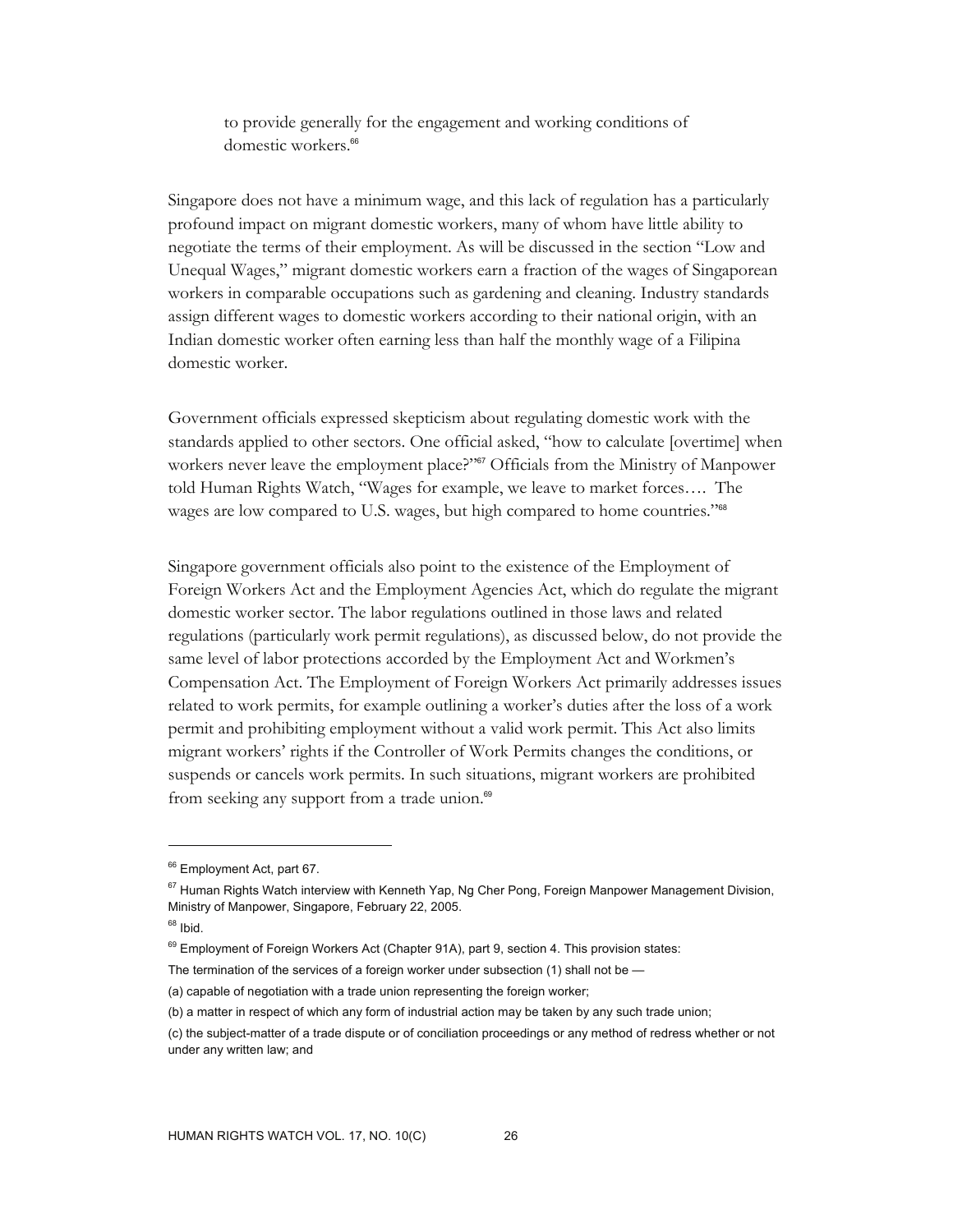to provide generally for the engagement and working conditions of domestic workers.[66]

Singapore does not have a minimum wage, and this lack of regulation has a particularly profound impact on migrant domestic workers, many of whom have little ability to negotiate the terms of their employment. As will be discussed in the section "Low and Unequal Wages," migrant domestic workers earn a fraction of the wages of Singaporean workers in comparable occupations such as gardening and cleaning. Industry standards assign different wages to domestic workers according to their national origin, with an Indian domestic worker often earning less than half the monthly wage of a Filipina domestic worker.

Government officials expressed skepticism about regulating domestic work with the standards applied to other sectors. One official asked, "how to calculate [overtime] when workers never leave the employment place?"[67] Officials from the Ministry of Manpower told Human Rights Watch, "Wages for example, we leave to market forces…. The wages are low compared to U.S. wages, but high compared to home countries."[68]

Singapore government officials also point to the existence of the Employment of Foreign Workers Act and the Employment Agencies Act, which do regulate the migrant domestic worker sector. The labor regulations outlined in those laws and related regulations (particularly work permit regulations), as discussed below, do not provide the same level of labor protections accorded by the Employment Act and Workmen's Compensation Act. The Employment of Foreign Workers Act primarily addresses issues related to work permits, for example outlining a worker's duties after the loss of a work permit and prohibiting employment without a valid work permit. This Act also limits migrant workers' rights if the Controller of Work Permits changes the conditions, or suspends or cancels work permits. In such situations, migrant workers are prohibited from seeking any support from a trade union.[69]

---

[66] Employment Act, part 67.

[67] Human Rights Watch interview with Kenneth Yap, Ng Cher Pong, Foreign Manpower Management Division, Ministry of Manpower, Singapore, February 22, 2005.

[68] Ibid.

[69] Employment of Foreign Workers Act (Chapter 91A), part 9, section 4. This provision states:

The termination of the services of a foreign worker under subsection (1) shall not be —

(a) capable of negotiation with a trade union representing the foreign worker;

(b) a matter in respect of which any form of industrial action may be taken by any such trade union;

(c) the subject-matter of a trade dispute or of conciliation proceedings or any method of redress whether or not under any written law; and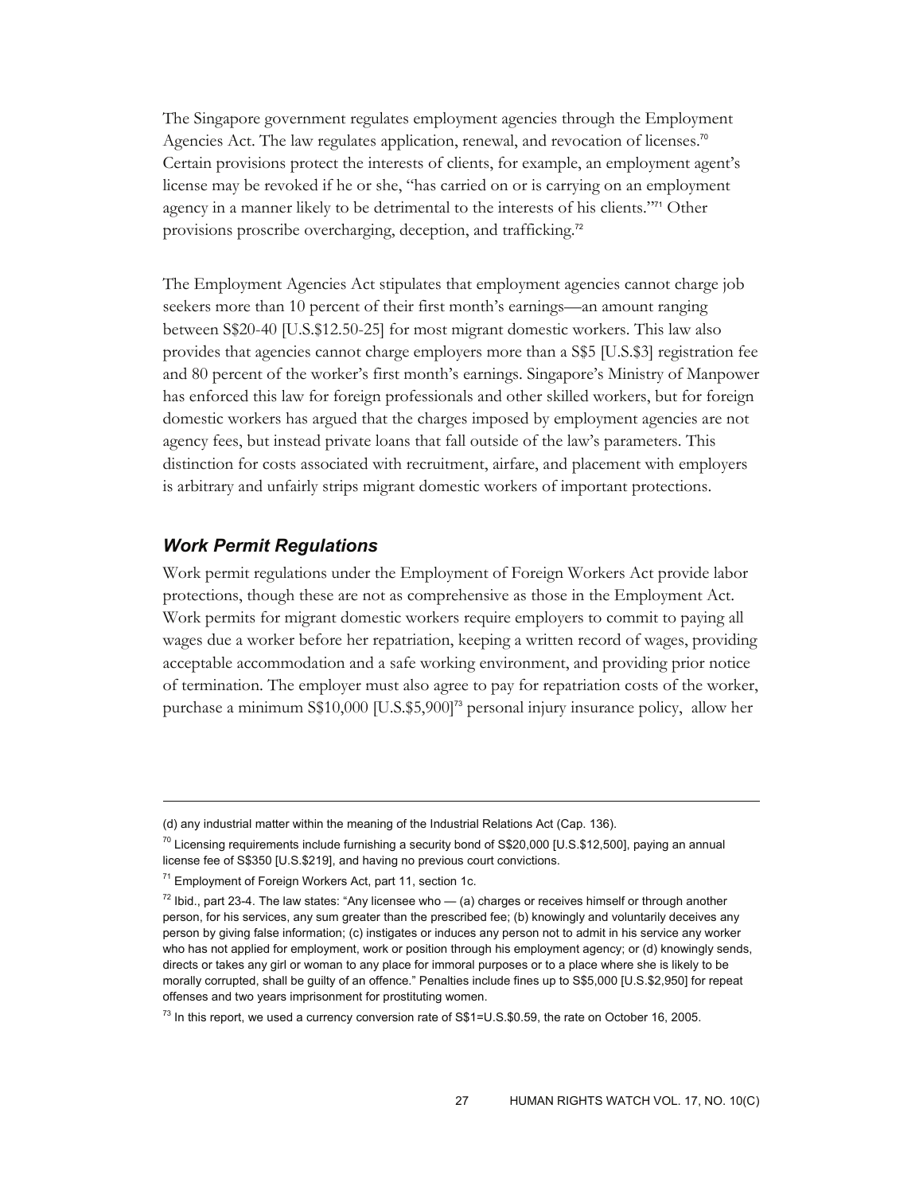The Singapore government regulates employment agencies through the Employment Agencies Act. The law regulates application, renewal, and revocation of licenses.[70] Certain provisions protect the interests of clients, for example, an employment agent's license may be revoked if he or she, "has carried on or is carrying on an employment agency in a manner likely to be detrimental to the interests of his clients."[71] Other provisions proscribe overcharging, deception, and trafficking.[72]

The Employment Agencies Act stipulates that employment agencies cannot charge job seekers more than 10 percent of their first month's earnings—an amount ranging between S$20-40 [U.S.$12.50-25] for most migrant domestic workers. This law also provides that agencies cannot charge employers more than a S$5 [U.S.$3] registration fee and 80 percent of the worker's first month's earnings. Singapore's Ministry of Manpower has enforced this law for foreign professionals and other skilled workers, but for foreign domestic workers has argued that the charges imposed by employment agencies are not agency fees, but instead private loans that fall outside of the law's parameters. This distinction for costs associated with recruitment, airfare, and placement with employers is arbitrary and unfairly strips migrant domestic workers of important protections.

### *Work Permit Regulations*

Work permit regulations under the Employment of Foreign Workers Act provide labor protections, though these are not as comprehensive as those in the Employment Act. Work permits for migrant domestic workers require employers to commit to paying all wages due a worker before her repatriation, keeping a written record of wages, providing acceptable accommodation and a safe working environment, and providing prior notice of termination. The employer must also agree to pay for repatriation costs of the worker, purchase a minimum S$10,000 [U.S.$5,900][73] personal injury insurance policy, allow her

---

(d) any industrial matter within the meaning of the Industrial Relations Act (Cap. 136).

[70] Licensing requirements include furnishing a security bond of S$20,000 [U.S.$12,500], paying an annual license fee of S$350 [U.S.$219], and having no previous court convictions.

[71] Employment of Foreign Workers Act, part 11, section 1c.

[72] Ibid., part 23-4. The law states: "Any licensee who — (a) charges or receives himself or through another person, for his services, any sum greater than the prescribed fee; (b) knowingly and voluntarily deceives any person by giving false information; (c) instigates or induces any person not to admit in his service any worker who has not applied for employment, work or position through his employment agency; or (d) knowingly sends, directs or takes any girl or woman to any place for immoral purposes or to a place where she is likely to be morally corrupted, shall be guilty of an offence." Penalties include fines up to S$5,000 [U.S.$2,950] for repeat offenses and two years imprisonment for prostituting women.

[73] In this report, we used a currency conversion rate of S$1=U.S.$0.59, the rate on October 16, 2005.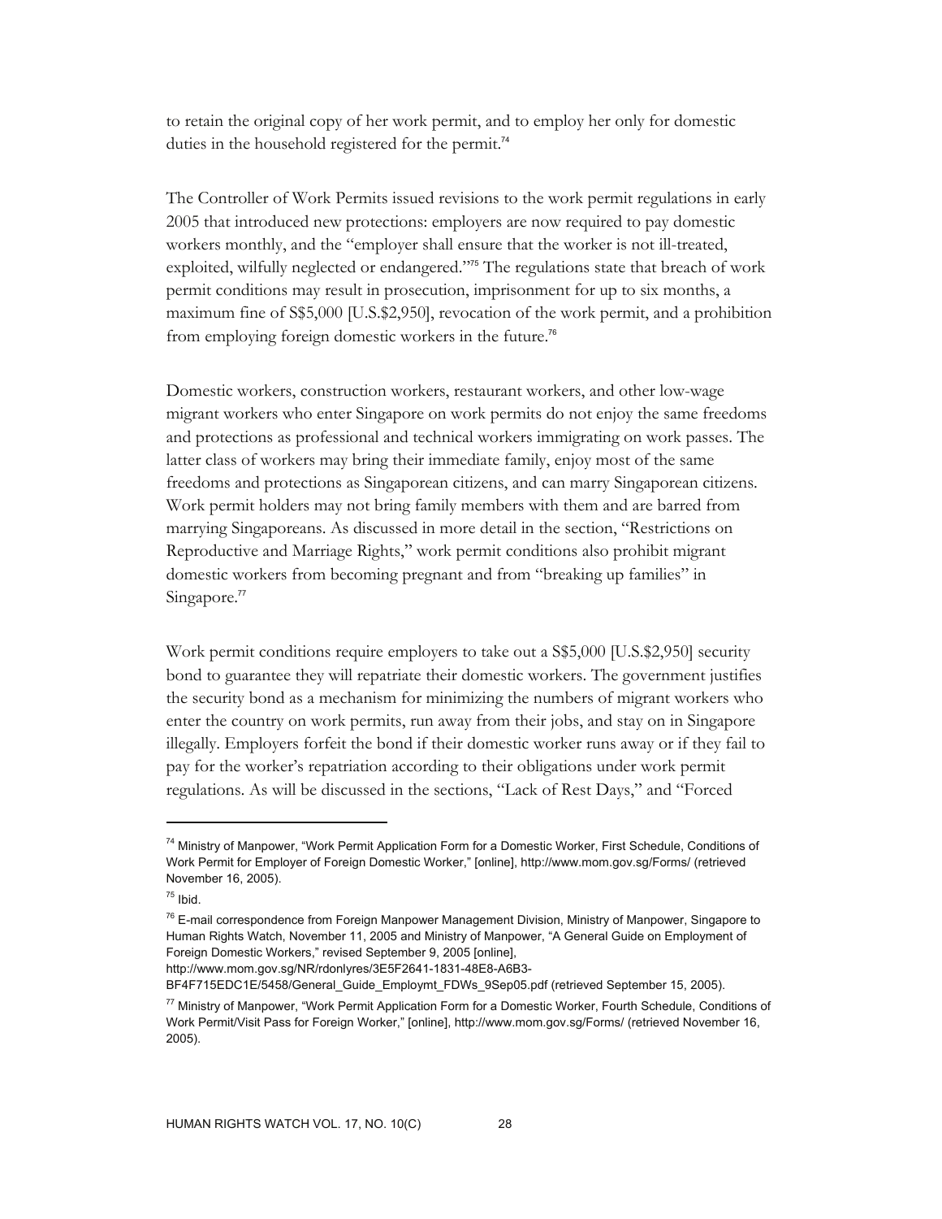to retain the original copy of her work permit, and to employ her only for domestic duties in the household registered for the permit.[74]

The Controller of Work Permits issued revisions to the work permit regulations in early 2005 that introduced new protections: employers are now required to pay domestic workers monthly, and the "employer shall ensure that the worker is not ill-treated, exploited, wilfully neglected or endangered."[75] The regulations state that breach of work permit conditions may result in prosecution, imprisonment for up to six months, a maximum fine of S$5,000 [U.S.$2,950], revocation of the work permit, and a prohibition from employing foreign domestic workers in the future.[76]

Domestic workers, construction workers, restaurant workers, and other low-wage migrant workers who enter Singapore on work permits do not enjoy the same freedoms and protections as professional and technical workers immigrating on work passes. The latter class of workers may bring their immediate family, enjoy most of the same freedoms and protections as Singaporean citizens, and can marry Singaporean citizens. Work permit holders may not bring family members with them and are barred from marrying Singaporeans. As discussed in more detail in the section, "Restrictions on Reproductive and Marriage Rights," work permit conditions also prohibit migrant domestic workers from becoming pregnant and from "breaking up families" in Singapore.[77]

Work permit conditions require employers to take out a S$5,000 [U.S.$2,950] security bond to guarantee they will repatriate their domestic workers. The government justifies the security bond as a mechanism for minimizing the numbers of migrant workers who enter the country on work permits, run away from their jobs, and stay on in Singapore illegally. Employers forfeit the bond if their domestic worker runs away or if they fail to pay for the worker's repatriation according to their obligations under work permit regulations. As will be discussed in the sections, "Lack of Rest Days," and "Forced

---

[74] Ministry of Manpower, "Work Permit Application Form for a Domestic Worker, First Schedule, Conditions of Work Permit for Employer of Foreign Domestic Worker," [online], http://www.mom.gov.sg/Forms/ (retrieved November 16, 2005).

[75] Ibid.

[76] E-mail correspondence from Foreign Manpower Management Division, Ministry of Manpower, Singapore to Human Rights Watch, November 11, 2005 and Ministry of Manpower, "A General Guide on Employment of Foreign Domestic Workers," revised September 9, 2005 [online], http://www.mom.gov.sg/NR/rdonlyres/3E5F2641-1831-48E8-A6B3-BF4F715EDC1E/5458/General_Guide_Employmt_FDWs_9Sep05.pdf (retrieved September 15, 2005).

[77] Ministry of Manpower, "Work Permit Application Form for a Domestic Worker, Fourth Schedule, Conditions of Work Permit/Visit Pass for Foreign Worker," [online], http://www.mom.gov.sg/Forms/ (retrieved November 16, 2005).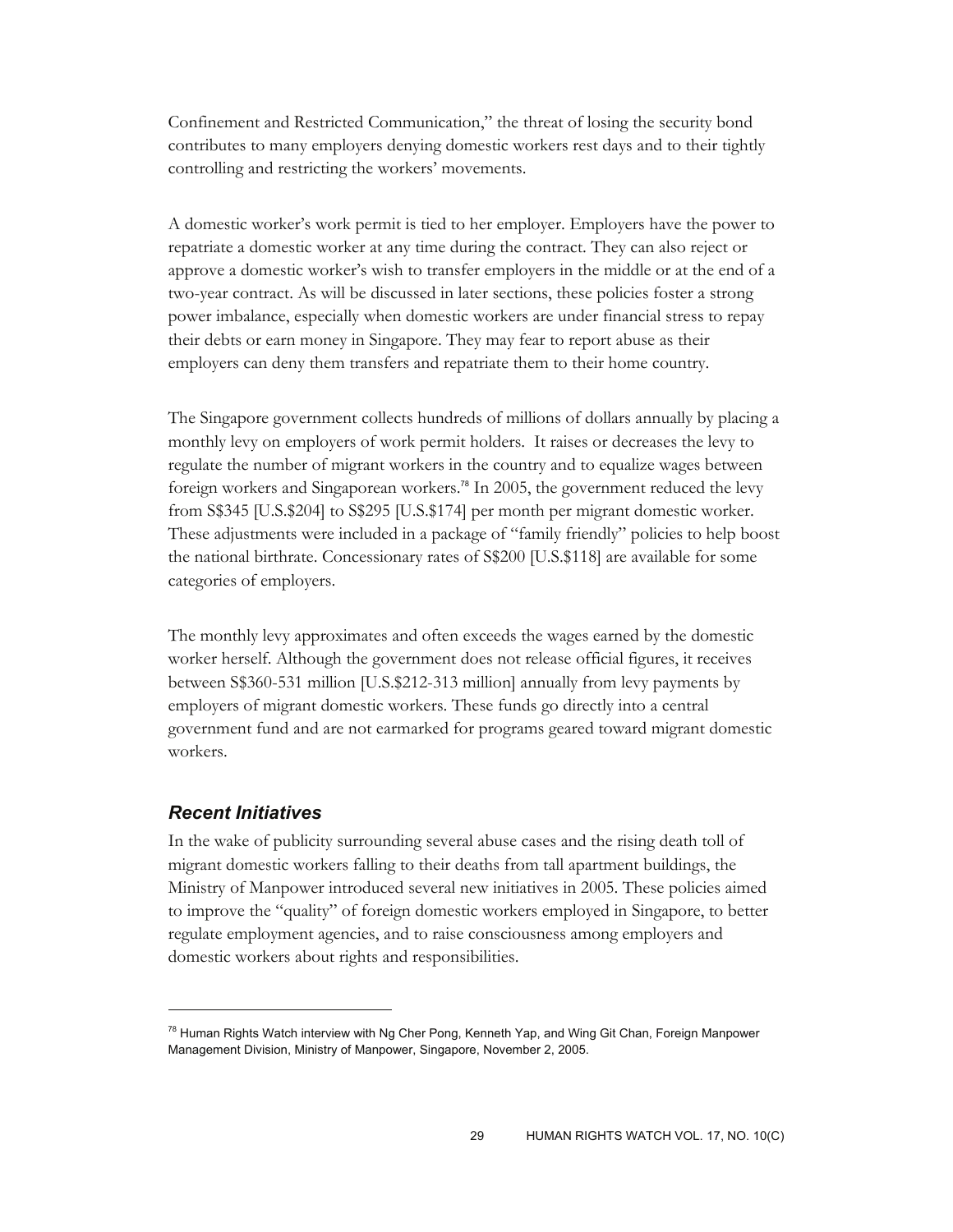Confinement and Restricted Communication," the threat of losing the security bond contributes to many employers denying domestic workers rest days and to their tightly controlling and restricting the workers' movements.

A domestic worker's work permit is tied to her employer. Employers have the power to repatriate a domestic worker at any time during the contract. They can also reject or approve a domestic worker's wish to transfer employers in the middle or at the end of a two-year contract. As will be discussed in later sections, these policies foster a strong power imbalance, especially when domestic workers are under financial stress to repay their debts or earn money in Singapore. They may fear to report abuse as their employers can deny them transfers and repatriate them to their home country.

The Singapore government collects hundreds of millions of dollars annually by placing a monthly levy on employers of work permit holders. It raises or decreases the levy to regulate the number of migrant workers in the country and to equalize wages between foreign workers and Singaporean workers.[78] In 2005, the government reduced the levy from S$345 [U.S.$204] to S$295 [U.S.$174] per month per migrant domestic worker. These adjustments were included in a package of "family friendly" policies to help boost the national birthrate. Concessionary rates of S$200 [U.S.$118] are available for some categories of employers.

The monthly levy approximates and often exceeds the wages earned by the domestic worker herself. Although the government does not release official figures, it receives between S$360-531 million [U.S.$212-313 million] annually from levy payments by employers of migrant domestic workers. These funds go directly into a central government fund and are not earmarked for programs geared toward migrant domestic workers.

### *Recent Initiatives*

In the wake of publicity surrounding several abuse cases and the rising death toll of migrant domestic workers falling to their deaths from tall apartment buildings, the Ministry of Manpower introduced several new initiatives in 2005. These policies aimed to improve the "quality" of foreign domestic workers employed in Singapore, to better regulate employment agencies, and to raise consciousness among employers and domestic workers about rights and responsibilities.

---

[78] Human Rights Watch interview with Ng Cher Pong, Kenneth Yap, and Wing Git Chan, Foreign Manpower Management Division, Ministry of Manpower, Singapore, November 2, 2005.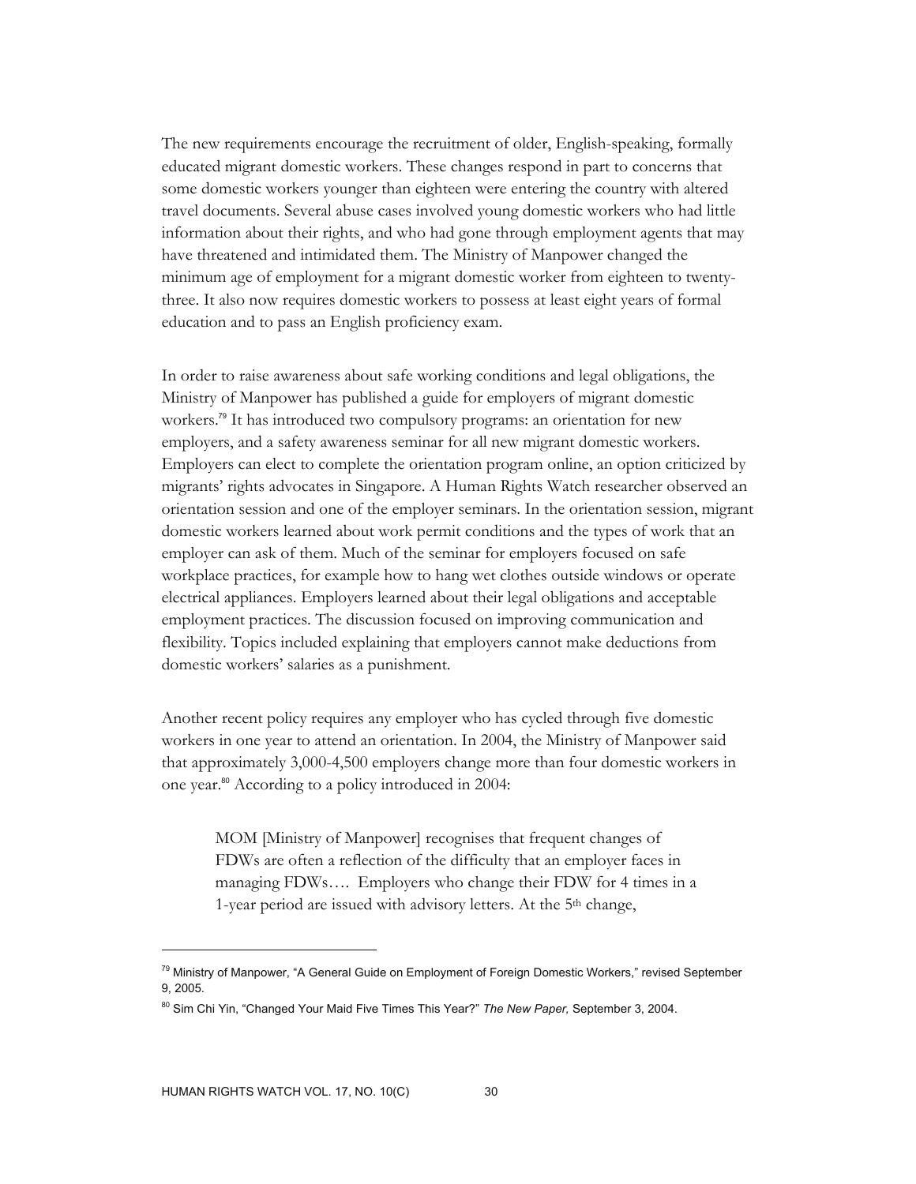The new requirements encourage the recruitment of older, English-speaking, formally educated migrant domestic workers. These changes respond in part to concerns that some domestic workers younger than eighteen were entering the country with altered travel documents. Several abuse cases involved young domestic workers who had little information about their rights, and who had gone through employment agents that may have threatened and intimidated them. The Ministry of Manpower changed the minimum age of employment for a migrant domestic worker from eighteen to twenty-three. It also now requires domestic workers to possess at least eight years of formal education and to pass an English proficiency exam.

In order to raise awareness about safe working conditions and legal obligations, the Ministry of Manpower has published a guide for employers of migrant domestic workers.[79] It has introduced two compulsory programs: an orientation for new employers, and a safety awareness seminar for all new migrant domestic workers. Employers can elect to complete the orientation program online, an option criticized by migrants' rights advocates in Singapore. A Human Rights Watch researcher observed an orientation session and one of the employer seminars. In the orientation session, migrant domestic workers learned about work permit conditions and the types of work that an employer can ask of them. Much of the seminar for employers focused on safe workplace practices, for example how to hang wet clothes outside windows or operate electrical appliances. Employers learned about their legal obligations and acceptable employment practices. The discussion focused on improving communication and flexibility. Topics included explaining that employers cannot make deductions from domestic workers' salaries as a punishment.

Another recent policy requires any employer who has cycled through five domestic workers in one year to attend an orientation. In 2004, the Ministry of Manpower said that approximately 3,000-4,500 employers change more than four domestic workers in one year.[80] According to a policy introduced in 2004:

> MOM [Ministry of Manpower] recognises that frequent changes of FDWs are often a reflection of the difficulty that an employer faces in managing FDWs…. Employers who change their FDW for 4 times in a 1-year period are issued with advisory letters. At the 5th change,

---

[79] Ministry of Manpower, "A General Guide on Employment of Foreign Domestic Workers," revised September 9, 2005.

[80] Sim Chi Yin, "Changed Your Maid Five Times This Year?" *The New Paper,* September 3, 2004.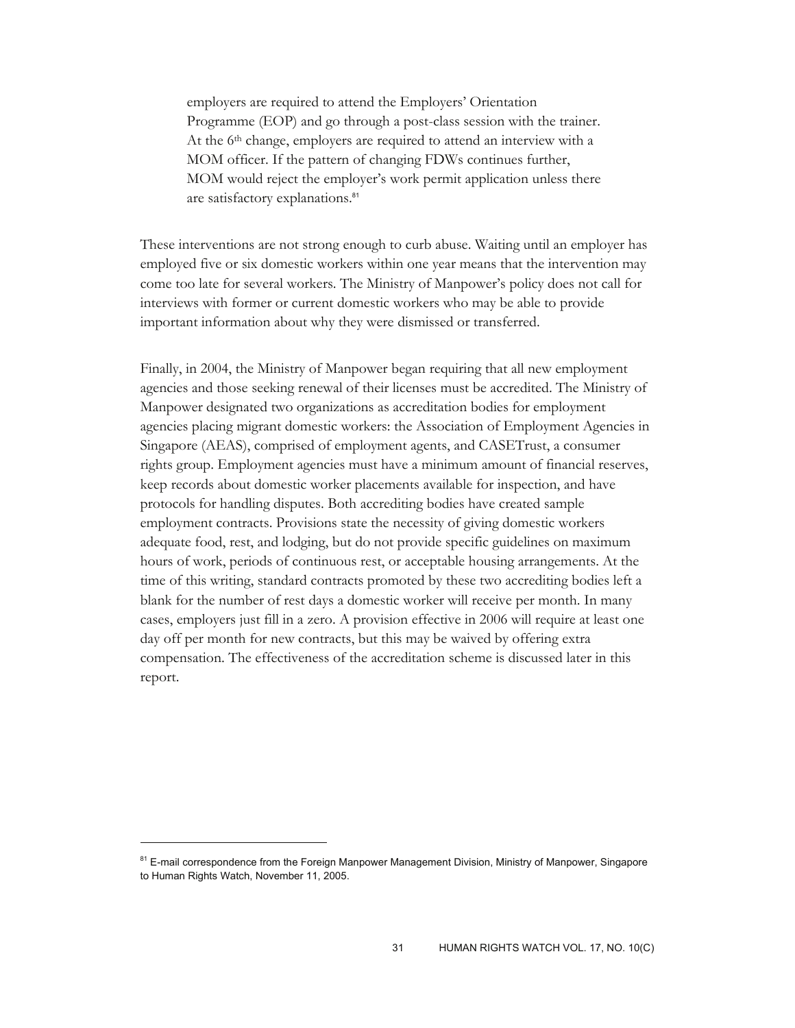> employers are required to attend the Employers' Orientation Programme (EOP) and go through a post-class session with the trainer. At the 6th change, employers are required to attend an interview with a MOM officer. If the pattern of changing FDWs continues further, MOM would reject the employer's work permit application unless there are satisfactory explanations.[81]

These interventions are not strong enough to curb abuse. Waiting until an employer has employed five or six domestic workers within one year means that the intervention may come too late for several workers. The Ministry of Manpower's policy does not call for interviews with former or current domestic workers who may be able to provide important information about why they were dismissed or transferred.

Finally, in 2004, the Ministry of Manpower began requiring that all new employment agencies and those seeking renewal of their licenses must be accredited. The Ministry of Manpower designated two organizations as accreditation bodies for employment agencies placing migrant domestic workers: the Association of Employment Agencies in Singapore (AEAS), comprised of employment agents, and CASETrust, a consumer rights group. Employment agencies must have a minimum amount of financial reserves, keep records about domestic worker placements available for inspection, and have protocols for handling disputes. Both accrediting bodies have created sample employment contracts. Provisions state the necessity of giving domestic workers adequate food, rest, and lodging, but do not provide specific guidelines on maximum hours of work, periods of continuous rest, or acceptable housing arrangements. At the time of this writing, standard contracts promoted by these two accrediting bodies left a blank for the number of rest days a domestic worker will receive per month. In many cases, employers just fill in a zero. A provision effective in 2006 will require at least one day off per month for new contracts, but this may be waived by offering extra compensation. The effectiveness of the accreditation scheme is discussed later in this report.

---

[81] E-mail correspondence from the Foreign Manpower Management Division, Ministry of Manpower, Singapore to Human Rights Watch, November 11, 2005.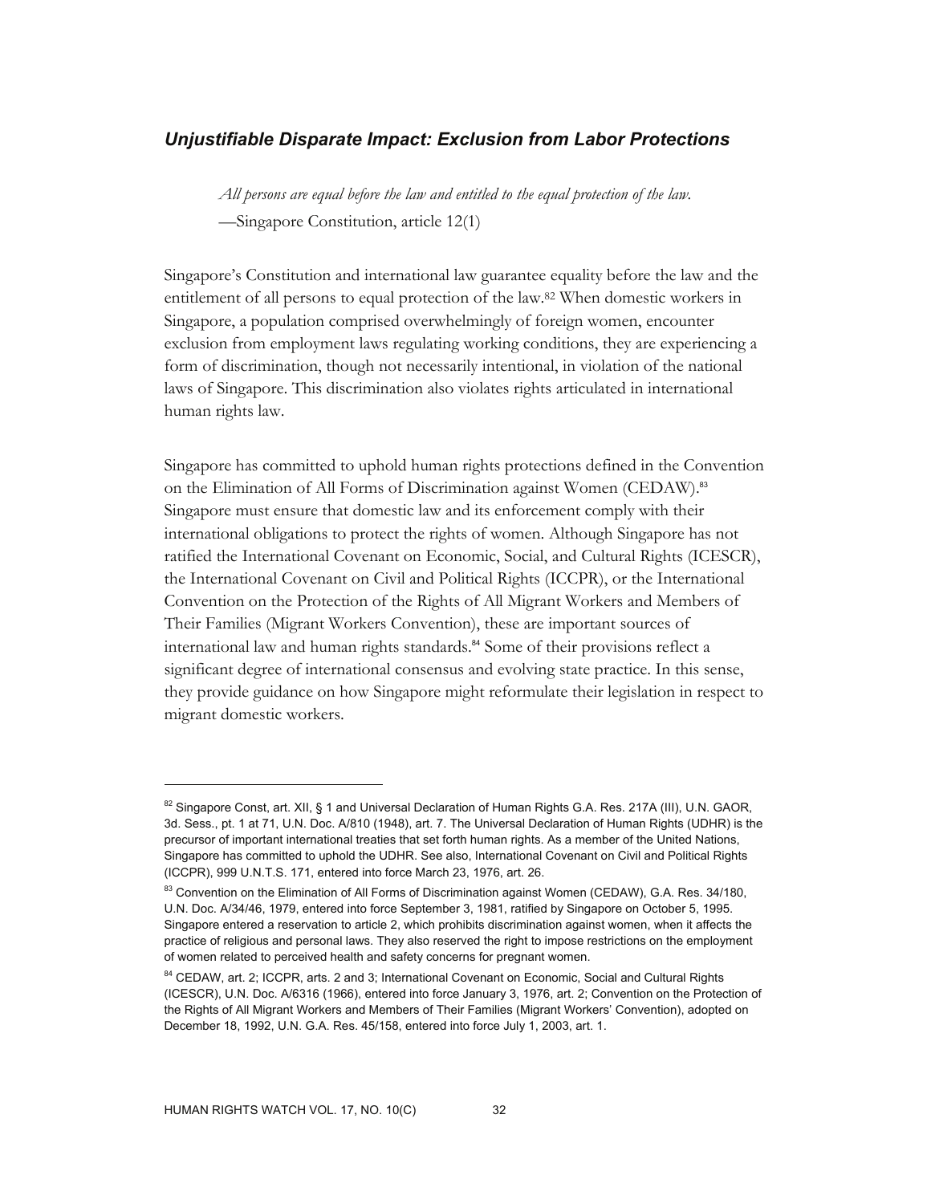## *Unjustifiable Disparate Impact: Exclusion from Labor Protections*

> *All persons are equal before the law and entitled to the equal protection of the law.*
> —Singapore Constitution, article 12(1)

Singapore's Constitution and international law guarantee equality before the law and the entitlement of all persons to equal protection of the law.[82] When domestic workers in Singapore, a population comprised overwhelmingly of foreign women, encounter exclusion from employment laws regulating working conditions, they are experiencing a form of discrimination, though not necessarily intentional, in violation of the national laws of Singapore. This discrimination also violates rights articulated in international human rights law.

Singapore has committed to uphold human rights protections defined in the Convention on the Elimination of All Forms of Discrimination against Women (CEDAW).[83] Singapore must ensure that domestic law and its enforcement comply with their international obligations to protect the rights of women. Although Singapore has not ratified the International Covenant on Economic, Social, and Cultural Rights (ICESCR), the International Covenant on Civil and Political Rights (ICCPR), or the International Convention on the Protection of the Rights of All Migrant Workers and Members of Their Families (Migrant Workers Convention), these are important sources of international law and human rights standards.[84] Some of their provisions reflect a significant degree of international consensus and evolving state practice. In this sense, they provide guidance on how Singapore might reformulate their legislation in respect to migrant domestic workers.

---

[82] Singapore Const, art. XII, § 1 and Universal Declaration of Human Rights G.A. Res. 217A (III), U.N. GAOR, 3d. Sess., pt. 1 at 71, U.N. Doc. A/810 (1948), art. 7. The Universal Declaration of Human Rights (UDHR) is the precursor of important international treaties that set forth human rights. As a member of the United Nations, Singapore has committed to uphold the UDHR. See also, International Covenant on Civil and Political Rights (ICCPR), 999 U.N.T.S. 171, entered into force March 23, 1976, art. 26.

[83] Convention on the Elimination of All Forms of Discrimination against Women (CEDAW), G.A. Res. 34/180, U.N. Doc. A/34/46, 1979, entered into force September 3, 1981, ratified by Singapore on October 5, 1995. Singapore entered a reservation to article 2, which prohibits discrimination against women, when it affects the practice of religious and personal laws. They also reserved the right to impose restrictions on the employment of women related to perceived health and safety concerns for pregnant women.

[84] CEDAW, art. 2; ICCPR, arts. 2 and 3; International Covenant on Economic, Social and Cultural Rights (ICESCR), U.N. Doc. A/6316 (1966), entered into force January 3, 1976, art. 2; Convention on the Protection of the Rights of All Migrant Workers and Members of Their Families (Migrant Workers' Convention), adopted on December 18, 1992, U.N. G.A. Res. 45/158, entered into force July 1, 2003, art. 1.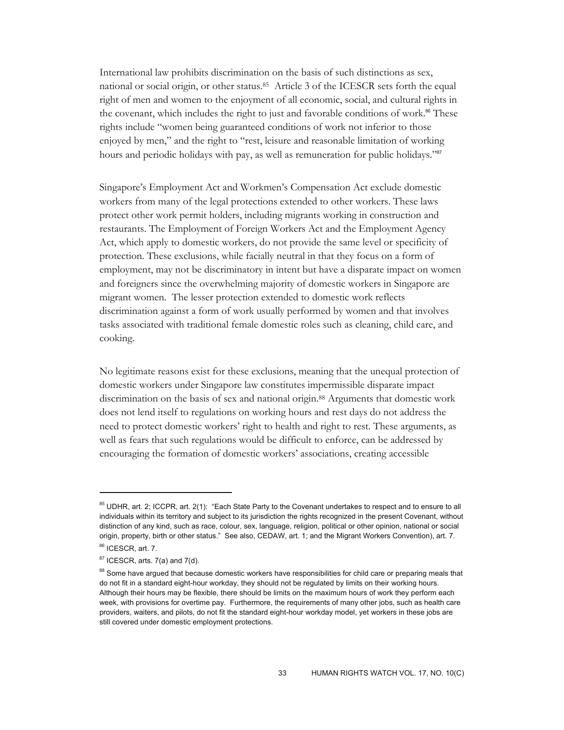International law prohibits discrimination on the basis of such distinctions as sex, national or social origin, or other status.[85] Article 3 of the ICESCR sets forth the equal right of men and women to the enjoyment of all economic, social, and cultural rights in the covenant, which includes the right to just and favorable conditions of work.[86] These rights include "women being guaranteed conditions of work not inferior to those enjoyed by men," and the right to "rest, leisure and reasonable limitation of working hours and periodic holidays with pay, as well as remuneration for public holidays."[87]

Singapore's Employment Act and Workmen's Compensation Act exclude domestic workers from many of the legal protections extended to other workers. These laws protect other work permit holders, including migrants working in construction and restaurants. The Employment of Foreign Workers Act and the Employment Agency Act, which apply to domestic workers, do not provide the same level or specificity of protection. These exclusions, while facially neutral in that they focus on a form of employment, may not be discriminatory in intent but have a disparate impact on women and foreigners since the overwhelming majority of domestic workers in Singapore are migrant women. The lesser protection extended to domestic work reflects discrimination against a form of work usually performed by women and that involves tasks associated with traditional female domestic roles such as cleaning, child care, and cooking.

No legitimate reasons exist for these exclusions, meaning that the unequal protection of domestic workers under Singapore law constitutes impermissible disparate impact discrimination on the basis of sex and national origin.[88] Arguments that domestic work does not lend itself to regulations on working hours and rest days do not address the need to protect domestic workers' right to health and right to rest. These arguments, as well as fears that such regulations would be difficult to enforce, can be addressed by encouraging the formation of domestic workers' associations, creating accessible

---

[85] UDHR, art. 2; ICCPR, art. 2(1): "Each State Party to the Covenant undertakes to respect and to ensure to all individuals within its territory and subject to its jurisdiction the rights recognized in the present Covenant, without distinction of any kind, such as race, colour, sex, language, religion, political or other opinion, national or social origin, property, birth or other status." See also, CEDAW, art. 1; and the Migrant Workers Convention), art. 7.

[86] ICESCR, art. 7.

[87] ICESCR, arts. 7(a) and 7(d).

[88] Some have argued that because domestic workers have responsibilities for child care or preparing meals that do not fit in a standard eight-hour workday, they should not be regulated by limits on their working hours. Although their hours may be flexible, there should be limits on the maximum hours of work they perform each week, with provisions for overtime pay. Furthermore, the requirements of many other jobs, such as health care providers, waiters, and pilots, do not fit the standard eight-hour workday model, yet workers in these jobs are still covered under domestic employment protections.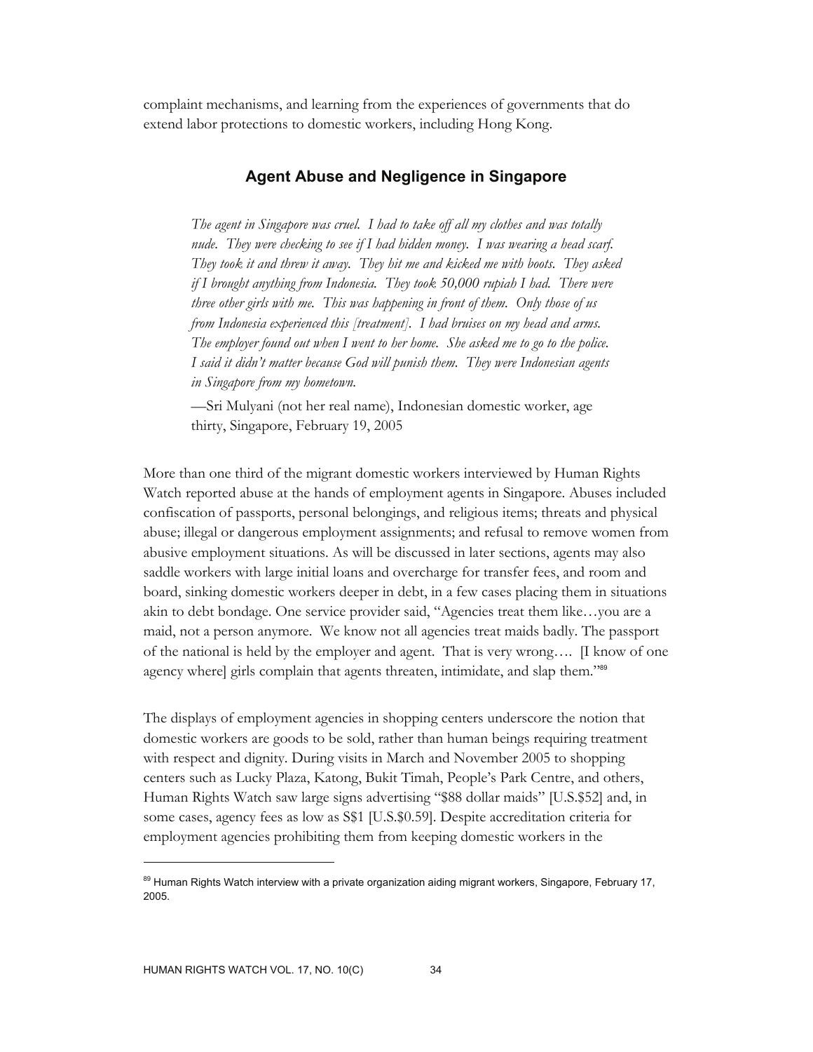complaint mechanisms, and learning from the experiences of governments that do extend labor protections to domestic workers, including Hong Kong.

## Agent Abuse and Negligence in Singapore

> *The agent in Singapore was cruel. I had to take off all my clothes and was totally nude. They were checking to see if I had hidden money. I was wearing a head scarf. They took it and threw it away. They hit me and kicked me with boots. They asked if I brought anything from Indonesia. They took 50,000 rupiah I had. There were three other girls with me. This was happening in front of them. Only those of us from Indonesia experienced this [treatment]. I had bruises on my head and arms. The employer found out when I went to her home. She asked me to go to the police. I said it didn't matter because God will punish them. They were Indonesian agents in Singapore from my hometown.*
>
> —Sri Mulyani (not her real name), Indonesian domestic worker, age thirty, Singapore, February 19, 2005

More than one third of the migrant domestic workers interviewed by Human Rights Watch reported abuse at the hands of employment agents in Singapore. Abuses included confiscation of passports, personal belongings, and religious items; threats and physical abuse; illegal or dangerous employment assignments; and refusal to remove women from abusive employment situations. As will be discussed in later sections, agents may also saddle workers with large initial loans and overcharge for transfer fees, and room and board, sinking domestic workers deeper in debt, in a few cases placing them in situations akin to debt bondage. One service provider said, "Agencies treat them like…you are a maid, not a person anymore. We know not all agencies treat maids badly. The passport of the national is held by the employer and agent. That is very wrong…. [I know of one agency where] girls complain that agents threaten, intimidate, and slap them."[89]

The displays of employment agencies in shopping centers underscore the notion that domestic workers are goods to be sold, rather than human beings requiring treatment with respect and dignity. During visits in March and November 2005 to shopping centers such as Lucky Plaza, Katong, Bukit Timah, People's Park Centre, and others, Human Rights Watch saw large signs advertising "$88 dollar maids" [U.S.$52] and, in some cases, agency fees as low as S$1 [U.S.$0.59]. Despite accreditation criteria for employment agencies prohibiting them from keeping domestic workers in the

---

[89] Human Rights Watch interview with a private organization aiding migrant workers, Singapore, February 17, 2005.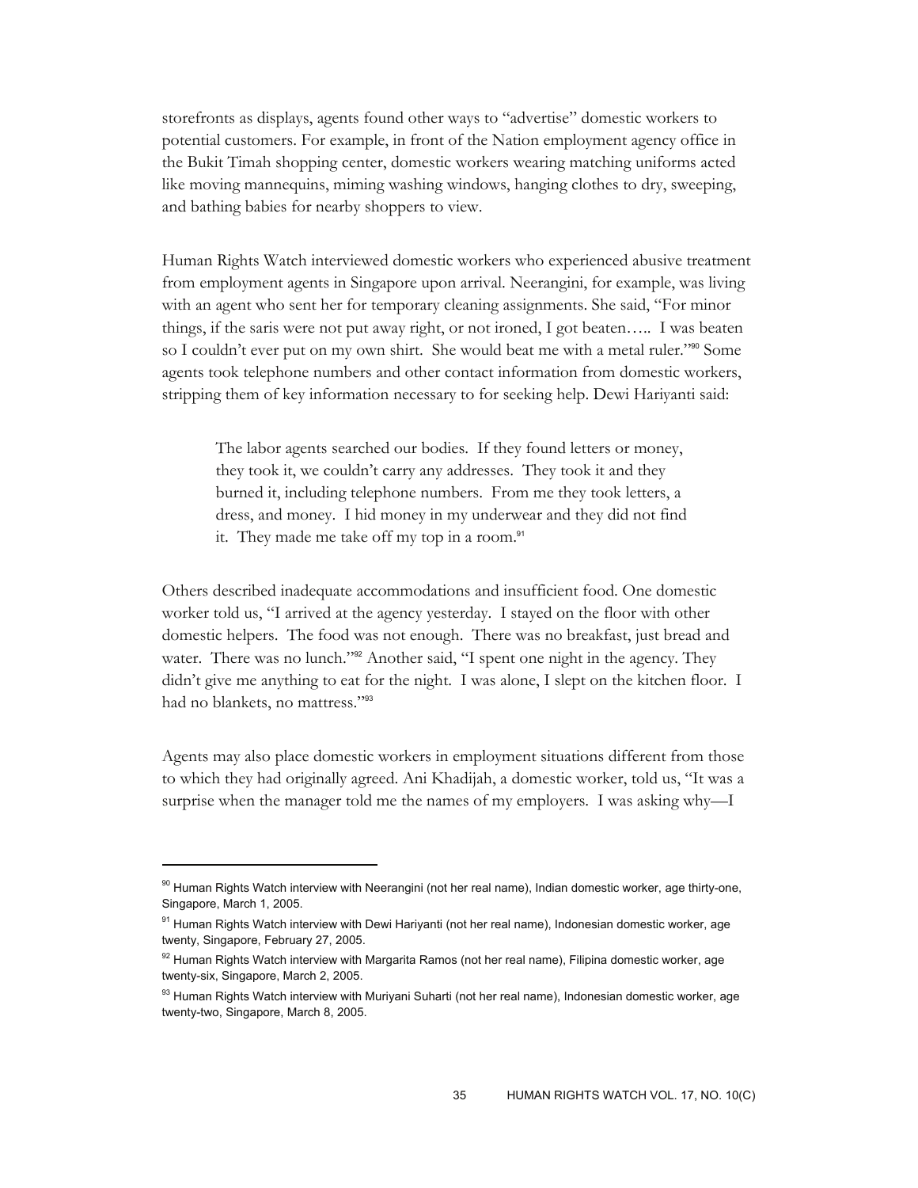storefronts as displays, agents found other ways to "advertise" domestic workers to potential customers. For example, in front of the Nation employment agency office in the Bukit Timah shopping center, domestic workers wearing matching uniforms acted like moving mannequins, miming washing windows, hanging clothes to dry, sweeping, and bathing babies for nearby shoppers to view.

Human Rights Watch interviewed domestic workers who experienced abusive treatment from employment agents in Singapore upon arrival. Neerangini, for example, was living with an agent who sent her for temporary cleaning assignments. She said, "For minor things, if the saris were not put away right, or not ironed, I got beaten….. I was beaten so I couldn't ever put on my own shirt. She would beat me with a metal ruler."[90] Some agents took telephone numbers and other contact information from domestic workers, stripping them of key information necessary to for seeking help. Dewi Hariyanti said:

> The labor agents searched our bodies. If they found letters or money, they took it, we couldn't carry any addresses. They took it and they burned it, including telephone numbers. From me they took letters, a dress, and money. I hid money in my underwear and they did not find it. They made me take off my top in a room.[91]

Others described inadequate accommodations and insufficient food. One domestic worker told us, "I arrived at the agency yesterday. I stayed on the floor with other domestic helpers. The food was not enough. There was no breakfast, just bread and water. There was no lunch."[92] Another said, "I spent one night in the agency. They didn't give me anything to eat for the night. I was alone, I slept on the kitchen floor. I had no blankets, no mattress."[93]

Agents may also place domestic workers in employment situations different from those to which they had originally agreed. Ani Khadijah, a domestic worker, told us, "It was a surprise when the manager told me the names of my employers. I was asking why—I

---

[90] Human Rights Watch interview with Neerangini (not her real name), Indian domestic worker, age thirty-one, Singapore, March 1, 2005.

[91] Human Rights Watch interview with Dewi Hariyanti (not her real name), Indonesian domestic worker, age twenty, Singapore, February 27, 2005.

[92] Human Rights Watch interview with Margarita Ramos (not her real name), Filipina domestic worker, age twenty-six, Singapore, March 2, 2005.

[93] Human Rights Watch interview with Muriyani Suharti (not her real name), Indonesian domestic worker, age twenty-two, Singapore, March 8, 2005.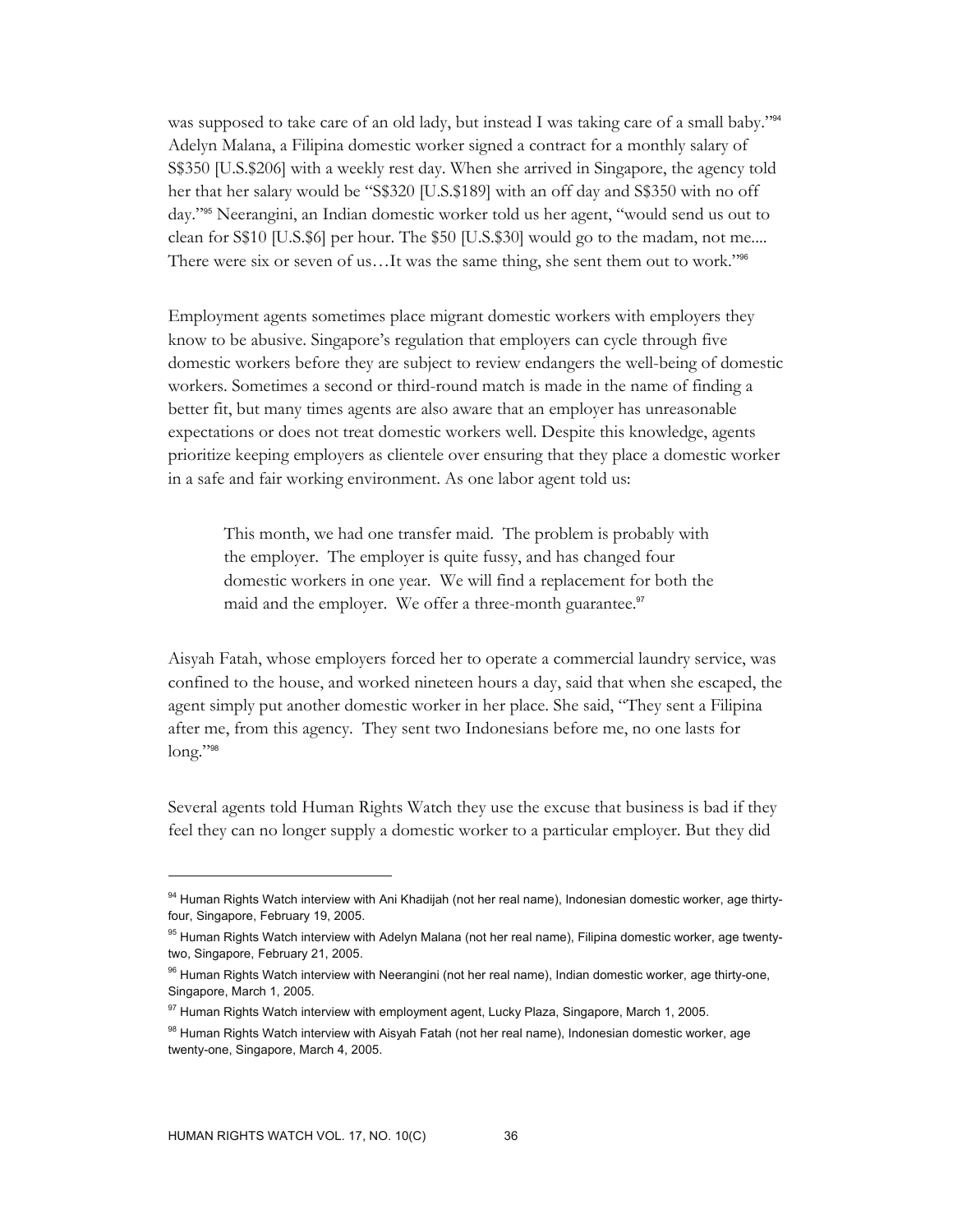was supposed to take care of an old lady, but instead I was taking care of a small baby."[94] Adelyn Malana, a Filipina domestic worker signed a contract for a monthly salary of S$350 [U.S.$206] with a weekly rest day. When she arrived in Singapore, the agency told her that her salary would be "S$320 [U.S.$189] with an off day and S$350 with no off day."[95] Neerangini, an Indian domestic worker told us her agent, "would send us out to clean for S$10 [U.S.$6] per hour. The $50 [U.S.$30] would go to the madam, not me.... There were six or seven of us…It was the same thing, she sent them out to work."[96]

Employment agents sometimes place migrant domestic workers with employers they know to be abusive. Singapore's regulation that employers can cycle through five domestic workers before they are subject to review endangers the well-being of domestic workers. Sometimes a second or third-round match is made in the name of finding a better fit, but many times agents are also aware that an employer has unreasonable expectations or does not treat domestic workers well. Despite this knowledge, agents prioritize keeping employers as clientele over ensuring that they place a domestic worker in a safe and fair working environment. As one labor agent told us:

> This month, we had one transfer maid. The problem is probably with the employer. The employer is quite fussy, and has changed four domestic workers in one year. We will find a replacement for both the maid and the employer. We offer a three-month guarantee.[97]

Aisyah Fatah, whose employers forced her to operate a commercial laundry service, was confined to the house, and worked nineteen hours a day, said that when she escaped, the agent simply put another domestic worker in her place. She said, "They sent a Filipina after me, from this agency. They sent two Indonesians before me, no one lasts for long."[98]

Several agents told Human Rights Watch they use the excuse that business is bad if they feel they can no longer supply a domestic worker to a particular employer. But they did

---

[94] Human Rights Watch interview with Ani Khadijah (not her real name), Indonesian domestic worker, age thirty-four, Singapore, February 19, 2005.

[95] Human Rights Watch interview with Adelyn Malana (not her real name), Filipina domestic worker, age twenty-two, Singapore, February 21, 2005.

[96] Human Rights Watch interview with Neerangini (not her real name), Indian domestic worker, age thirty-one, Singapore, March 1, 2005.

[97] Human Rights Watch interview with employment agent, Lucky Plaza, Singapore, March 1, 2005.

[98] Human Rights Watch interview with Aisyah Fatah (not her real name), Indonesian domestic worker, age twenty-one, Singapore, March 4, 2005.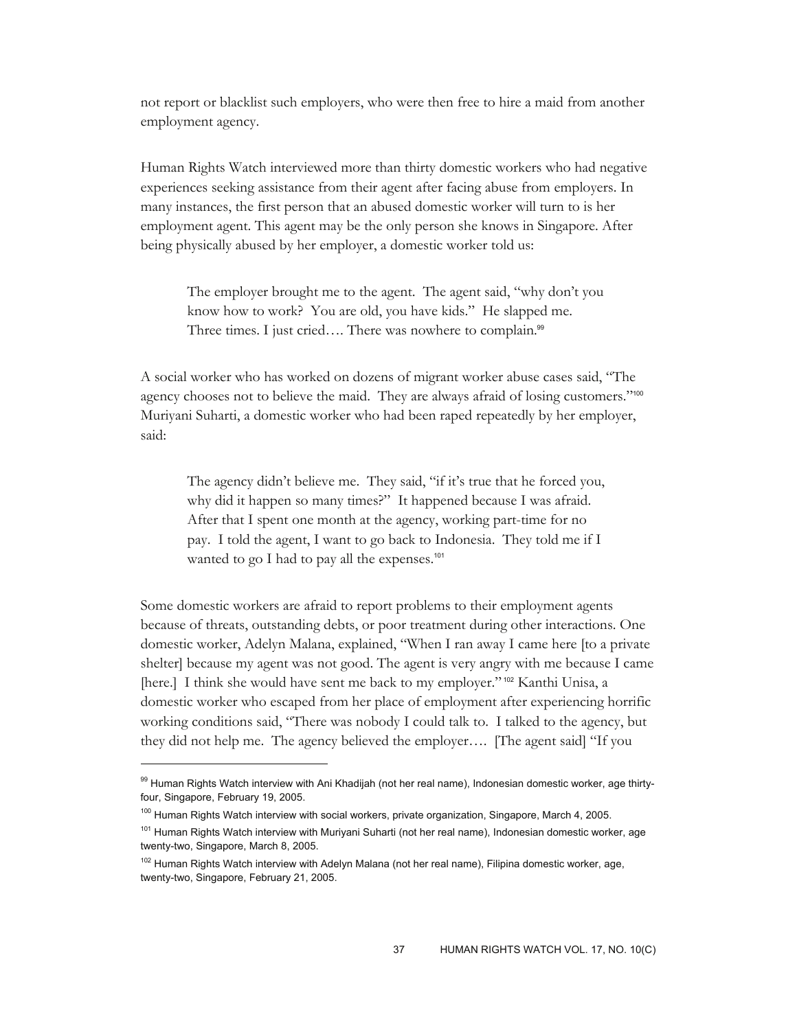not report or blacklist such employers, who were then free to hire a maid from another employment agency.

Human Rights Watch interviewed more than thirty domestic workers who had negative experiences seeking assistance from their agent after facing abuse from employers. In many instances, the first person that an abused domestic worker will turn to is her employment agent. This agent may be the only person she knows in Singapore. After being physically abused by her employer, a domestic worker told us:

> The employer brought me to the agent. The agent said, "why don't you know how to work? You are old, you have kids." He slapped me. Three times. I just cried…. There was nowhere to complain.[99]

A social worker who has worked on dozens of migrant worker abuse cases said, "The agency chooses not to believe the maid. They are always afraid of losing customers."[100] Muriyani Suharti, a domestic worker who had been raped repeatedly by her employer, said:

> The agency didn't believe me. They said, "if it's true that he forced you, why did it happen so many times?" It happened because I was afraid. After that I spent one month at the agency, working part-time for no pay. I told the agent, I want to go back to Indonesia. They told me if I wanted to go I had to pay all the expenses.[101]

Some domestic workers are afraid to report problems to their employment agents because of threats, outstanding debts, or poor treatment during other interactions. One domestic worker, Adelyn Malana, explained, "When I ran away I came here [to a private shelter] because my agent was not good. The agent is very angry with me because I came [here.] I think she would have sent me back to my employer."[102] Kanthi Unisa, a domestic worker who escaped from her place of employment after experiencing horrific working conditions said, "There was nobody I could talk to. I talked to the agency, but they did not help me. The agency believed the employer…. [The agent said] "If you

---

[99] Human Rights Watch interview with Ani Khadijah (not her real name), Indonesian domestic worker, age thirty-four, Singapore, February 19, 2005.

[100] Human Rights Watch interview with social workers, private organization, Singapore, March 4, 2005.

[101] Human Rights Watch interview with Muriyani Suharti (not her real name), Indonesian domestic worker, age twenty-two, Singapore, March 8, 2005.

[102] Human Rights Watch interview with Adelyn Malana (not her real name), Filipina domestic worker, age, twenty-two, Singapore, February 21, 2005.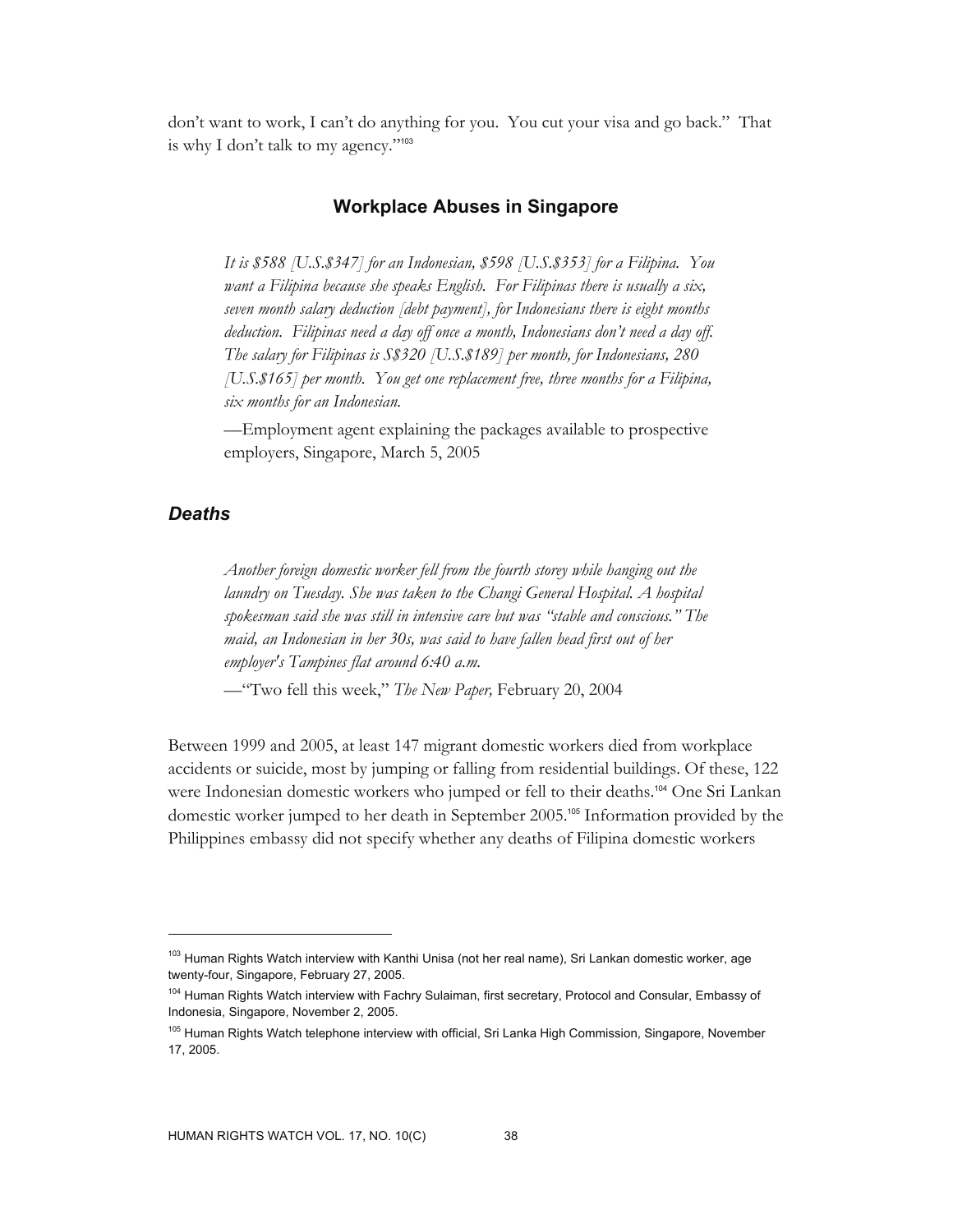don't want to work, I can't do anything for you. You cut your visa and go back." That is why I don't talk to my agency.'"[103]

## Workplace Abuses in Singapore

> *It is $588 [U.S.$347] for an Indonesian, $598 [U.S.$353] for a Filipina. You want a Filipina because she speaks English. For Filipinas there is usually a six, seven month salary deduction [debt payment], for Indonesians there is eight months deduction. Filipinas need a day off once a month, Indonesians don't need a day off. The salary for Filipinas is S$320 [U.S.$189] per month, for Indonesians, 280 [U.S.$165] per month. You get one replacement free, three months for a Filipina, six months for an Indonesian.*
>
> —Employment agent explaining the packages available to prospective employers, Singapore, March 5, 2005

### *Deaths*

> *Another foreign domestic worker fell from the fourth storey while hanging out the laundry on Tuesday. She was taken to the Changi General Hospital. A hospital spokesman said she was still in intensive care but was "stable and conscious." The maid, an Indonesian in her 30s, was said to have fallen head first out of her employer's Tampines flat around 6:40 a.m.*
>
> —"Two fell this week," *The New Paper,* February 20, 2004

Between 1999 and 2005, at least 147 migrant domestic workers died from workplace accidents or suicide, most by jumping or falling from residential buildings. Of these, 122 were Indonesian domestic workers who jumped or fell to their deaths.[104] One Sri Lankan domestic worker jumped to her death in September 2005.[105] Information provided by the Philippines embassy did not specify whether any deaths of Filipina domestic workers

---

[103] Human Rights Watch interview with Kanthi Unisa (not her real name), Sri Lankan domestic worker, age twenty-four, Singapore, February 27, 2005.

[104] Human Rights Watch interview with Fachry Sulaiman, first secretary, Protocol and Consular, Embassy of Indonesia, Singapore, November 2, 2005.

[105] Human Rights Watch telephone interview with official, Sri Lanka High Commission, Singapore, November 17, 2005.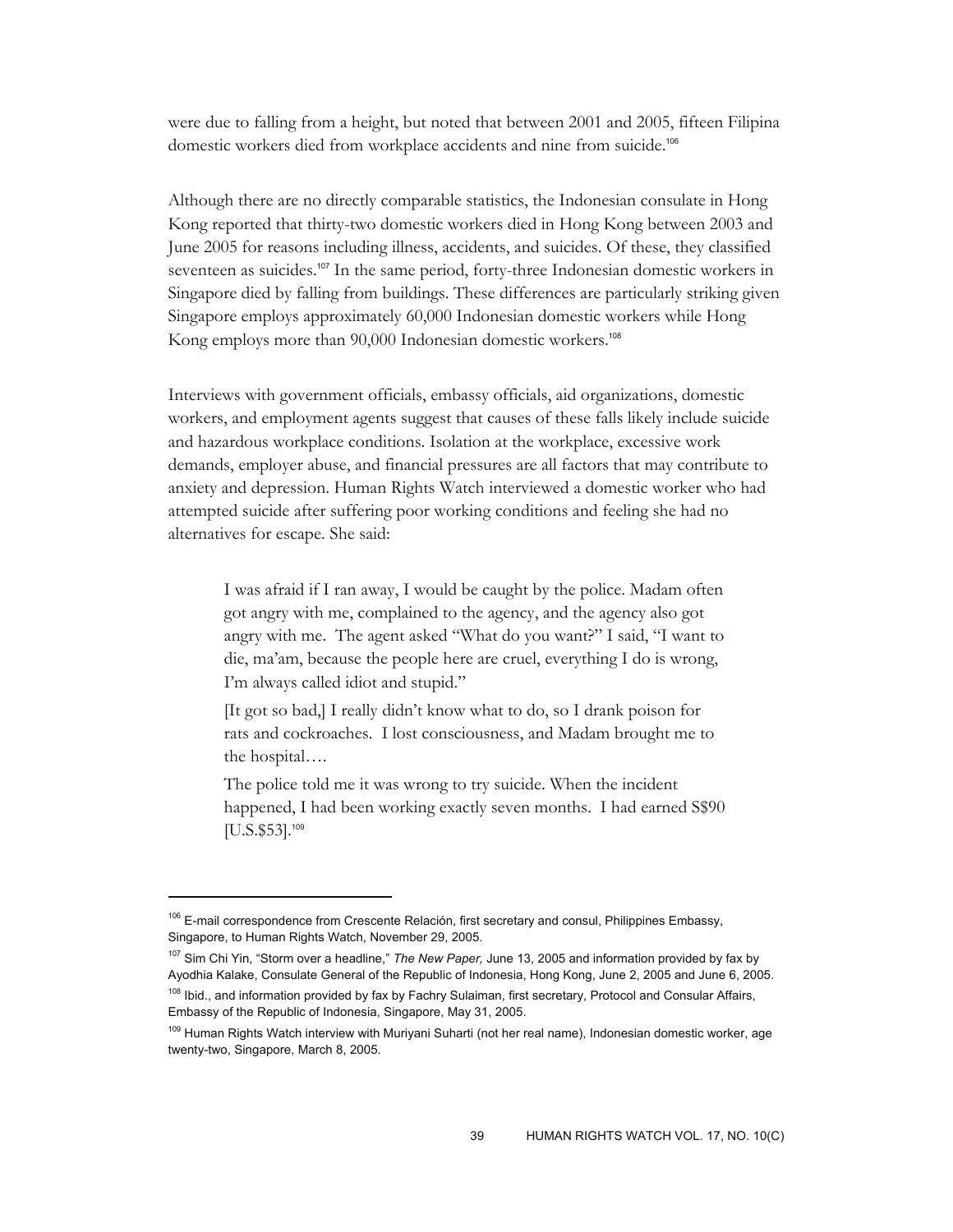were due to falling from a height, but noted that between 2001 and 2005, fifteen Filipina domestic workers died from workplace accidents and nine from suicide.[106]

Although there are no directly comparable statistics, the Indonesian consulate in Hong Kong reported that thirty-two domestic workers died in Hong Kong between 2003 and June 2005 for reasons including illness, accidents, and suicides. Of these, they classified seventeen as suicides.[107] In the same period, forty-three Indonesian domestic workers in Singapore died by falling from buildings. These differences are particularly striking given Singapore employs approximately 60,000 Indonesian domestic workers while Hong Kong employs more than 90,000 Indonesian domestic workers.[108]

Interviews with government officials, embassy officials, aid organizations, domestic workers, and employment agents suggest that causes of these falls likely include suicide and hazardous workplace conditions. Isolation at the workplace, excessive work demands, employer abuse, and financial pressures are all factors that may contribute to anxiety and depression. Human Rights Watch interviewed a domestic worker who had attempted suicide after suffering poor working conditions and feeling she had no alternatives for escape. She said:

> I was afraid if I ran away, I would be caught by the police. Madam often got angry with me, complained to the agency, and the agency also got angry with me. The agent asked "What do you want?" I said, "I want to die, ma'am, because the people here are cruel, everything I do is wrong, I'm always called idiot and stupid."
>
> [It got so bad,] I really didn't know what to do, so I drank poison for rats and cockroaches. I lost consciousness, and Madam brought me to the hospital….
>
> The police told me it was wrong to try suicide. When the incident happened, I had been working exactly seven months. I had earned S$90 [U.S.$53].[109]

---

[106] E-mail correspondence from Crescente Relación, first secretary and consul, Philippines Embassy, Singapore, to Human Rights Watch, November 29, 2005.

[107] Sim Chi Yin, "Storm over a headline," *The New Paper,* June 13, 2005 and information provided by fax by Ayodhia Kalake, Consulate General of the Republic of Indonesia, Hong Kong, June 2, 2005 and June 6, 2005.

[108] Ibid., and information provided by fax by Fachry Sulaiman, first secretary, Protocol and Consular Affairs, Embassy of the Republic of Indonesia, Singapore, May 31, 2005.

[109] Human Rights Watch interview with Muriyani Suharti (not her real name), Indonesian domestic worker, age twenty-two, Singapore, March 8, 2005.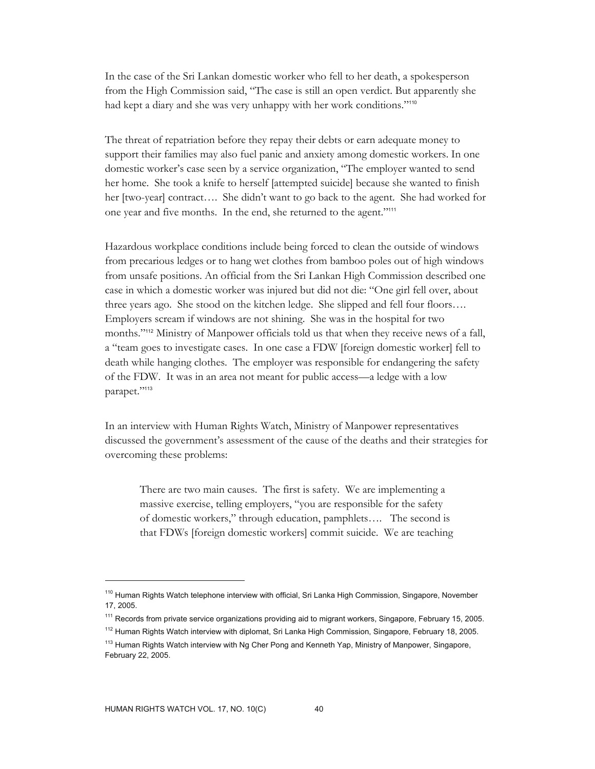In the case of the Sri Lankan domestic worker who fell to her death, a spokesperson from the High Commission said, "The case is still an open verdict. But apparently she had kept a diary and she was very unhappy with her work conditions."[110]

The threat of repatriation before they repay their debts or earn adequate money to support their families may also fuel panic and anxiety among domestic workers. In one domestic worker's case seen by a service organization, "The employer wanted to send her home. She took a knife to herself [attempted suicide] because she wanted to finish her [two-year] contract…. She didn't want to go back to the agent. She had worked for one year and five months. In the end, she returned to the agent."[111]

Hazardous workplace conditions include being forced to clean the outside of windows from precarious ledges or to hang wet clothes from bamboo poles out of high windows from unsafe positions. An official from the Sri Lankan High Commission described one case in which a domestic worker was injured but did not die: "One girl fell over, about three years ago. She stood on the kitchen ledge. She slipped and fell four floors…. Employers scream if windows are not shining. She was in the hospital for two months."[112] Ministry of Manpower officials told us that when they receive news of a fall, a "team goes to investigate cases. In one case a FDW [foreign domestic worker] fell to death while hanging clothes. The employer was responsible for endangering the safety of the FDW. It was in an area not meant for public access—a ledge with a low parapet."[113]

In an interview with Human Rights Watch, Ministry of Manpower representatives discussed the government's assessment of the cause of the deaths and their strategies for overcoming these problems:

> There are two main causes. The first is safety. We are implementing a massive exercise, telling employers, "you are responsible for the safety of domestic workers," through education, pamphlets…. The second is that FDWs [foreign domestic workers] commit suicide. We are teaching

---

[110] Human Rights Watch telephone interview with official, Sri Lanka High Commission, Singapore, November 17, 2005.

[111] Records from private service organizations providing aid to migrant workers, Singapore, February 15, 2005.

[112] Human Rights Watch interview with diplomat, Sri Lanka High Commission, Singapore, February 18, 2005.

[113] Human Rights Watch interview with Ng Cher Pong and Kenneth Yap, Ministry of Manpower, Singapore, February 22, 2005.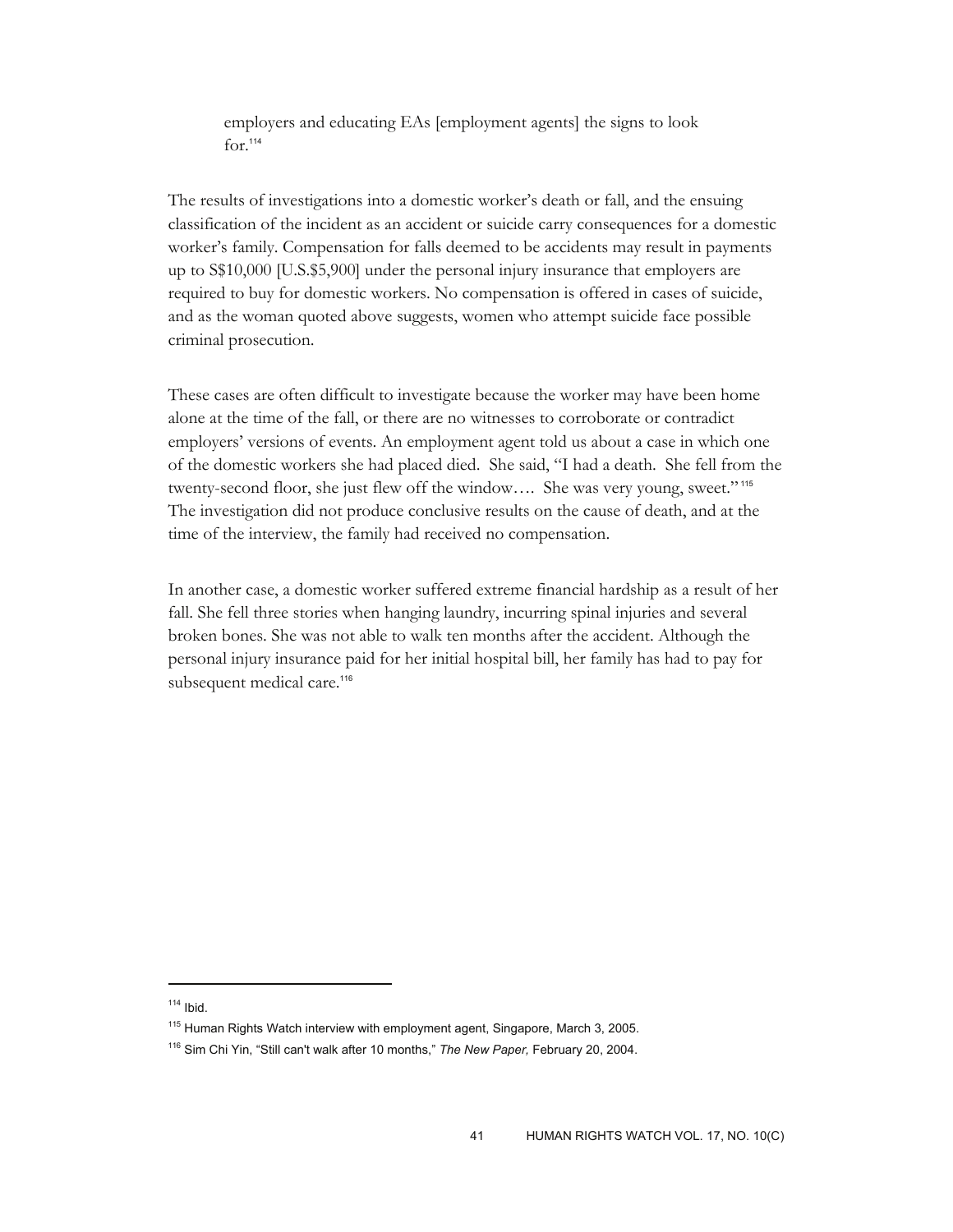> employers and educating EAs [employment agents] the signs to look for.[114]

The results of investigations into a domestic worker's death or fall, and the ensuing classification of the incident as an accident or suicide carry consequences for a domestic worker's family. Compensation for falls deemed to be accidents may result in payments up to S$10,000 [U.S.$5,900] under the personal injury insurance that employers are required to buy for domestic workers. No compensation is offered in cases of suicide, and as the woman quoted above suggests, women who attempt suicide face possible criminal prosecution.

These cases are often difficult to investigate because the worker may have been home alone at the time of the fall, or there are no witnesses to corroborate or contradict employers' versions of events. An employment agent told us about a case in which one of the domestic workers she had placed died. She said, "I had a death. She fell from the twenty-second floor, she just flew off the window…. She was very young, sweet."[115] The investigation did not produce conclusive results on the cause of death, and at the time of the interview, the family had received no compensation.

In another case, a domestic worker suffered extreme financial hardship as a result of her fall. She fell three stories when hanging laundry, incurring spinal injuries and several broken bones. She was not able to walk ten months after the accident. Although the personal injury insurance paid for her initial hospital bill, her family has had to pay for subsequent medical care.[116]

---

[114] Ibid.

[115] Human Rights Watch interview with employment agent, Singapore, March 3, 2005.

[116] Sim Chi Yin, "Still can't walk after 10 months," *The New Paper,* February 20, 2004.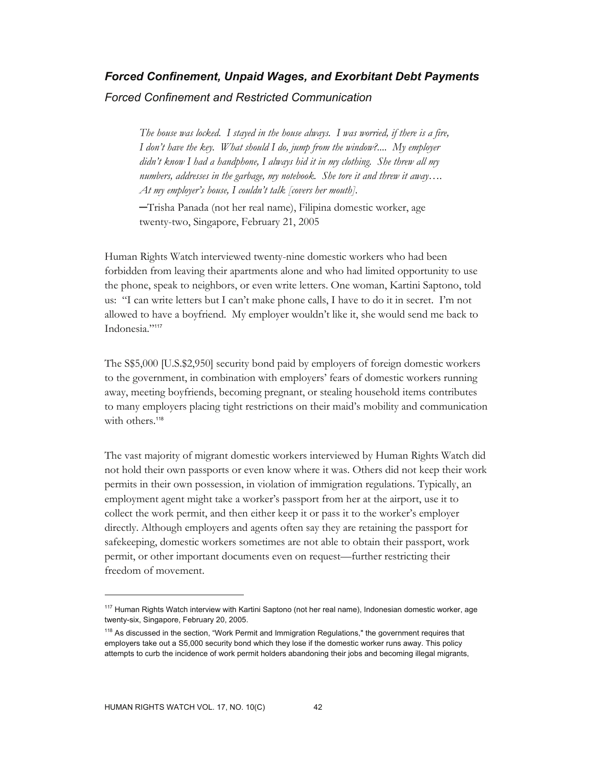## ***Forced Confinement, Unpaid Wages, and Exorbitant Debt Payments***

### *Forced Confinement and Restricted Communication*

> *The house was locked. I stayed in the house always. I was worried, if there is a fire, I don't have the key. What should I do, jump from the window?.... My employer didn't know I had a handphone, I always hid it in my clothing. She threw all my numbers, addresses in the garbage, my notebook. She tore it and threw it away…. At my employer's house, I couldn't talk [covers her mouth].*
>
> —Trisha Panada (not her real name), Filipina domestic worker, age twenty-two, Singapore, February 21, 2005

Human Rights Watch interviewed twenty-nine domestic workers who had been forbidden from leaving their apartments alone and who had limited opportunity to use the phone, speak to neighbors, or even write letters. One woman, Kartini Saptono, told us: "I can write letters but I can't make phone calls, I have to do it in secret. I'm not allowed to have a boyfriend. My employer wouldn't like it, she would send me back to Indonesia."[117]

The S$5,000 [U.S.$2,950] security bond paid by employers of foreign domestic workers to the government, in combination with employers' fears of domestic workers running away, meeting boyfriends, becoming pregnant, or stealing household items contributes to many employers placing tight restrictions on their maid's mobility and communication with others.[118]

The vast majority of migrant domestic workers interviewed by Human Rights Watch did not hold their own passports or even know where it was. Others did not keep their work permits in their own possession, in violation of immigration regulations. Typically, an employment agent might take a worker's passport from her at the airport, use it to collect the work permit, and then either keep it or pass it to the worker's employer directly. Although employers and agents often say they are retaining the passport for safekeeping, domestic workers sometimes are not able to obtain their passport, work permit, or other important documents even on request—further restricting their freedom of movement.

---

[117] Human Rights Watch interview with Kartini Saptono (not her real name), Indonesian domestic worker, age twenty-six, Singapore, February 20, 2005.

[118] As discussed in the section, "Work Permit and Immigration Regulations," the government requires that employers take out a S5,000 security bond which they lose if the domestic worker runs away. This policy attempts to curb the incidence of work permit holders abandoning their jobs and becoming illegal migrants,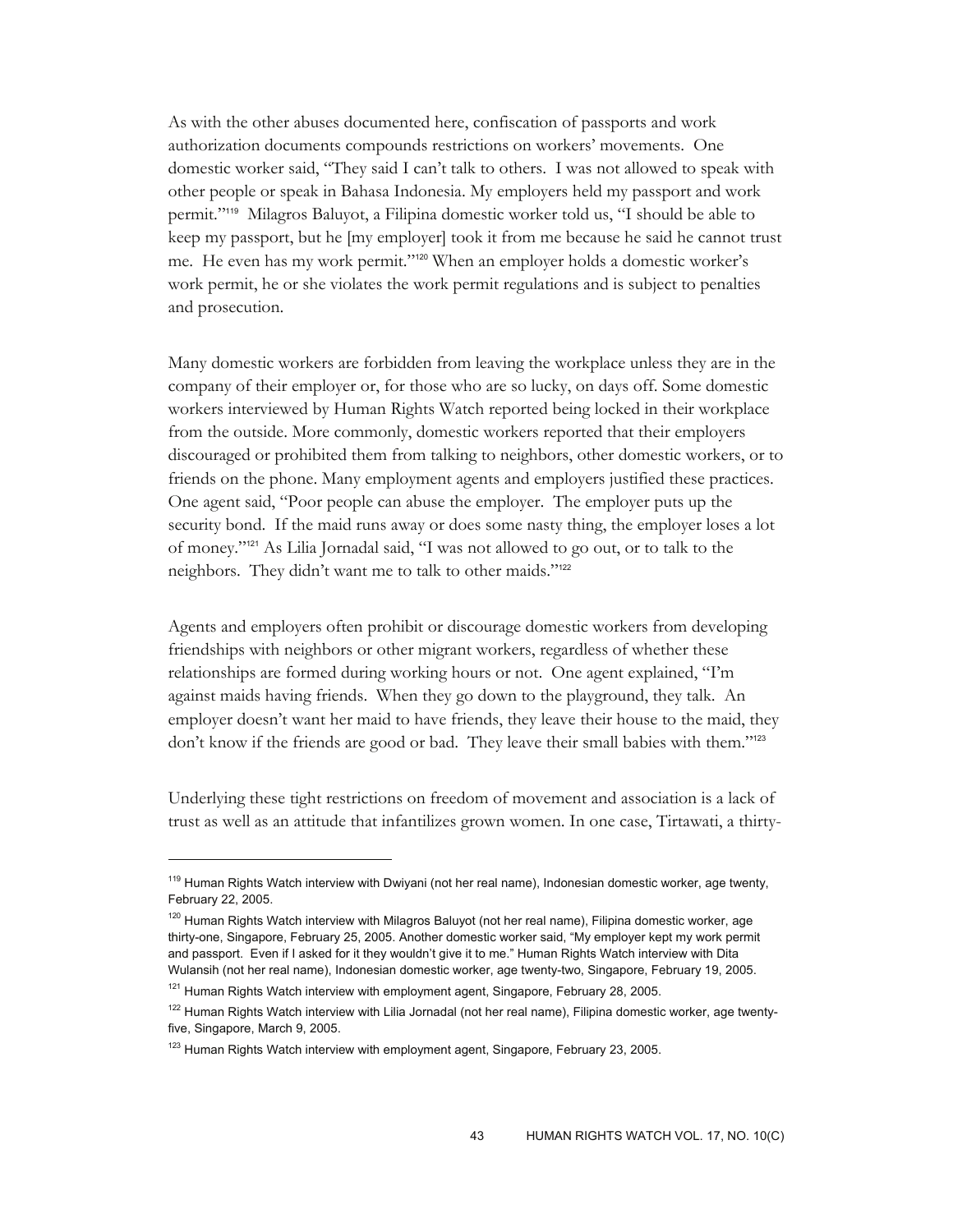As with the other abuses documented here, confiscation of passports and work authorization documents compounds restrictions on workers' movements. One domestic worker said, "They said I can't talk to others. I was not allowed to speak with other people or speak in Bahasa Indonesia. My employers held my passport and work permit."[119] Milagros Baluyot, a Filipina domestic worker told us, "I should be able to keep my passport, but he [my employer] took it from me because he said he cannot trust me. He even has my work permit."[120] When an employer holds a domestic worker's work permit, he or she violates the work permit regulations and is subject to penalties and prosecution.

Many domestic workers are forbidden from leaving the workplace unless they are in the company of their employer or, for those who are so lucky, on days off. Some domestic workers interviewed by Human Rights Watch reported being locked in their workplace from the outside. More commonly, domestic workers reported that their employers discouraged or prohibited them from talking to neighbors, other domestic workers, or to friends on the phone. Many employment agents and employers justified these practices. One agent said, "Poor people can abuse the employer. The employer puts up the security bond. If the maid runs away or does some nasty thing, the employer loses a lot of money."[121] As Lilia Jornadal said, "I was not allowed to go out, or to talk to the neighbors. They didn't want me to talk to other maids."[122]

Agents and employers often prohibit or discourage domestic workers from developing friendships with neighbors or other migrant workers, regardless of whether these relationships are formed during working hours or not. One agent explained, "I'm against maids having friends. When they go down to the playground, they talk. An employer doesn't want her maid to have friends, they leave their house to the maid, they don't know if the friends are good or bad. They leave their small babies with them."[123]

Underlying these tight restrictions on freedom of movement and association is a lack of trust as well as an attitude that infantilizes grown women. In one case, Tirtawati, a thirty-

---

[119] Human Rights Watch interview with Dwiyani (not her real name), Indonesian domestic worker, age twenty, February 22, 2005.

[120] Human Rights Watch interview with Milagros Baluyot (not her real name), Filipina domestic worker, age thirty-one, Singapore, February 25, 2005. Another domestic worker said, "My employer kept my work permit and passport. Even if I asked for it they wouldn't give it to me." Human Rights Watch interview with Dita Wulansih (not her real name), Indonesian domestic worker, age twenty-two, Singapore, February 19, 2005.

[121] Human Rights Watch interview with employment agent, Singapore, February 28, 2005.

[122] Human Rights Watch interview with Lilia Jornadal (not her real name), Filipina domestic worker, age twenty-five, Singapore, March 9, 2005.

[123] Human Rights Watch interview with employment agent, Singapore, February 23, 2005.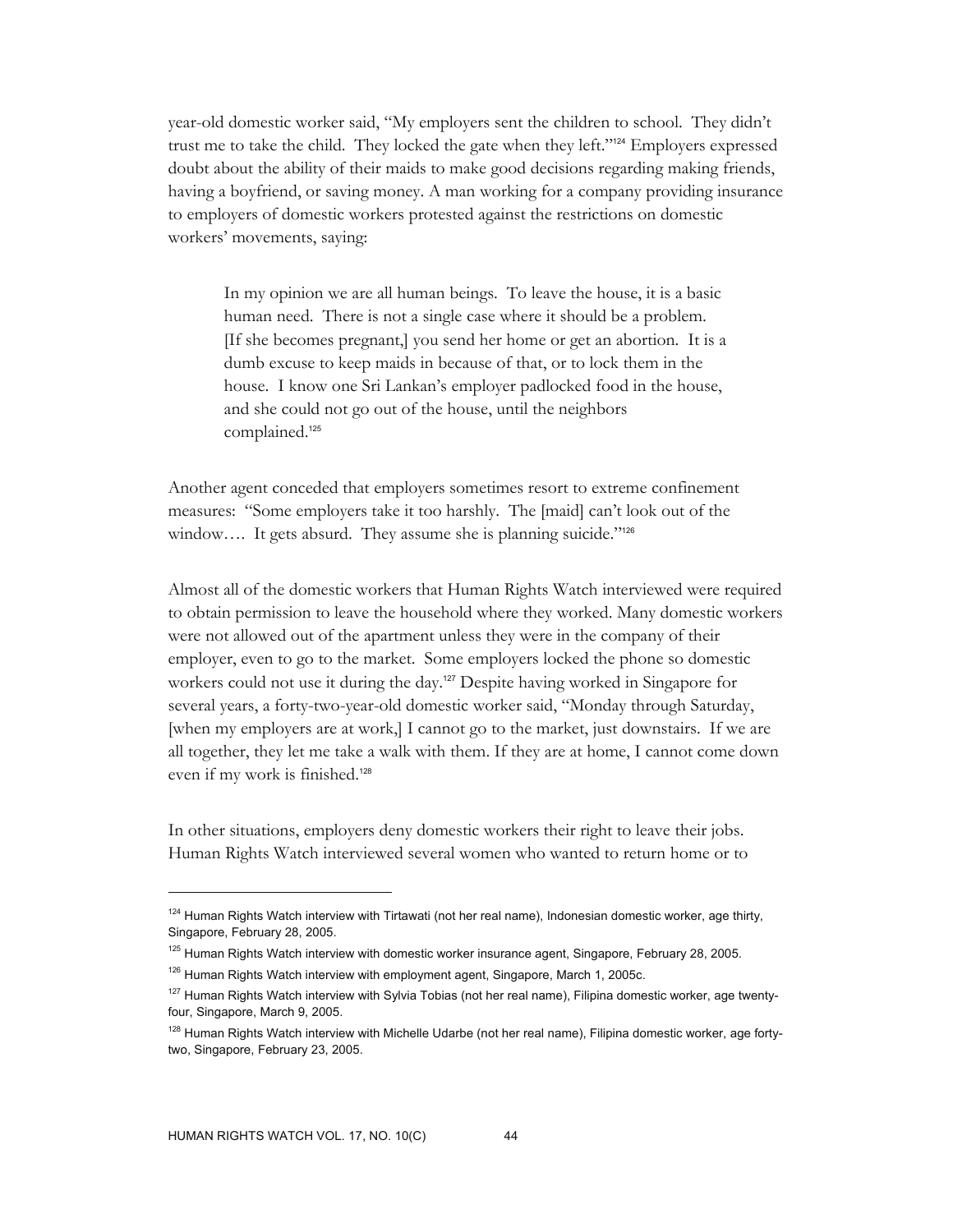year-old domestic worker said, "My employers sent the children to school. They didn't trust me to take the child. They locked the gate when they left."[124] Employers expressed doubt about the ability of their maids to make good decisions regarding making friends, having a boyfriend, or saving money. A man working for a company providing insurance to employers of domestic workers protested against the restrictions on domestic workers' movements, saying:

> In my opinion we are all human beings. To leave the house, it is a basic human need. There is not a single case where it should be a problem. [If she becomes pregnant,] you send her home or get an abortion. It is a dumb excuse to keep maids in because of that, or to lock them in the house. I know one Sri Lankan's employer padlocked food in the house, and she could not go out of the house, until the neighbors complained.[125]

Another agent conceded that employers sometimes resort to extreme confinement measures: "Some employers take it too harshly. The [maid] can't look out of the window…. It gets absurd. They assume she is planning suicide."[126]

Almost all of the domestic workers that Human Rights Watch interviewed were required to obtain permission to leave the household where they worked. Many domestic workers were not allowed out of the apartment unless they were in the company of their employer, even to go to the market. Some employers locked the phone so domestic workers could not use it during the day.[127] Despite having worked in Singapore for several years, a forty-two-year-old domestic worker said, "Monday through Saturday, [when my employers are at work,] I cannot go to the market, just downstairs. If we are all together, they let me take a walk with them. If they are at home, I cannot come down even if my work is finished.[128]

In other situations, employers deny domestic workers their right to leave their jobs. Human Rights Watch interviewed several women who wanted to return home or to

---

[124] Human Rights Watch interview with Tirtawati (not her real name), Indonesian domestic worker, age thirty, Singapore, February 28, 2005.

[125] Human Rights Watch interview with domestic worker insurance agent, Singapore, February 28, 2005.

[126] Human Rights Watch interview with employment agent, Singapore, March 1, 2005c.

[127] Human Rights Watch interview with Sylvia Tobias (not her real name), Filipina domestic worker, age twenty-four, Singapore, March 9, 2005.

[128] Human Rights Watch interview with Michelle Udarbe (not her real name), Filipina domestic worker, age forty-two, Singapore, February 23, 2005.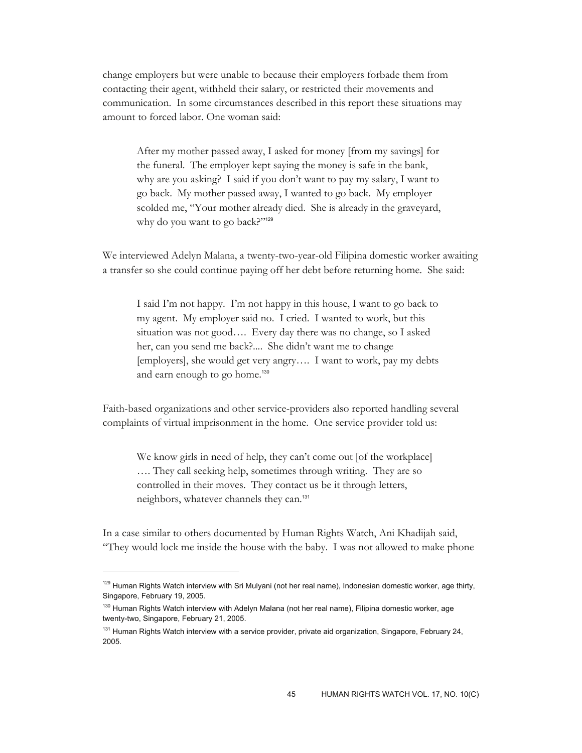change employers but were unable to because their employers forbade them from contacting their agent, withheld their salary, or restricted their movements and communication. In some circumstances described in this report these situations may amount to forced labor. One woman said:

> After my mother passed away, I asked for money [from my savings] for the funeral. The employer kept saying the money is safe in the bank, why are you asking? I said if you don't want to pay my salary, I want to go back. My mother passed away, I wanted to go back. My employer scolded me, "Your mother already died. She is already in the graveyard, why do you want to go back?"[129]

We interviewed Adelyn Malana, a twenty-two-year-old Filipina domestic worker awaiting a transfer so she could continue paying off her debt before returning home. She said:

> I said I'm not happy. I'm not happy in this house, I want to go back to my agent. My employer said no. I cried. I wanted to work, but this situation was not good…. Every day there was no change, so I asked her, can you send me back?.... She didn't want me to change [employers], she would get very angry…. I want to work, pay my debts and earn enough to go home.[130]

Faith-based organizations and other service-providers also reported handling several complaints of virtual imprisonment in the home. One service provider told us:

> We know girls in need of help, they can't come out [of the workplace] …. They call seeking help, sometimes through writing. They are so controlled in their moves. They contact us be it through letters, neighbors, whatever channels they can.[131]

In a case similar to others documented by Human Rights Watch, Ani Khadijah said, "They would lock me inside the house with the baby. I was not allowed to make phone

---

[129] Human Rights Watch interview with Sri Mulyani (not her real name), Indonesian domestic worker, age thirty, Singapore, February 19, 2005.

[130] Human Rights Watch interview with Adelyn Malana (not her real name), Filipina domestic worker, age twenty-two, Singapore, February 21, 2005.

[131] Human Rights Watch interview with a service provider, private aid organization, Singapore, February 24, 2005.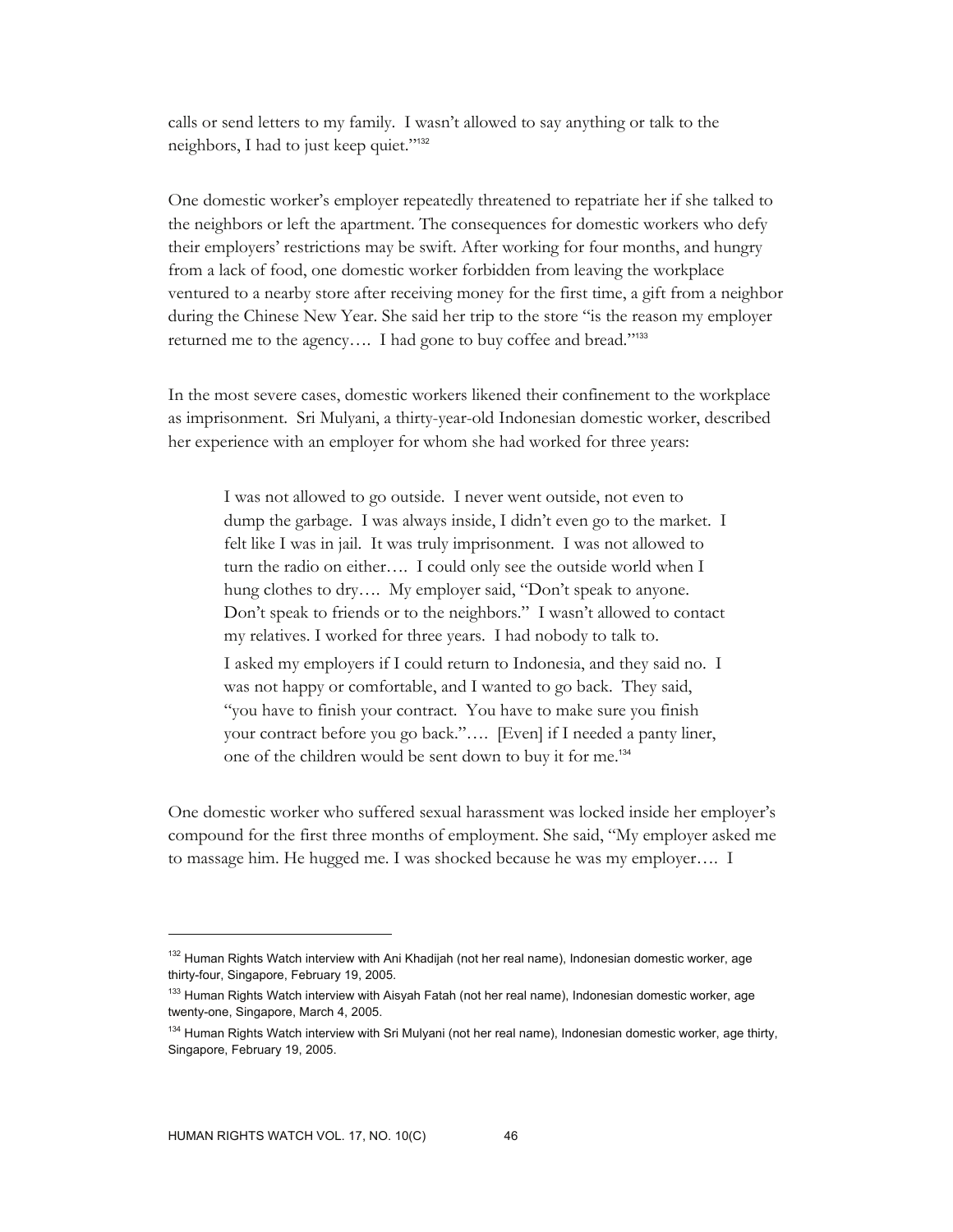calls or send letters to my family. I wasn't allowed to say anything or talk to the neighbors, I had to just keep quiet."[132]

One domestic worker's employer repeatedly threatened to repatriate her if she talked to the neighbors or left the apartment. The consequences for domestic workers who defy their employers' restrictions may be swift. After working for four months, and hungry from a lack of food, one domestic worker forbidden from leaving the workplace ventured to a nearby store after receiving money for the first time, a gift from a neighbor during the Chinese New Year. She said her trip to the store "is the reason my employer returned me to the agency…. I had gone to buy coffee and bread."[133]

In the most severe cases, domestic workers likened their confinement to the workplace as imprisonment. Sri Mulyani, a thirty-year-old Indonesian domestic worker, described her experience with an employer for whom she had worked for three years:

> I was not allowed to go outside. I never went outside, not even to dump the garbage. I was always inside, I didn't even go to the market. I felt like I was in jail. It was truly imprisonment. I was not allowed to turn the radio on either…. I could only see the outside world when I hung clothes to dry…. My employer said, "Don't speak to anyone. Don't speak to friends or to the neighbors." I wasn't allowed to contact my relatives. I worked for three years. I had nobody to talk to.
>
> I asked my employers if I could return to Indonesia, and they said no. I was not happy or comfortable, and I wanted to go back. They said, "you have to finish your contract. You have to make sure you finish your contract before you go back."…. [Even] if I needed a panty liner, one of the children would be sent down to buy it for me.[134]

One domestic worker who suffered sexual harassment was locked inside her employer's compound for the first three months of employment. She said, "My employer asked me to massage him. He hugged me. I was shocked because he was my employer…. I

---

[132] Human Rights Watch interview with Ani Khadijah (not her real name), Indonesian domestic worker, age thirty-four, Singapore, February 19, 2005.

[133] Human Rights Watch interview with Aisyah Fatah (not her real name), Indonesian domestic worker, age twenty-one, Singapore, March 4, 2005.

[134] Human Rights Watch interview with Sri Mulyani (not her real name), Indonesian domestic worker, age thirty, Singapore, February 19, 2005.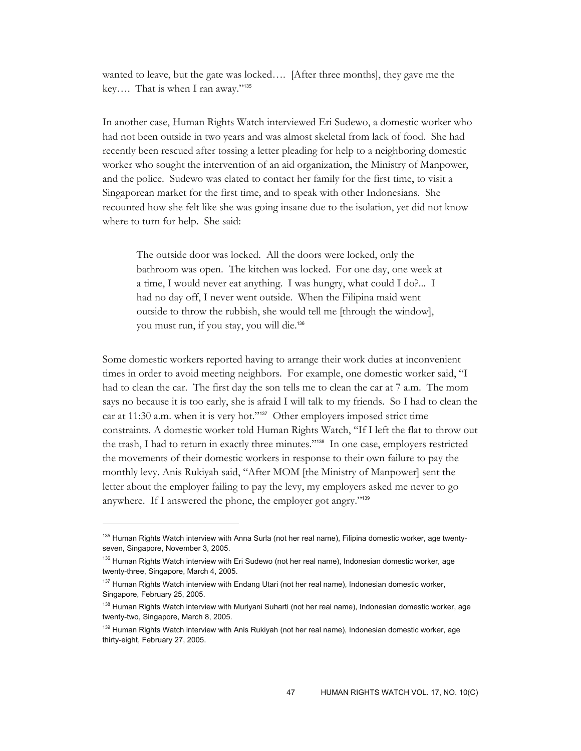wanted to leave, but the gate was locked…. [After three months], they gave me the key…. That is when I ran away."[135]

In another case, Human Rights Watch interviewed Eri Sudewo, a domestic worker who had not been outside in two years and was almost skeletal from lack of food. She had recently been rescued after tossing a letter pleading for help to a neighboring domestic worker who sought the intervention of an aid organization, the Ministry of Manpower, and the police. Sudewo was elated to contact her family for the first time, to visit a Singaporean market for the first time, and to speak with other Indonesians. She recounted how she felt like she was going insane due to the isolation, yet did not know where to turn for help. She said:

> The outside door was locked. All the doors were locked, only the bathroom was open. The kitchen was locked. For one day, one week at a time, I would never eat anything. I was hungry, what could I do?... I had no day off, I never went outside. When the Filipina maid went outside to throw the rubbish, she would tell me [through the window], you must run, if you stay, you will die.[136]

Some domestic workers reported having to arrange their work duties at inconvenient times in order to avoid meeting neighbors. For example, one domestic worker said, "I had to clean the car. The first day the son tells me to clean the car at 7 a.m. The mom says no because it is too early, she is afraid I will talk to my friends. So I had to clean the car at 11:30 a.m. when it is very hot."[137] Other employers imposed strict time constraints. A domestic worker told Human Rights Watch, "If I left the flat to throw out the trash, I had to return in exactly three minutes."[138] In one case, employers restricted the movements of their domestic workers in response to their own failure to pay the monthly levy. Anis Rukiyah said, "After MOM [the Ministry of Manpower] sent the letter about the employer failing to pay the levy, my employers asked me never to go anywhere. If I answered the phone, the employer got angry."[139]

---

[135] Human Rights Watch interview with Anna Surla (not her real name), Filipina domestic worker, age twenty-seven, Singapore, November 3, 2005.

[136] Human Rights Watch interview with Eri Sudewo (not her real name), Indonesian domestic worker, age twenty-three, Singapore, March 4, 2005.

[137] Human Rights Watch interview with Endang Utari (not her real name), Indonesian domestic worker, Singapore, February 25, 2005.

[138] Human Rights Watch interview with Muriyani Suharti (not her real name), Indonesian domestic worker, age twenty-two, Singapore, March 8, 2005.

[139] Human Rights Watch interview with Anis Rukiyah (not her real name), Indonesian domestic worker, age thirty-eight, February 27, 2005.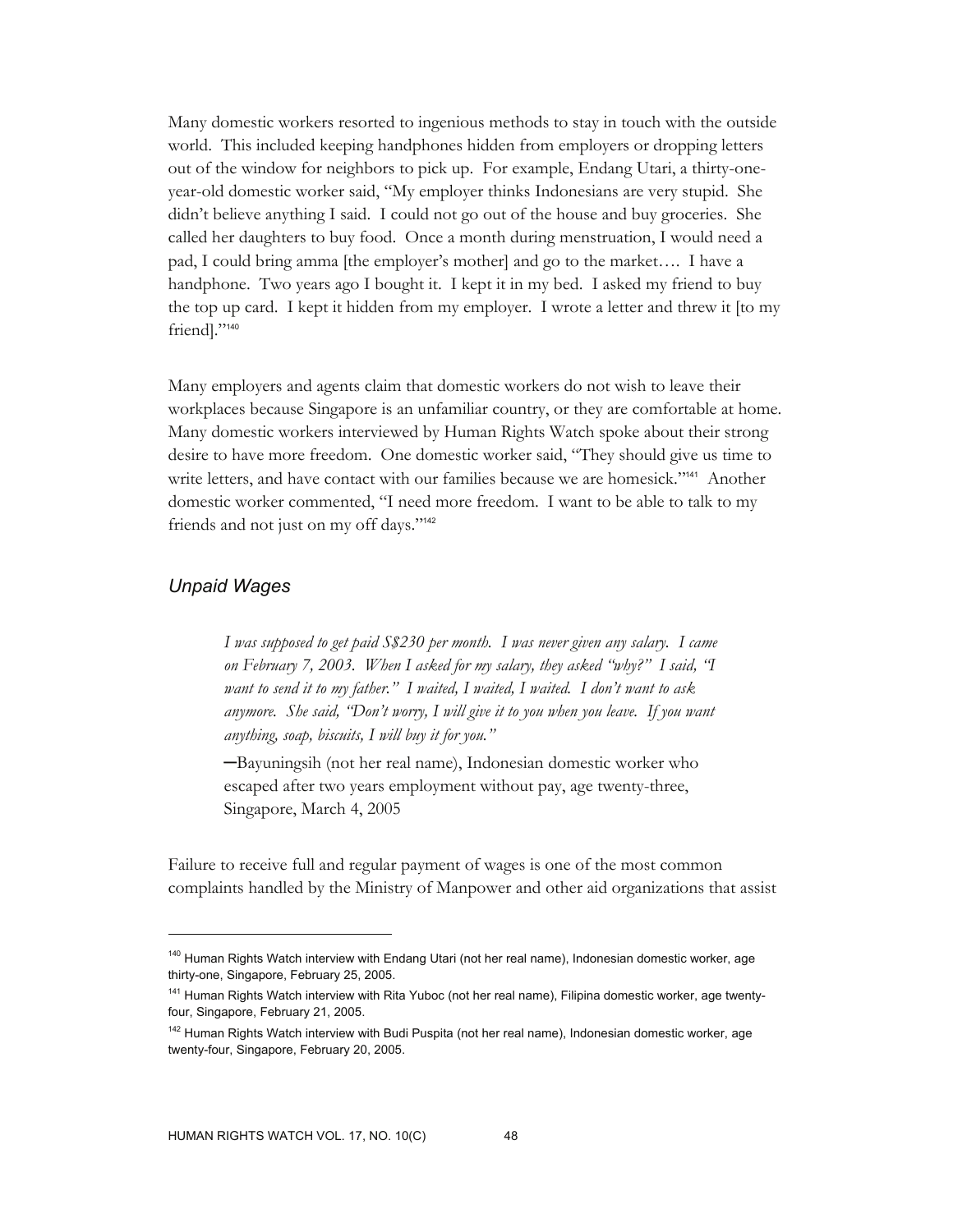Many domestic workers resorted to ingenious methods to stay in touch with the outside world. This included keeping handphones hidden from employers or dropping letters out of the window for neighbors to pick up. For example, Endang Utari, a thirty-one-year-old domestic worker said, "My employer thinks Indonesians are very stupid. She didn't believe anything I said. I could not go out of the house and buy groceries. She called her daughters to buy food. Once a month during menstruation, I would need a pad, I could bring amma [the employer's mother] and go to the market…. I have a handphone. Two years ago I bought it. I kept it in my bed. I asked my friend to buy the top up card. I kept it hidden from my employer. I wrote a letter and threw it [to my friend]."[140]

Many employers and agents claim that domestic workers do not wish to leave their workplaces because Singapore is an unfamiliar country, or they are comfortable at home. Many domestic workers interviewed by Human Rights Watch spoke about their strong desire to have more freedom. One domestic worker said, "They should give us time to write letters, and have contact with our families because we are homesick."[141] Another domestic worker commented, "I need more freedom. I want to be able to talk to my friends and not just on my off days."[142]

### *Unpaid Wages*

> *I was supposed to get paid S$230 per month. I was never given any salary. I came on February 7, 2003. When I asked for my salary, they asked "why?" I said, "I want to send it to my father." I waited, I waited, I waited. I don't want to ask anymore. She said, "Don't worry, I will give it to you when you leave. If you want anything, soap, biscuits, I will buy it for you."*
>
> —Bayuningsih (not her real name), Indonesian domestic worker who escaped after two years employment without pay, age twenty-three, Singapore, March 4, 2005

Failure to receive full and regular payment of wages is one of the most common complaints handled by the Ministry of Manpower and other aid organizations that assist

---

[140] Human Rights Watch interview with Endang Utari (not her real name), Indonesian domestic worker, age thirty-one, Singapore, February 25, 2005.

[141] Human Rights Watch interview with Rita Yuboc (not her real name), Filipina domestic worker, age twenty-four, Singapore, February 21, 2005.

[142] Human Rights Watch interview with Budi Puspita (not her real name), Indonesian domestic worker, age twenty-four, Singapore, February 20, 2005.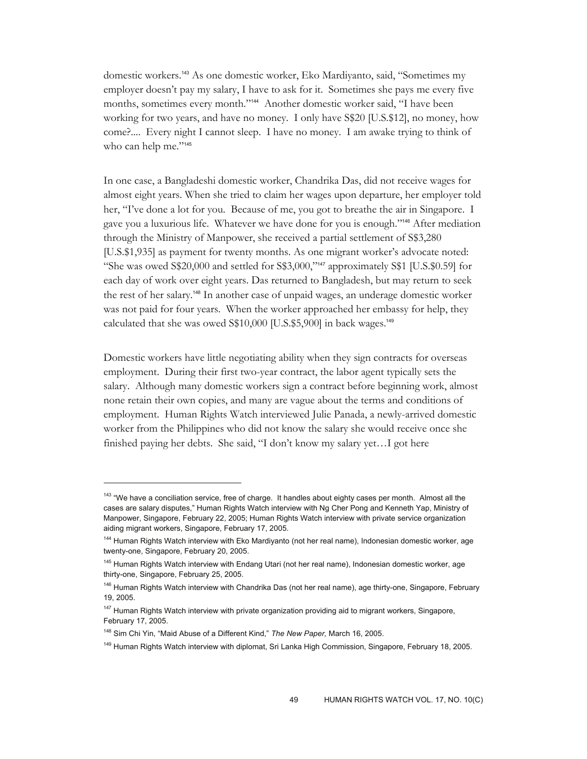domestic workers.[143] As one domestic worker, Eko Mardiyanto, said, "Sometimes my employer doesn't pay my salary, I have to ask for it. Sometimes she pays me every five months, sometimes every month."[144] Another domestic worker said, "I have been working for two years, and have no money. I only have S$20 [U.S.$12], no money, how come?.... Every night I cannot sleep. I have no money. I am awake trying to think of who can help me."[145]

In one case, a Bangladeshi domestic worker, Chandrika Das, did not receive wages for almost eight years. When she tried to claim her wages upon departure, her employer told her, "I've done a lot for you. Because of me, you got to breathe the air in Singapore. I gave you a luxurious life. Whatever we have done for you is enough."[146] After mediation through the Ministry of Manpower, she received a partial settlement of S$3,280 [U.S.$1,935] as payment for twenty months. As one migrant worker's advocate noted: "She was owed S$20,000 and settled for S$3,000,"[147] approximately S$1 [U.S.$0.59] for each day of work over eight years. Das returned to Bangladesh, but may return to seek the rest of her salary.[148] In another case of unpaid wages, an underage domestic worker was not paid for four years. When the worker approached her embassy for help, they calculated that she was owed S$10,000 [U.S.$5,900] in back wages.[149]

Domestic workers have little negotiating ability when they sign contracts for overseas employment. During their first two-year contract, the labor agent typically sets the salary. Although many domestic workers sign a contract before beginning work, almost none retain their own copies, and many are vague about the terms and conditions of employment. Human Rights Watch interviewed Julie Panada, a newly-arrived domestic worker from the Philippines who did not know the salary she would receive once she finished paying her debts. She said, "I don't know my salary yet…I got here

---

[143] "We have a conciliation service, free of charge. It handles about eighty cases per month. Almost all the cases are salary disputes," Human Rights Watch interview with Ng Cher Pong and Kenneth Yap, Ministry of Manpower, Singapore, February 22, 2005; Human Rights Watch interview with private service organization aiding migrant workers, Singapore, February 17, 2005.

[144] Human Rights Watch interview with Eko Mardiyanto (not her real name), Indonesian domestic worker, age twenty-one, Singapore, February 20, 2005.

[145] Human Rights Watch interview with Endang Utari (not her real name), Indonesian domestic worker, age thirty-one, Singapore, February 25, 2005.

[146] Human Rights Watch interview with Chandrika Das (not her real name), age thirty-one, Singapore, February 19, 2005.

[147] Human Rights Watch interview with private organization providing aid to migrant workers, Singapore, February 17, 2005.

[148] Sim Chi Yin, "Maid Abuse of a Different Kind," *The New Paper,* March 16, 2005.

[149] Human Rights Watch interview with diplomat, Sri Lanka High Commission, Singapore, February 18, 2005.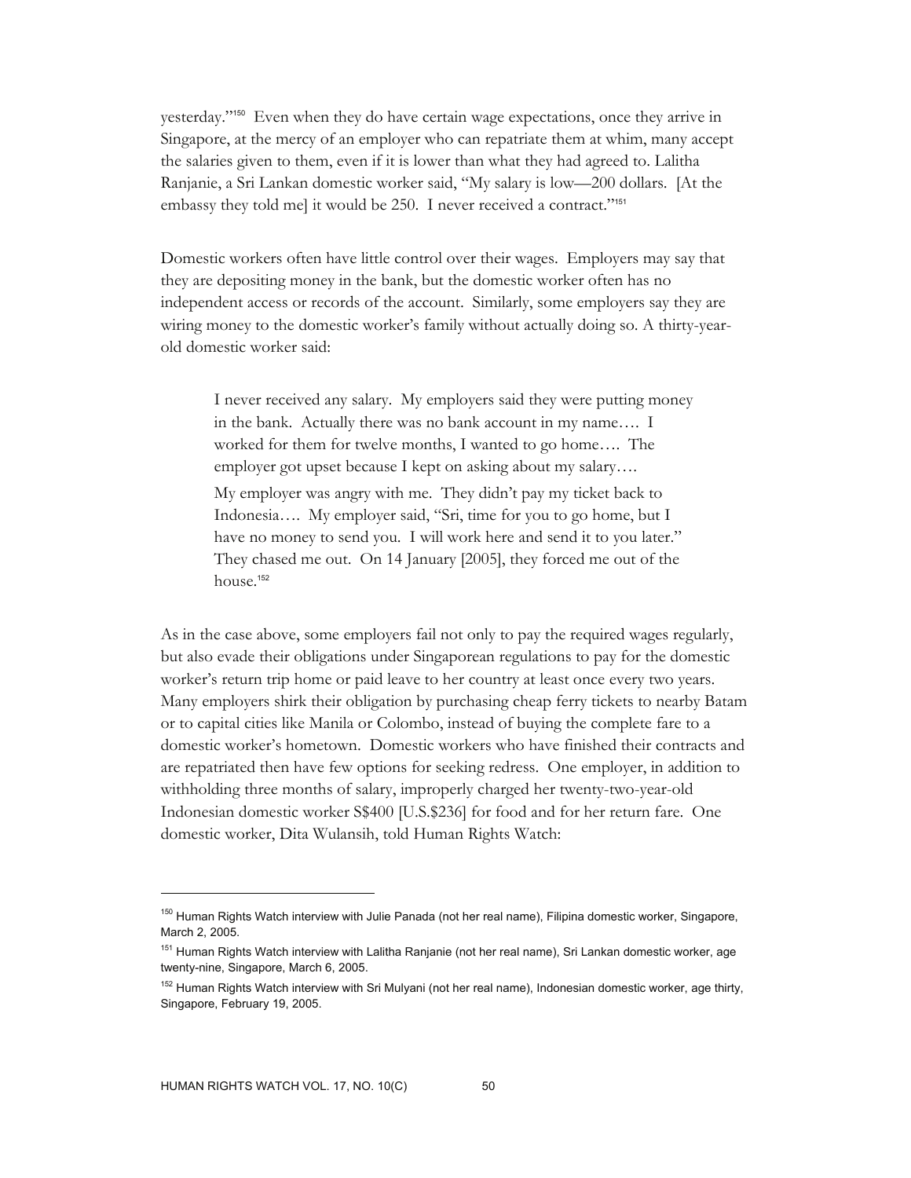yesterday."[150] Even when they do have certain wage expectations, once they arrive in Singapore, at the mercy of an employer who can repatriate them at whim, many accept the salaries given to them, even if it is lower than what they had agreed to. Lalitha Ranjanie, a Sri Lankan domestic worker said, "My salary is low—200 dollars. [At the embassy they told me] it would be 250. I never received a contract."[151]

Domestic workers often have little control over their wages. Employers may say that they are depositing money in the bank, but the domestic worker often has no independent access or records of the account. Similarly, some employers say they are wiring money to the domestic worker's family without actually doing so. A thirty-year-old domestic worker said:

> I never received any salary. My employers said they were putting money in the bank. Actually there was no bank account in my name…. I worked for them for twelve months, I wanted to go home…. The employer got upset because I kept on asking about my salary….
>
> My employer was angry with me. They didn't pay my ticket back to Indonesia…. My employer said, "Sri, time for you to go home, but I have no money to send you. I will work here and send it to you later." They chased me out. On 14 January [2005], they forced me out of the house.[152]

As in the case above, some employers fail not only to pay the required wages regularly, but also evade their obligations under Singaporean regulations to pay for the domestic worker's return trip home or paid leave to her country at least once every two years. Many employers shirk their obligation by purchasing cheap ferry tickets to nearby Batam or to capital cities like Manila or Colombo, instead of buying the complete fare to a domestic worker's hometown. Domestic workers who have finished their contracts and are repatriated then have few options for seeking redress. One employer, in addition to withholding three months of salary, improperly charged her twenty-two-year-old Indonesian domestic worker S$400 [U.S.$236] for food and for her return fare. One domestic worker, Dita Wulansih, told Human Rights Watch:

---

[150] Human Rights Watch interview with Julie Panada (not her real name), Filipina domestic worker, Singapore, March 2, 2005.

[151] Human Rights Watch interview with Lalitha Ranjanie (not her real name), Sri Lankan domestic worker, age twenty-nine, Singapore, March 6, 2005.

[152] Human Rights Watch interview with Sri Mulyani (not her real name), Indonesian domestic worker, age thirty, Singapore, February 19, 2005.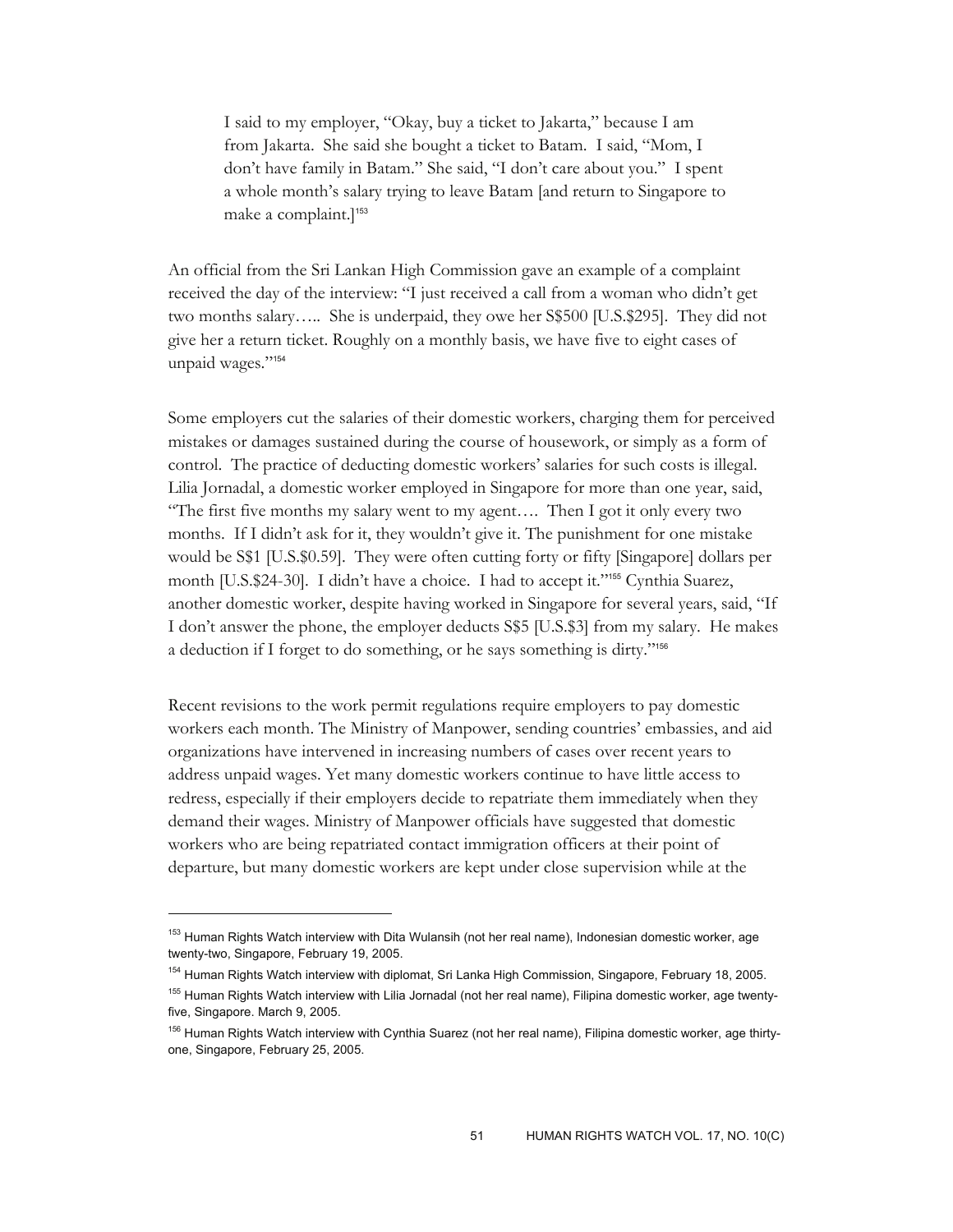> I said to my employer, "Okay, buy a ticket to Jakarta," because I am from Jakarta. She said she bought a ticket to Batam. I said, "Mom, I don't have family in Batam." She said, "I don't care about you." I spent a whole month's salary trying to leave Batam [and return to Singapore to make a complaint.][153]

An official from the Sri Lankan High Commission gave an example of a complaint received the day of the interview: "I just received a call from a woman who didn't get two months salary….. She is underpaid, they owe her S$500 [U.S.$295]. They did not give her a return ticket. Roughly on a monthly basis, we have five to eight cases of unpaid wages."[154]

Some employers cut the salaries of their domestic workers, charging them for perceived mistakes or damages sustained during the course of housework, or simply as a form of control. The practice of deducting domestic workers' salaries for such costs is illegal. Lilia Jornadal, a domestic worker employed in Singapore for more than one year, said, "The first five months my salary went to my agent…. Then I got it only every two months. If I didn't ask for it, they wouldn't give it. The punishment for one mistake would be S$1 [U.S.$0.59]. They were often cutting forty or fifty [Singapore] dollars per month [U.S.$24-30]. I didn't have a choice. I had to accept it."[155] Cynthia Suarez, another domestic worker, despite having worked in Singapore for several years, said, "If I don't answer the phone, the employer deducts S$5 [U.S.$3] from my salary. He makes a deduction if I forget to do something, or he says something is dirty."[156]

Recent revisions to the work permit regulations require employers to pay domestic workers each month. The Ministry of Manpower, sending countries' embassies, and aid organizations have intervened in increasing numbers of cases over recent years to address unpaid wages. Yet many domestic workers continue to have little access to redress, especially if their employers decide to repatriate them immediately when they demand their wages. Ministry of Manpower officials have suggested that domestic workers who are being repatriated contact immigration officers at their point of departure, but many domestic workers are kept under close supervision while at the

---

[153] Human Rights Watch interview with Dita Wulansih (not her real name), Indonesian domestic worker, age twenty-two, Singapore, February 19, 2005.

[154] Human Rights Watch interview with diplomat, Sri Lanka High Commission, Singapore, February 18, 2005.

[155] Human Rights Watch interview with Lilia Jornadal (not her real name), Filipina domestic worker, age twenty-five, Singapore. March 9, 2005.

[156] Human Rights Watch interview with Cynthia Suarez (not her real name), Filipina domestic worker, age thirty-one, Singapore, February 25, 2005.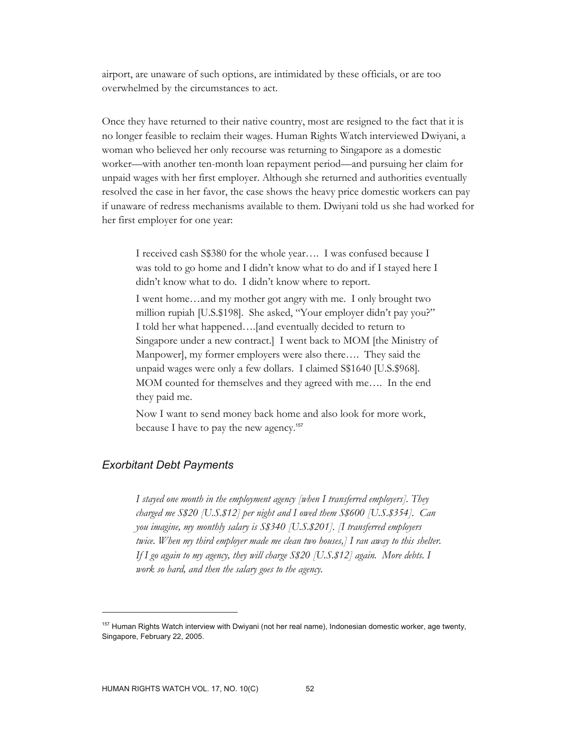airport, are unaware of such options, are intimidated by these officials, or are too overwhelmed by the circumstances to act.

Once they have returned to their native country, most are resigned to the fact that it is no longer feasible to reclaim their wages. Human Rights Watch interviewed Dwiyani, a woman who believed her only recourse was returning to Singapore as a domestic worker—with another ten-month loan repayment period—and pursuing her claim for unpaid wages with her first employer. Although she returned and authorities eventually resolved the case in her favor, the case shows the heavy price domestic workers can pay if unaware of redress mechanisms available to them. Dwiyani told us she had worked for her first employer for one year:

> I received cash S$380 for the whole year…. I was confused because I was told to go home and I didn't know what to do and if I stayed here I didn't know what to do. I didn't know where to report.
>
> I went home…and my mother got angry with me. I only brought two million rupiah [U.S.$198]. She asked, "Your employer didn't pay you?" I told her what happened….[and eventually decided to return to Singapore under a new contract.] I went back to MOM [the Ministry of Manpower], my former employers were also there…. They said the unpaid wages were only a few dollars. I claimed S$1640 [U.S.$968]. MOM counted for themselves and they agreed with me…. In the end they paid me.
>
> Now I want to send money back home and also look for more work, because I have to pay the new agency.[157]

### *Exorbitant Debt Payments*

> *I stayed one month in the employment agency [when I transferred employers]. They charged me S$20 [U.S.$12] per night and I owed them S$600 [U.S.$354]. Can you imagine, my monthly salary is S$340 [U.S.$201]. [I transferred employers twice. When my third employer made me clean two houses,] I ran away to this shelter. If I go again to my agency, they will charge S$20 [U.S.$12] again. More debts. I work so hard, and then the salary goes to the agency.*

---

[157] Human Rights Watch interview with Dwiyani (not her real name), Indonesian domestic worker, age twenty, Singapore, February 22, 2005.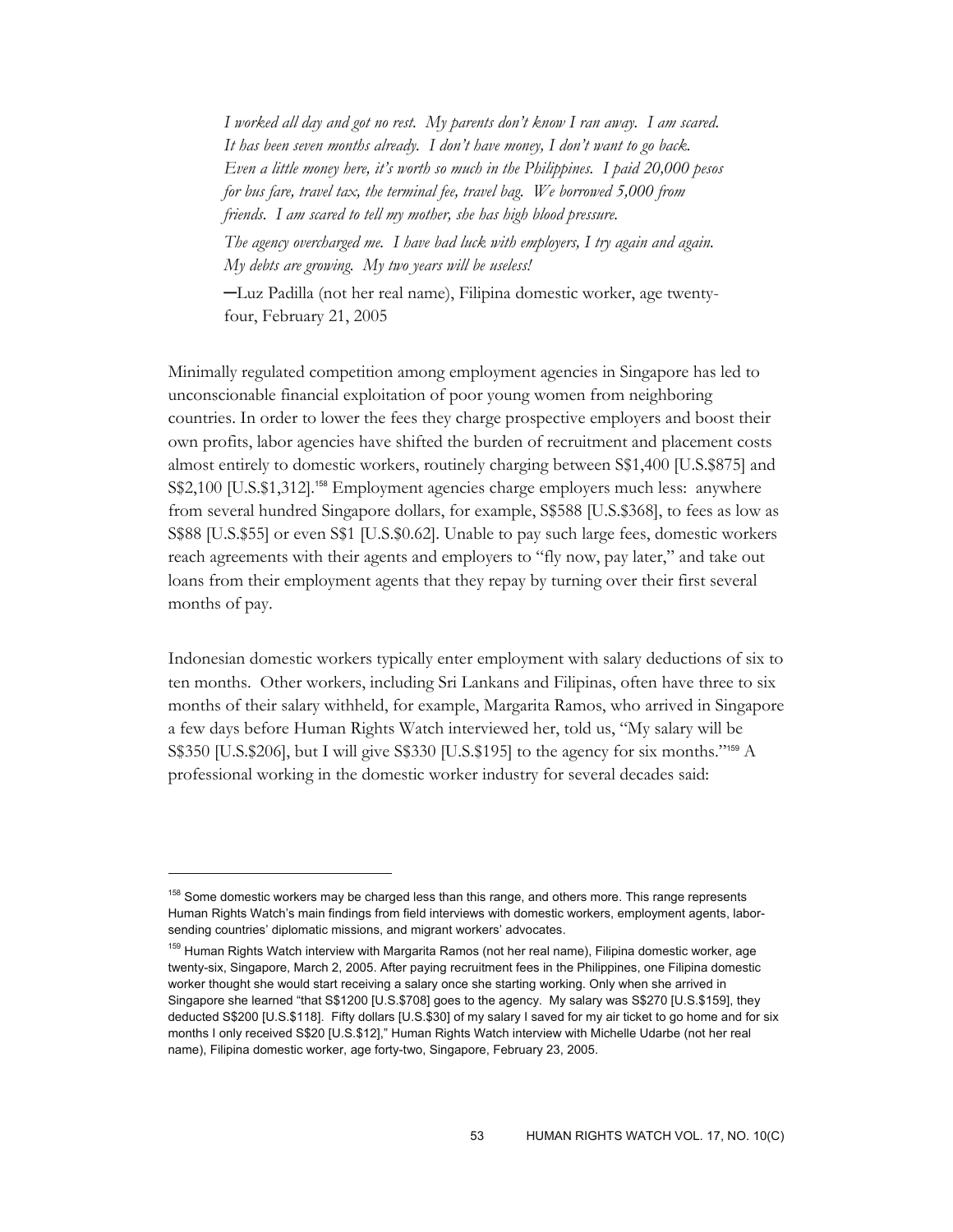*I worked all day and got no rest. My parents don't know I ran away. I am scared. It has been seven months already. I don't have money, I don't want to go back. Even a little money here, it's worth so much in the Philippines. I paid 20,000 pesos for bus fare, travel tax, the terminal fee, travel bag. We borrowed 5,000 from friends. I am scared to tell my mother, she has high blood pressure.*

*The agency overcharged me. I have bad luck with employers, I try again and again. My debts are growing. My two years will be useless!*

—Luz Padilla (not her real name), Filipina domestic worker, age twenty-four, February 21, 2005

Minimally regulated competition among employment agencies in Singapore has led to unconscionable financial exploitation of poor young women from neighboring countries. In order to lower the fees they charge prospective employers and boost their own profits, labor agencies have shifted the burden of recruitment and placement costs almost entirely to domestic workers, routinely charging between S$1,400 [U.S.$875] and S$2,100 [U.S.$1,312].[158] Employment agencies charge employers much less: anywhere from several hundred Singapore dollars, for example, S$588 [U.S.$368], to fees as low as S$88 [U.S.$55] or even S$1 [U.S.$0.62]. Unable to pay such large fees, domestic workers reach agreements with their agents and employers to "fly now, pay later," and take out loans from their employment agents that they repay by turning over their first several months of pay.

Indonesian domestic workers typically enter employment with salary deductions of six to ten months. Other workers, including Sri Lankans and Filipinas, often have three to six months of their salary withheld, for example, Margarita Ramos, who arrived in Singapore a few days before Human Rights Watch interviewed her, told us, "My salary will be S$350 [U.S.$206], but I will give S$330 [U.S.$195] to the agency for six months."[159] A professional working in the domestic worker industry for several decades said:

---

[158] Some domestic workers may be charged less than this range, and others more. This range represents Human Rights Watch's main findings from field interviews with domestic workers, employment agents, labor-sending countries' diplomatic missions, and migrant workers' advocates.

[159] Human Rights Watch interview with Margarita Ramos (not her real name), Filipina domestic worker, age twenty-six, Singapore, March 2, 2005. After paying recruitment fees in the Philippines, one Filipina domestic worker thought she would start receiving a salary once she starting working. Only when she arrived in Singapore she learned "that S$1200 [U.S.$708] goes to the agency. My salary was S$270 [U.S.$159], they deducted S$200 [U.S.$118]. Fifty dollars [U.S.$30] of my salary I saved for my air ticket to go home and for six months I only received S$20 [U.S.$12]," Human Rights Watch interview with Michelle Udarbe (not her real name), Filipina domestic worker, age forty-two, Singapore, February 23, 2005.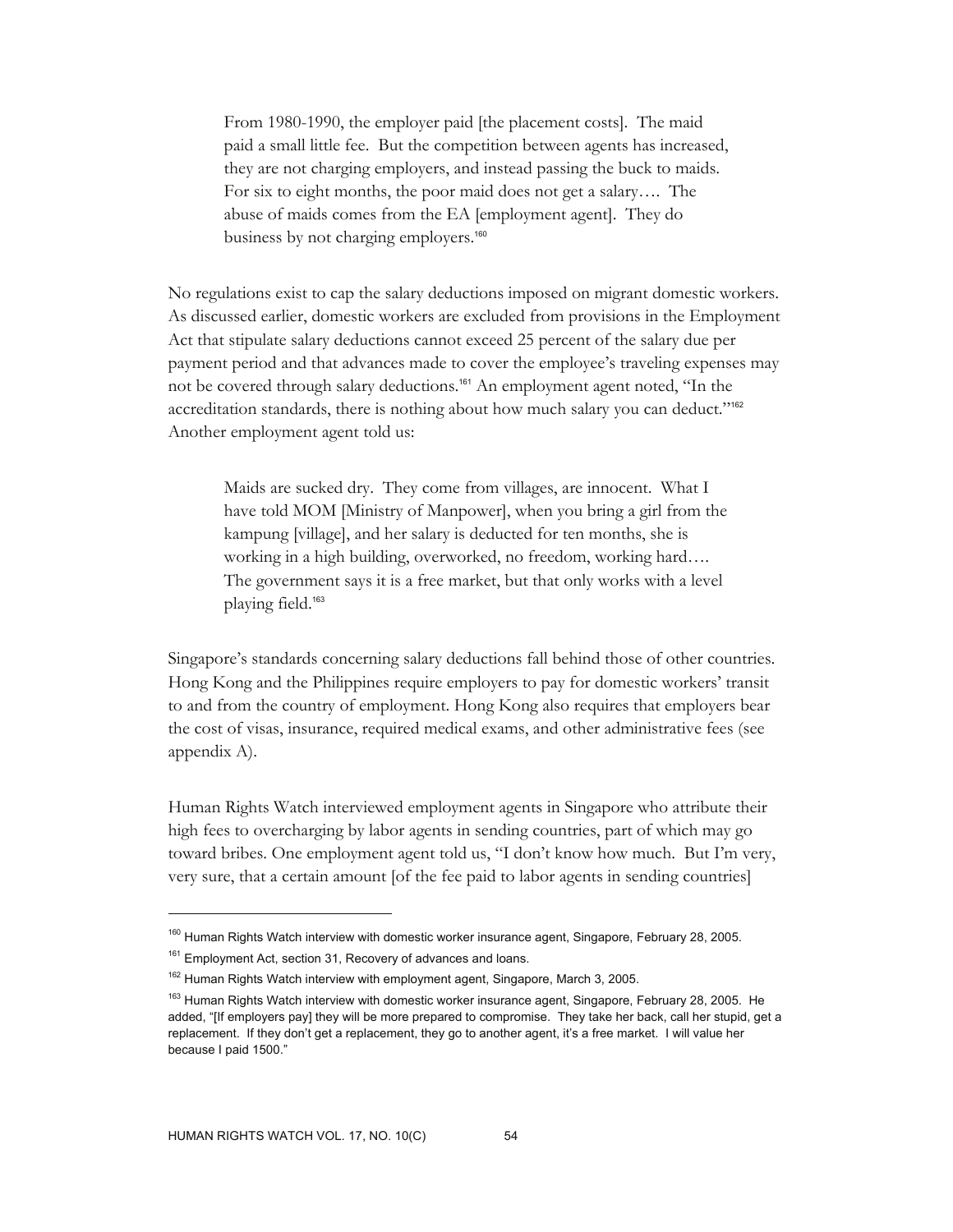> From 1980-1990, the employer paid [the placement costs]. The maid paid a small little fee. But the competition between agents has increased, they are not charging employers, and instead passing the buck to maids. For six to eight months, the poor maid does not get a salary…. The abuse of maids comes from the EA [employment agent]. They do business by not charging employers.[160]

No regulations exist to cap the salary deductions imposed on migrant domestic workers. As discussed earlier, domestic workers are excluded from provisions in the Employment Act that stipulate salary deductions cannot exceed 25 percent of the salary due per payment period and that advances made to cover the employee's traveling expenses may not be covered through salary deductions.[161] An employment agent noted, "In the accreditation standards, there is nothing about how much salary you can deduct."[162] Another employment agent told us:

> Maids are sucked dry. They come from villages, are innocent. What I have told MOM [Ministry of Manpower], when you bring a girl from the kampung [village], and her salary is deducted for ten months, she is working in a high building, overworked, no freedom, working hard…. The government says it is a free market, but that only works with a level playing field.[163]

Singapore's standards concerning salary deductions fall behind those of other countries. Hong Kong and the Philippines require employers to pay for domestic workers' transit to and from the country of employment. Hong Kong also requires that employers bear the cost of visas, insurance, required medical exams, and other administrative fees (see appendix A).

Human Rights Watch interviewed employment agents in Singapore who attribute their high fees to overcharging by labor agents in sending countries, part of which may go toward bribes. One employment agent told us, "I don't know how much. But I'm very, very sure, that a certain amount [of the fee paid to labor agents in sending countries]

---

[160] Human Rights Watch interview with domestic worker insurance agent, Singapore, February 28, 2005.

[161] Employment Act, section 31, Recovery of advances and loans.

[162] Human Rights Watch interview with employment agent, Singapore, March 3, 2005.

[163] Human Rights Watch interview with domestic worker insurance agent, Singapore, February 28, 2005. He added, "[If employers pay] they will be more prepared to compromise. They take her back, call her stupid, get a replacement. If they don't get a replacement, they go to another agent, it's a free market. I will value her because I paid 1500."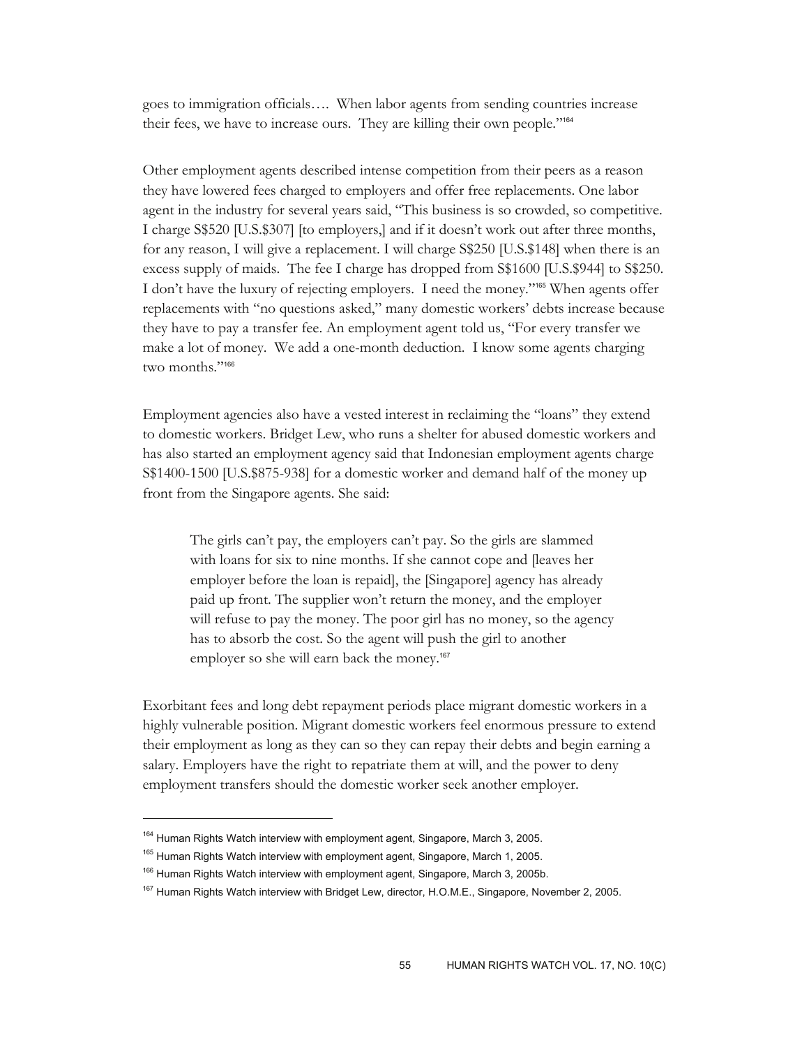goes to immigration officials…. When labor agents from sending countries increase their fees, we have to increase ours. They are killing their own people."[164]

Other employment agents described intense competition from their peers as a reason they have lowered fees charged to employers and offer free replacements. One labor agent in the industry for several years said, "This business is so crowded, so competitive. I charge S$520 [U.S.$307] [to employers,] and if it doesn't work out after three months, for any reason, I will give a replacement. I will charge S$250 [U.S.$148] when there is an excess supply of maids. The fee I charge has dropped from S$1600 [U.S.$944] to S$250. I don't have the luxury of rejecting employers. I need the money."[165] When agents offer replacements with "no questions asked," many domestic workers' debts increase because they have to pay a transfer fee. An employment agent told us, "For every transfer we make a lot of money. We add a one-month deduction. I know some agents charging two months."[166]

Employment agencies also have a vested interest in reclaiming the "loans" they extend to domestic workers. Bridget Lew, who runs a shelter for abused domestic workers and has also started an employment agency said that Indonesian employment agents charge S$1400-1500 [U.S.$875-938] for a domestic worker and demand half of the money up front from the Singapore agents. She said:

> The girls can't pay, the employers can't pay. So the girls are slammed with loans for six to nine months. If she cannot cope and [leaves her employer before the loan is repaid], the [Singapore] agency has already paid up front. The supplier won't return the money, and the employer will refuse to pay the money. The poor girl has no money, so the agency has to absorb the cost. So the agent will push the girl to another employer so she will earn back the money.[167]

Exorbitant fees and long debt repayment periods place migrant domestic workers in a highly vulnerable position. Migrant domestic workers feel enormous pressure to extend their employment as long as they can so they can repay their debts and begin earning a salary. Employers have the right to repatriate them at will, and the power to deny employment transfers should the domestic worker seek another employer.

---

[164] Human Rights Watch interview with employment agent, Singapore, March 3, 2005.

[165] Human Rights Watch interview with employment agent, Singapore, March 1, 2005.

[166] Human Rights Watch interview with employment agent, Singapore, March 3, 2005b.

[167] Human Rights Watch interview with Bridget Lew, director, H.O.M.E., Singapore, November 2, 2005.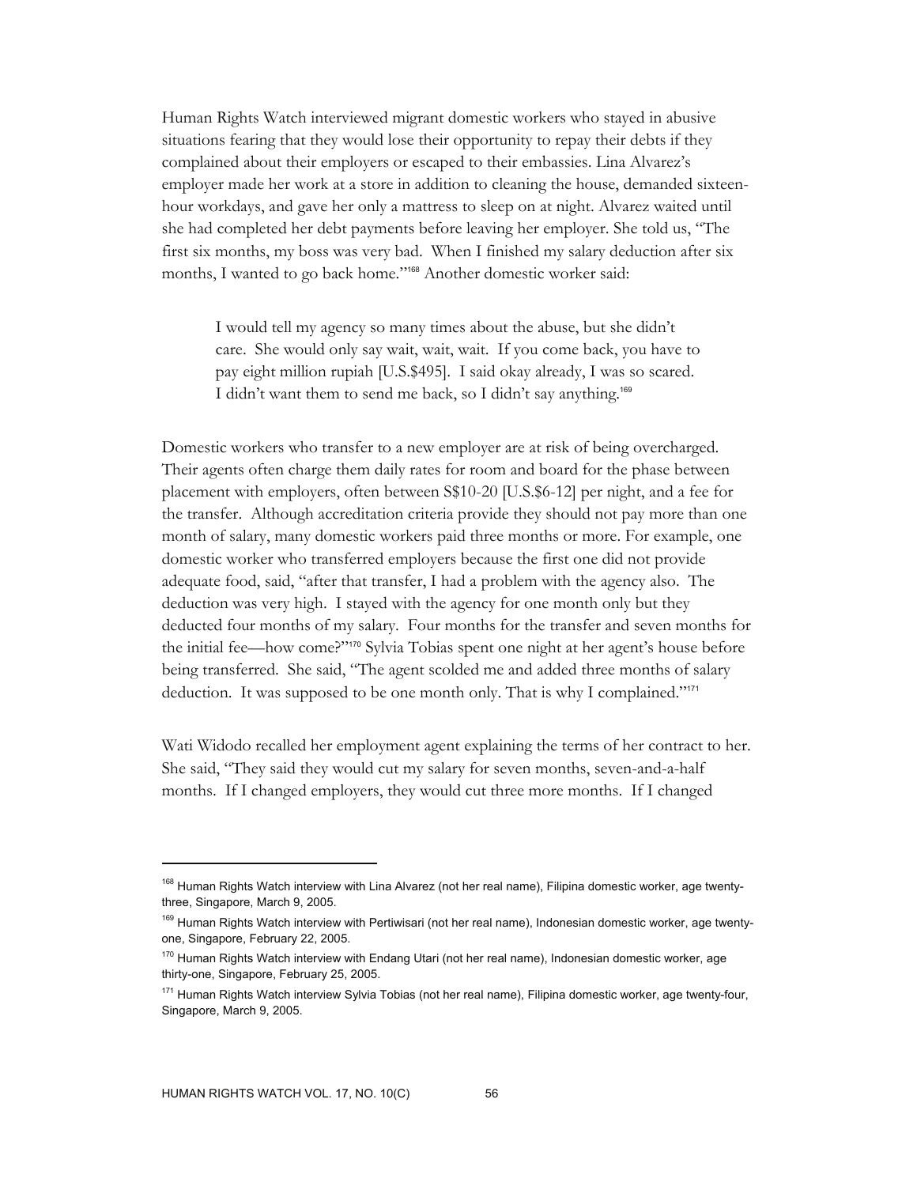Human Rights Watch interviewed migrant domestic workers who stayed in abusive situations fearing that they would lose their opportunity to repay their debts if they complained about their employers or escaped to their embassies. Lina Alvarez's employer made her work at a store in addition to cleaning the house, demanded sixteen-hour workdays, and gave her only a mattress to sleep on at night. Alvarez waited until she had completed her debt payments before leaving her employer. She told us, "The first six months, my boss was very bad. When I finished my salary deduction after six months, I wanted to go back home."[168] Another domestic worker said:

> I would tell my agency so many times about the abuse, but she didn't care. She would only say wait, wait, wait. If you come back, you have to pay eight million rupiah [U.S.$495]. I said okay already, I was so scared. I didn't want them to send me back, so I didn't say anything.[169]

Domestic workers who transfer to a new employer are at risk of being overcharged. Their agents often charge them daily rates for room and board for the phase between placement with employers, often between S$10-20 [U.S.$6-12] per night, and a fee for the transfer. Although accreditation criteria provide they should not pay more than one month of salary, many domestic workers paid three months or more. For example, one domestic worker who transferred employers because the first one did not provide adequate food, said, "after that transfer, I had a problem with the agency also. The deduction was very high. I stayed with the agency for one month only but they deducted four months of my salary. Four months for the transfer and seven months for the initial fee—how come?"[170] Sylvia Tobias spent one night at her agent's house before being transferred. She said, "The agent scolded me and added three months of salary deduction. It was supposed to be one month only. That is why I complained."[171]

Wati Widodo recalled her employment agent explaining the terms of her contract to her. She said, "They said they would cut my salary for seven months, seven-and-a-half months. If I changed employers, they would cut three more months. If I changed

---

[168] Human Rights Watch interview with Lina Alvarez (not her real name), Filipina domestic worker, age twenty-three, Singapore, March 9, 2005.

[169] Human Rights Watch interview with Pertiwisari (not her real name), Indonesian domestic worker, age twenty-one, Singapore, February 22, 2005.

[170] Human Rights Watch interview with Endang Utari (not her real name), Indonesian domestic worker, age thirty-one, Singapore, February 25, 2005.

[171] Human Rights Watch interview Sylvia Tobias (not her real name), Filipina domestic worker, age twenty-four, Singapore, March 9, 2005.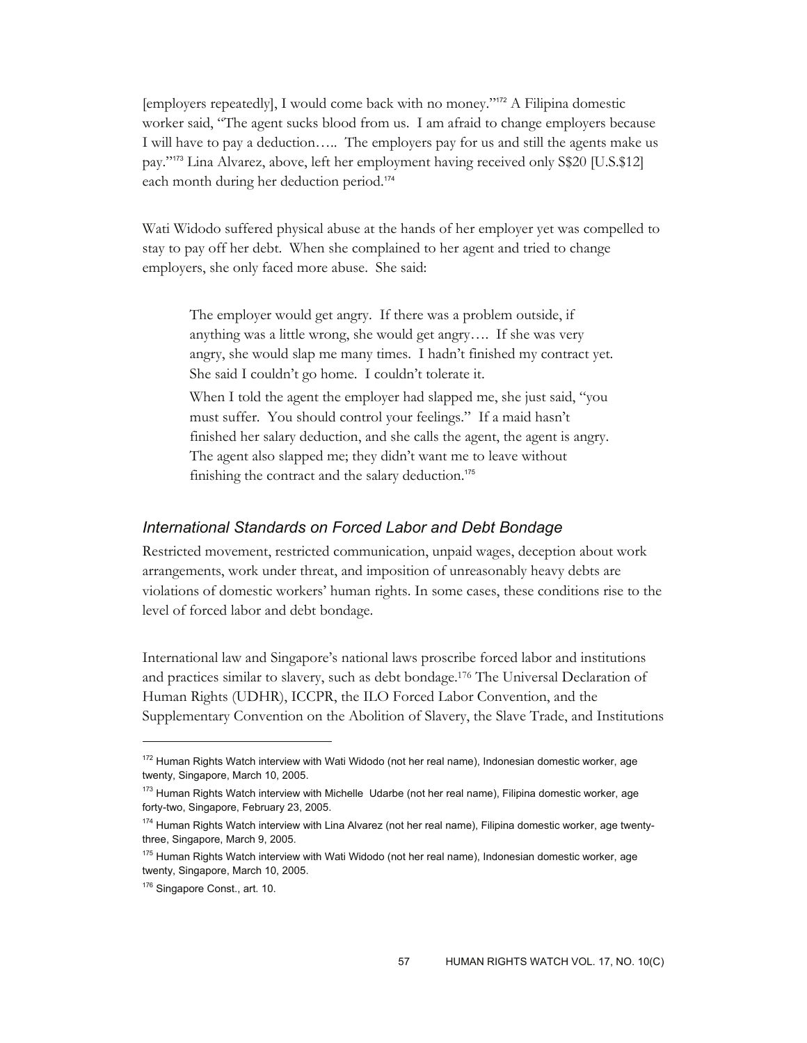[employers repeatedly], I would come back with no money."[172] A Filipina domestic worker said, "The agent sucks blood from us. I am afraid to change employers because I will have to pay a deduction….. The employers pay for us and still the agents make us pay."[173] Lina Alvarez, above, left her employment having received only S$20 [U.S.$12] each month during her deduction period.[174]

Wati Widodo suffered physical abuse at the hands of her employer yet was compelled to stay to pay off her debt. When she complained to her agent and tried to change employers, she only faced more abuse. She said:

> The employer would get angry. If there was a problem outside, if anything was a little wrong, she would get angry…. If she was very angry, she would slap me many times. I hadn't finished my contract yet. She said I couldn't go home. I couldn't tolerate it.
>
> When I told the agent the employer had slapped me, she just said, "you must suffer. You should control your feelings." If a maid hasn't finished her salary deduction, and she calls the agent, the agent is angry. The agent also slapped me; they didn't want me to leave without finishing the contract and the salary deduction.[175]

### *International Standards on Forced Labor and Debt Bondage*

Restricted movement, restricted communication, unpaid wages, deception about work arrangements, work under threat, and imposition of unreasonably heavy debts are violations of domestic workers' human rights. In some cases, these conditions rise to the level of forced labor and debt bondage.

International law and Singapore's national laws proscribe forced labor and institutions and practices similar to slavery, such as debt bondage.[176] The Universal Declaration of Human Rights (UDHR), ICCPR, the ILO Forced Labor Convention, and the Supplementary Convention on the Abolition of Slavery, the Slave Trade, and Institutions

---

[172] Human Rights Watch interview with Wati Widodo (not her real name), Indonesian domestic worker, age twenty, Singapore, March 10, 2005.

[173] Human Rights Watch interview with Michelle Udarbe (not her real name), Filipina domestic worker, age forty-two, Singapore, February 23, 2005.

[174] Human Rights Watch interview with Lina Alvarez (not her real name), Filipina domestic worker, age twenty-three, Singapore, March 9, 2005.

[175] Human Rights Watch interview with Wati Widodo (not her real name), Indonesian domestic worker, age twenty, Singapore, March 10, 2005.

[176] Singapore Const., art. 10.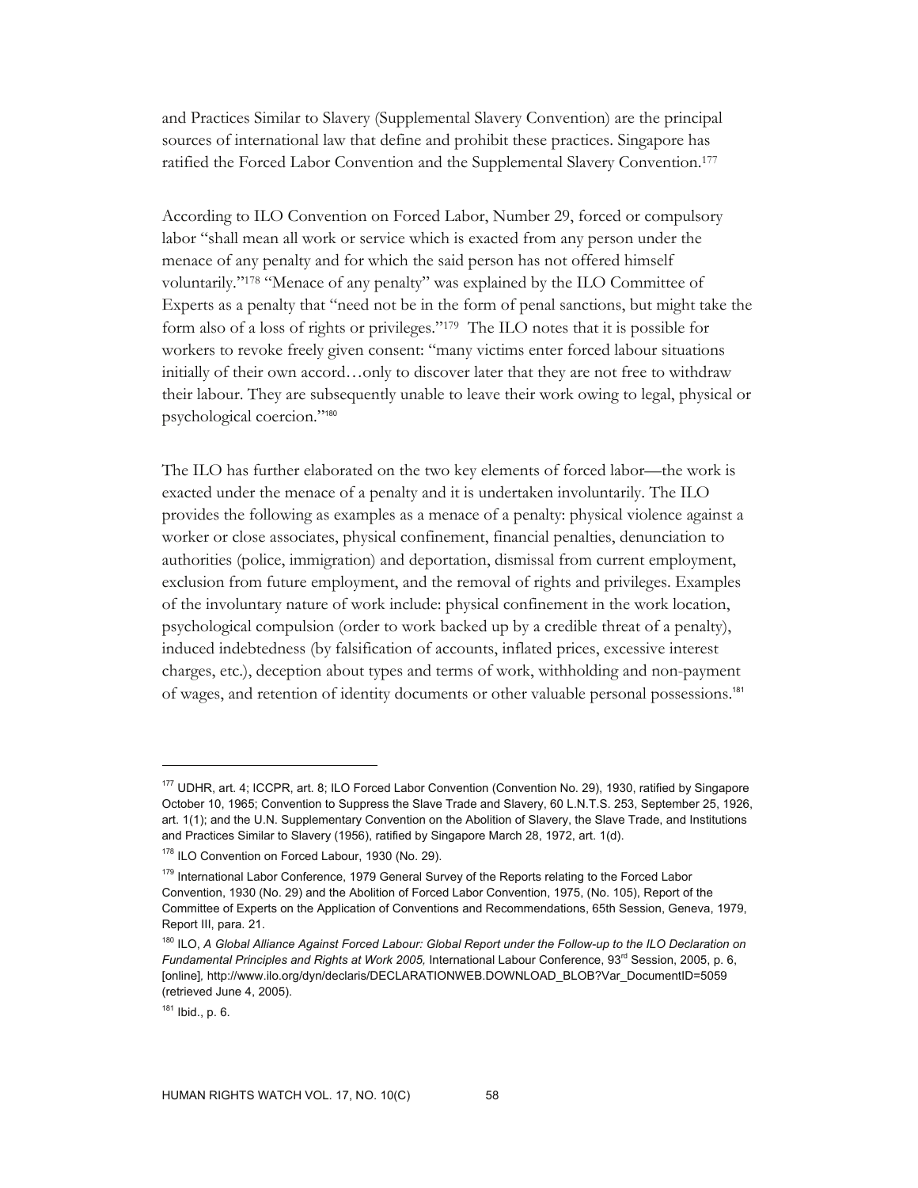and Practices Similar to Slavery (Supplemental Slavery Convention) are the principal sources of international law that define and prohibit these practices. Singapore has ratified the Forced Labor Convention and the Supplemental Slavery Convention.[177]

According to ILO Convention on Forced Labor, Number 29, forced or compulsory labor "shall mean all work or service which is exacted from any person under the menace of any penalty and for which the said person has not offered himself voluntarily."[178] "Menace of any penalty" was explained by the ILO Committee of Experts as a penalty that "need not be in the form of penal sanctions, but might take the form also of a loss of rights or privileges."[179] The ILO notes that it is possible for workers to revoke freely given consent: "many victims enter forced labour situations initially of their own accord…only to discover later that they are not free to withdraw their labour. They are subsequently unable to leave their work owing to legal, physical or psychological coercion."[180]

The ILO has further elaborated on the two key elements of forced labor—the work is exacted under the menace of a penalty and it is undertaken involuntarily. The ILO provides the following as examples as a menace of a penalty: physical violence against a worker or close associates, physical confinement, financial penalties, denunciation to authorities (police, immigration) and deportation, dismissal from current employment, exclusion from future employment, and the removal of rights and privileges. Examples of the involuntary nature of work include: physical confinement in the work location, psychological compulsion (order to work backed up by a credible threat of a penalty), induced indebtedness (by falsification of accounts, inflated prices, excessive interest charges, etc.), deception about types and terms of work, withholding and non-payment of wages, and retention of identity documents or other valuable personal possessions.[181]

---

[177] UDHR, art. 4; ICCPR, art. 8; ILO Forced Labor Convention (Convention No. 29), 1930, ratified by Singapore October 10, 1965; Convention to Suppress the Slave Trade and Slavery, 60 L.N.T.S. 253, September 25, 1926, art. 1(1); and the U.N. Supplementary Convention on the Abolition of Slavery, the Slave Trade, and Institutions and Practices Similar to Slavery (1956), ratified by Singapore March 28, 1972, art. 1(d).

[178] ILO Convention on Forced Labour, 1930 (No. 29).

[179] International Labor Conference, 1979 General Survey of the Reports relating to the Forced Labor Convention, 1930 (No. 29) and the Abolition of Forced Labor Convention, 1975, (No. 105), Report of the Committee of Experts on the Application of Conventions and Recommendations, 65th Session, Geneva, 1979, Report III, para. 21.

[180] ILO, *A Global Alliance Against Forced Labour: Global Report under the Follow-up to the ILO Declaration on Fundamental Principles and Rights at Work 2005,* International Labour Conference, 93rd Session, 2005, p. 6, [online], http://www.ilo.org/dyn/declaris/DECLARATIONWEB.DOWNLOAD_BLOB?Var_DocumentID=5059 (retrieved June 4, 2005).

[181] Ibid., p. 6.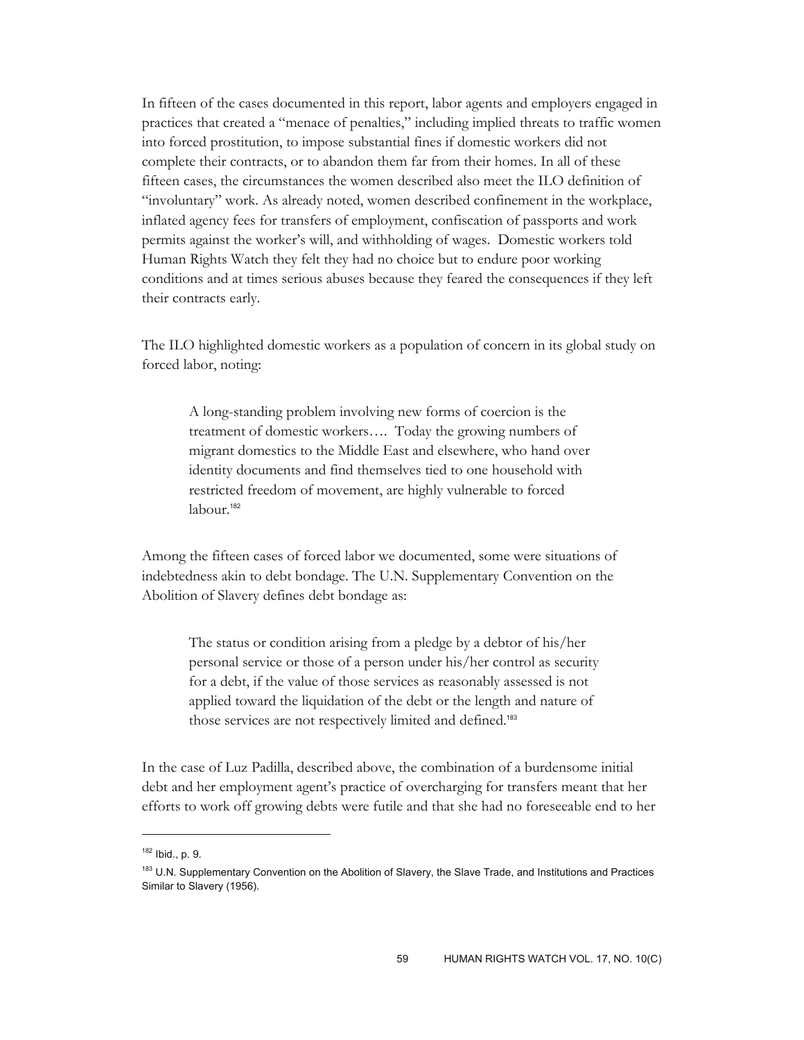In fifteen of the cases documented in this report, labor agents and employers engaged in practices that created a "menace of penalties," including implied threats to traffic women into forced prostitution, to impose substantial fines if domestic workers did not complete their contracts, or to abandon them far from their homes. In all of these fifteen cases, the circumstances the women described also meet the ILO definition of "involuntary" work. As already noted, women described confinement in the workplace, inflated agency fees for transfers of employment, confiscation of passports and work permits against the worker's will, and withholding of wages. Domestic workers told Human Rights Watch they felt they had no choice but to endure poor working conditions and at times serious abuses because they feared the consequences if they left their contracts early.

The ILO highlighted domestic workers as a population of concern in its global study on forced labor, noting:

> A long-standing problem involving new forms of coercion is the treatment of domestic workers…. Today the growing numbers of migrant domestics to the Middle East and elsewhere, who hand over identity documents and find themselves tied to one household with restricted freedom of movement, are highly vulnerable to forced labour.[182]

Among the fifteen cases of forced labor we documented, some were situations of indebtedness akin to debt bondage. The U.N. Supplementary Convention on the Abolition of Slavery defines debt bondage as:

> The status or condition arising from a pledge by a debtor of his/her personal service or those of a person under his/her control as security for a debt, if the value of those services as reasonably assessed is not applied toward the liquidation of the debt or the length and nature of those services are not respectively limited and defined.[183]

In the case of Luz Padilla, described above, the combination of a burdensome initial debt and her employment agent's practice of overcharging for transfers meant that her efforts to work off growing debts were futile and that she had no foreseeable end to her

---

[182] Ibid., p. 9.

[183] U.N. Supplementary Convention on the Abolition of Slavery, the Slave Trade, and Institutions and Practices Similar to Slavery (1956).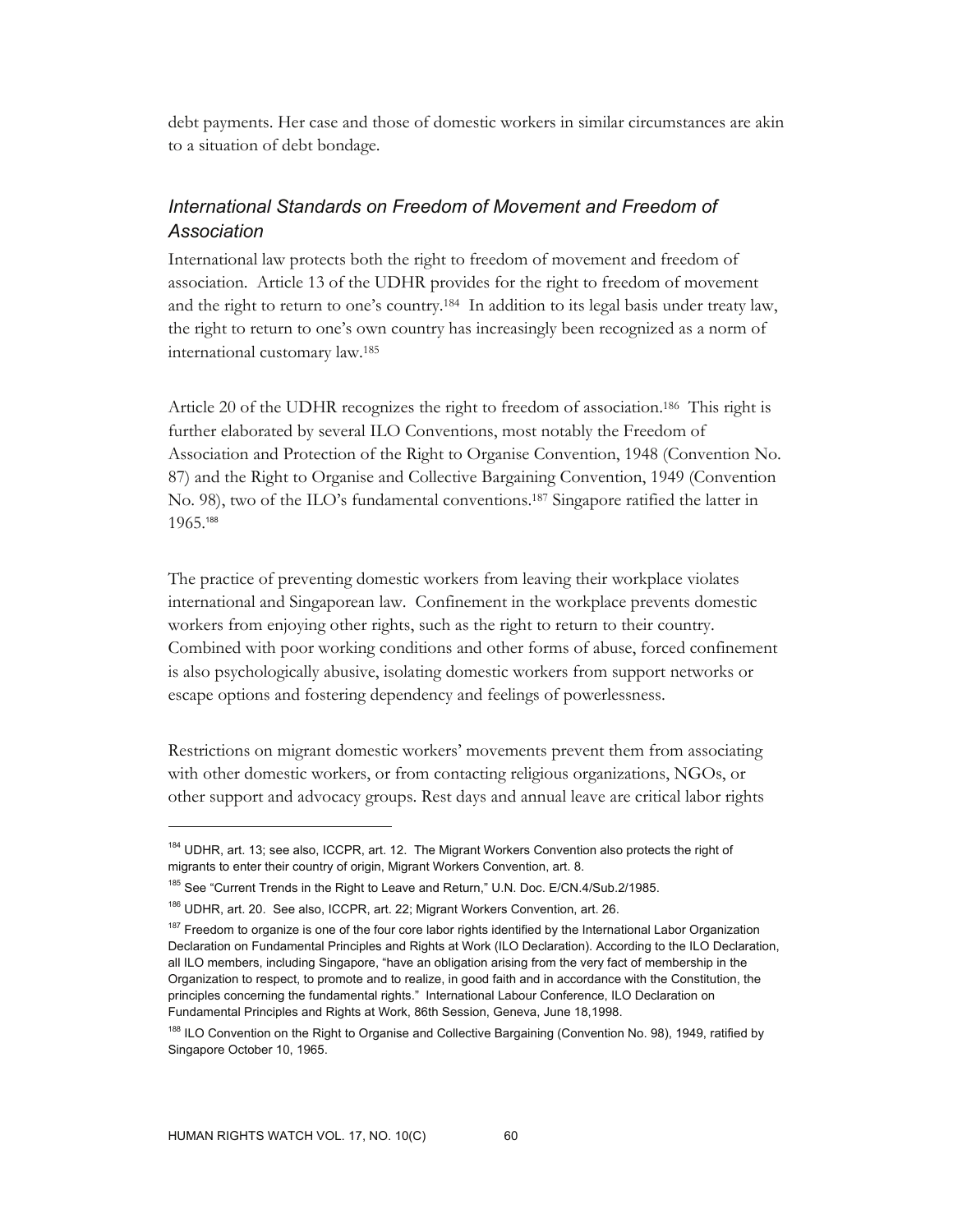debt payments. Her case and those of domestic workers in similar circumstances are akin to a situation of debt bondage.

### *International Standards on Freedom of Movement and Freedom of Association*

International law protects both the right to freedom of movement and freedom of association. Article 13 of the UDHR provides for the right to freedom of movement and the right to return to one's country.[184] In addition to its legal basis under treaty law, the right to return to one's own country has increasingly been recognized as a norm of international customary law.[185]

Article 20 of the UDHR recognizes the right to freedom of association.[186] This right is further elaborated by several ILO Conventions, most notably the Freedom of Association and Protection of the Right to Organise Convention, 1948 (Convention No. 87) and the Right to Organise and Collective Bargaining Convention, 1949 (Convention No. 98), two of the ILO's fundamental conventions.[187] Singapore ratified the latter in 1965.[188]

The practice of preventing domestic workers from leaving their workplace violates international and Singaporean law. Confinement in the workplace prevents domestic workers from enjoying other rights, such as the right to return to their country. Combined with poor working conditions and other forms of abuse, forced confinement is also psychologically abusive, isolating domestic workers from support networks or escape options and fostering dependency and feelings of powerlessness.

Restrictions on migrant domestic workers' movements prevent them from associating with other domestic workers, or from contacting religious organizations, NGOs, or other support and advocacy groups. Rest days and annual leave are critical labor rights

---

[184] UDHR, art. 13; see also, ICCPR, art. 12. The Migrant Workers Convention also protects the right of migrants to enter their country of origin, Migrant Workers Convention, art. 8.

[185] See "Current Trends in the Right to Leave and Return," U.N. Doc. E/CN.4/Sub.2/1985.

[186] UDHR, art. 20. See also, ICCPR, art. 22; Migrant Workers Convention, art. 26.

[187] Freedom to organize is one of the four core labor rights identified by the International Labor Organization Declaration on Fundamental Principles and Rights at Work (ILO Declaration). According to the ILO Declaration, all ILO members, including Singapore, "have an obligation arising from the very fact of membership in the Organization to respect, to promote and to realize, in good faith and in accordance with the Constitution, the principles concerning the fundamental rights." International Labour Conference, ILO Declaration on Fundamental Principles and Rights at Work, 86th Session, Geneva, June 18,1998.

[188] ILO Convention on the Right to Organise and Collective Bargaining (Convention No. 98), 1949, ratified by Singapore October 10, 1965.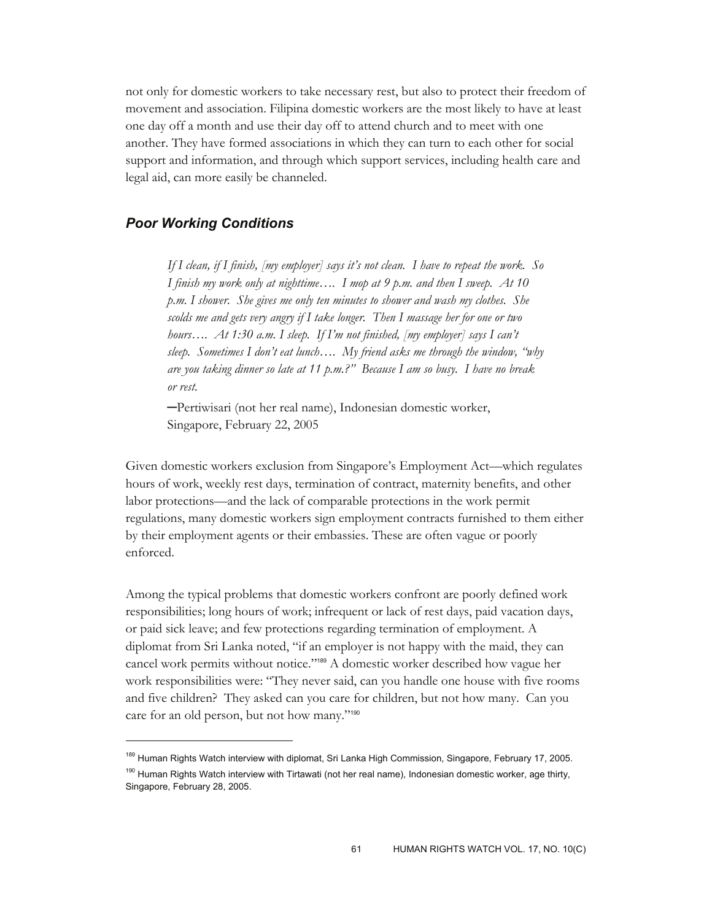not only for domestic workers to take necessary rest, but also to protect their freedom of movement and association. Filipina domestic workers are the most likely to have at least one day off a month and use their day off to attend church and to meet with one another. They have formed associations in which they can turn to each other for social support and information, and through which support services, including health care and legal aid, can more easily be channeled.

### *Poor Working Conditions*

> *If I clean, if I finish, [my employer] says it's not clean. I have to repeat the work. So I finish my work only at nighttime…. I mop at 9 p.m. and then I sweep. At 10 p.m. I shower. She gives me only ten minutes to shower and wash my clothes. She scolds me and gets very angry if I take longer. Then I massage her for one or two hours…. At 1:30 a.m. I sleep. If I'm not finished, [my employer] says I can't sleep. Sometimes I don't eat lunch…. My friend asks me through the window, "why are you taking dinner so late at 11 p.m.?" Because I am so busy. I have no break or rest.*
>
> —Pertiwisari (not her real name), Indonesian domestic worker, Singapore, February 22, 2005

Given domestic workers exclusion from Singapore's Employment Act—which regulates hours of work, weekly rest days, termination of contract, maternity benefits, and other labor protections—and the lack of comparable protections in the work permit regulations, many domestic workers sign employment contracts furnished to them either by their employment agents or their embassies. These are often vague or poorly enforced.

Among the typical problems that domestic workers confront are poorly defined work responsibilities; long hours of work; infrequent or lack of rest days, paid vacation days, or paid sick leave; and few protections regarding termination of employment. A diplomat from Sri Lanka noted, "if an employer is not happy with the maid, they can cancel work permits without notice."[189] A domestic worker described how vague her work responsibilities were: "They never said, can you handle one house with five rooms and five children? They asked can you care for children, but not how many. Can you care for an old person, but not how many."[190]

---

[189] Human Rights Watch interview with diplomat, Sri Lanka High Commission, Singapore, February 17, 2005.

[190] Human Rights Watch interview with Tirtawati (not her real name), Indonesian domestic worker, age thirty, Singapore, February 28, 2005.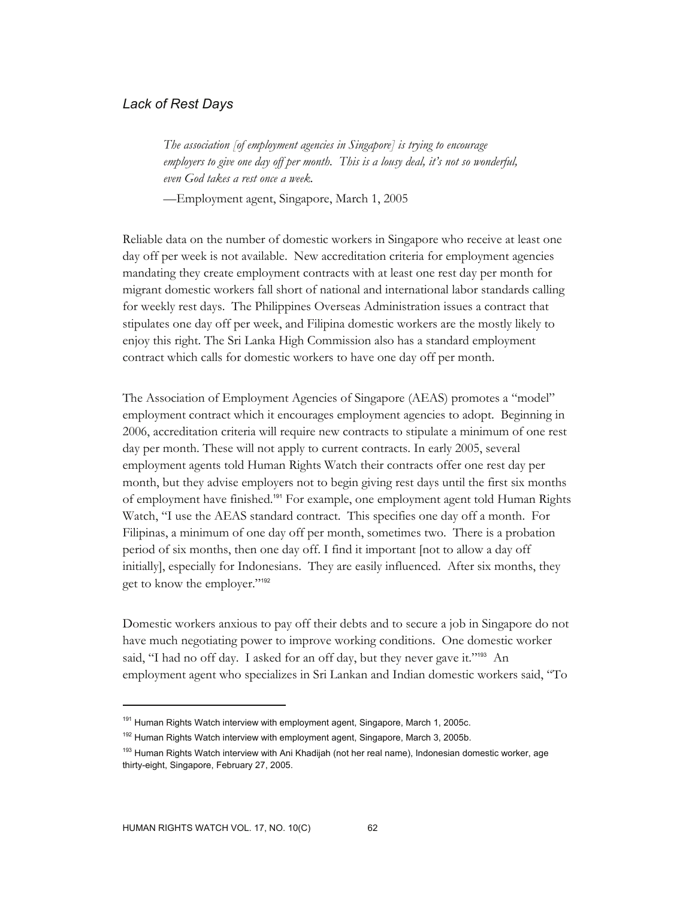### *Lack of Rest Days*

> *The association [of employment agencies in Singapore] is trying to encourage employers to give one day off per month. This is a lousy deal, it's not so wonderful, even God takes a rest once a week.*
>
> —Employment agent, Singapore, March 1, 2005

Reliable data on the number of domestic workers in Singapore who receive at least one day off per week is not available. New accreditation criteria for employment agencies mandating they create employment contracts with at least one rest day per month for migrant domestic workers fall short of national and international labor standards calling for weekly rest days. The Philippines Overseas Administration issues a contract that stipulates one day off per week, and Filipina domestic workers are the mostly likely to enjoy this right. The Sri Lanka High Commission also has a standard employment contract which calls for domestic workers to have one day off per month.

The Association of Employment Agencies of Singapore (AEAS) promotes a "model" employment contract which it encourages employment agencies to adopt. Beginning in 2006, accreditation criteria will require new contracts to stipulate a minimum of one rest day per month. These will not apply to current contracts. In early 2005, several employment agents told Human Rights Watch their contracts offer one rest day per month, but they advise employers not to begin giving rest days until the first six months of employment have finished.[191] For example, one employment agent told Human Rights Watch, "I use the AEAS standard contract. This specifies one day off a month. For Filipinas, a minimum of one day off per month, sometimes two. There is a probation period of six months, then one day off. I find it important [not to allow a day off initially], especially for Indonesians. They are easily influenced. After six months, they get to know the employer."[192]

Domestic workers anxious to pay off their debts and to secure a job in Singapore do not have much negotiating power to improve working conditions. One domestic worker said, "I had no off day. I asked for an off day, but they never gave it."[193] An employment agent who specializes in Sri Lankan and Indian domestic workers said, "To

---

[191] Human Rights Watch interview with employment agent, Singapore, March 1, 2005c.

[192] Human Rights Watch interview with employment agent, Singapore, March 3, 2005b.

[193] Human Rights Watch interview with Ani Khadijah (not her real name), Indonesian domestic worker, age thirty-eight, Singapore, February 27, 2005.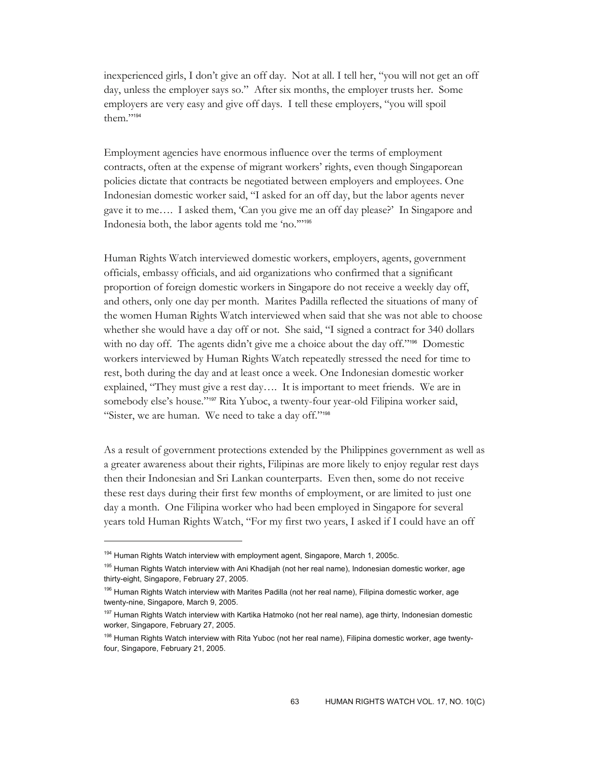inexperienced girls, I don't give an off day. Not at all. I tell her, "you will not get an off day, unless the employer says so." After six months, the employer trusts her. Some employers are very easy and give off days. I tell these employers, "you will spoil them."[194]

Employment agencies have enormous influence over the terms of employment contracts, often at the expense of migrant workers' rights, even though Singaporean policies dictate that contracts be negotiated between employers and employees. One Indonesian domestic worker said, "I asked for an off day, but the labor agents never gave it to me…. I asked them, 'Can you give me an off day please?' In Singapore and Indonesia both, the labor agents told me 'no.'"[195]

Human Rights Watch interviewed domestic workers, employers, agents, government officials, embassy officials, and aid organizations who confirmed that a significant proportion of foreign domestic workers in Singapore do not receive a weekly day off, and others, only one day per month. Marites Padilla reflected the situations of many of the women Human Rights Watch interviewed when said that she was not able to choose whether she would have a day off or not. She said, "I signed a contract for 340 dollars with no day off. The agents didn't give me a choice about the day off."[196] Domestic workers interviewed by Human Rights Watch repeatedly stressed the need for time to rest, both during the day and at least once a week. One Indonesian domestic worker explained, "They must give a rest day…. It is important to meet friends. We are in somebody else's house."[197] Rita Yuboc, a twenty-four year-old Filipina worker said, "Sister, we are human. We need to take a day off."[198]

As a result of government protections extended by the Philippines government as well as a greater awareness about their rights, Filipinas are more likely to enjoy regular rest days then their Indonesian and Sri Lankan counterparts. Even then, some do not receive these rest days during their first few months of employment, or are limited to just one day a month. One Filipina worker who had been employed in Singapore for several years told Human Rights Watch, "For my first two years, I asked if I could have an off

---

[194] Human Rights Watch interview with employment agent, Singapore, March 1, 2005c.

[195] Human Rights Watch interview with Ani Khadijah (not her real name), Indonesian domestic worker, age thirty-eight, Singapore, February 27, 2005.

[196] Human Rights Watch interview with Marites Padilla (not her real name), Filipina domestic worker, age twenty-nine, Singapore, March 9, 2005.

[197] Human Rights Watch interview with Kartika Hatmoko (not her real name), age thirty, Indonesian domestic worker, Singapore, February 27, 2005.

[198] Human Rights Watch interview with Rita Yuboc (not her real name), Filipina domestic worker, age twenty-four, Singapore, February 21, 2005.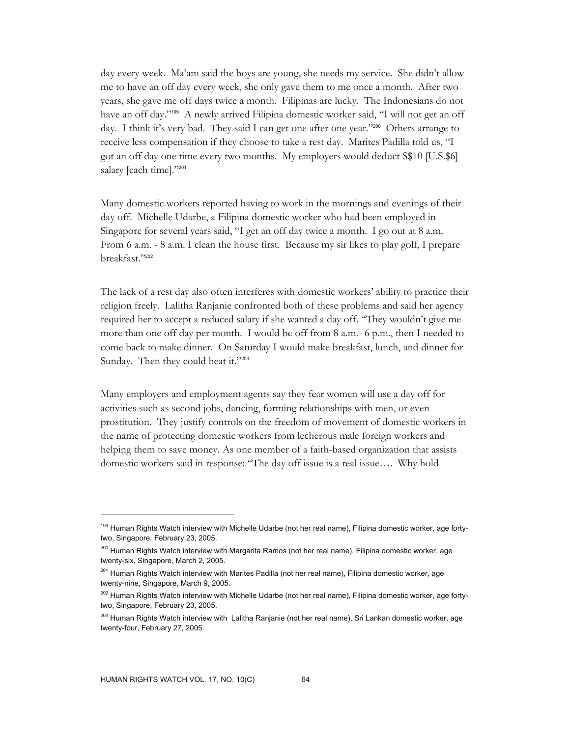day every week. Ma'am said the boys are young, she needs my service. She didn't allow me to have an off day every week, she only gave them to me once a month. After two years, she gave me off days twice a month. Filipinas are lucky. The Indonesians do not have an off day."[199] A newly arrived Filipina domestic worker said, "I will not get an off day. I think it's very bad. They said I can get one after one year."[200] Others arrange to receive less compensation if they choose to take a rest day. Marites Padilla told us, "I got an off day one time every two months. My employers would deduct S$10 [U.S.$6] salary [each time]."[201]

Many domestic workers reported having to work in the mornings and evenings of their day off. Michelle Udarbe, a Filipina domestic worker who had been employed in Singapore for several years said, "I get an off day twice a month. I go out at 8 a.m. From 6 a.m. - 8 a.m. I clean the house first. Because my sir likes to play golf, I prepare breakfast."[202]

The lack of a rest day also often interferes with domestic workers' ability to practice their religion freely. Lalitha Ranjanie confronted both of these problems and said her agency required her to accept a reduced salary if she wanted a day off. "They wouldn't give me more than one off day per month. I would be off from 8 a.m.- 6 p.m., then I needed to come back to make dinner. On Saturday I would make breakfast, lunch, and dinner for Sunday. Then they could heat it."[203]

Many employers and employment agents say they fear women will use a day off for activities such as second jobs, dancing, forming relationships with men, or even prostitution. They justify controls on the freedom of movement of domestic workers in the name of protecting domestic workers from lecherous male foreign workers and helping them to save money. As one member of a faith-based organization that assists domestic workers said in response: "The day off issue is a real issue…. Why hold

---

[199] Human Rights Watch interview with Michelle Udarbe (not her real name), Filipina domestic worker, age forty-two, Singapore, February 23, 2005.

[200] Human Rights Watch interview with Margarita Ramos (not her real name), Filipina domestic worker, age twenty-six, Singapore, March 2, 2005.

[201] Human Rights Watch interview with Marites Padilla (not her real name), Filipina domestic worker, age twenty-nine, Singapore, March 9, 2005.

[202] Human Rights Watch interview with Michelle Udarbe (not her real name), Filipina domestic worker, age forty-two, Singapore, February 23, 2005.

[203] Human Rights Watch interview with Lalitha Ranjanie (not her real name), Sri Lankan domestic worker, age twenty-four, February 27, 2005.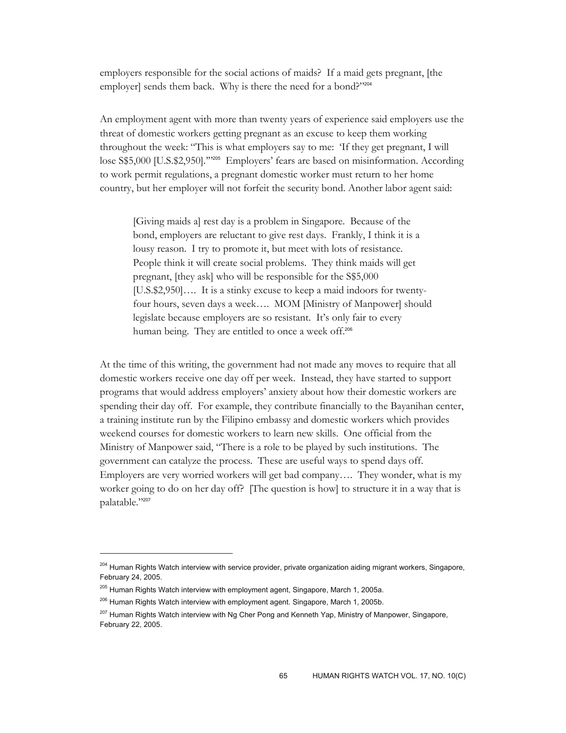employers responsible for the social actions of maids? If a maid gets pregnant, [the employer] sends them back. Why is there the need for a bond?"[204]

An employment agent with more than twenty years of experience said employers use the threat of domestic workers getting pregnant as an excuse to keep them working throughout the week: "This is what employers say to me: 'If they get pregnant, I will lose S$5,000 [U.S.$2,950].'"[205] Employers' fears are based on misinformation. According to work permit regulations, a pregnant domestic worker must return to her home country, but her employer will not forfeit the security bond. Another labor agent said:

> [Giving maids a] rest day is a problem in Singapore. Because of the bond, employers are reluctant to give rest days. Frankly, I think it is a lousy reason. I try to promote it, but meet with lots of resistance. People think it will create social problems. They think maids will get pregnant, [they ask] who will be responsible for the S$5,000 [U.S.$2,950]…. It is a stinky excuse to keep a maid indoors for twenty-four hours, seven days a week…. MOM [Ministry of Manpower] should legislate because employers are so resistant. It's only fair to every human being. They are entitled to once a week off.[206]

At the time of this writing, the government had not made any moves to require that all domestic workers receive one day off per week. Instead, they have started to support programs that would address employers' anxiety about how their domestic workers are spending their day off. For example, they contribute financially to the Bayanihan center, a training institute run by the Filipino embassy and domestic workers which provides weekend courses for domestic workers to learn new skills. One official from the Ministry of Manpower said, "There is a role to be played by such institutions. The government can catalyze the process. These are useful ways to spend days off. Employers are very worried workers will get bad company…. They wonder, what is my worker going to do on her day off? [The question is how] to structure it in a way that is palatable."[207]

---

[204] Human Rights Watch interview with service provider, private organization aiding migrant workers, Singapore, February 24, 2005.

[205] Human Rights Watch interview with employment agent, Singapore, March 1, 2005a.

[206] Human Rights Watch interview with employment agent. Singapore, March 1, 2005b.

[207] Human Rights Watch interview with Ng Cher Pong and Kenneth Yap, Ministry of Manpower, Singapore, February 22, 2005.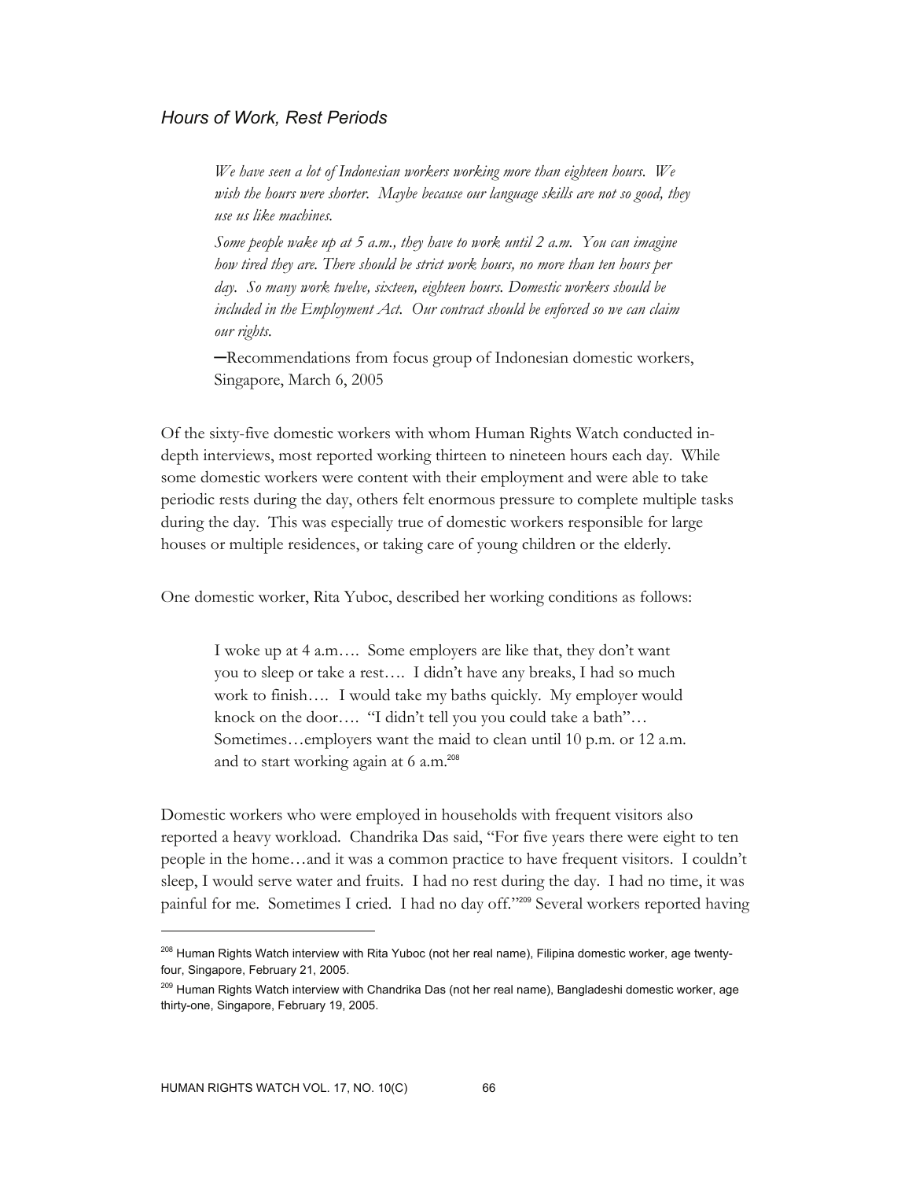### *Hours of Work, Rest Periods*

> *We have seen a lot of Indonesian workers working more than eighteen hours. We wish the hours were shorter. Maybe because our language skills are not so good, they use us like machines.*
>
> *Some people wake up at 5 a.m., they have to work until 2 a.m. You can imagine how tired they are. There should be strict work hours, no more than ten hours per day. So many work twelve, sixteen, eighteen hours. Domestic workers should be included in the Employment Act. Our contract should be enforced so we can claim our rights.*
>
> —Recommendations from focus group of Indonesian domestic workers, Singapore, March 6, 2005

Of the sixty-five domestic workers with whom Human Rights Watch conducted in-depth interviews, most reported working thirteen to nineteen hours each day. While some domestic workers were content with their employment and were able to take periodic rests during the day, others felt enormous pressure to complete multiple tasks during the day. This was especially true of domestic workers responsible for large houses or multiple residences, or taking care of young children or the elderly.

One domestic worker, Rita Yuboc, described her working conditions as follows:

> I woke up at 4 a.m…. Some employers are like that, they don't want you to sleep or take a rest…. I didn't have any breaks, I had so much work to finish…. I would take my baths quickly. My employer would knock on the door…. "I didn't tell you you could take a bath"… Sometimes…employers want the maid to clean until 10 p.m. or 12 a.m. and to start working again at 6 a.m.[208]

Domestic workers who were employed in households with frequent visitors also reported a heavy workload. Chandrika Das said, "For five years there were eight to ten people in the home…and it was a common practice to have frequent visitors. I couldn't sleep, I would serve water and fruits. I had no rest during the day. I had no time, it was painful for me. Sometimes I cried. I had no day off."[209] Several workers reported having

---

[208] Human Rights Watch interview with Rita Yuboc (not her real name), Filipina domestic worker, age twenty-four, Singapore, February 21, 2005.

[209] Human Rights Watch interview with Chandrika Das (not her real name), Bangladeshi domestic worker, age thirty-one, Singapore, February 19, 2005.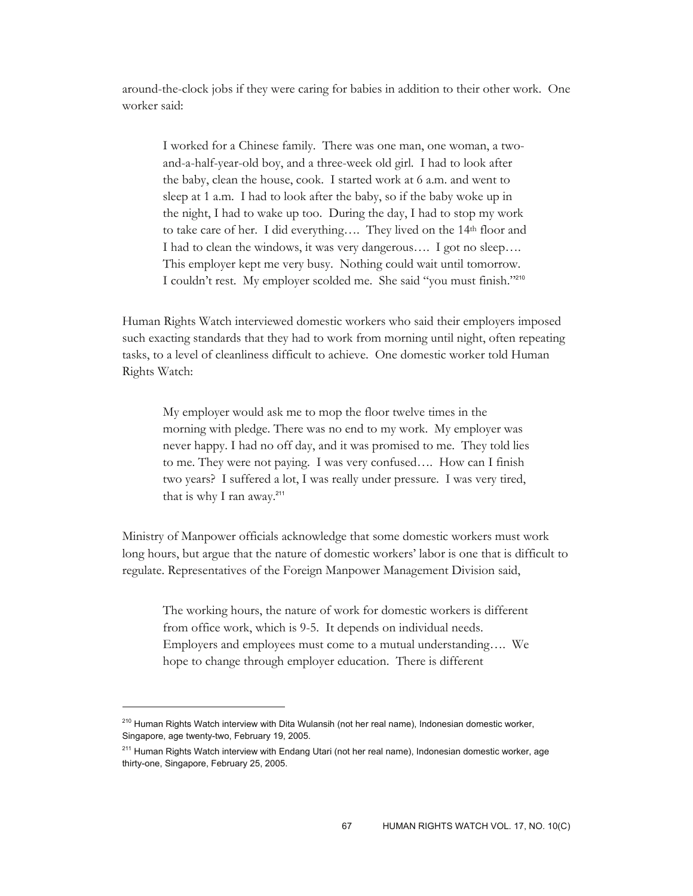around-the-clock jobs if they were caring for babies in addition to their other work. One worker said:

> I worked for a Chinese family. There was one man, one woman, a two-and-a-half-year-old boy, and a three-week old girl. I had to look after the baby, clean the house, cook. I started work at 6 a.m. and went to sleep at 1 a.m. I had to look after the baby, so if the baby woke up in the night, I had to wake up too. During the day, I had to stop my work to take care of her. I did everything…. They lived on the 14th floor and I had to clean the windows, it was very dangerous…. I got no sleep…. This employer kept me very busy. Nothing could wait until tomorrow. I couldn't rest. My employer scolded me. She said "you must finish."[210]

Human Rights Watch interviewed domestic workers who said their employers imposed such exacting standards that they had to work from morning until night, often repeating tasks, to a level of cleanliness difficult to achieve. One domestic worker told Human Rights Watch:

> My employer would ask me to mop the floor twelve times in the morning with pledge. There was no end to my work. My employer was never happy. I had no off day, and it was promised to me. They told lies to me. They were not paying. I was very confused…. How can I finish two years? I suffered a lot, I was really under pressure. I was very tired, that is why I ran away.[211]

Ministry of Manpower officials acknowledge that some domestic workers must work long hours, but argue that the nature of domestic workers' labor is one that is difficult to regulate. Representatives of the Foreign Manpower Management Division said,

> The working hours, the nature of work for domestic workers is different from office work, which is 9-5. It depends on individual needs. Employers and employees must come to a mutual understanding…. We hope to change through employer education. There is different

---

[210] Human Rights Watch interview with Dita Wulansih (not her real name), Indonesian domestic worker, Singapore, age twenty-two, February 19, 2005.

[211] Human Rights Watch interview with Endang Utari (not her real name), Indonesian domestic worker, age thirty-one, Singapore, February 25, 2005.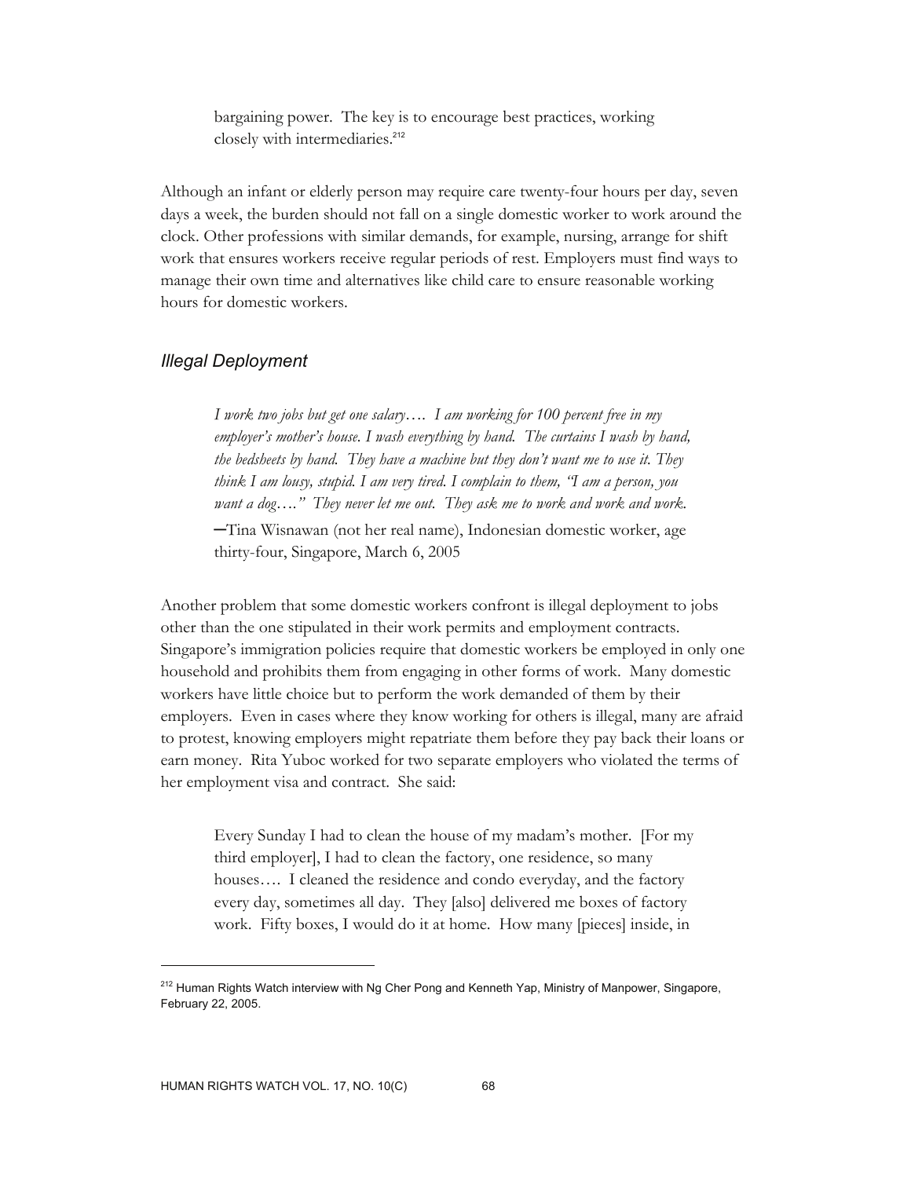> bargaining power. The key is to encourage best practices, working closely with intermediaries.[212]

Although an infant or elderly person may require care twenty-four hours per day, seven days a week, the burden should not fall on a single domestic worker to work around the clock. Other professions with similar demands, for example, nursing, arrange for shift work that ensures workers receive regular periods of rest. Employers must find ways to manage their own time and alternatives like child care to ensure reasonable working hours for domestic workers.

### *Illegal Deployment*

> *I work two jobs but get one salary…. I am working for 100 percent free in my employer's mother's house. I wash everything by hand. The curtains I wash by hand, the bedsheets by hand. They have a machine but they don't want me to use it. They think I am lousy, stupid. I am very tired. I complain to them, "I am a person, you want a dog…." They never let me out. They ask me to work and work and work.*
>
> —Tina Wisnawan (not her real name), Indonesian domestic worker, age thirty-four, Singapore, March 6, 2005

Another problem that some domestic workers confront is illegal deployment to jobs other than the one stipulated in their work permits and employment contracts. Singapore's immigration policies require that domestic workers be employed in only one household and prohibits them from engaging in other forms of work. Many domestic workers have little choice but to perform the work demanded of them by their employers. Even in cases where they know working for others is illegal, many are afraid to protest, knowing employers might repatriate them before they pay back their loans or earn money. Rita Yuboc worked for two separate employers who violated the terms of her employment visa and contract. She said:

> Every Sunday I had to clean the house of my madam's mother. [For my third employer], I had to clean the factory, one residence, so many houses…. I cleaned the residence and condo everyday, and the factory every day, sometimes all day. They [also] delivered me boxes of factory work. Fifty boxes, I would do it at home. How many [pieces] inside, in

---

[212] Human Rights Watch interview with Ng Cher Pong and Kenneth Yap, Ministry of Manpower, Singapore, February 22, 2005.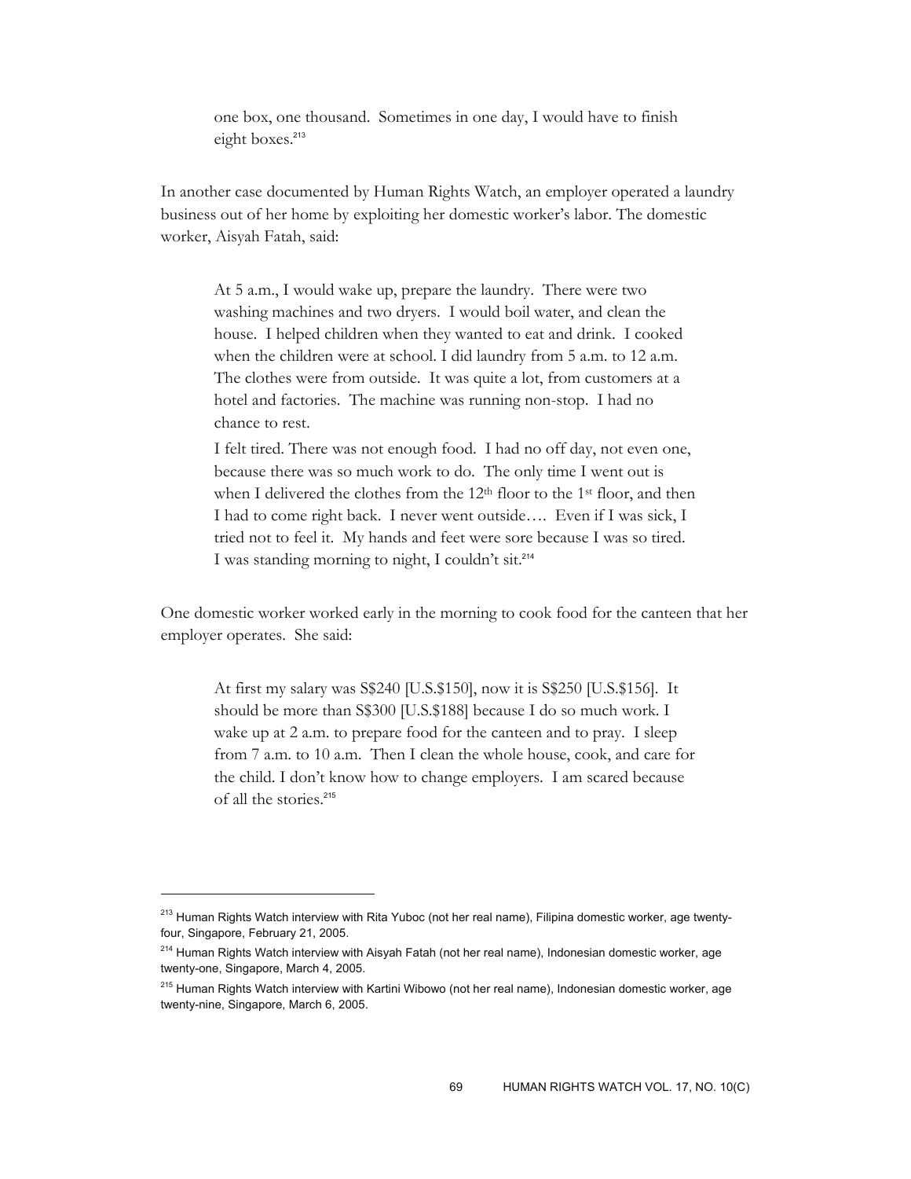> one box, one thousand. Sometimes in one day, I would have to finish eight boxes.[213]

In another case documented by Human Rights Watch, an employer operated a laundry business out of her home by exploiting her domestic worker's labor. The domestic worker, Aisyah Fatah, said:

> At 5 a.m., I would wake up, prepare the laundry. There were two washing machines and two dryers. I would boil water, and clean the house. I helped children when they wanted to eat and drink. I cooked when the children were at school. I did laundry from 5 a.m. to 12 a.m. The clothes were from outside. It was quite a lot, from customers at a hotel and factories. The machine was running non-stop. I had no chance to rest.
>
> I felt tired. There was not enough food. I had no off day, not even one, because there was so much work to do. The only time I went out is when I delivered the clothes from the 12th floor to the 1st floor, and then I had to come right back. I never went outside…. Even if I was sick, I tried not to feel it. My hands and feet were sore because I was so tired. I was standing morning to night, I couldn't sit.[214]

One domestic worker worked early in the morning to cook food for the canteen that her employer operates. She said:

> At first my salary was S$240 [U.S.$150], now it is S$250 [U.S.$156]. It should be more than S$300 [U.S.$188] because I do so much work. I wake up at 2 a.m. to prepare food for the canteen and to pray. I sleep from 7 a.m. to 10 a.m. Then I clean the whole house, cook, and care for the child. I don't know how to change employers. I am scared because of all the stories.[215]

---

[213] Human Rights Watch interview with Rita Yuboc (not her real name), Filipina domestic worker, age twenty-four, Singapore, February 21, 2005.

[214] Human Rights Watch interview with Aisyah Fatah (not her real name), Indonesian domestic worker, age twenty-one, Singapore, March 4, 2005.

[215] Human Rights Watch interview with Kartini Wibowo (not her real name), Indonesian domestic worker, age twenty-nine, Singapore, March 6, 2005.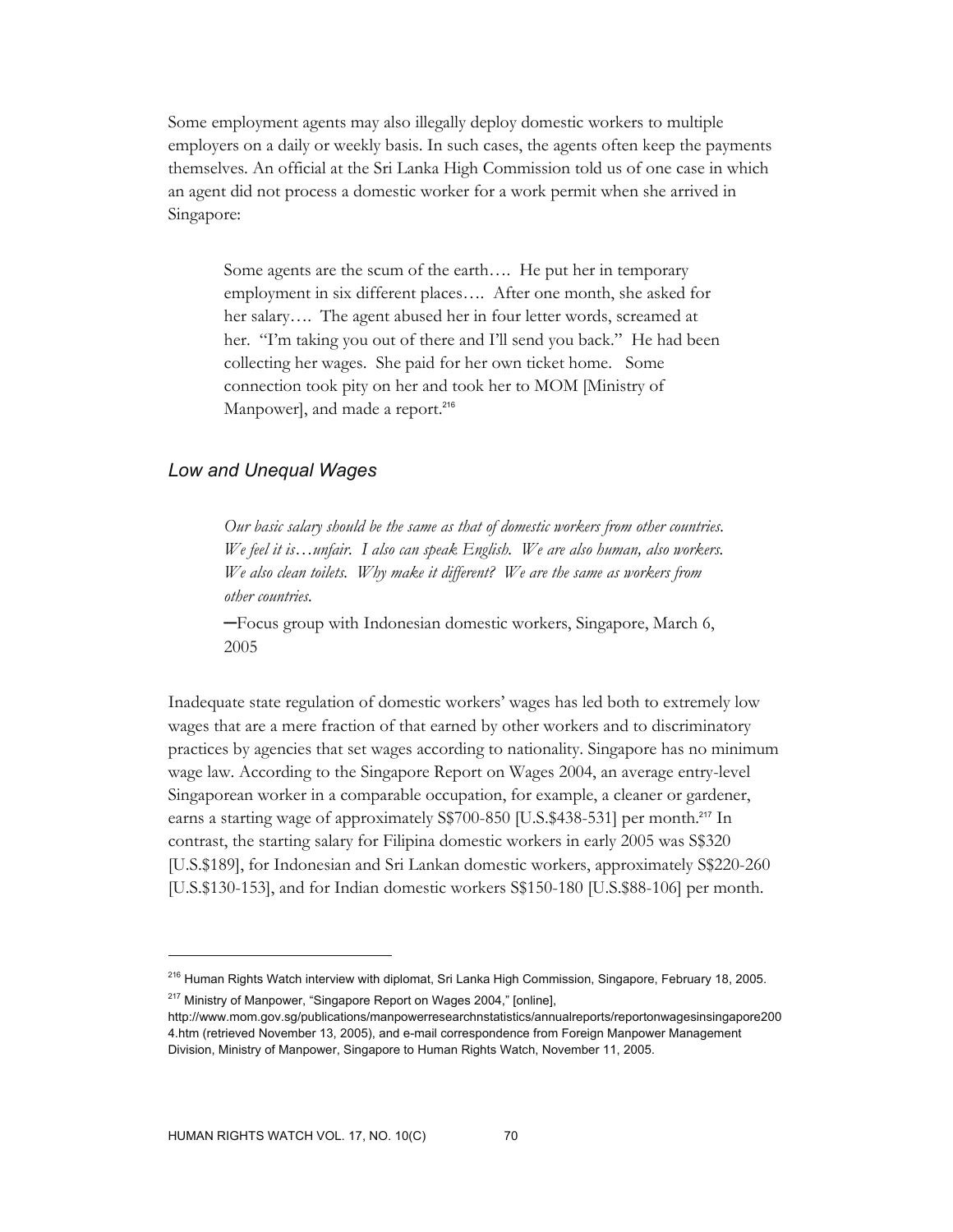Some employment agents may also illegally deploy domestic workers to multiple employers on a daily or weekly basis. In such cases, the agents often keep the payments themselves. An official at the Sri Lanka High Commission told us of one case in which an agent did not process a domestic worker for a work permit when she arrived in Singapore:

> Some agents are the scum of the earth…. He put her in temporary employment in six different places…. After one month, she asked for her salary…. The agent abused her in four letter words, screamed at her. "I'm taking you out of there and I'll send you back." He had been collecting her wages. She paid for her own ticket home. Some connection took pity on her and took her to MOM [Ministry of Manpower], and made a report.[216]

### *Low and Unequal Wages*

> *Our basic salary should be the same as that of domestic workers from other countries. We feel it is…unfair. I also can speak English. We are also human, also workers. We also clean toilets. Why make it different? We are the same as workers from other countries.*
>
> —Focus group with Indonesian domestic workers, Singapore, March 6, 2005

Inadequate state regulation of domestic workers' wages has led both to extremely low wages that are a mere fraction of that earned by other workers and to discriminatory practices by agencies that set wages according to nationality. Singapore has no minimum wage law. According to the Singapore Report on Wages 2004, an average entry-level Singaporean worker in a comparable occupation, for example, a cleaner or gardener, earns a starting wage of approximately S$700-850 [U.S.$438-531] per month.[217] In contrast, the starting salary for Filipina domestic workers in early 2005 was S$320 [U.S.$189], for Indonesian and Sri Lankan domestic workers, approximately S$220-260 [U.S.$130-153], and for Indian domestic workers S$150-180 [U.S.$88-106] per month.

---

[216] Human Rights Watch interview with diplomat, Sri Lanka High Commission, Singapore, February 18, 2005.

[217] Ministry of Manpower, "Singapore Report on Wages 2004," [online], http://www.mom.gov.sg/publications/manpowerresearchnstatistics/annualreports/reportonwagesinsingapore2004.htm (retrieved November 13, 2005), and e-mail correspondence from Foreign Manpower Management Division, Ministry of Manpower, Singapore to Human Rights Watch, November 11, 2005.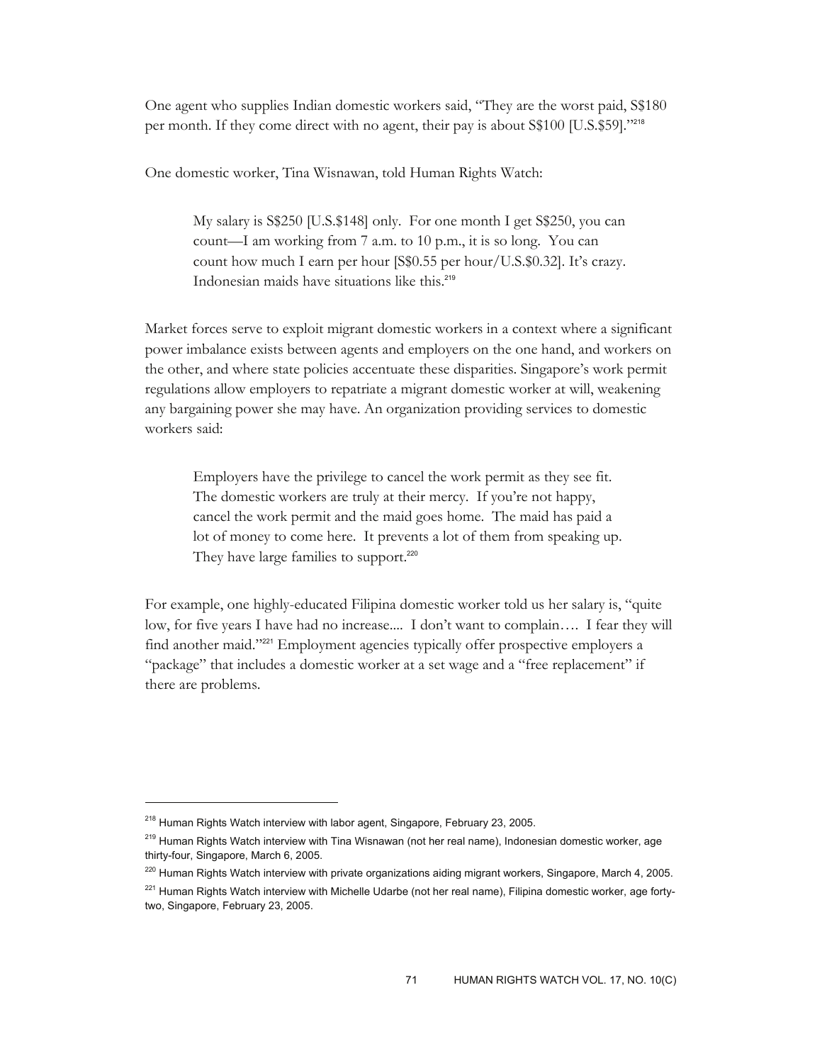One agent who supplies Indian domestic workers said, "They are the worst paid, S$180 per month. If they come direct with no agent, their pay is about S$100 [U.S.$59]."[218]

One domestic worker, Tina Wisnawan, told Human Rights Watch:

> My salary is S$250 [U.S.$148] only. For one month I get S$250, you can count—I am working from 7 a.m. to 10 p.m., it is so long. You can count how much I earn per hour [S$0.55 per hour/U.S.$0.32]. It's crazy. Indonesian maids have situations like this.[219]

Market forces serve to exploit migrant domestic workers in a context where a significant power imbalance exists between agents and employers on the one hand, and workers on the other, and where state policies accentuate these disparities. Singapore's work permit regulations allow employers to repatriate a migrant domestic worker at will, weakening any bargaining power she may have. An organization providing services to domestic workers said:

> Employers have the privilege to cancel the work permit as they see fit. The domestic workers are truly at their mercy. If you're not happy, cancel the work permit and the maid goes home. The maid has paid a lot of money to come here. It prevents a lot of them from speaking up. They have large families to support.[220]

For example, one highly-educated Filipina domestic worker told us her salary is, "quite low, for five years I have had no increase.... I don't want to complain…. I fear they will find another maid."[221] Employment agencies typically offer prospective employers a "package" that includes a domestic worker at a set wage and a "free replacement" if there are problems.

---

[218] Human Rights Watch interview with labor agent, Singapore, February 23, 2005.

[219] Human Rights Watch interview with Tina Wisnawan (not her real name), Indonesian domestic worker, age thirty-four, Singapore, March 6, 2005.

[220] Human Rights Watch interview with private organizations aiding migrant workers, Singapore, March 4, 2005.

[221] Human Rights Watch interview with Michelle Udarbe (not her real name), Filipina domestic worker, age forty-two, Singapore, February 23, 2005.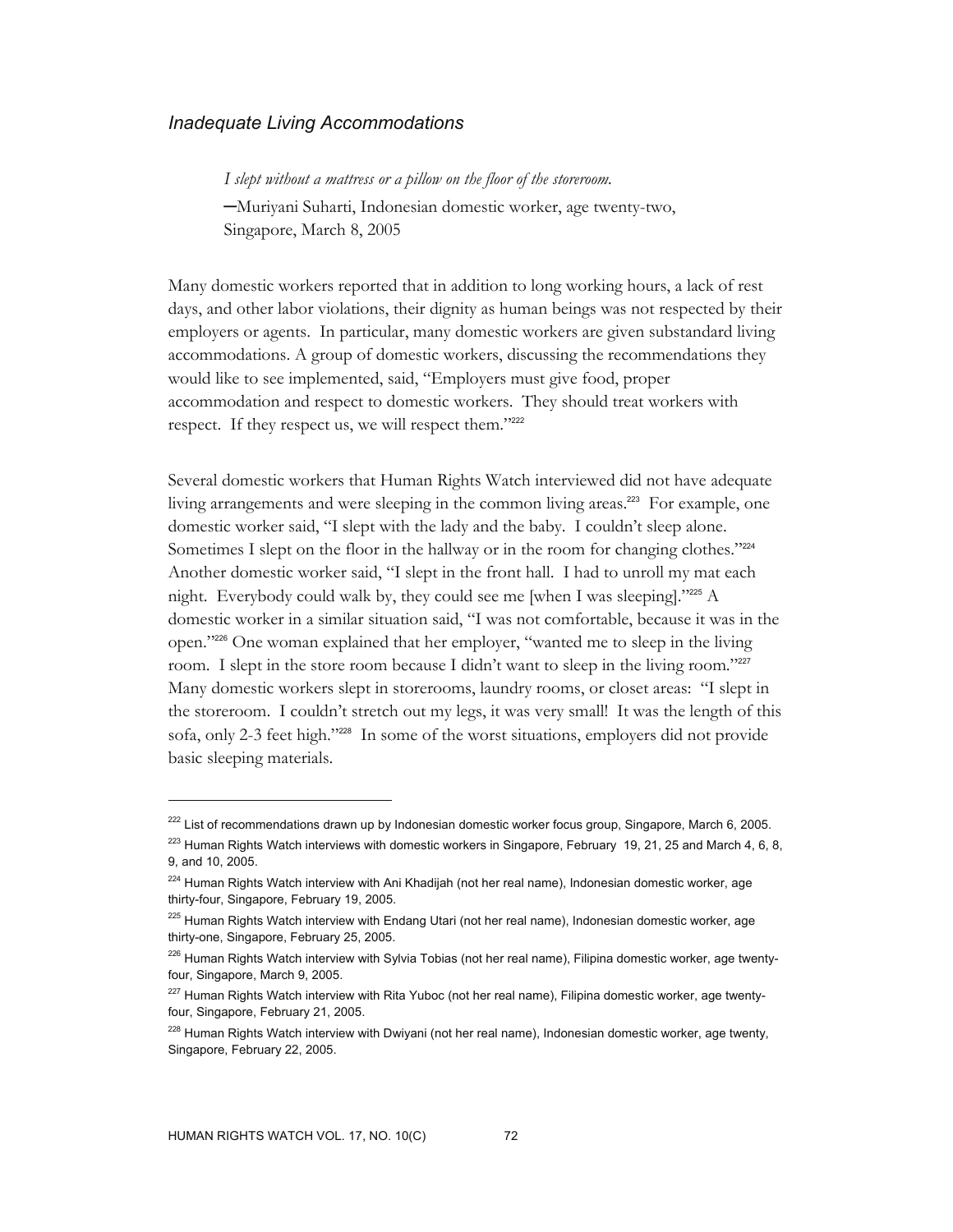### *Inadequate Living Accommodations*

> *I slept without a mattress or a pillow on the floor of the storeroom.*
> —Muriyani Suharti, Indonesian domestic worker, age twenty-two, Singapore, March 8, 2005

Many domestic workers reported that in addition to long working hours, a lack of rest days, and other labor violations, their dignity as human beings was not respected by their employers or agents. In particular, many domestic workers are given substandard living accommodations. A group of domestic workers, discussing the recommendations they would like to see implemented, said, "Employers must give food, proper accommodation and respect to domestic workers. They should treat workers with respect. If they respect us, we will respect them."[222]

Several domestic workers that Human Rights Watch interviewed did not have adequate living arrangements and were sleeping in the common living areas.[223] For example, one domestic worker said, "I slept with the lady and the baby. I couldn't sleep alone. Sometimes I slept on the floor in the hallway or in the room for changing clothes."[224] Another domestic worker said, "I slept in the front hall. I had to unroll my mat each night. Everybody could walk by, they could see me [when I was sleeping]."[225] A domestic worker in a similar situation said, "I was not comfortable, because it was in the open."[226] One woman explained that her employer, "wanted me to sleep in the living room. I slept in the store room because I didn't want to sleep in the living room."[227] Many domestic workers slept in storerooms, laundry rooms, or closet areas: "I slept in the storeroom. I couldn't stretch out my legs, it was very small! It was the length of this sofa, only 2-3 feet high."[228] In some of the worst situations, employers did not provide basic sleeping materials.

---

[222] List of recommendations drawn up by Indonesian domestic worker focus group, Singapore, March 6, 2005.

[223] Human Rights Watch interviews with domestic workers in Singapore, February 19, 21, 25 and March 4, 6, 8, 9, and 10, 2005.

[224] Human Rights Watch interview with Ani Khadijah (not her real name), Indonesian domestic worker, age thirty-four, Singapore, February 19, 2005.

[225] Human Rights Watch interview with Endang Utari (not her real name), Indonesian domestic worker, age thirty-one, Singapore, February 25, 2005.

[226] Human Rights Watch interview with Sylvia Tobias (not her real name), Filipina domestic worker, age twenty-four, Singapore, March 9, 2005.

[227] Human Rights Watch interview with Rita Yuboc (not her real name), Filipina domestic worker, age twenty-four, Singapore, February 21, 2005.

[228] Human Rights Watch interview with Dwiyani (not her real name), Indonesian domestic worker, age twenty, Singapore, February 22, 2005.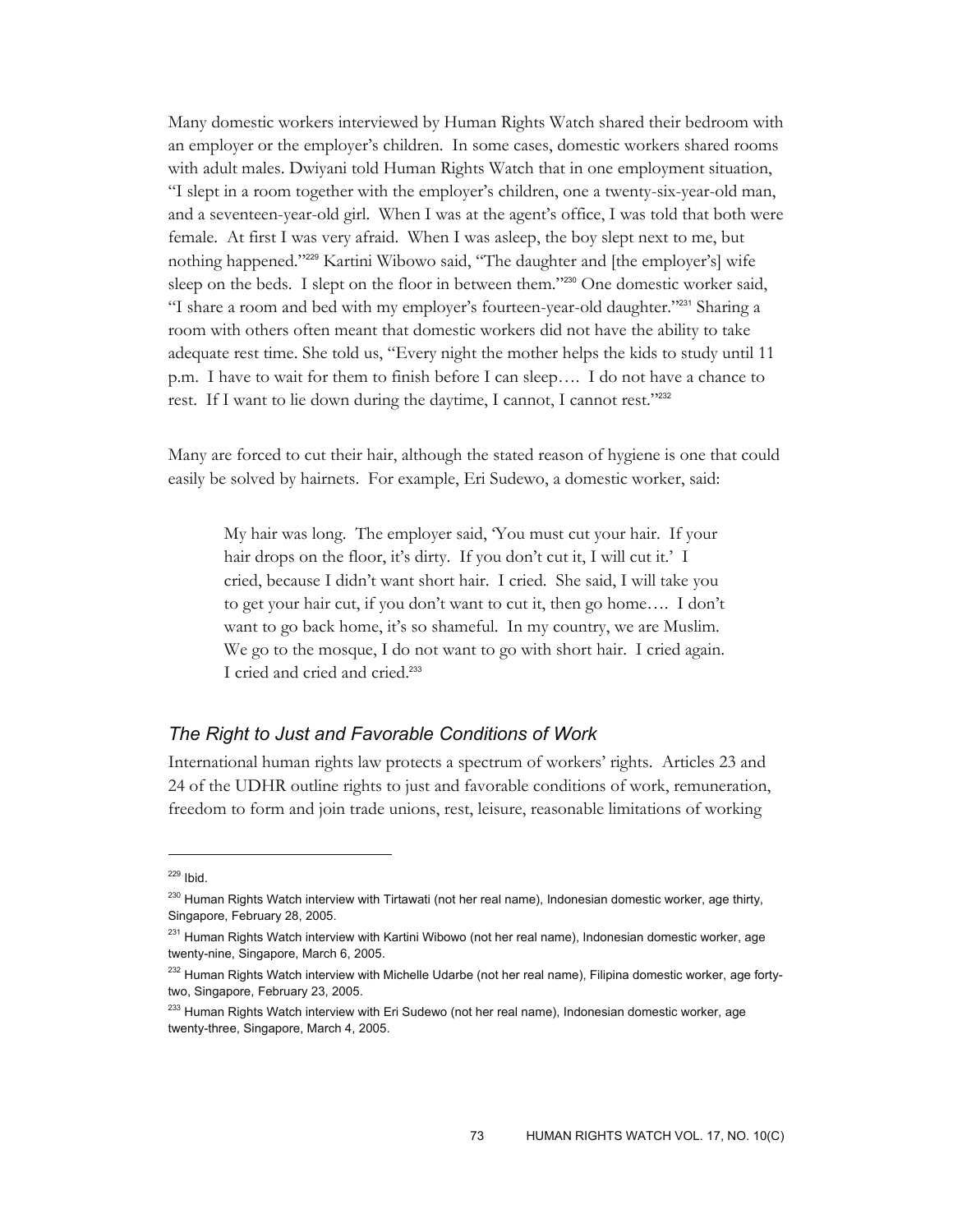Many domestic workers interviewed by Human Rights Watch shared their bedroom with an employer or the employer's children. In some cases, domestic workers shared rooms with adult males. Dwiyani told Human Rights Watch that in one employment situation, "I slept in a room together with the employer's children, one a twenty-six-year-old man, and a seventeen-year-old girl. When I was at the agent's office, I was told that both were female. At first I was very afraid. When I was asleep, the boy slept next to me, but nothing happened."[229] Kartini Wibowo said, "The daughter and [the employer's] wife sleep on the beds. I slept on the floor in between them."[230] One domestic worker said, "I share a room and bed with my employer's fourteen-year-old daughter."[231] Sharing a room with others often meant that domestic workers did not have the ability to take adequate rest time. She told us, "Every night the mother helps the kids to study until 11 p.m. I have to wait for them to finish before I can sleep…. I do not have a chance to rest. If I want to lie down during the daytime, I cannot, I cannot rest."[232]

Many are forced to cut their hair, although the stated reason of hygiene is one that could easily be solved by hairnets. For example, Eri Sudewo, a domestic worker, said:

> My hair was long. The employer said, 'You must cut your hair. If your hair drops on the floor, it's dirty. If you don't cut it, I will cut it.' I cried, because I didn't want short hair. I cried. She said, I will take you to get your hair cut, if you don't want to cut it, then go home…. I don't want to go back home, it's so shameful. In my country, we are Muslim. We go to the mosque, I do not want to go with short hair. I cried again. I cried and cried and cried.[233]

### *The Right to Just and Favorable Conditions of Work*

International human rights law protects a spectrum of workers' rights. Articles 23 and 24 of the UDHR outline rights to just and favorable conditions of work, remuneration, freedom to form and join trade unions, rest, leisure, reasonable limitations of working

---

[229] Ibid.

[230] Human Rights Watch interview with Tirtawati (not her real name), Indonesian domestic worker, age thirty, Singapore, February 28, 2005.

[231] Human Rights Watch interview with Kartini Wibowo (not her real name), Indonesian domestic worker, age twenty-nine, Singapore, March 6, 2005.

[232] Human Rights Watch interview with Michelle Udarbe (not her real name), Filipina domestic worker, age forty-two, Singapore, February 23, 2005.

[233] Human Rights Watch interview with Eri Sudewo (not her real name), Indonesian domestic worker, age twenty-three, Singapore, March 4, 2005.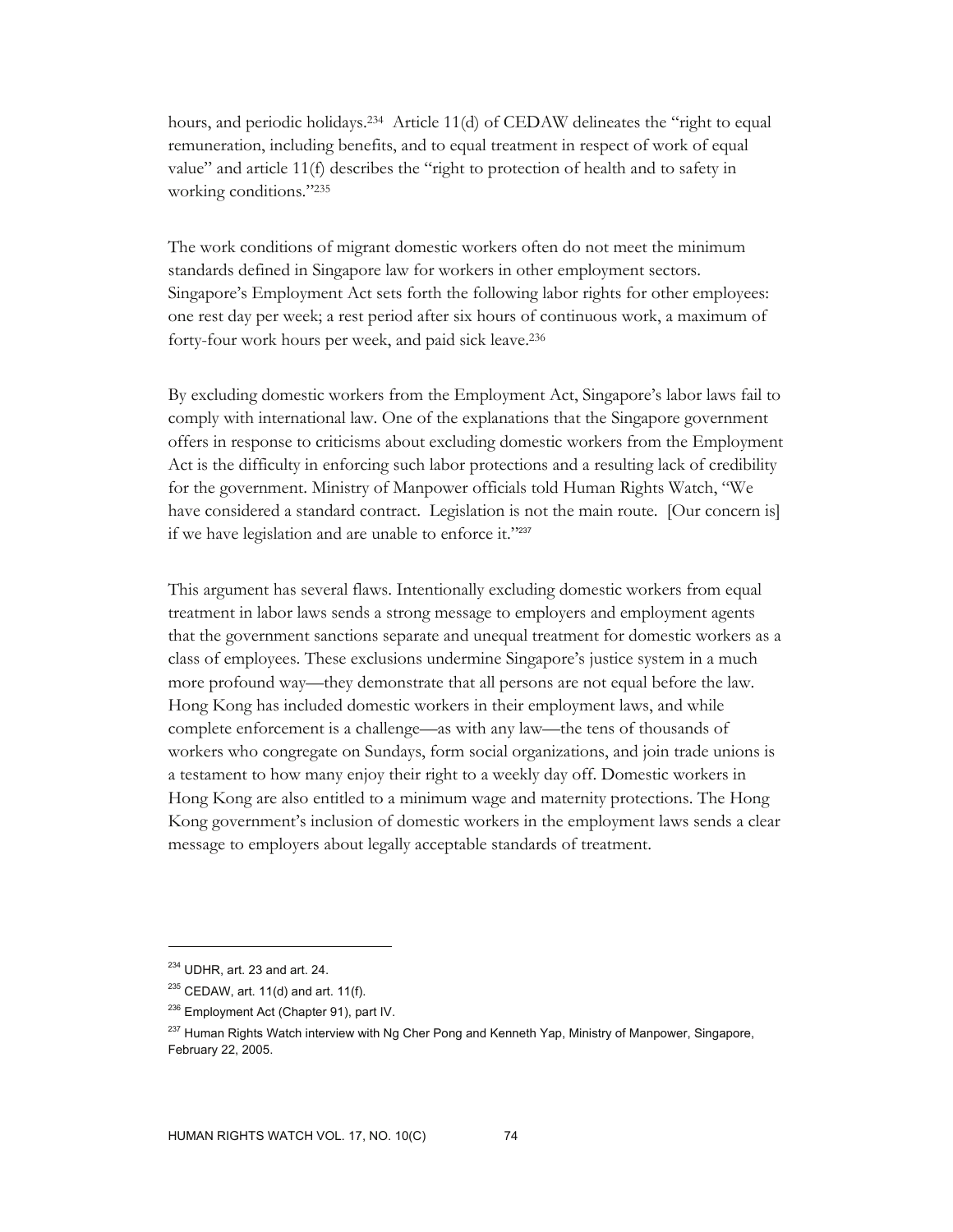hours, and periodic holidays.[234] Article 11(d) of CEDAW delineates the "right to equal remuneration, including benefits, and to equal treatment in respect of work of equal value" and article 11(f) describes the "right to protection of health and to safety in working conditions."[235]

The work conditions of migrant domestic workers often do not meet the minimum standards defined in Singapore law for workers in other employment sectors. Singapore's Employment Act sets forth the following labor rights for other employees: one rest day per week; a rest period after six hours of continuous work, a maximum of forty-four work hours per week, and paid sick leave.[236]

By excluding domestic workers from the Employment Act, Singapore's labor laws fail to comply with international law. One of the explanations that the Singapore government offers in response to criticisms about excluding domestic workers from the Employment Act is the difficulty in enforcing such labor protections and a resulting lack of credibility for the government. Ministry of Manpower officials told Human Rights Watch, "We have considered a standard contract. Legislation is not the main route. [Our concern is] if we have legislation and are unable to enforce it."[237]

This argument has several flaws. Intentionally excluding domestic workers from equal treatment in labor laws sends a strong message to employers and employment agents that the government sanctions separate and unequal treatment for domestic workers as a class of employees. These exclusions undermine Singapore's justice system in a much more profound way—they demonstrate that all persons are not equal before the law. Hong Kong has included domestic workers in their employment laws, and while complete enforcement is a challenge—as with any law—the tens of thousands of workers who congregate on Sundays, form social organizations, and join trade unions is a testament to how many enjoy their right to a weekly day off. Domestic workers in Hong Kong are also entitled to a minimum wage and maternity protections. The Hong Kong government's inclusion of domestic workers in the employment laws sends a clear message to employers about legally acceptable standards of treatment.

---

[234] UDHR, art. 23 and art. 24.

[235] CEDAW, art. 11(d) and art. 11(f).

[236] Employment Act (Chapter 91), part IV.

[237] Human Rights Watch interview with Ng Cher Pong and Kenneth Yap, Ministry of Manpower, Singapore, February 22, 2005.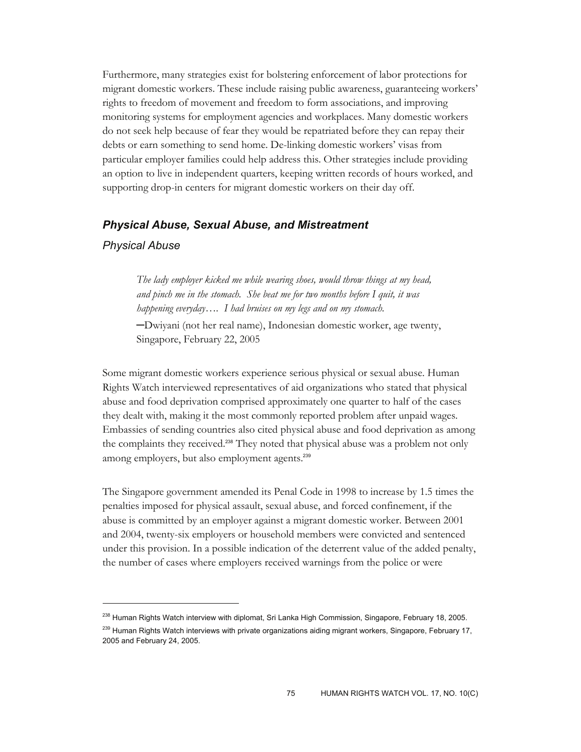Furthermore, many strategies exist for bolstering enforcement of labor protections for migrant domestic workers. These include raising public awareness, guaranteeing workers' rights to freedom of movement and freedom to form associations, and improving monitoring systems for employment agencies and workplaces. Many domestic workers do not seek help because of fear they would be repatriated before they can repay their debts or earn something to send home. De-linking domestic workers' visas from particular employer families could help address this. Other strategies include providing an option to live in independent quarters, keeping written records of hours worked, and supporting drop-in centers for migrant domestic workers on their day off.

## Physical Abuse, Sexual Abuse, and Mistreatment

### Physical Abuse

> *The lady employer kicked me while wearing shoes, would throw things at my head, and pinch me in the stomach. She beat me for two months before I quit, it was happening everyday…. I had bruises on my legs and on my stomach.*
>
> —Dwiyani (not her real name), Indonesian domestic worker, age twenty, Singapore, February 22, 2005

Some migrant domestic workers experience serious physical or sexual abuse. Human Rights Watch interviewed representatives of aid organizations who stated that physical abuse and food deprivation comprised approximately one quarter to half of the cases they dealt with, making it the most commonly reported problem after unpaid wages. Embassies of sending countries also cited physical abuse and food deprivation as among the complaints they received.[238] They noted that physical abuse was a problem not only among employers, but also employment agents.[239]

The Singapore government amended its Penal Code in 1998 to increase by 1.5 times the penalties imposed for physical assault, sexual abuse, and forced confinement, if the abuse is committed by an employer against a migrant domestic worker. Between 2001 and 2004, twenty-six employers or household members were convicted and sentenced under this provision. In a possible indication of the deterrent value of the added penalty, the number of cases where employers received warnings from the police or were

---

[238] Human Rights Watch interview with diplomat, Sri Lanka High Commission, Singapore, February 18, 2005.

[239] Human Rights Watch interviews with private organizations aiding migrant workers, Singapore, February 17, 2005 and February 24, 2005.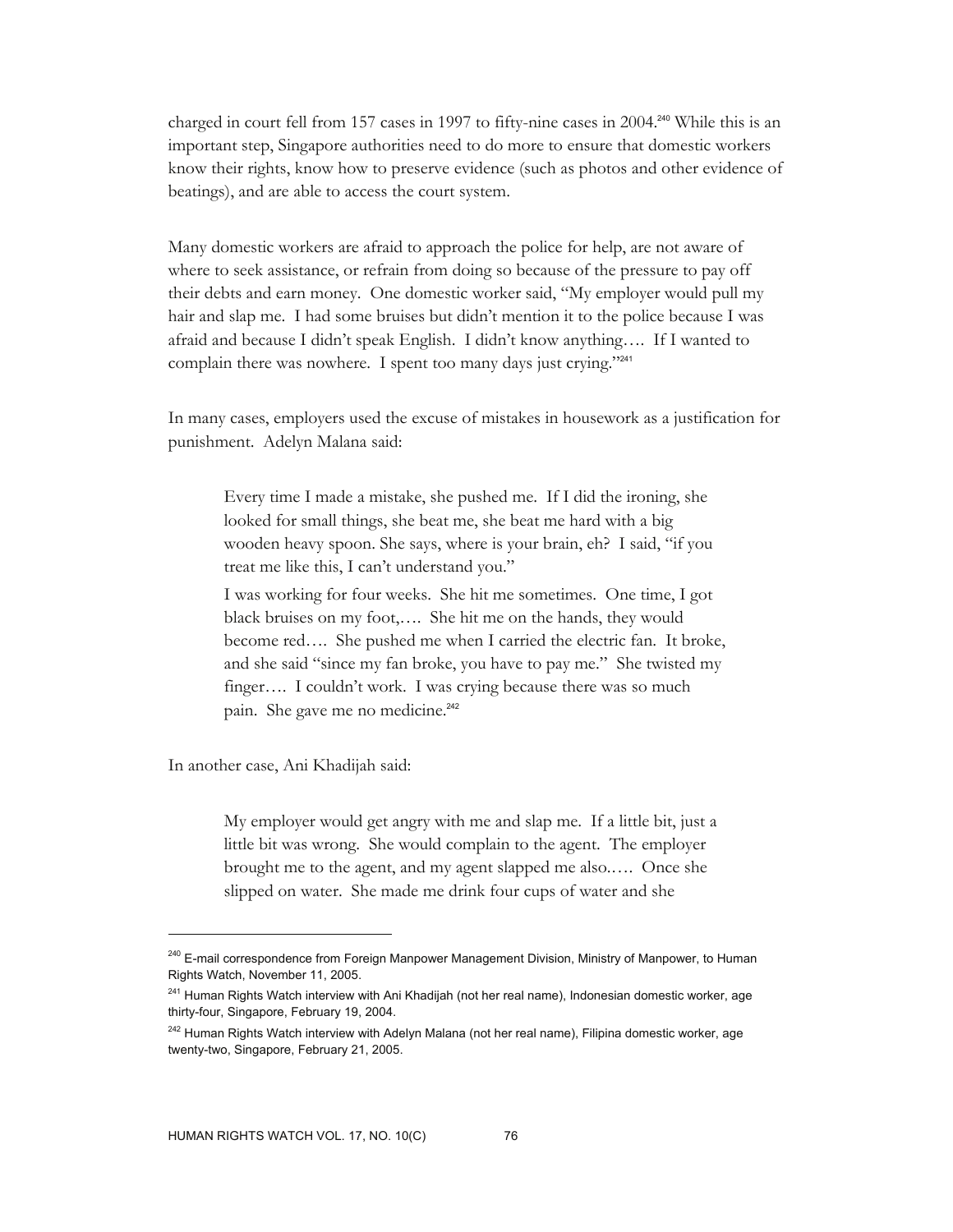charged in court fell from 157 cases in 1997 to fifty-nine cases in 2004.[240] While this is an important step, Singapore authorities need to do more to ensure that domestic workers know their rights, know how to preserve evidence (such as photos and other evidence of beatings), and are able to access the court system.

Many domestic workers are afraid to approach the police for help, are not aware of where to seek assistance, or refrain from doing so because of the pressure to pay off their debts and earn money. One domestic worker said, "My employer would pull my hair and slap me. I had some bruises but didn't mention it to the police because I was afraid and because I didn't speak English. I didn't know anything…. If I wanted to complain there was nowhere. I spent too many days just crying."[241]

In many cases, employers used the excuse of mistakes in housework as a justification for punishment. Adelyn Malana said:

> Every time I made a mistake, she pushed me. If I did the ironing, she looked for small things, she beat me, she beat me hard with a big wooden heavy spoon. She says, where is your brain, eh? I said, "if you treat me like this, I can't understand you."
>
> I was working for four weeks. She hit me sometimes. One time, I got black bruises on my foot,…. She hit me on the hands, they would become red…. She pushed me when I carried the electric fan. It broke, and she said "since my fan broke, you have to pay me." She twisted my finger…. I couldn't work. I was crying because there was so much pain. She gave me no medicine.[242]

In another case, Ani Khadijah said:

> My employer would get angry with me and slap me. If a little bit, just a little bit was wrong. She would complain to the agent. The employer brought me to the agent, and my agent slapped me also.…. Once she slipped on water. She made me drink four cups of water and she

---

[240] E-mail correspondence from Foreign Manpower Management Division, Ministry of Manpower, to Human Rights Watch, November 11, 2005.

[241] Human Rights Watch interview with Ani Khadijah (not her real name), Indonesian domestic worker, age thirty-four, Singapore, February 19, 2004.

[242] Human Rights Watch interview with Adelyn Malana (not her real name), Filipina domestic worker, age twenty-two, Singapore, February 21, 2005.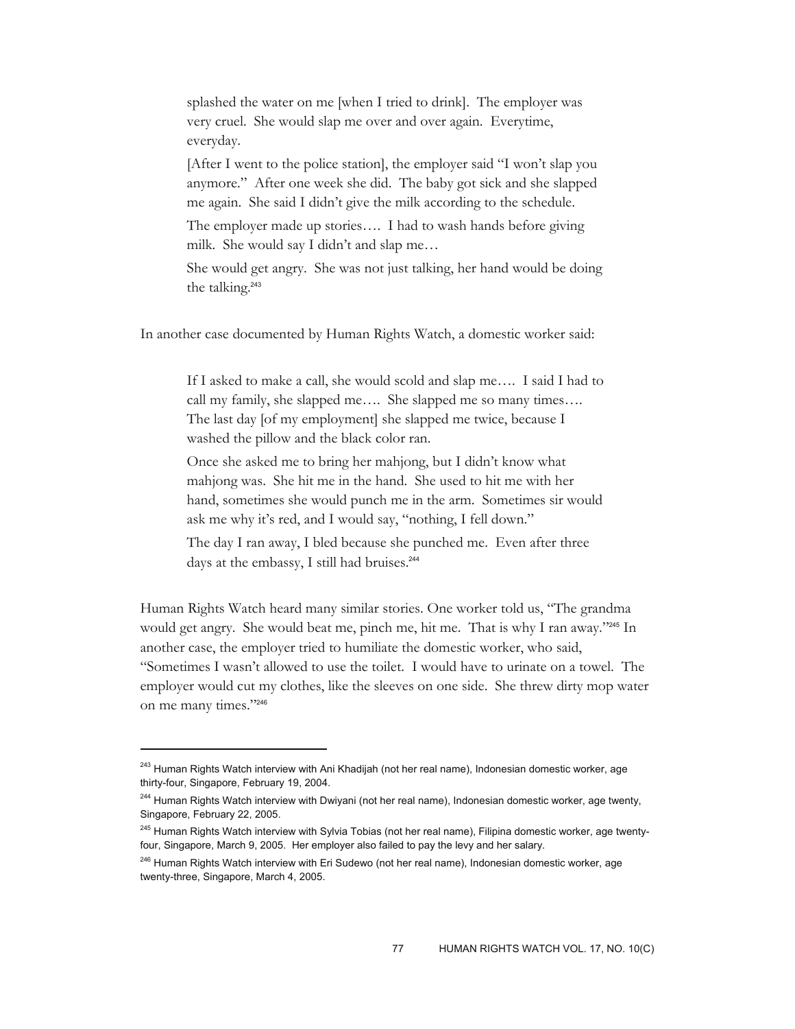> splashed the water on me [when I tried to drink]. The employer was very cruel. She would slap me over and over again. Everytime, everyday.
>
> [After I went to the police station], the employer said "I won't slap you anymore." After one week she did. The baby got sick and she slapped me again. She said I didn't give the milk according to the schedule.
>
> The employer made up stories…. I had to wash hands before giving milk. She would say I didn't and slap me…
>
> She would get angry. She was not just talking, her hand would be doing the talking.[243]

In another case documented by Human Rights Watch, a domestic worker said:

> If I asked to make a call, she would scold and slap me…. I said I had to call my family, she slapped me…. She slapped me so many times…. The last day [of my employment] she slapped me twice, because I washed the pillow and the black color ran.
>
> Once she asked me to bring her mahjong, but I didn't know what mahjong was. She hit me in the hand. She used to hit me with her hand, sometimes she would punch me in the arm. Sometimes sir would ask me why it's red, and I would say, "nothing, I fell down."
>
> The day I ran away, I bled because she punched me. Even after three days at the embassy, I still had bruises.[244]

Human Rights Watch heard many similar stories. One worker told us, "The grandma would get angry. She would beat me, pinch me, hit me. That is why I ran away."[245] In another case, the employer tried to humiliate the domestic worker, who said, "Sometimes I wasn't allowed to use the toilet. I would have to urinate on a towel. The employer would cut my clothes, like the sleeves on one side. She threw dirty mop water on me many times."[246]

---

[243] Human Rights Watch interview with Ani Khadijah (not her real name), Indonesian domestic worker, age thirty-four, Singapore, February 19, 2004.

[244] Human Rights Watch interview with Dwiyani (not her real name), Indonesian domestic worker, age twenty, Singapore, February 22, 2005.

[245] Human Rights Watch interview with Sylvia Tobias (not her real name), Filipina domestic worker, age twenty-four, Singapore, March 9, 2005. Her employer also failed to pay the levy and her salary.

[246] Human Rights Watch interview with Eri Sudewo (not her real name), Indonesian domestic worker, age twenty-three, Singapore, March 4, 2005.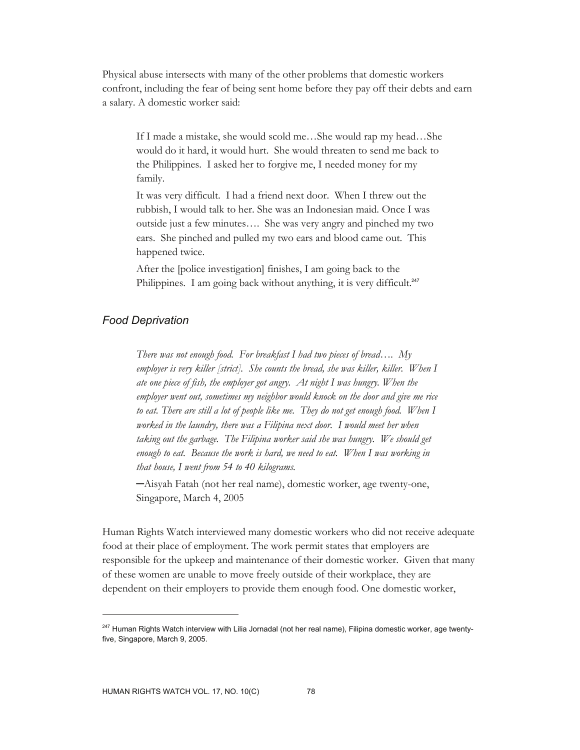Physical abuse intersects with many of the other problems that domestic workers confront, including the fear of being sent home before they pay off their debts and earn a salary. A domestic worker said:

> If I made a mistake, she would scold me…She would rap my head…She would do it hard, it would hurt. She would threaten to send me back to the Philippines. I asked her to forgive me, I needed money for my family.
>
> It was very difficult. I had a friend next door. When I threw out the rubbish, I would talk to her. She was an Indonesian maid. Once I was outside just a few minutes…. She was very angry and pinched my two ears. She pinched and pulled my two ears and blood came out. This happened twice.
>
> After the [police investigation] finishes, I am going back to the Philippines. I am going back without anything, it is very difficult.[247]

### *Food Deprivation*

> *There was not enough food. For breakfast I had two pieces of bread…. My employer is very killer [strict]. She counts the bread, she was killer, killer. When I ate one piece of fish, the employer got angry. At night I was hungry. When the employer went out, sometimes my neighbor would knock on the door and give me rice to eat. There are still a lot of people like me. They do not get enough food. When I worked in the laundry, there was a Filipina next door. I would meet her when taking out the garbage. The Filipina worker said she was hungry. We should get enough to eat. Because the work is hard, we need to eat. When I was working in that house, I went from 54 to 40 kilograms.*
>
> —Aisyah Fatah (not her real name), domestic worker, age twenty-one, Singapore, March 4, 2005

Human Rights Watch interviewed many domestic workers who did not receive adequate food at their place of employment. The work permit states that employers are responsible for the upkeep and maintenance of their domestic worker. Given that many of these women are unable to move freely outside of their workplace, they are dependent on their employers to provide them enough food. One domestic worker,

---

[247] Human Rights Watch interview with Lilia Jornadal (not her real name), Filipina domestic worker, age twenty-five, Singapore, March 9, 2005.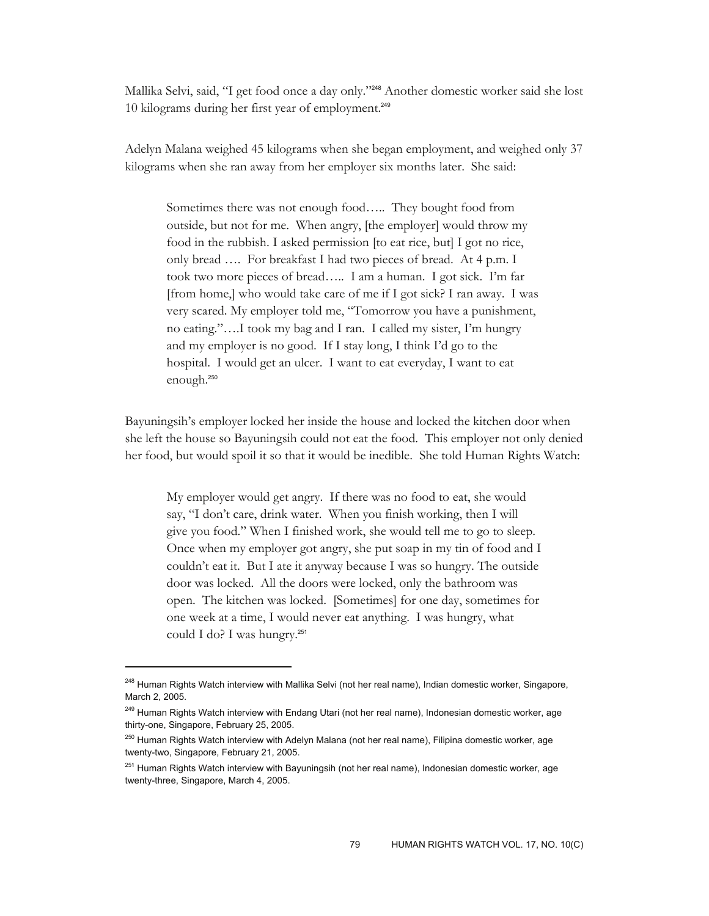Mallika Selvi, said, "I get food once a day only."[248] Another domestic worker said she lost 10 kilograms during her first year of employment.[249]

Adelyn Malana weighed 45 kilograms when she began employment, and weighed only 37 kilograms when she ran away from her employer six months later. She said:

> Sometimes there was not enough food….. They bought food from outside, but not for me. When angry, [the employer] would throw my food in the rubbish. I asked permission [to eat rice, but] I got no rice, only bread …. For breakfast I had two pieces of bread. At 4 p.m. I took two more pieces of bread….. I am a human. I got sick. I'm far [from home,] who would take care of me if I got sick? I ran away. I was very scared. My employer told me, "Tomorrow you have a punishment, no eating."….I took my bag and I ran. I called my sister, I'm hungry and my employer is no good. If I stay long, I think I'd go to the hospital. I would get an ulcer. I want to eat everyday, I want to eat enough.[250]

Bayuningsih's employer locked her inside the house and locked the kitchen door when she left the house so Bayuningsih could not eat the food. This employer not only denied her food, but would spoil it so that it would be inedible. She told Human Rights Watch:

> My employer would get angry. If there was no food to eat, she would say, "I don't care, drink water. When you finish working, then I will give you food." When I finished work, she would tell me to go to sleep. Once when my employer got angry, she put soap in my tin of food and I couldn't eat it. But I ate it anyway because I was so hungry. The outside door was locked. All the doors were locked, only the bathroom was open. The kitchen was locked. [Sometimes] for one day, sometimes for one week at a time, I would never eat anything. I was hungry, what could I do? I was hungry.[251]

---

[248] Human Rights Watch interview with Mallika Selvi (not her real name), Indian domestic worker, Singapore, March 2, 2005.

[249] Human Rights Watch interview with Endang Utari (not her real name), Indonesian domestic worker, age thirty-one, Singapore, February 25, 2005.

[250] Human Rights Watch interview with Adelyn Malana (not her real name), Filipina domestic worker, age twenty-two, Singapore, February 21, 2005.

[251] Human Rights Watch interview with Bayuningsih (not her real name), Indonesian domestic worker, age twenty-three, Singapore, March 4, 2005.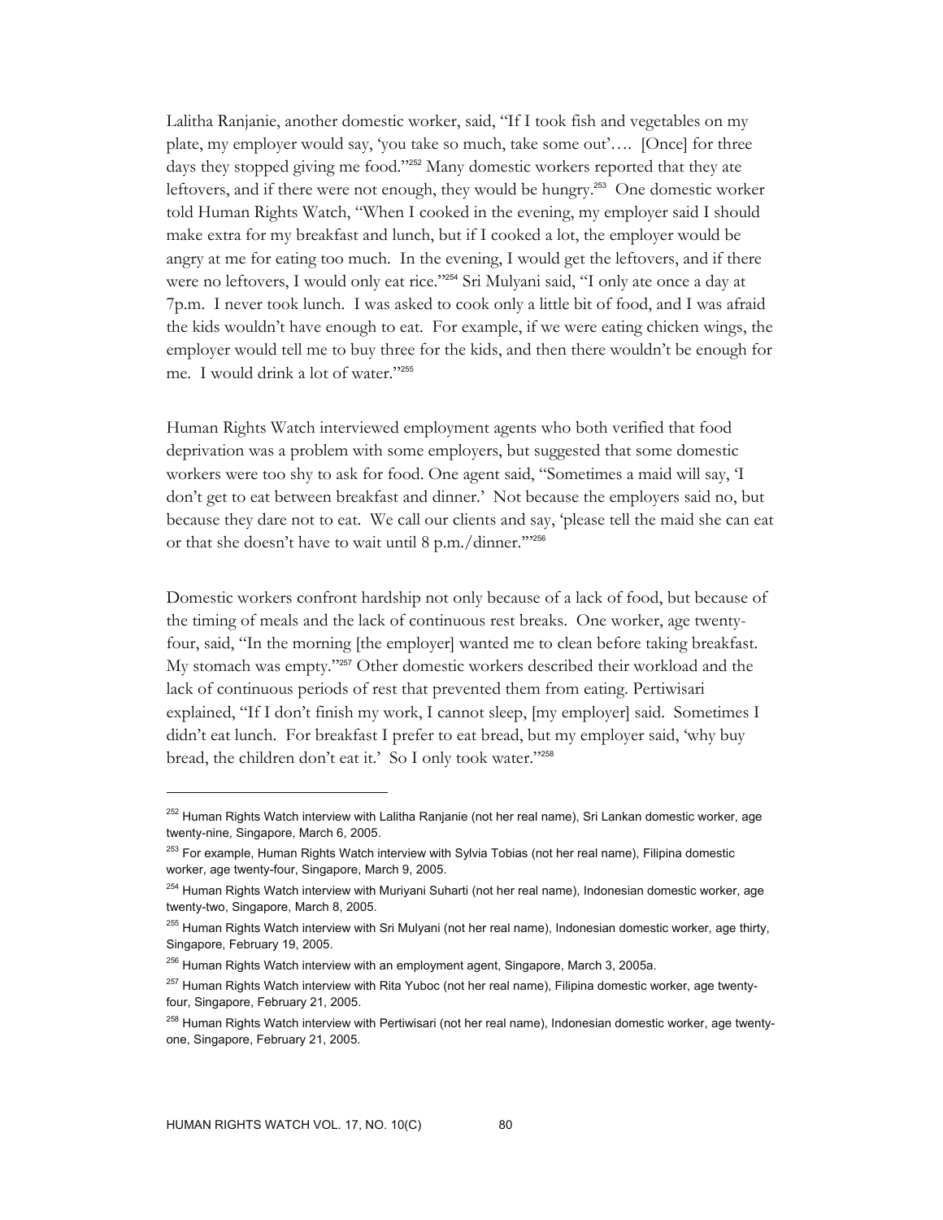Lalitha Ranjanie, another domestic worker, said, "If I took fish and vegetables on my plate, my employer would say, 'you take so much, take some out'…. [Once] for three days they stopped giving me food."[252] Many domestic workers reported that they ate leftovers, and if there were not enough, they would be hungry.[253] One domestic worker told Human Rights Watch, "When I cooked in the evening, my employer said I should make extra for my breakfast and lunch, but if I cooked a lot, the employer would be angry at me for eating too much. In the evening, I would get the leftovers, and if there were no leftovers, I would only eat rice."[254] Sri Mulyani said, "I only ate once a day at 7p.m. I never took lunch. I was asked to cook only a little bit of food, and I was afraid the kids wouldn't have enough to eat. For example, if we were eating chicken wings, the employer would tell me to buy three for the kids, and then there wouldn't be enough for me. I would drink a lot of water."[255]

Human Rights Watch interviewed employment agents who both verified that food deprivation was a problem with some employers, but suggested that some domestic workers were too shy to ask for food. One agent said, "Sometimes a maid will say, 'I don't get to eat between breakfast and dinner.' Not because the employers said no, but because they dare not to eat. We call our clients and say, 'please tell the maid she can eat or that she doesn't have to wait until 8 p.m./dinner.'"[256]

Domestic workers confront hardship not only because of a lack of food, but because of the timing of meals and the lack of continuous rest breaks. One worker, age twenty-four, said, "In the morning [the employer] wanted me to clean before taking breakfast. My stomach was empty."[257] Other domestic workers described their workload and the lack of continuous periods of rest that prevented them from eating. Pertiwisari explained, "If I don't finish my work, I cannot sleep, [my employer] said. Sometimes I didn't eat lunch. For breakfast I prefer to eat bread, but my employer said, 'why buy bread, the children don't eat it.' So I only took water."[258]

---

[252] Human Rights Watch interview with Lalitha Ranjanie (not her real name), Sri Lankan domestic worker, age twenty-nine, Singapore, March 6, 2005.

[253] For example, Human Rights Watch interview with Sylvia Tobias (not her real name), Filipina domestic worker, age twenty-four, Singapore, March 9, 2005.

[254] Human Rights Watch interview with Muriyani Suharti (not her real name), Indonesian domestic worker, age twenty-two, Singapore, March 8, 2005.

[255] Human Rights Watch interview with Sri Mulyani (not her real name), Indonesian domestic worker, age thirty, Singapore, February 19, 2005.

[256] Human Rights Watch interview with an employment agent, Singapore, March 3, 2005a.

[257] Human Rights Watch interview with Rita Yuboc (not her real name), Filipina domestic worker, age twenty-four, Singapore, February 21, 2005.

[258] Human Rights Watch interview with Pertiwisari (not her real name), Indonesian domestic worker, age twenty-one, Singapore, February 21, 2005.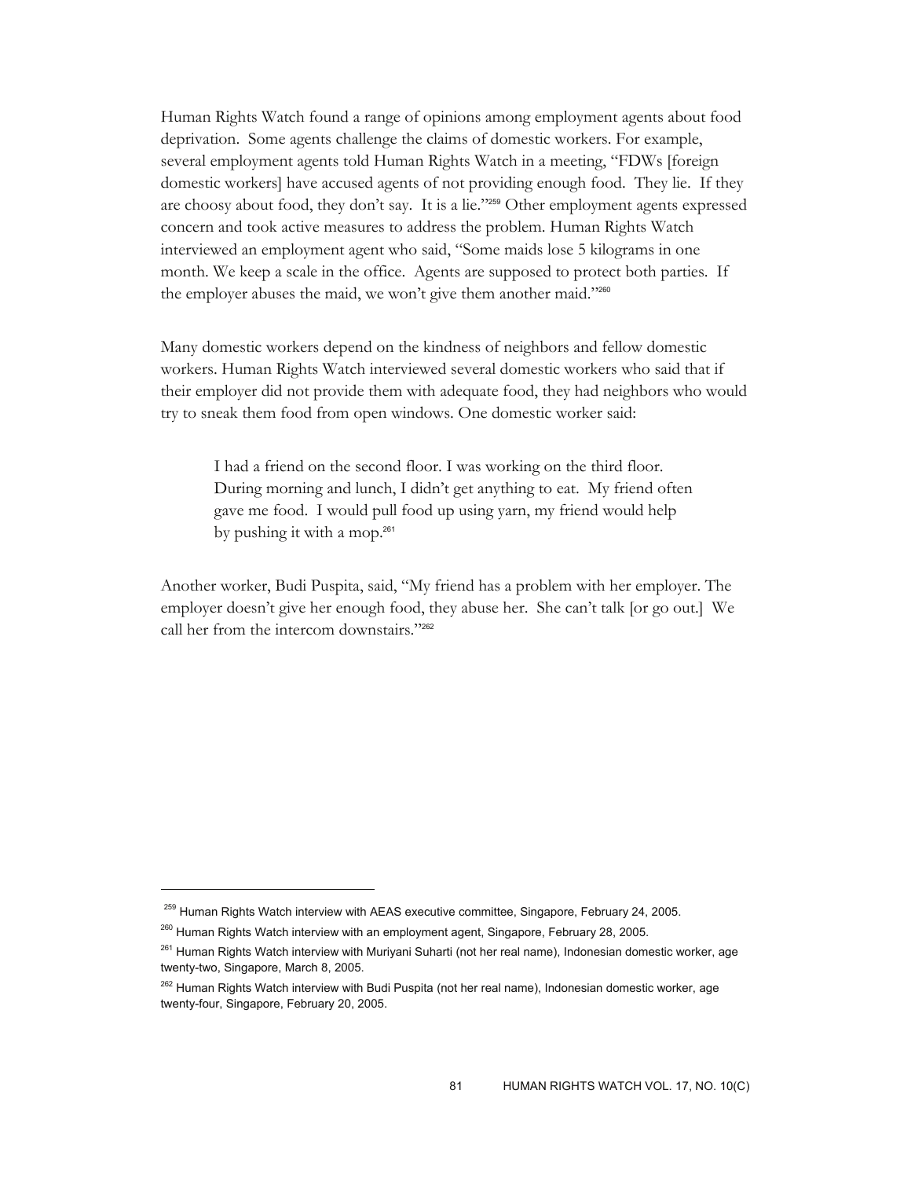Human Rights Watch found a range of opinions among employment agents about food deprivation. Some agents challenge the claims of domestic workers. For example, several employment agents told Human Rights Watch in a meeting, "FDWs [foreign domestic workers] have accused agents of not providing enough food. They lie. If they are choosy about food, they don't say. It is a lie."[259] Other employment agents expressed concern and took active measures to address the problem. Human Rights Watch interviewed an employment agent who said, "Some maids lose 5 kilograms in one month. We keep a scale in the office. Agents are supposed to protect both parties. If the employer abuses the maid, we won't give them another maid."[260]

Many domestic workers depend on the kindness of neighbors and fellow domestic workers. Human Rights Watch interviewed several domestic workers who said that if their employer did not provide them with adequate food, they had neighbors who would try to sneak them food from open windows. One domestic worker said:

> I had a friend on the second floor. I was working on the third floor. During morning and lunch, I didn't get anything to eat. My friend often gave me food. I would pull food up using yarn, my friend would help by pushing it with a mop.[261]

Another worker, Budi Puspita, said, "My friend has a problem with her employer. The employer doesn't give her enough food, they abuse her. She can't talk [or go out.] We call her from the intercom downstairs."[262]

---

[259] Human Rights Watch interview with AEAS executive committee, Singapore, February 24, 2005.

[260] Human Rights Watch interview with an employment agent, Singapore, February 28, 2005.

[261] Human Rights Watch interview with Muriyani Suharti (not her real name), Indonesian domestic worker, age twenty-two, Singapore, March 8, 2005.

[262] Human Rights Watch interview with Budi Puspita (not her real name), Indonesian domestic worker, age twenty-four, Singapore, February 20, 2005.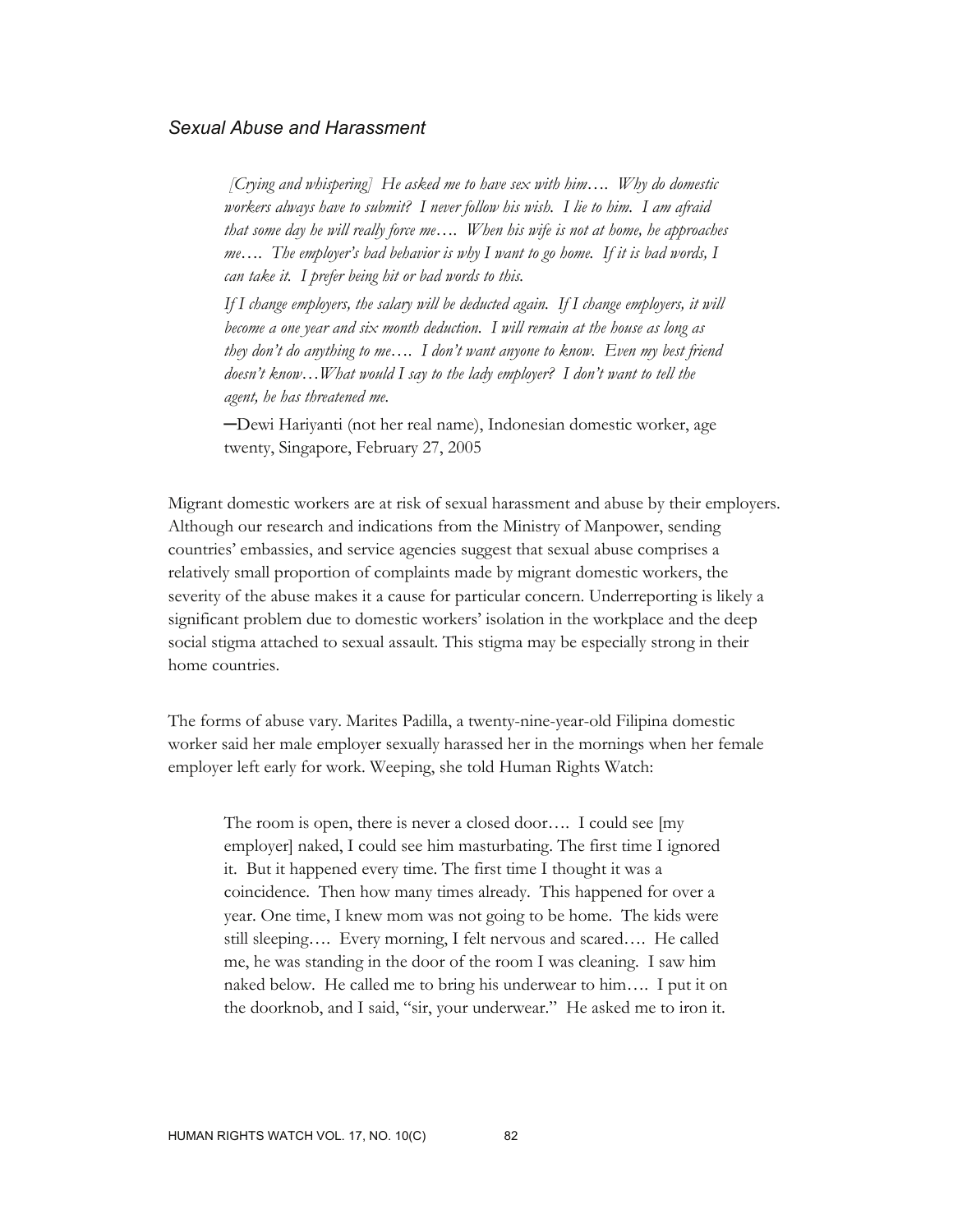### *Sexual Abuse and Harassment*

> *[Crying and whispering] He asked me to have sex with him…. Why do domestic workers always have to submit? I never follow his wish. I lie to him. I am afraid that some day he will really force me…. When his wife is not at home, he approaches me…. The employer's bad behavior is why I want to go home. If it is bad words, I can take it. I prefer being hit or bad words to this.*
>
> *If I change employers, the salary will be deducted again. If I change employers, it will become a one year and six month deduction. I will remain at the house as long as they don't do anything to me…. I don't want anyone to know. Even my best friend doesn't know…What would I say to the lady employer? I don't want to tell the agent, he has threatened me.*
>
> —Dewi Hariyanti (not her real name), Indonesian domestic worker, age twenty, Singapore, February 27, 2005

Migrant domestic workers are at risk of sexual harassment and abuse by their employers. Although our research and indications from the Ministry of Manpower, sending countries' embassies, and service agencies suggest that sexual abuse comprises a relatively small proportion of complaints made by migrant domestic workers, the severity of the abuse makes it a cause for particular concern. Underreporting is likely a significant problem due to domestic workers' isolation in the workplace and the deep social stigma attached to sexual assault. This stigma may be especially strong in their home countries.

The forms of abuse vary. Marites Padilla, a twenty-nine-year-old Filipina domestic worker said her male employer sexually harassed her in the mornings when her female employer left early for work. Weeping, she told Human Rights Watch:

> The room is open, there is never a closed door…. I could see [my employer] naked, I could see him masturbating. The first time I ignored it. But it happened every time. The first time I thought it was a coincidence. Then how many times already. This happened for over a year. One time, I knew mom was not going to be home. The kids were still sleeping…. Every morning, I felt nervous and scared…. He called me, he was standing in the door of the room I was cleaning. I saw him naked below. He called me to bring his underwear to him…. I put it on the doorknob, and I said, "sir, your underwear." He asked me to iron it.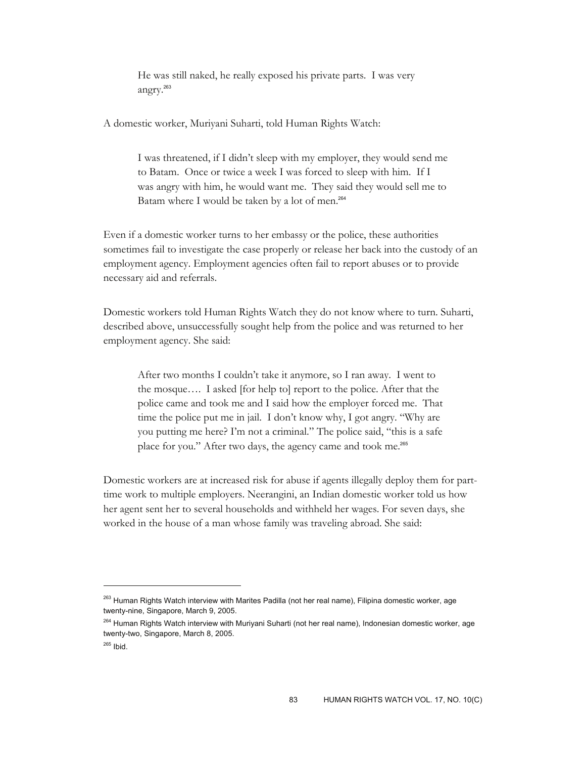> He was still naked, he really exposed his private parts. I was very angry.[263]

A domestic worker, Muriyani Suharti, told Human Rights Watch:

> I was threatened, if I didn't sleep with my employer, they would send me to Batam. Once or twice a week I was forced to sleep with him. If I was angry with him, he would want me. They said they would sell me to Batam where I would be taken by a lot of men.[264]

Even if a domestic worker turns to her embassy or the police, these authorities sometimes fail to investigate the case properly or release her back into the custody of an employment agency. Employment agencies often fail to report abuses or to provide necessary aid and referrals.

Domestic workers told Human Rights Watch they do not know where to turn. Suharti, described above, unsuccessfully sought help from the police and was returned to her employment agency. She said:

> After two months I couldn't take it anymore, so I ran away. I went to the mosque…. I asked [for help to] report to the police. After that the police came and took me and I said how the employer forced me. That time the police put me in jail. I don't know why, I got angry. "Why are you putting me here? I'm not a criminal." The police said, "this is a safe place for you." After two days, the agency came and took me.[265]

Domestic workers are at increased risk for abuse if agents illegally deploy them for part-time work to multiple employers. Neerangini, an Indian domestic worker told us how her agent sent her to several households and withheld her wages. For seven days, she worked in the house of a man whose family was traveling abroad. She said:

---

[263] Human Rights Watch interview with Marites Padilla (not her real name), Filipina domestic worker, age twenty-nine, Singapore, March 9, 2005.

[264] Human Rights Watch interview with Muriyani Suharti (not her real name), Indonesian domestic worker, age twenty-two, Singapore, March 8, 2005.

[265] Ibid.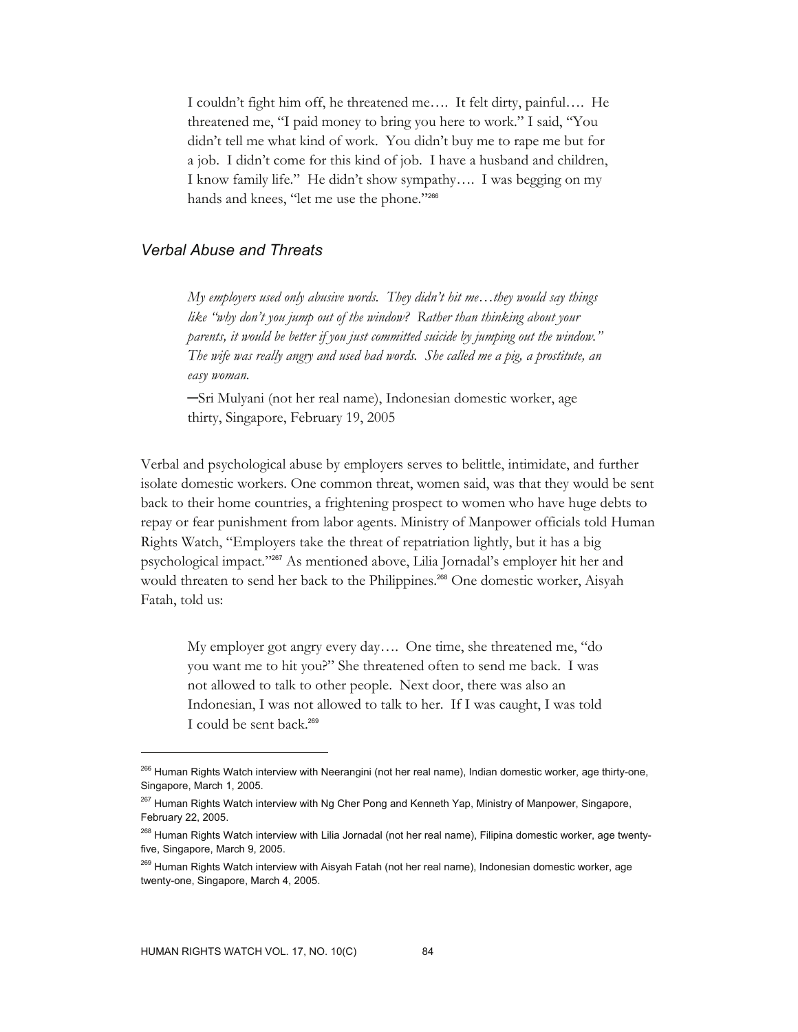> I couldn't fight him off, he threatened me…. It felt dirty, painful…. He threatened me, "I paid money to bring you here to work." I said, "You didn't tell me what kind of work. You didn't buy me to rape me but for a job. I didn't come for this kind of job. I have a husband and children, I know family life." He didn't show sympathy…. I was begging on my hands and knees, "let me use the phone."[266]

### *Verbal Abuse and Threats*

> *My employers used only abusive words. They didn't hit me…they would say things like "why don't you jump out of the window? Rather than thinking about your parents, it would be better if you just committed suicide by jumping out the window." The wife was really angry and used bad words. She called me a pig, a prostitute, an easy woman.*
>
> —Sri Mulyani (not her real name), Indonesian domestic worker, age thirty, Singapore, February 19, 2005

Verbal and psychological abuse by employers serves to belittle, intimidate, and further isolate domestic workers. One common threat, women said, was that they would be sent back to their home countries, a frightening prospect to women who have huge debts to repay or fear punishment from labor agents. Ministry of Manpower officials told Human Rights Watch, "Employers take the threat of repatriation lightly, but it has a big psychological impact."[267] As mentioned above, Lilia Jornadal's employer hit her and would threaten to send her back to the Philippines.[268] One domestic worker, Aisyah Fatah, told us:

> My employer got angry every day…. One time, she threatened me, "do you want me to hit you?" She threatened often to send me back. I was not allowed to talk to other people. Next door, there was also an Indonesian, I was not allowed to talk to her. If I was caught, I was told I could be sent back.[269]

---

[266] Human Rights Watch interview with Neerangini (not her real name), Indian domestic worker, age thirty-one, Singapore, March 1, 2005.

[267] Human Rights Watch interview with Ng Cher Pong and Kenneth Yap, Ministry of Manpower, Singapore, February 22, 2005.

[268] Human Rights Watch interview with Lilia Jornadal (not her real name), Filipina domestic worker, age twenty-five, Singapore, March 9, 2005.

[269] Human Rights Watch interview with Aisyah Fatah (not her real name), Indonesian domestic worker, age twenty-one, Singapore, March 4, 2005.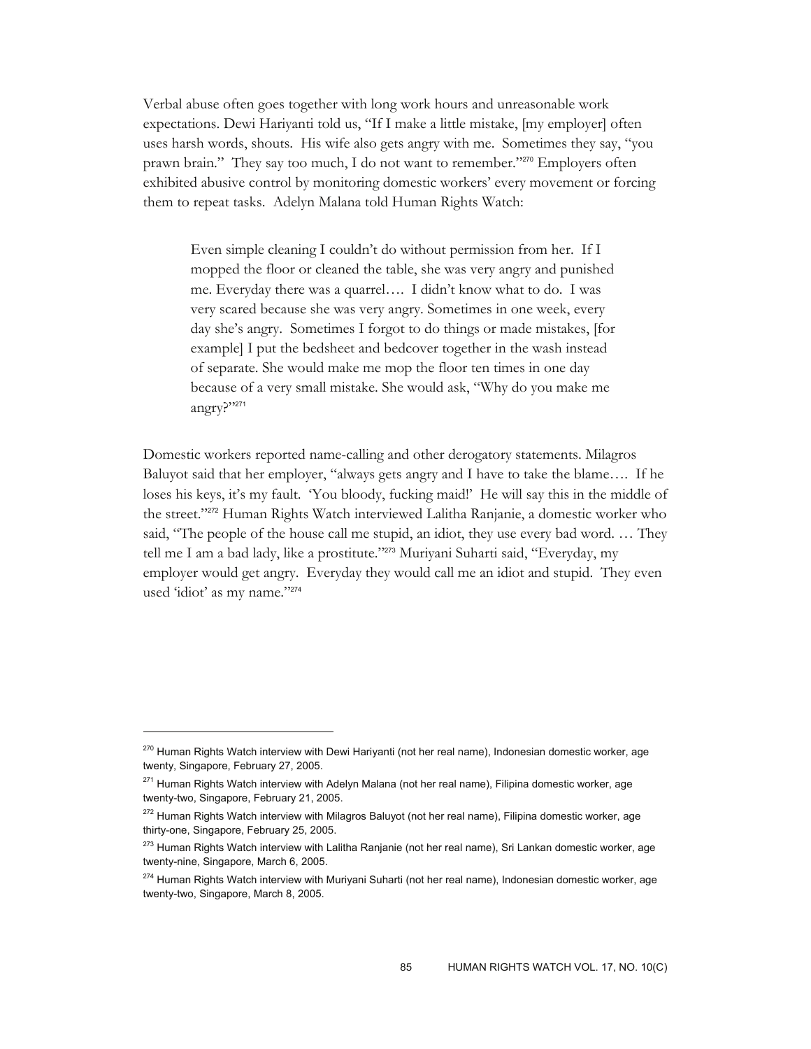Verbal abuse often goes together with long work hours and unreasonable work expectations. Dewi Hariyanti told us, "If I make a little mistake, [my employer] often uses harsh words, shouts. His wife also gets angry with me. Sometimes they say, "you prawn brain." They say too much, I do not want to remember."[270] Employers often exhibited abusive control by monitoring domestic workers' every movement or forcing them to repeat tasks. Adelyn Malana told Human Rights Watch:

> Even simple cleaning I couldn't do without permission from her. If I mopped the floor or cleaned the table, she was very angry and punished me. Everyday there was a quarrel…. I didn't know what to do. I was very scared because she was very angry. Sometimes in one week, every day she's angry. Sometimes I forgot to do things or made mistakes, [for example] I put the bedsheet and bedcover together in the wash instead of separate. She would make me mop the floor ten times in one day because of a very small mistake. She would ask, "Why do you make me angry?"[271]

Domestic workers reported name-calling and other derogatory statements. Milagros Baluyot said that her employer, "always gets angry and I have to take the blame…. If he loses his keys, it's my fault. 'You bloody, fucking maid!' He will say this in the middle of the street."[272] Human Rights Watch interviewed Lalitha Ranjanie, a domestic worker who said, "The people of the house call me stupid, an idiot, they use every bad word. … They tell me I am a bad lady, like a prostitute."[273] Muriyani Suharti said, "Everyday, my employer would get angry. Everyday they would call me an idiot and stupid. They even used 'idiot' as my name."[274]

---

[270] Human Rights Watch interview with Dewi Hariyanti (not her real name), Indonesian domestic worker, age twenty, Singapore, February 27, 2005.

[271] Human Rights Watch interview with Adelyn Malana (not her real name), Filipina domestic worker, age twenty-two, Singapore, February 21, 2005.

[272] Human Rights Watch interview with Milagros Baluyot (not her real name), Filipina domestic worker, age thirty-one, Singapore, February 25, 2005.

[273] Human Rights Watch interview with Lalitha Ranjanie (not her real name), Sri Lankan domestic worker, age twenty-nine, Singapore, March 6, 2005.

[274] Human Rights Watch interview with Muriyani Suharti (not her real name), Indonesian domestic worker, age twenty-two, Singapore, March 8, 2005.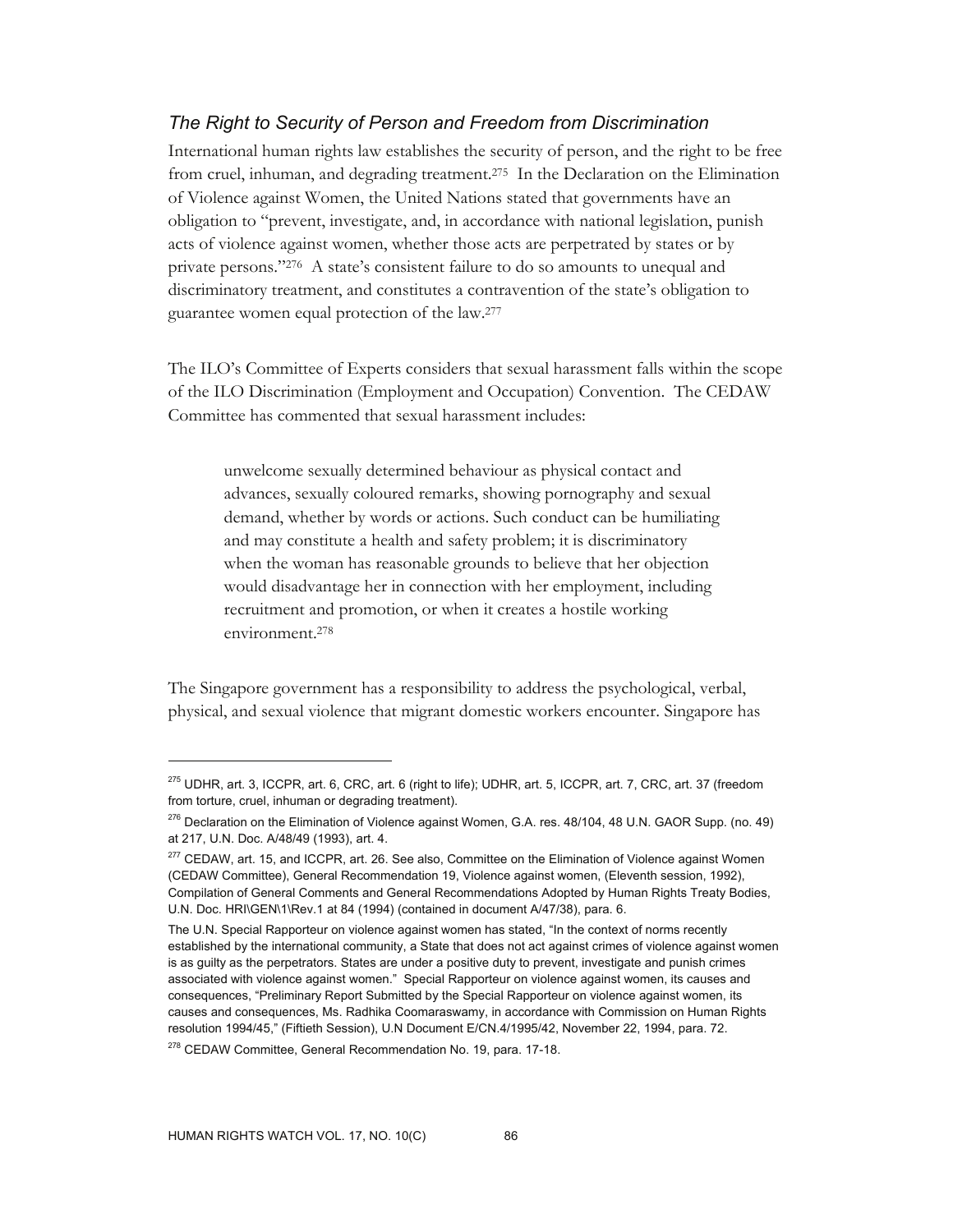### *The Right to Security of Person and Freedom from Discrimination*

International human rights law establishes the security of person, and the right to be free from cruel, inhuman, and degrading treatment.[275] In the Declaration on the Elimination of Violence against Women, the United Nations stated that governments have an obligation to "prevent, investigate, and, in accordance with national legislation, punish acts of violence against women, whether those acts are perpetrated by states or by private persons."[276] A state's consistent failure to do so amounts to unequal and discriminatory treatment, and constitutes a contravention of the state's obligation to guarantee women equal protection of the law.[277]

The ILO's Committee of Experts considers that sexual harassment falls within the scope of the ILO Discrimination (Employment and Occupation) Convention. The CEDAW Committee has commented that sexual harassment includes:

> unwelcome sexually determined behaviour as physical contact and advances, sexually coloured remarks, showing pornography and sexual demand, whether by words or actions. Such conduct can be humiliating and may constitute a health and safety problem; it is discriminatory when the woman has reasonable grounds to believe that her objection would disadvantage her in connection with her employment, including recruitment and promotion, or when it creates a hostile working environment.[278]

The Singapore government has a responsibility to address the psychological, verbal, physical, and sexual violence that migrant domestic workers encounter. Singapore has

---

[275] UDHR, art. 3, ICCPR, art. 6, CRC, art. 6 (right to life); UDHR, art. 5, ICCPR, art. 7, CRC, art. 37 (freedom from torture, cruel, inhuman or degrading treatment).

[276] Declaration on the Elimination of Violence against Women, G.A. res. 48/104, 48 U.N. GAOR Supp. (no. 49) at 217, U.N. Doc. A/48/49 (1993), art. 4.

[277] CEDAW, art. 15, and ICCPR, art. 26. See also, Committee on the Elimination of Violence against Women (CEDAW Committee), General Recommendation 19, Violence against women, (Eleventh session, 1992), Compilation of General Comments and General Recommendations Adopted by Human Rights Treaty Bodies, U.N. Doc. HRI\GEN\1\Rev.1 at 84 (1994) (contained in document A/47/38), para. 6.

The U.N. Special Rapporteur on violence against women has stated, "In the context of norms recently established by the international community, a State that does not act against crimes of violence against women is as guilty as the perpetrators. States are under a positive duty to prevent, investigate and punish crimes associated with violence against women." Special Rapporteur on violence against women, its causes and consequences, "Preliminary Report Submitted by the Special Rapporteur on violence against women, its causes and consequences, Ms. Radhika Coomaraswamy, in accordance with Commission on Human Rights resolution 1994/45," (Fiftieth Session), U.N Document E/CN.4/1995/42, November 22, 1994, para. 72.

[278] CEDAW Committee, General Recommendation No. 19, para. 17-18.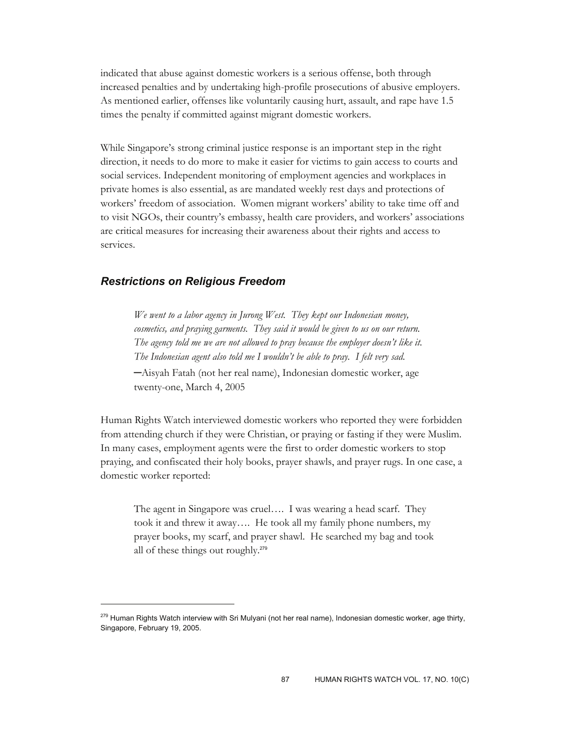indicated that abuse against domestic workers is a serious offense, both through increased penalties and by undertaking high-profile prosecutions of abusive employers. As mentioned earlier, offenses like voluntarily causing hurt, assault, and rape have 1.5 times the penalty if committed against migrant domestic workers.

While Singapore's strong criminal justice response is an important step in the right direction, it needs to do more to make it easier for victims to gain access to courts and social services. Independent monitoring of employment agencies and workplaces in private homes is also essential, as are mandated weekly rest days and protections of workers' freedom of association. Women migrant workers' ability to take time off and to visit NGOs, their country's embassy, health care providers, and workers' associations are critical measures for increasing their awareness about their rights and access to services.

## *Restrictions on Religious Freedom*

> *We went to a labor agency in Jurong West. They kept our Indonesian money, cosmetics, and praying garments. They said it would be given to us on our return. The agency told me we are not allowed to pray because the employer doesn't like it. The Indonesian agent also told me I wouldn't be able to pray. I felt very sad.*
> —Aisyah Fatah (not her real name), Indonesian domestic worker, age twenty-one, March 4, 2005

Human Rights Watch interviewed domestic workers who reported they were forbidden from attending church if they were Christian, or praying or fasting if they were Muslim. In many cases, employment agents were the first to order domestic workers to stop praying, and confiscated their holy books, prayer shawls, and prayer rugs. In one case, a domestic worker reported:

> The agent in Singapore was cruel…. I was wearing a head scarf. They took it and threw it away…. He took all my family phone numbers, my prayer books, my scarf, and prayer shawl. He searched my bag and took all of these things out roughly.[279]

---

[279] Human Rights Watch interview with Sri Mulyani (not her real name), Indonesian domestic worker, age thirty, Singapore, February 19, 2005.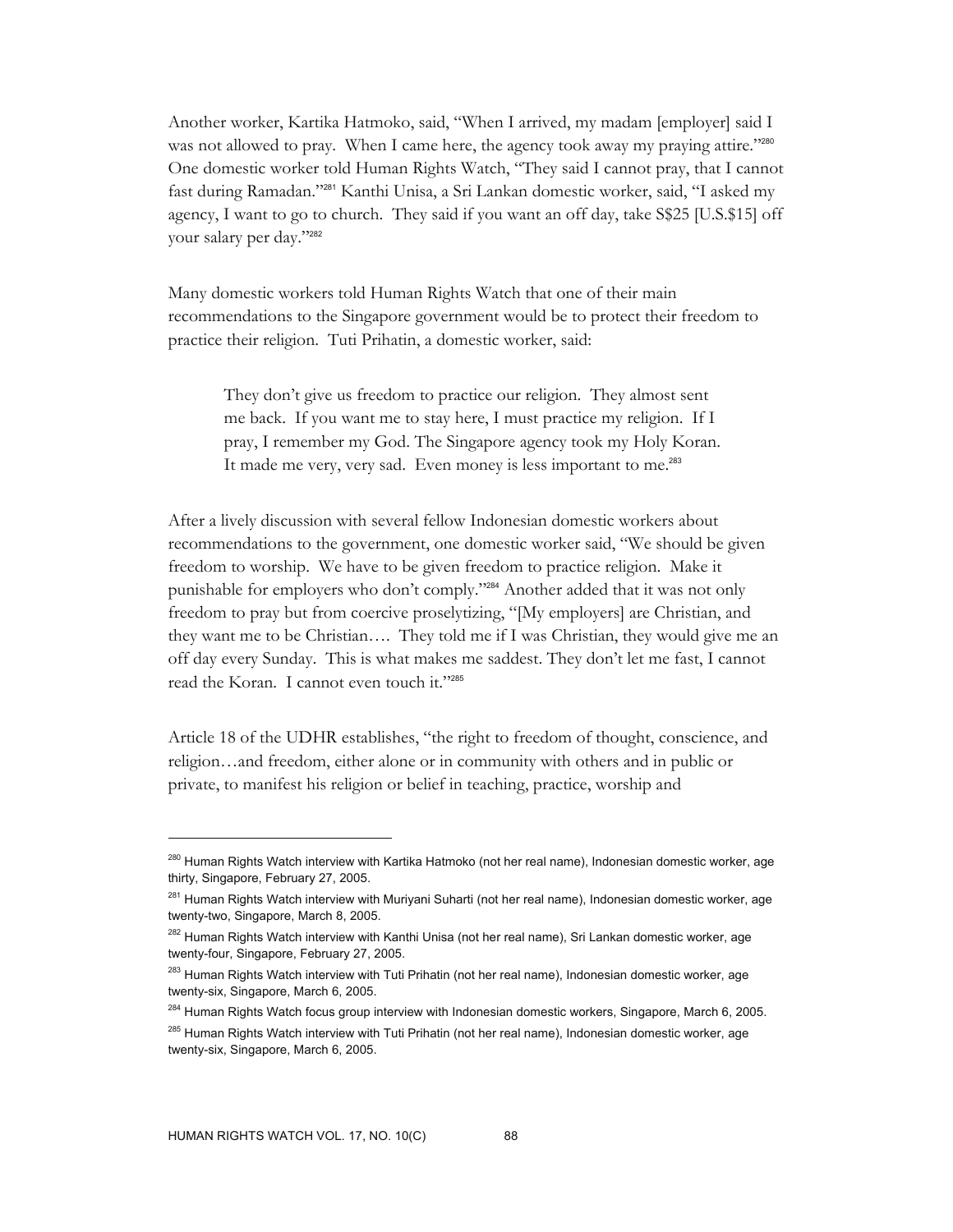Another worker, Kartika Hatmoko, said, "When I arrived, my madam [employer] said I was not allowed to pray. When I came here, the agency took away my praying attire."[280] One domestic worker told Human Rights Watch, "They said I cannot pray, that I cannot fast during Ramadan."[281] Kanthi Unisa, a Sri Lankan domestic worker, said, "I asked my agency, I want to go to church. They said if you want an off day, take S$25 [U.S.$15] off your salary per day."[282]

Many domestic workers told Human Rights Watch that one of their main recommendations to the Singapore government would be to protect their freedom to practice their religion. Tuti Prihatin, a domestic worker, said:

> They don't give us freedom to practice our religion. They almost sent me back. If you want me to stay here, I must practice my religion. If I pray, I remember my God. The Singapore agency took my Holy Koran. It made me very, very sad. Even money is less important to me.[283]

After a lively discussion with several fellow Indonesian domestic workers about recommendations to the government, one domestic worker said, "We should be given freedom to worship. We have to be given freedom to practice religion. Make it punishable for employers who don't comply."[284] Another added that it was not only freedom to pray but from coercive proselytizing, "[My employers] are Christian, and they want me to be Christian…. They told me if I was Christian, they would give me an off day every Sunday. This is what makes me saddest. They don't let me fast, I cannot read the Koran. I cannot even touch it."[285]

Article 18 of the UDHR establishes, "the right to freedom of thought, conscience, and religion…and freedom, either alone or in community with others and in public or private, to manifest his religion or belief in teaching, practice, worship and

---

[280] Human Rights Watch interview with Kartika Hatmoko (not her real name), Indonesian domestic worker, age thirty, Singapore, February 27, 2005.

[281] Human Rights Watch interview with Muriyani Suharti (not her real name), Indonesian domestic worker, age twenty-two, Singapore, March 8, 2005.

[282] Human Rights Watch interview with Kanthi Unisa (not her real name), Sri Lankan domestic worker, age twenty-four, Singapore, February 27, 2005.

[283] Human Rights Watch interview with Tuti Prihatin (not her real name), Indonesian domestic worker, age twenty-six, Singapore, March 6, 2005.

[284] Human Rights Watch focus group interview with Indonesian domestic workers, Singapore, March 6, 2005.

[285] Human Rights Watch interview with Tuti Prihatin (not her real name), Indonesian domestic worker, age twenty-six, Singapore, March 6, 2005.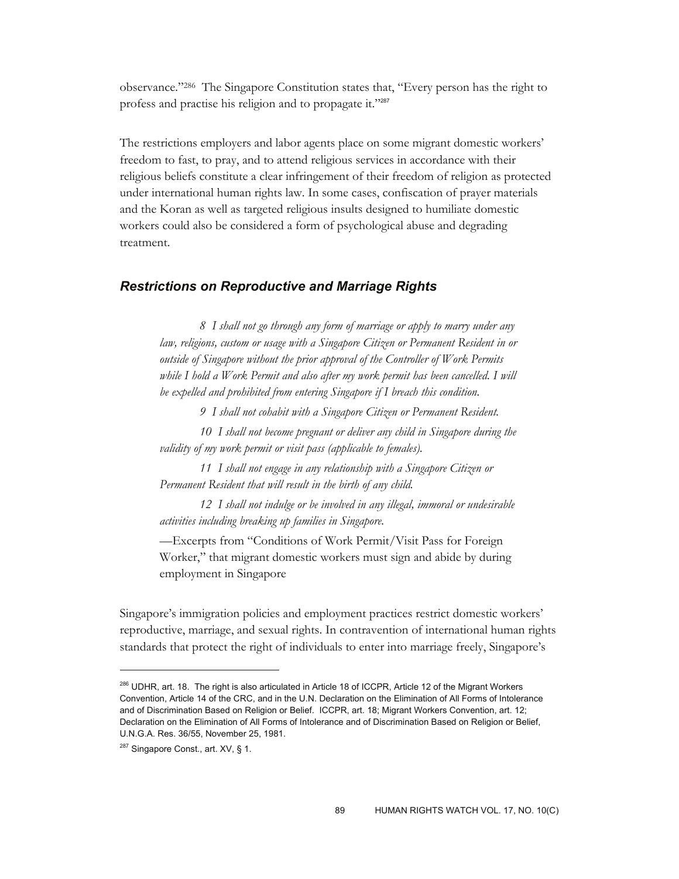observance."[286] The Singapore Constitution states that, "Every person has the right to profess and practise his religion and to propagate it."[287]

The restrictions employers and labor agents place on some migrant domestic workers' freedom to fast, to pray, and to attend religious services in accordance with their religious beliefs constitute a clear infringement of their freedom of religion as protected under international human rights law. In some cases, confiscation of prayer materials and the Koran as well as targeted religious insults designed to humiliate domestic workers could also be considered a form of psychological abuse and degrading treatment.

### *Restrictions on Reproductive and Marriage Rights*

> *8 I shall not go through any form of marriage or apply to marry under any law, religions, custom or usage with a Singapore Citizen or Permanent Resident in or outside of Singapore without the prior approval of the Controller of Work Permits while I hold a Work Permit and also after my work permit has been cancelled. I will be expelled and prohibited from entering Singapore if I breach this condition.*
>
> *9 I shall not cohabit with a Singapore Citizen or Permanent Resident.*
>
> *10 I shall not become pregnant or deliver any child in Singapore during the validity of my work permit or visit pass (applicable to females).*
>
> *11 I shall not engage in any relationship with a Singapore Citizen or Permanent Resident that will result in the birth of any child.*
>
> *12 I shall not indulge or be involved in any illegal, immoral or undesirable activities including breaking up families in Singapore.*
>
> —Excerpts from "Conditions of Work Permit/Visit Pass for Foreign Worker," that migrant domestic workers must sign and abide by during employment in Singapore

Singapore's immigration policies and employment practices restrict domestic workers' reproductive, marriage, and sexual rights. In contravention of international human rights standards that protect the right of individuals to enter into marriage freely, Singapore's

---

[286] UDHR, art. 18. The right is also articulated in Article 18 of ICCPR, Article 12 of the Migrant Workers Convention, Article 14 of the CRC, and in the U.N. Declaration on the Elimination of All Forms of Intolerance and of Discrimination Based on Religion or Belief. ICCPR, art. 18; Migrant Workers Convention, art. 12; Declaration on the Elimination of All Forms of Intolerance and of Discrimination Based on Religion or Belief, U.N.G.A. Res. 36/55, November 25, 1981.

[287] Singapore Const., art. XV, § 1.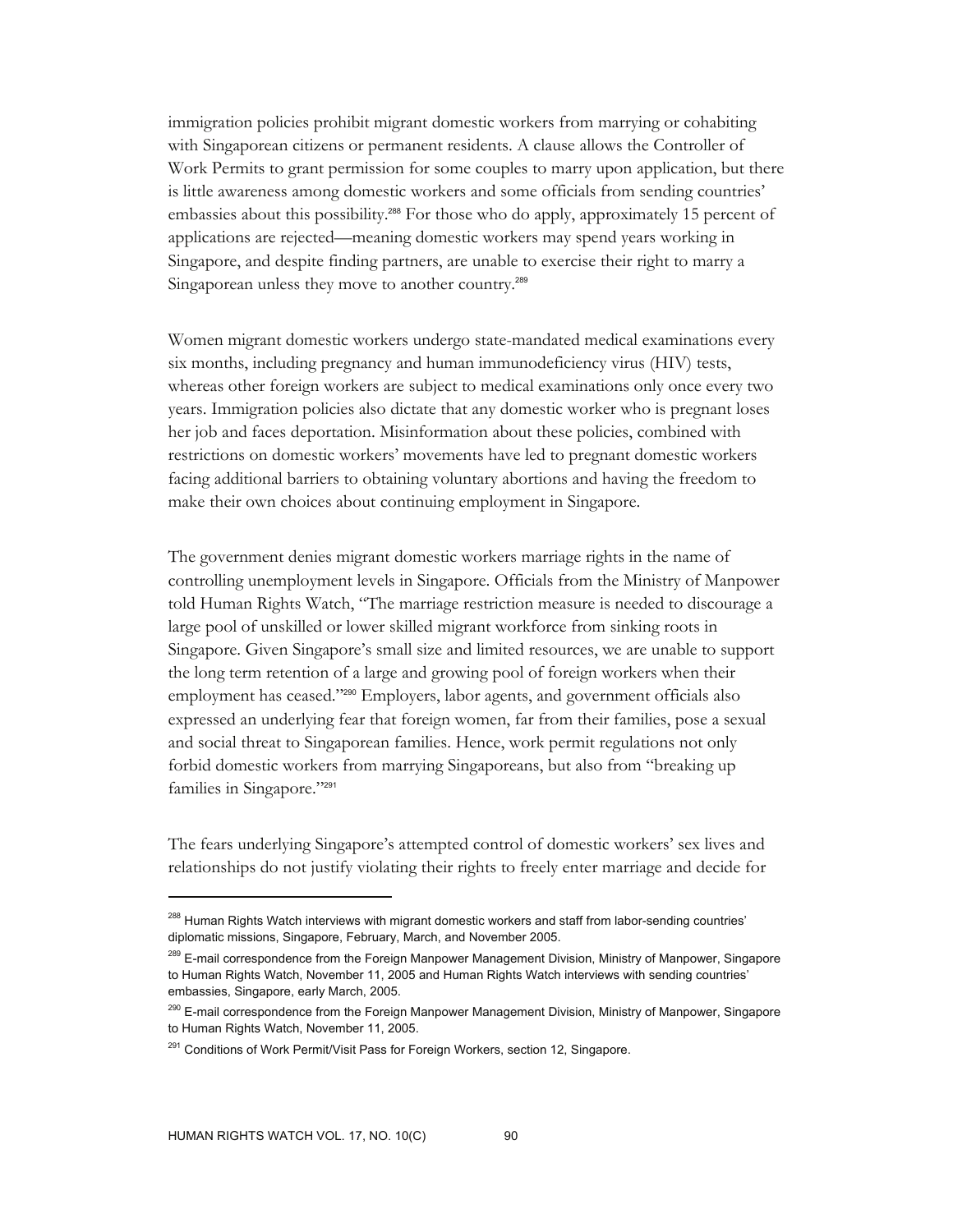immigration policies prohibit migrant domestic workers from marrying or cohabiting with Singaporean citizens or permanent residents. A clause allows the Controller of Work Permits to grant permission for some couples to marry upon application, but there is little awareness among domestic workers and some officials from sending countries' embassies about this possibility.[288] For those who do apply, approximately 15 percent of applications are rejected—meaning domestic workers may spend years working in Singapore, and despite finding partners, are unable to exercise their right to marry a Singaporean unless they move to another country.[289]

Women migrant domestic workers undergo state-mandated medical examinations every six months, including pregnancy and human immunodeficiency virus (HIV) tests, whereas other foreign workers are subject to medical examinations only once every two years. Immigration policies also dictate that any domestic worker who is pregnant loses her job and faces deportation. Misinformation about these policies, combined with restrictions on domestic workers' movements have led to pregnant domestic workers facing additional barriers to obtaining voluntary abortions and having the freedom to make their own choices about continuing employment in Singapore.

The government denies migrant domestic workers marriage rights in the name of controlling unemployment levels in Singapore. Officials from the Ministry of Manpower told Human Rights Watch, "The marriage restriction measure is needed to discourage a large pool of unskilled or lower skilled migrant workforce from sinking roots in Singapore. Given Singapore's small size and limited resources, we are unable to support the long term retention of a large and growing pool of foreign workers when their employment has ceased."[290] Employers, labor agents, and government officials also expressed an underlying fear that foreign women, far from their families, pose a sexual and social threat to Singaporean families. Hence, work permit regulations not only forbid domestic workers from marrying Singaporeans, but also from "breaking up families in Singapore."[291]

The fears underlying Singapore's attempted control of domestic workers' sex lives and relationships do not justify violating their rights to freely enter marriage and decide for

---

[288] Human Rights Watch interviews with migrant domestic workers and staff from labor-sending countries' diplomatic missions, Singapore, February, March, and November 2005.

[289] E-mail correspondence from the Foreign Manpower Management Division, Ministry of Manpower, Singapore to Human Rights Watch, November 11, 2005 and Human Rights Watch interviews with sending countries' embassies, Singapore, early March, 2005.

[290] E-mail correspondence from the Foreign Manpower Management Division, Ministry of Manpower, Singapore to Human Rights Watch, November 11, 2005.

[291] Conditions of Work Permit/Visit Pass for Foreign Workers, section 12, Singapore.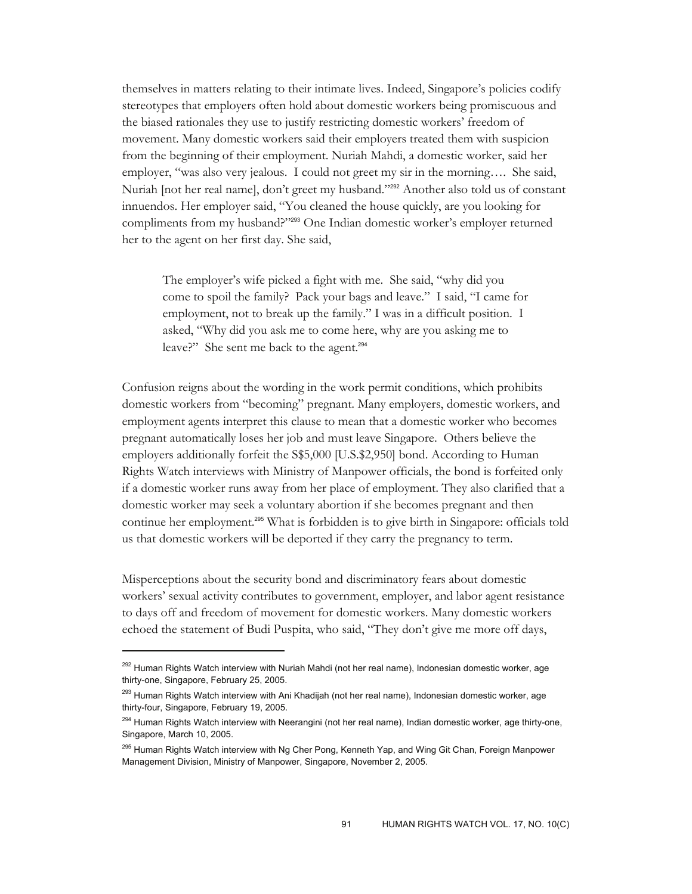themselves in matters relating to their intimate lives. Indeed, Singapore's policies codify stereotypes that employers often hold about domestic workers being promiscuous and the biased rationales they use to justify restricting domestic workers' freedom of movement. Many domestic workers said their employers treated them with suspicion from the beginning of their employment. Nuriah Mahdi, a domestic worker, said her employer, "was also very jealous. I could not greet my sir in the morning…. She said, Nuriah [not her real name], don't greet my husband."[292] Another also told us of constant innuendos. Her employer said, "You cleaned the house quickly, are you looking for compliments from my husband?"[293] One Indian domestic worker's employer returned her to the agent on her first day. She said,

> The employer's wife picked a fight with me. She said, "why did you come to spoil the family? Pack your bags and leave." I said, "I came for employment, not to break up the family." I was in a difficult position. I asked, "Why did you ask me to come here, why are you asking me to leave?" She sent me back to the agent.[294]

Confusion reigns about the wording in the work permit conditions, which prohibits domestic workers from "becoming" pregnant. Many employers, domestic workers, and employment agents interpret this clause to mean that a domestic worker who becomes pregnant automatically loses her job and must leave Singapore. Others believe the employers additionally forfeit the S$5,000 [U.S.$2,950] bond. According to Human Rights Watch interviews with Ministry of Manpower officials, the bond is forfeited only if a domestic worker runs away from her place of employment. They also clarified that a domestic worker may seek a voluntary abortion if she becomes pregnant and then continue her employment.[295] What is forbidden is to give birth in Singapore: officials told us that domestic workers will be deported if they carry the pregnancy to term.

Misperceptions about the security bond and discriminatory fears about domestic workers' sexual activity contributes to government, employer, and labor agent resistance to days off and freedom of movement for domestic workers. Many domestic workers echoed the statement of Budi Puspita, who said, "They don't give me more off days,

---

[292] Human Rights Watch interview with Nuriah Mahdi (not her real name), Indonesian domestic worker, age thirty-one, Singapore, February 25, 2005.

[293] Human Rights Watch interview with Ani Khadijah (not her real name), Indonesian domestic worker, age thirty-four, Singapore, February 19, 2005.

[294] Human Rights Watch interview with Neerangini (not her real name), Indian domestic worker, age thirty-one, Singapore, March 10, 2005.

[295] Human Rights Watch interview with Ng Cher Pong, Kenneth Yap, and Wing Git Chan, Foreign Manpower Management Division, Ministry of Manpower, Singapore, November 2, 2005.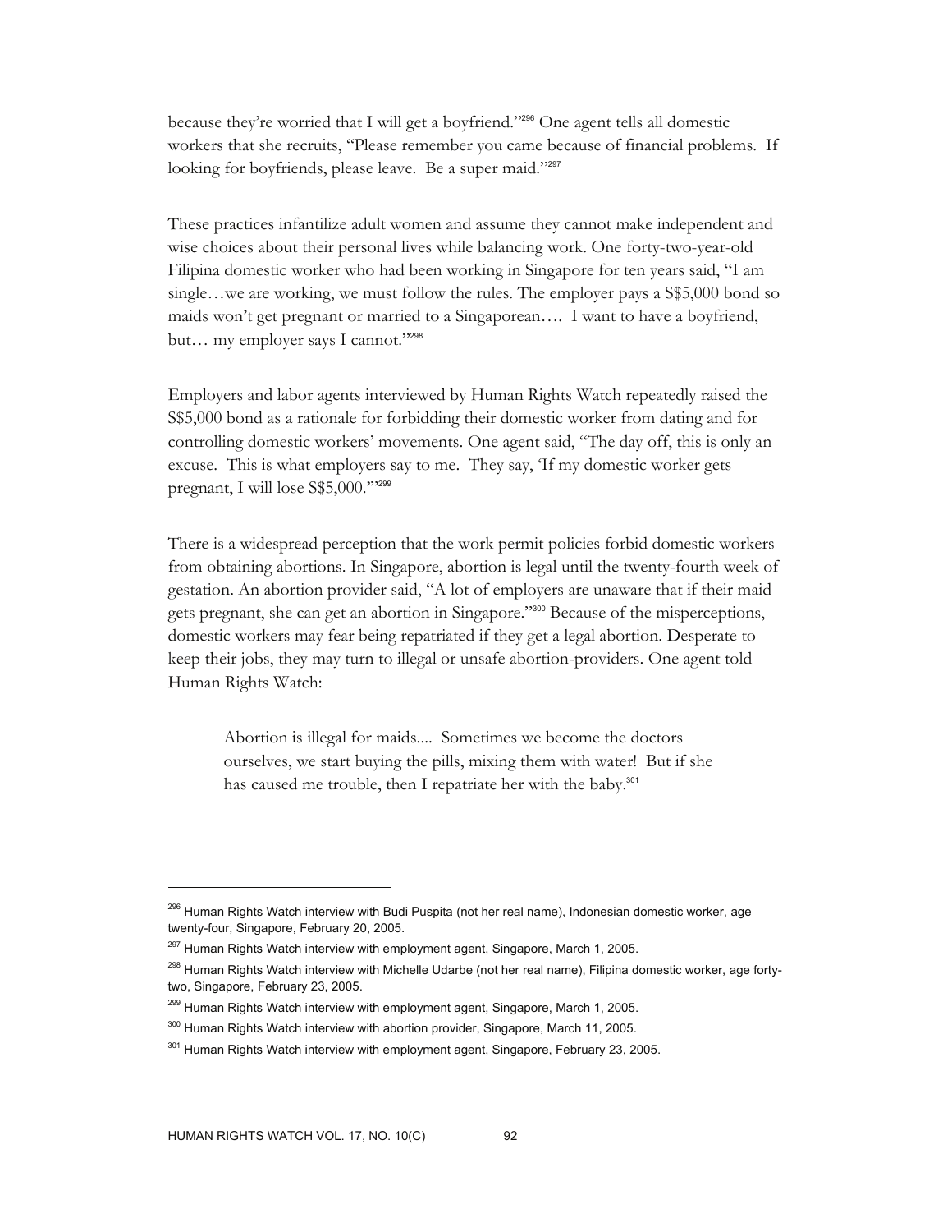because they're worried that I will get a boyfriend."[296] One agent tells all domestic workers that she recruits, "Please remember you came because of financial problems. If looking for boyfriends, please leave. Be a super maid."[297]

These practices infantilize adult women and assume they cannot make independent and wise choices about their personal lives while balancing work. One forty-two-year-old Filipina domestic worker who had been working in Singapore for ten years said, "I am single…we are working, we must follow the rules. The employer pays a S$5,000 bond so maids won't get pregnant or married to a Singaporean…. I want to have a boyfriend, but… my employer says I cannot."[298]

Employers and labor agents interviewed by Human Rights Watch repeatedly raised the S$5,000 bond as a rationale for forbidding their domestic worker from dating and for controlling domestic workers' movements. One agent said, "The day off, this is only an excuse. This is what employers say to me. They say, 'If my domestic worker gets pregnant, I will lose S$5,000.'"[299]

There is a widespread perception that the work permit policies forbid domestic workers from obtaining abortions. In Singapore, abortion is legal until the twenty-fourth week of gestation. An abortion provider said, "A lot of employers are unaware that if their maid gets pregnant, she can get an abortion in Singapore."[300] Because of the misperceptions, domestic workers may fear being repatriated if they get a legal abortion. Desperate to keep their jobs, they may turn to illegal or unsafe abortion-providers. One agent told Human Rights Watch:

> Abortion is illegal for maids.... Sometimes we become the doctors ourselves, we start buying the pills, mixing them with water! But if she has caused me trouble, then I repatriate her with the baby.[301]

---

[296] Human Rights Watch interview with Budi Puspita (not her real name), Indonesian domestic worker, age twenty-four, Singapore, February 20, 2005.

[297] Human Rights Watch interview with employment agent, Singapore, March 1, 2005.

[298] Human Rights Watch interview with Michelle Udarbe (not her real name), Filipina domestic worker, age forty-two, Singapore, February 23, 2005.

[299] Human Rights Watch interview with employment agent, Singapore, March 1, 2005.

[300] Human Rights Watch interview with abortion provider, Singapore, March 11, 2005.

[301] Human Rights Watch interview with employment agent, Singapore, February 23, 2005.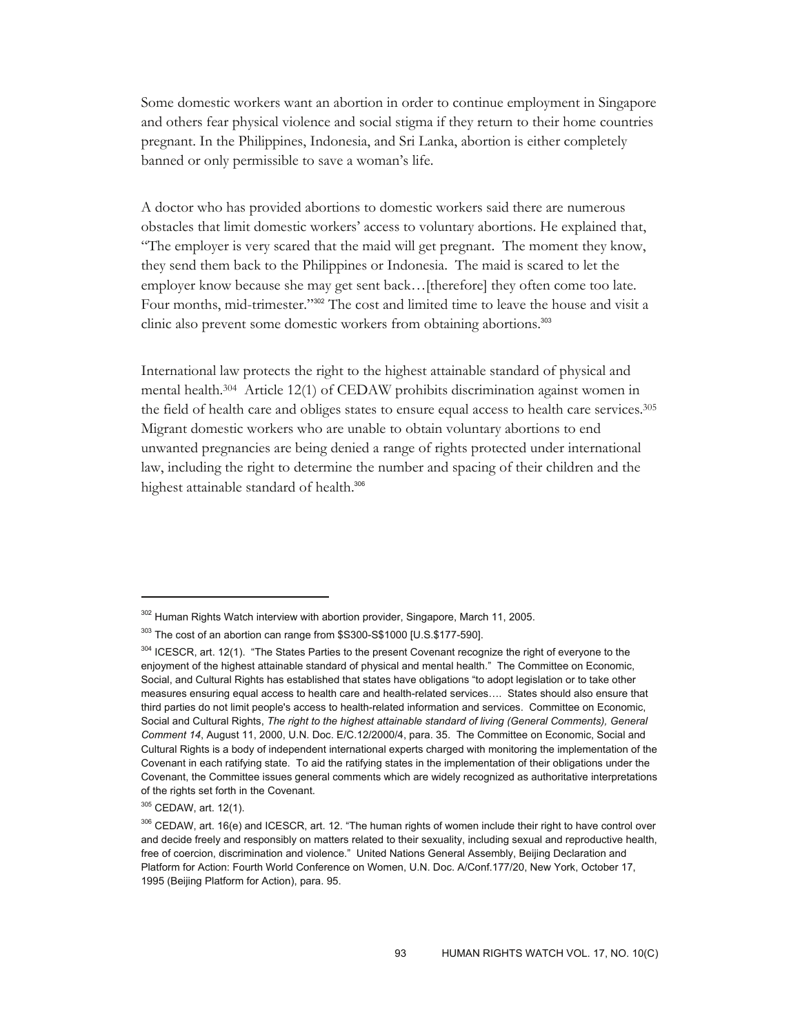Some domestic workers want an abortion in order to continue employment in Singapore and others fear physical violence and social stigma if they return to their home countries pregnant. In the Philippines, Indonesia, and Sri Lanka, abortion is either completely banned or only permissible to save a woman's life.

A doctor who has provided abortions to domestic workers said there are numerous obstacles that limit domestic workers' access to voluntary abortions. He explained that, "The employer is very scared that the maid will get pregnant. The moment they know, they send them back to the Philippines or Indonesia. The maid is scared to let the employer know because she may get sent back…[therefore] they often come too late. Four months, mid-trimester."[302] The cost and limited time to leave the house and visit a clinic also prevent some domestic workers from obtaining abortions.[303]

International law protects the right to the highest attainable standard of physical and mental health.[304] Article 12(1) of CEDAW prohibits discrimination against women in the field of health care and obliges states to ensure equal access to health care services.[305] Migrant domestic workers who are unable to obtain voluntary abortions to end unwanted pregnancies are being denied a range of rights protected under international law, including the right to determine the number and spacing of their children and the highest attainable standard of health.[306]

---

[302] Human Rights Watch interview with abortion provider, Singapore, March 11, 2005.

[303] The cost of an abortion can range from $S300-S$1000 [U.S.$177-590].

[304] ICESCR, art. 12(1). "The States Parties to the present Covenant recognize the right of everyone to the enjoyment of the highest attainable standard of physical and mental health." The Committee on Economic, Social, and Cultural Rights has established that states have obligations "to adopt legislation or to take other measures ensuring equal access to health care and health-related services…. States should also ensure that third parties do not limit people's access to health-related information and services. Committee on Economic, Social and Cultural Rights, *The right to the highest attainable standard of living (General Comments), General Comment 14*, August 11, 2000, U.N. Doc. E/C.12/2000/4, para. 35. The Committee on Economic, Social and Cultural Rights is a body of independent international experts charged with monitoring the implementation of the Covenant in each ratifying state. To aid the ratifying states in the implementation of their obligations under the Covenant, the Committee issues general comments which are widely recognized as authoritative interpretations of the rights set forth in the Covenant.

[305] CEDAW, art. 12(1).

[306] CEDAW, art. 16(e) and ICESCR, art. 12. "The human rights of women include their right to have control over and decide freely and responsibly on matters related to their sexuality, including sexual and reproductive health, free of coercion, discrimination and violence." United Nations General Assembly, Beijing Declaration and Platform for Action: Fourth World Conference on Women, U.N. Doc. A/Conf.177/20, New York, October 17, 1995 (Beijing Platform for Action), para. 95.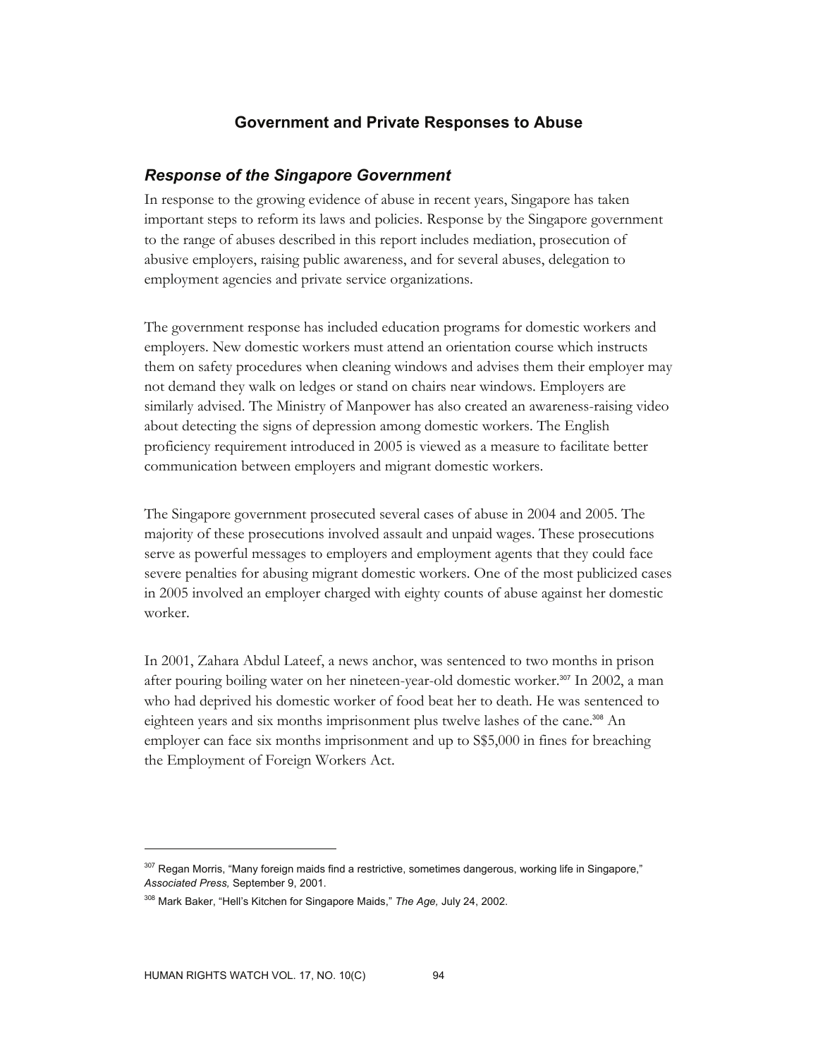## Government and Private Responses to Abuse

### *Response of the Singapore Government*

In response to the growing evidence of abuse in recent years, Singapore has taken important steps to reform its laws and policies. Response by the Singapore government to the range of abuses described in this report includes mediation, prosecution of abusive employers, raising public awareness, and for several abuses, delegation to employment agencies and private service organizations.

The government response has included education programs for domestic workers and employers. New domestic workers must attend an orientation course which instructs them on safety procedures when cleaning windows and advises them their employer may not demand they walk on ledges or stand on chairs near windows. Employers are similarly advised. The Ministry of Manpower has also created an awareness-raising video about detecting the signs of depression among domestic workers. The English proficiency requirement introduced in 2005 is viewed as a measure to facilitate better communication between employers and migrant domestic workers.

The Singapore government prosecuted several cases of abuse in 2004 and 2005. The majority of these prosecutions involved assault and unpaid wages. These prosecutions serve as powerful messages to employers and employment agents that they could face severe penalties for abusing migrant domestic workers. One of the most publicized cases in 2005 involved an employer charged with eighty counts of abuse against her domestic worker.

In 2001, Zahara Abdul Lateef, a news anchor, was sentenced to two months in prison after pouring boiling water on her nineteen-year-old domestic worker.[307] In 2002, a man who had deprived his domestic worker of food beat her to death. He was sentenced to eighteen years and six months imprisonment plus twelve lashes of the cane.[308] An employer can face six months imprisonment and up to S$5,000 in fines for breaching the Employment of Foreign Workers Act.

---

[307] Regan Morris, "Many foreign maids find a restrictive, sometimes dangerous, working life in Singapore," *Associated Press,* September 9, 2001.

[308] Mark Baker, "Hell's Kitchen for Singapore Maids," *The Age,* July 24, 2002.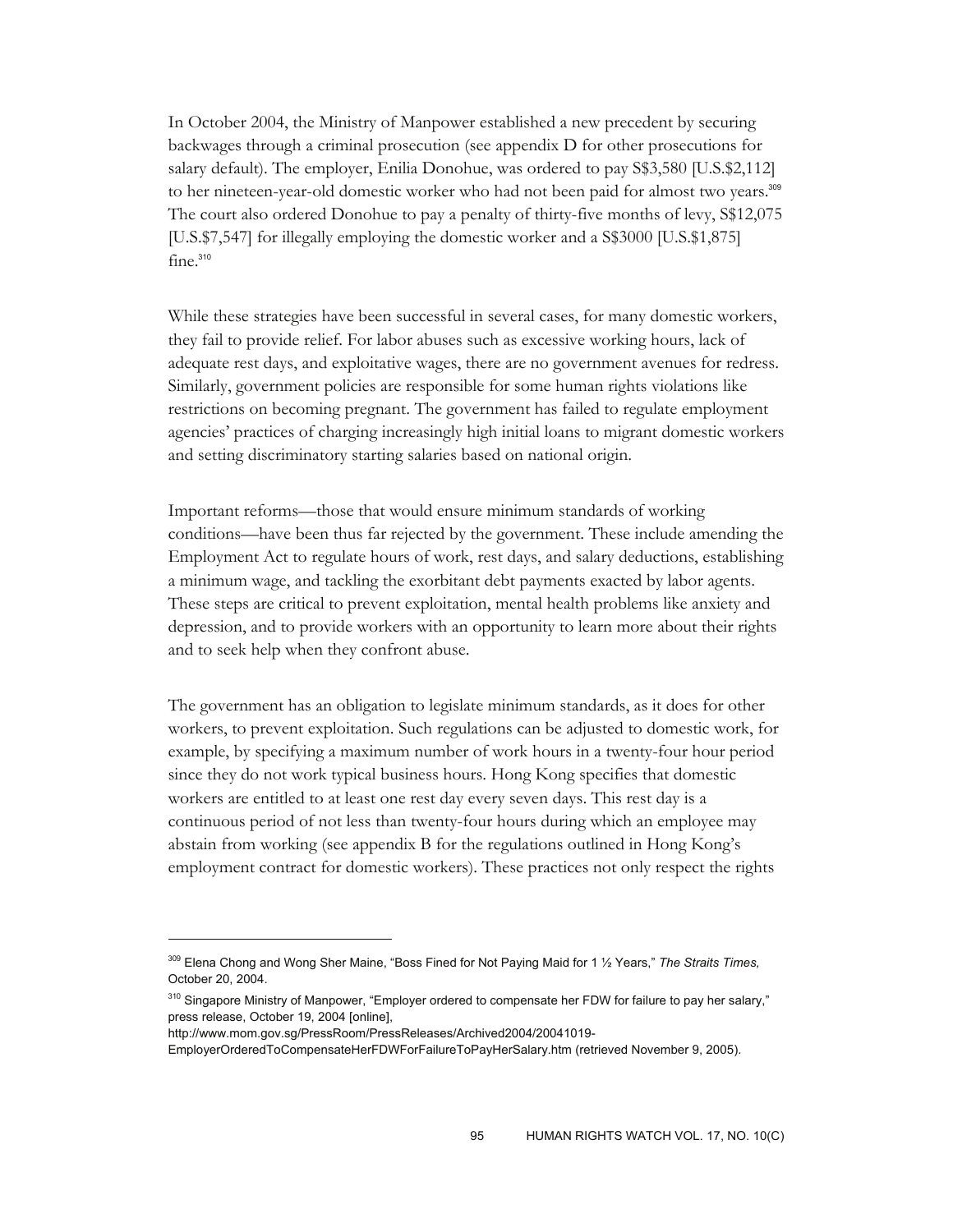In October 2004, the Ministry of Manpower established a new precedent by securing backwages through a criminal prosecution (see appendix D for other prosecutions for salary default). The employer, Enilia Donohue, was ordered to pay S$3,580 [U.S.$2,112] to her nineteen-year-old domestic worker who had not been paid for almost two years.[309] The court also ordered Donohue to pay a penalty of thirty-five months of levy, S$12,075 [U.S.$7,547] for illegally employing the domestic worker and a S$3000 [U.S.$1,875] fine.[310]

While these strategies have been successful in several cases, for many domestic workers, they fail to provide relief. For labor abuses such as excessive working hours, lack of adequate rest days, and exploitative wages, there are no government avenues for redress. Similarly, government policies are responsible for some human rights violations like restrictions on becoming pregnant. The government has failed to regulate employment agencies' practices of charging increasingly high initial loans to migrant domestic workers and setting discriminatory starting salaries based on national origin.

Important reforms—those that would ensure minimum standards of working conditions—have been thus far rejected by the government. These include amending the Employment Act to regulate hours of work, rest days, and salary deductions, establishing a minimum wage, and tackling the exorbitant debt payments exacted by labor agents. These steps are critical to prevent exploitation, mental health problems like anxiety and depression, and to provide workers with an opportunity to learn more about their rights and to seek help when they confront abuse.

The government has an obligation to legislate minimum standards, as it does for other workers, to prevent exploitation. Such regulations can be adjusted to domestic work, for example, by specifying a maximum number of work hours in a twenty-four hour period since they do not work typical business hours. Hong Kong specifies that domestic workers are entitled to at least one rest day every seven days. This rest day is a continuous period of not less than twenty-four hours during which an employee may abstain from working (see appendix B for the regulations outlined in Hong Kong's employment contract for domestic workers). These practices not only respect the rights

---

[309] Elena Chong and Wong Sher Maine, "Boss Fined for Not Paying Maid for 1 ½ Years," *The Straits Times,* October 20, 2004.

[310] Singapore Ministry of Manpower, "Employer ordered to compensate her FDW for failure to pay her salary," press release, October 19, 2004 [online], http://www.mom.gov.sg/PressRoom/PressReleases/Archived2004/20041019-EmployerOrderedToCompensateHerFDWForFailureToPayHerSalary.htm (retrieved November 9, 2005).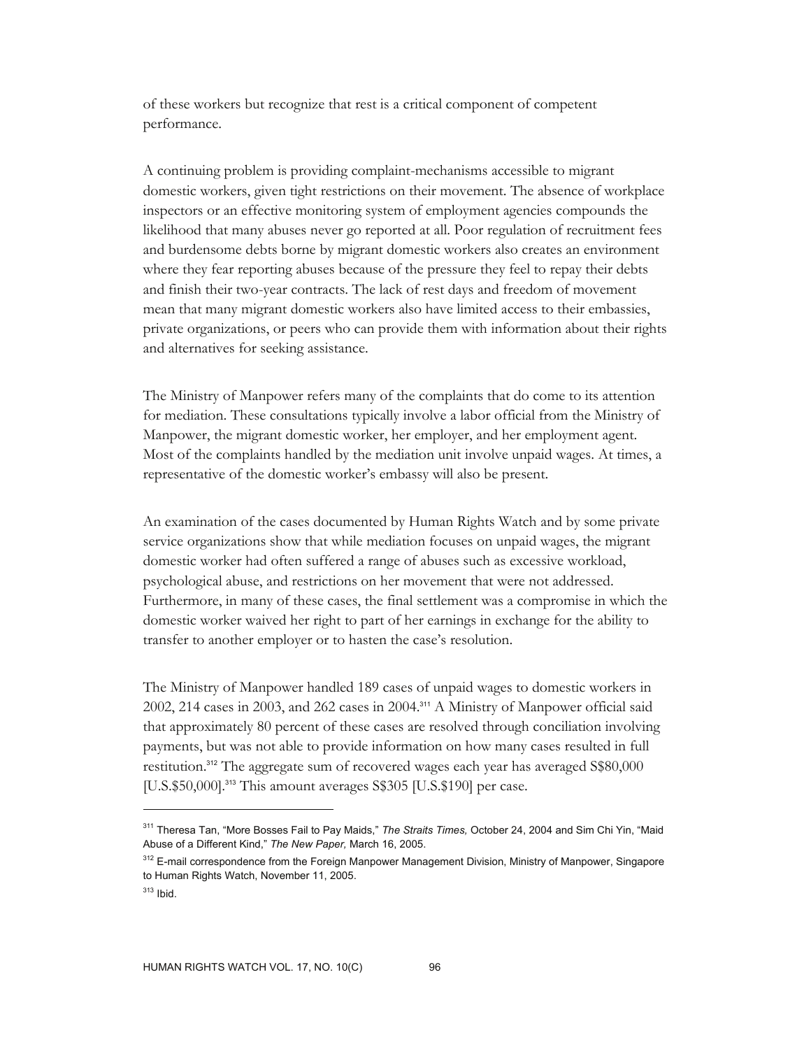of these workers but recognize that rest is a critical component of competent performance.

A continuing problem is providing complaint-mechanisms accessible to migrant domestic workers, given tight restrictions on their movement. The absence of workplace inspectors or an effective monitoring system of employment agencies compounds the likelihood that many abuses never go reported at all. Poor regulation of recruitment fees and burdensome debts borne by migrant domestic workers also creates an environment where they fear reporting abuses because of the pressure they feel to repay their debts and finish their two-year contracts. The lack of rest days and freedom of movement mean that many migrant domestic workers also have limited access to their embassies, private organizations, or peers who can provide them with information about their rights and alternatives for seeking assistance.

The Ministry of Manpower refers many of the complaints that do come to its attention for mediation. These consultations typically involve a labor official from the Ministry of Manpower, the migrant domestic worker, her employer, and her employment agent. Most of the complaints handled by the mediation unit involve unpaid wages. At times, a representative of the domestic worker's embassy will also be present.

An examination of the cases documented by Human Rights Watch and by some private service organizations show that while mediation focuses on unpaid wages, the migrant domestic worker had often suffered a range of abuses such as excessive workload, psychological abuse, and restrictions on her movement that were not addressed. Furthermore, in many of these cases, the final settlement was a compromise in which the domestic worker waived her right to part of her earnings in exchange for the ability to transfer to another employer or to hasten the case's resolution.

The Ministry of Manpower handled 189 cases of unpaid wages to domestic workers in 2002, 214 cases in 2003, and 262 cases in 2004.[311] A Ministry of Manpower official said that approximately 80 percent of these cases are resolved through conciliation involving payments, but was not able to provide information on how many cases resulted in full restitution.[312] The aggregate sum of recovered wages each year has averaged S$80,000 [U.S.$50,000].[313] This amount averages S$305 [U.S.$190] per case.

---

[311] Theresa Tan, "More Bosses Fail to Pay Maids," *The Straits Times,* October 24, 2004 and Sim Chi Yin, "Maid Abuse of a Different Kind," *The New Paper,* March 16, 2005.

[312] E-mail correspondence from the Foreign Manpower Management Division, Ministry of Manpower, Singapore to Human Rights Watch, November 11, 2005.

[313] Ibid.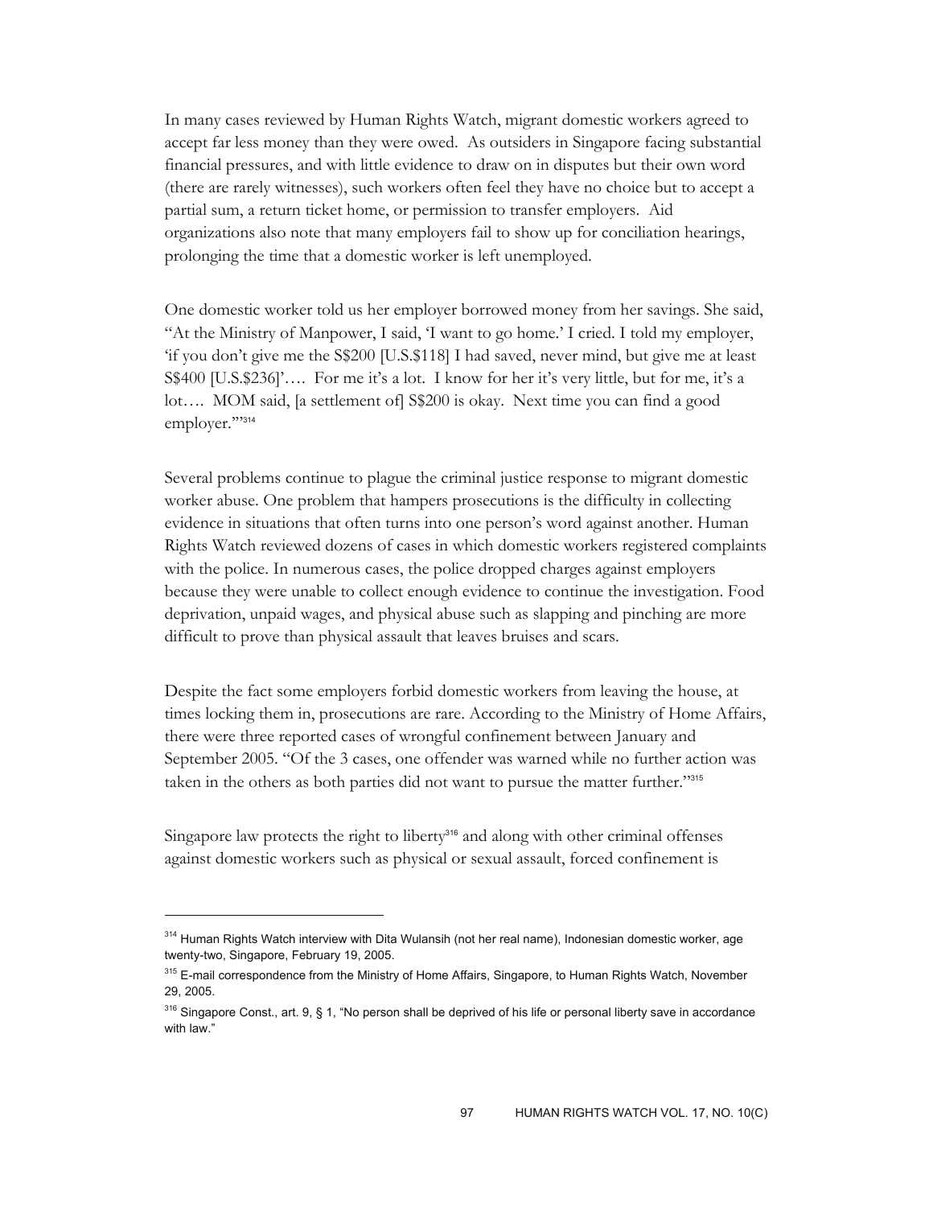In many cases reviewed by Human Rights Watch, migrant domestic workers agreed to accept far less money than they were owed. As outsiders in Singapore facing substantial financial pressures, and with little evidence to draw on in disputes but their own word (there are rarely witnesses), such workers often feel they have no choice but to accept a partial sum, a return ticket home, or permission to transfer employers. Aid organizations also note that many employers fail to show up for conciliation hearings, prolonging the time that a domestic worker is left unemployed.

One domestic worker told us her employer borrowed money from her savings. She said, "At the Ministry of Manpower, I said, 'I want to go home.' I cried. I told my employer, 'if you don't give me the S$200 [U.S.$118] I had saved, never mind, but give me at least S$400 [U.S.$236]'…. For me it's a lot. I know for her it's very little, but for me, it's a lot…. MOM said, [a settlement of] S$200 is okay. Next time you can find a good employer.'"[314]

Several problems continue to plague the criminal justice response to migrant domestic worker abuse. One problem that hampers prosecutions is the difficulty in collecting evidence in situations that often turns into one person's word against another. Human Rights Watch reviewed dozens of cases in which domestic workers registered complaints with the police. In numerous cases, the police dropped charges against employers because they were unable to collect enough evidence to continue the investigation. Food deprivation, unpaid wages, and physical abuse such as slapping and pinching are more difficult to prove than physical assault that leaves bruises and scars.

Despite the fact some employers forbid domestic workers from leaving the house, at times locking them in, prosecutions are rare. According to the Ministry of Home Affairs, there were three reported cases of wrongful confinement between January and September 2005. "Of the 3 cases, one offender was warned while no further action was taken in the others as both parties did not want to pursue the matter further."[315]

Singapore law protects the right to liberty[316] and along with other criminal offenses against domestic workers such as physical or sexual assault, forced confinement is

---

[314] Human Rights Watch interview with Dita Wulansih (not her real name), Indonesian domestic worker, age twenty-two, Singapore, February 19, 2005.

[315] E-mail correspondence from the Ministry of Home Affairs, Singapore, to Human Rights Watch, November 29, 2005.

[316] Singapore Const., art. 9, § 1, "No person shall be deprived of his life or personal liberty save in accordance with law."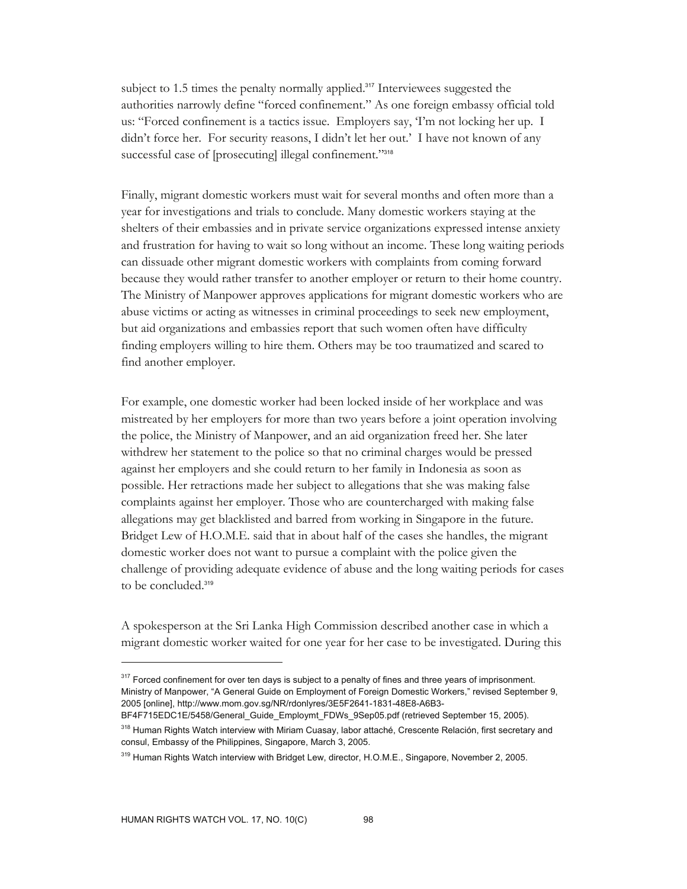subject to 1.5 times the penalty normally applied.[317] Interviewees suggested the authorities narrowly define "forced confinement." As one foreign embassy official told us: "Forced confinement is a tactics issue. Employers say, 'I'm not locking her up. I didn't force her. For security reasons, I didn't let her out.' I have not known of any successful case of [prosecuting] illegal confinement."[318]

Finally, migrant domestic workers must wait for several months and often more than a year for investigations and trials to conclude. Many domestic workers staying at the shelters of their embassies and in private service organizations expressed intense anxiety and frustration for having to wait so long without an income. These long waiting periods can dissuade other migrant domestic workers with complaints from coming forward because they would rather transfer to another employer or return to their home country. The Ministry of Manpower approves applications for migrant domestic workers who are abuse victims or acting as witnesses in criminal proceedings to seek new employment, but aid organizations and embassies report that such women often have difficulty finding employers willing to hire them. Others may be too traumatized and scared to find another employer.

For example, one domestic worker had been locked inside of her workplace and was mistreated by her employers for more than two years before a joint operation involving the police, the Ministry of Manpower, and an aid organization freed her. She later withdrew her statement to the police so that no criminal charges would be pressed against her employers and she could return to her family in Indonesia as soon as possible. Her retractions made her subject to allegations that she was making false complaints against her employer. Those who are countercharged with making false allegations may get blacklisted and barred from working in Singapore in the future. Bridget Lew of H.O.M.E. said that in about half of the cases she handles, the migrant domestic worker does not want to pursue a complaint with the police given the challenge of providing adequate evidence of abuse and the long waiting periods for cases to be concluded.[319]

A spokesperson at the Sri Lanka High Commission described another case in which a migrant domestic worker waited for one year for her case to be investigated. During this

---

[317] Forced confinement for over ten days is subject to a penalty of fines and three years of imprisonment. Ministry of Manpower, "A General Guide on Employment of Foreign Domestic Workers," revised September 9, 2005 [online], http://www.mom.gov.sg/NR/rdonlyres/3E5F2641-1831-48E8-A6B3-BF4F715EDC1E/5458/General_Guide_Employmt_FDWs_9Sep05.pdf (retrieved September 15, 2005).

[318] Human Rights Watch interview with Miriam Cuasay, labor attaché, Crescente Relación, first secretary and consul, Embassy of the Philippines, Singapore, March 3, 2005.

[319] Human Rights Watch interview with Bridget Lew, director, H.O.M.E., Singapore, November 2, 2005.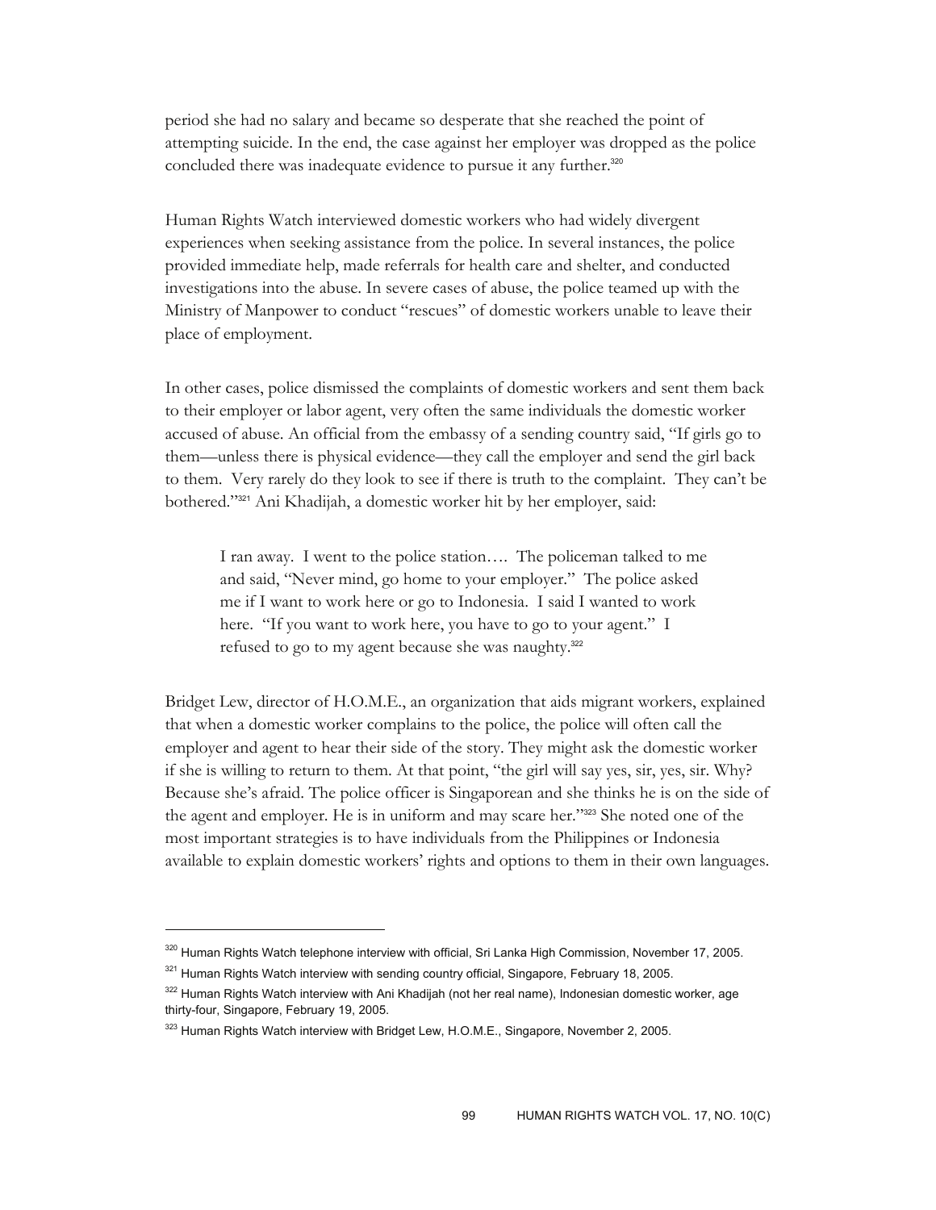period she had no salary and became so desperate that she reached the point of attempting suicide. In the end, the case against her employer was dropped as the police concluded there was inadequate evidence to pursue it any further.[320]

Human Rights Watch interviewed domestic workers who had widely divergent experiences when seeking assistance from the police. In several instances, the police provided immediate help, made referrals for health care and shelter, and conducted investigations into the abuse. In severe cases of abuse, the police teamed up with the Ministry of Manpower to conduct "rescues" of domestic workers unable to leave their place of employment.

In other cases, police dismissed the complaints of domestic workers and sent them back to their employer or labor agent, very often the same individuals the domestic worker accused of abuse. An official from the embassy of a sending country said, "If girls go to them—unless there is physical evidence—they call the employer and send the girl back to them. Very rarely do they look to see if there is truth to the complaint. They can't be bothered."[321] Ani Khadijah, a domestic worker hit by her employer, said:

> I ran away. I went to the police station…. The policeman talked to me and said, "Never mind, go home to your employer." The police asked me if I want to work here or go to Indonesia. I said I wanted to work here. "If you want to work here, you have to go to your agent." I refused to go to my agent because she was naughty.[322]

Bridget Lew, director of H.O.M.E., an organization that aids migrant workers, explained that when a domestic worker complains to the police, the police will often call the employer and agent to hear their side of the story. They might ask the domestic worker if she is willing to return to them. At that point, "the girl will say yes, sir, yes, sir. Why? Because she's afraid. The police officer is Singaporean and she thinks he is on the side of the agent and employer. He is in uniform and may scare her."[323] She noted one of the most important strategies is to have individuals from the Philippines or Indonesia available to explain domestic workers' rights and options to them in their own languages.

---

[320] Human Rights Watch telephone interview with official, Sri Lanka High Commission, November 17, 2005.

[321] Human Rights Watch interview with sending country official, Singapore, February 18, 2005.

[322] Human Rights Watch interview with Ani Khadijah (not her real name), Indonesian domestic worker, age thirty-four, Singapore, February 19, 2005.

[323] Human Rights Watch interview with Bridget Lew, H.O.M.E., Singapore, November 2, 2005.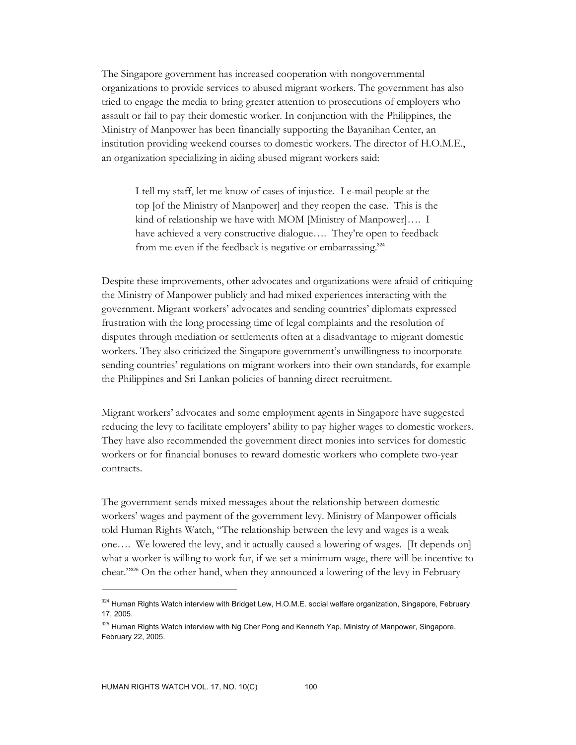The Singapore government has increased cooperation with nongovernmental organizations to provide services to abused migrant workers. The government has also tried to engage the media to bring greater attention to prosecutions of employers who assault or fail to pay their domestic worker. In conjunction with the Philippines, the Ministry of Manpower has been financially supporting the Bayanihan Center, an institution providing weekend courses to domestic workers. The director of H.O.M.E., an organization specializing in aiding abused migrant workers said:

> I tell my staff, let me know of cases of injustice. I e-mail people at the top [of the Ministry of Manpower] and they reopen the case. This is the kind of relationship we have with MOM [Ministry of Manpower]…. I have achieved a very constructive dialogue…. They're open to feedback from me even if the feedback is negative or embarrassing.[324]

Despite these improvements, other advocates and organizations were afraid of critiquing the Ministry of Manpower publicly and had mixed experiences interacting with the government. Migrant workers' advocates and sending countries' diplomats expressed frustration with the long processing time of legal complaints and the resolution of disputes through mediation or settlements often at a disadvantage to migrant domestic workers. They also criticized the Singapore government's unwillingness to incorporate sending countries' regulations on migrant workers into their own standards, for example the Philippines and Sri Lankan policies of banning direct recruitment.

Migrant workers' advocates and some employment agents in Singapore have suggested reducing the levy to facilitate employers' ability to pay higher wages to domestic workers. They have also recommended the government direct monies into services for domestic workers or for financial bonuses to reward domestic workers who complete two-year contracts.

The government sends mixed messages about the relationship between domestic workers' wages and payment of the government levy. Ministry of Manpower officials told Human Rights Watch, "The relationship between the levy and wages is a weak one…. We lowered the levy, and it actually caused a lowering of wages. [It depends on] what a worker is willing to work for, if we set a minimum wage, there will be incentive to cheat."[325] On the other hand, when they announced a lowering of the levy in February

---

[324] Human Rights Watch interview with Bridget Lew, H.O.M.E. social welfare organization, Singapore, February 17, 2005.

[325] Human Rights Watch interview with Ng Cher Pong and Kenneth Yap, Ministry of Manpower, Singapore, February 22, 2005.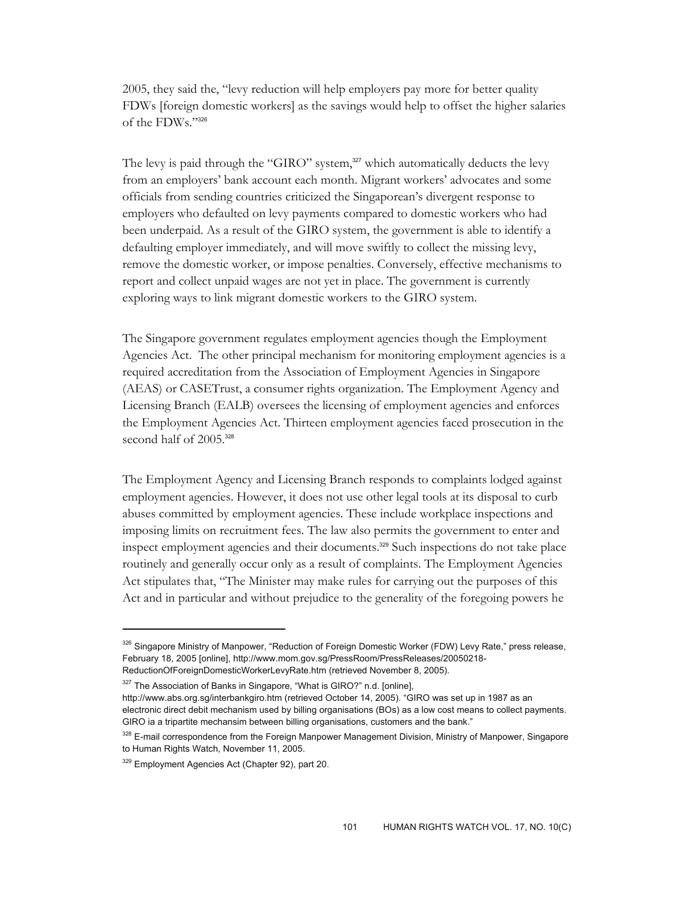2005, they said the, "levy reduction will help employers pay more for better quality FDWs [foreign domestic workers] as the savings would help to offset the higher salaries of the FDWs."[326]

The levy is paid through the "GIRO" system,[327] which automatically deducts the levy from an employers' bank account each month. Migrant workers' advocates and some officials from sending countries criticized the Singaporean's divergent response to employers who defaulted on levy payments compared to domestic workers who had been underpaid. As a result of the GIRO system, the government is able to identify a defaulting employer immediately, and will move swiftly to collect the missing levy, remove the domestic worker, or impose penalties. Conversely, effective mechanisms to report and collect unpaid wages are not yet in place. The government is currently exploring ways to link migrant domestic workers to the GIRO system.

The Singapore government regulates employment agencies though the Employment Agencies Act. The other principal mechanism for monitoring employment agencies is a required accreditation from the Association of Employment Agencies in Singapore (AEAS) or CASETrust, a consumer rights organization. The Employment Agency and Licensing Branch (EALB) oversees the licensing of employment agencies and enforces the Employment Agencies Act. Thirteen employment agencies faced prosecution in the second half of 2005.[328]

The Employment Agency and Licensing Branch responds to complaints lodged against employment agencies. However, it does not use other legal tools at its disposal to curb abuses committed by employment agencies. These include workplace inspections and imposing limits on recruitment fees. The law also permits the government to enter and inspect employment agencies and their documents.[329] Such inspections do not take place routinely and generally occur only as a result of complaints. The Employment Agencies Act stipulates that, "The Minister may make rules for carrying out the purposes of this Act and in particular and without prejudice to the generality of the foregoing powers he

---

[326] Singapore Ministry of Manpower, "Reduction of Foreign Domestic Worker (FDW) Levy Rate," press release, February 18, 2005 [online], http://www.mom.gov.sg/PressRoom/PressReleases/20050218-ReductionOfForeignDomesticWorkerLevyRate.htm (retrieved November 8, 2005).

[327] The Association of Banks in Singapore, "What is GIRO?" n.d. [online], http://www.abs.org.sg/interbankgiro.htm (retrieved October 14, 2005). "GIRO was set up in 1987 as an electronic direct debit mechanism used by billing organisations (BOs) as a low cost means to collect payments. GIRO ia a tripartite mechansim between billing organisations, customers and the bank."

[328] E-mail correspondence from the Foreign Manpower Management Division, Ministry of Manpower, Singapore to Human Rights Watch, November 11, 2005.

[329] Employment Agencies Act (Chapter 92), part 20.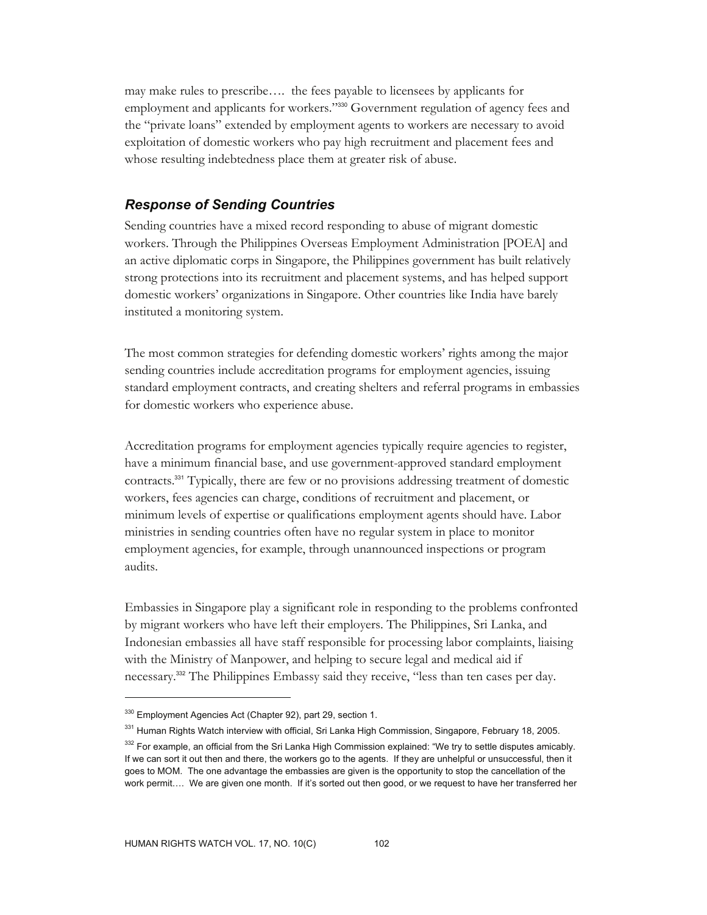may make rules to prescribe…. the fees payable to licensees by applicants for employment and applicants for workers."[330] Government regulation of agency fees and the "private loans" extended by employment agents to workers are necessary to avoid exploitation of domestic workers who pay high recruitment and placement fees and whose resulting indebtedness place them at greater risk of abuse.

### *Response of Sending Countries*

Sending countries have a mixed record responding to abuse of migrant domestic workers. Through the Philippines Overseas Employment Administration [POEA] and an active diplomatic corps in Singapore, the Philippines government has built relatively strong protections into its recruitment and placement systems, and has helped support domestic workers' organizations in Singapore. Other countries like India have barely instituted a monitoring system.

The most common strategies for defending domestic workers' rights among the major sending countries include accreditation programs for employment agencies, issuing standard employment contracts, and creating shelters and referral programs in embassies for domestic workers who experience abuse.

Accreditation programs for employment agencies typically require agencies to register, have a minimum financial base, and use government-approved standard employment contracts.[331] Typically, there are few or no provisions addressing treatment of domestic workers, fees agencies can charge, conditions of recruitment and placement, or minimum levels of expertise or qualifications employment agents should have. Labor ministries in sending countries often have no regular system in place to monitor employment agencies, for example, through unannounced inspections or program audits.

Embassies in Singapore play a significant role in responding to the problems confronted by migrant workers who have left their employers. The Philippines, Sri Lanka, and Indonesian embassies all have staff responsible for processing labor complaints, liaising with the Ministry of Manpower, and helping to secure legal and medical aid if necessary.[332] The Philippines Embassy said they receive, "less than ten cases per day.

---

[330] Employment Agencies Act (Chapter 92), part 29, section 1.

[331] Human Rights Watch interview with official, Sri Lanka High Commission, Singapore, February 18, 2005.

[332] For example, an official from the Sri Lanka High Commission explained: "We try to settle disputes amicably. If we can sort it out then and there, the workers go to the agents. If they are unhelpful or unsuccessful, then it goes to MOM. The one advantage the embassies are given is the opportunity to stop the cancellation of the work permit…. We are given one month. If it's sorted out then good, or we request to have her transferred her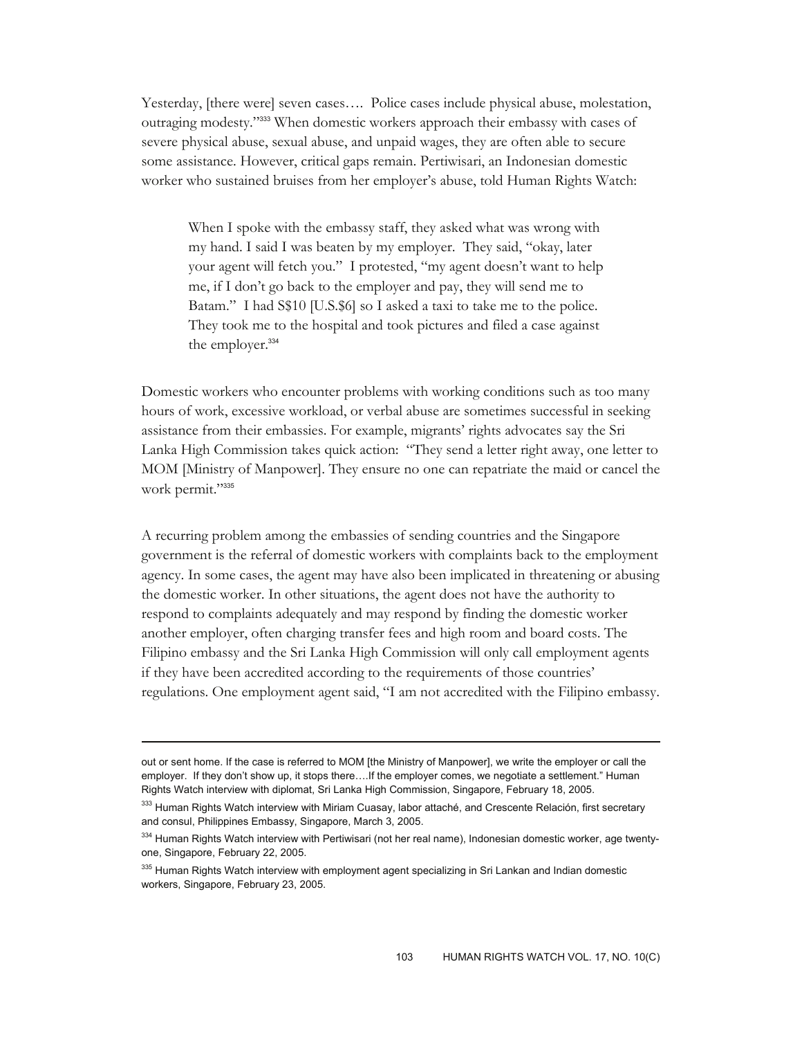Yesterday, [there were] seven cases…. Police cases include physical abuse, molestation, outraging modesty."[333] When domestic workers approach their embassy with cases of severe physical abuse, sexual abuse, and unpaid wages, they are often able to secure some assistance. However, critical gaps remain. Pertiwisari, an Indonesian domestic worker who sustained bruises from her employer's abuse, told Human Rights Watch:

> When I spoke with the embassy staff, they asked what was wrong with my hand. I said I was beaten by my employer. They said, "okay, later your agent will fetch you." I protested, "my agent doesn't want to help me, if I don't go back to the employer and pay, they will send me to Batam." I had S$10 [U.S.$6] so I asked a taxi to take me to the police. They took me to the hospital and took pictures and filed a case against the employer.[334]

Domestic workers who encounter problems with working conditions such as too many hours of work, excessive workload, or verbal abuse are sometimes successful in seeking assistance from their embassies. For example, migrants' rights advocates say the Sri Lanka High Commission takes quick action: "They send a letter right away, one letter to MOM [Ministry of Manpower]. They ensure no one can repatriate the maid or cancel the work permit."[335]

A recurring problem among the embassies of sending countries and the Singapore government is the referral of domestic workers with complaints back to the employment agency. In some cases, the agent may have also been implicated in threatening or abusing the domestic worker. In other situations, the agent does not have the authority to respond to complaints adequately and may respond by finding the domestic worker another employer, often charging transfer fees and high room and board costs. The Filipino embassy and the Sri Lanka High Commission will only call employment agents if they have been accredited according to the requirements of those countries' regulations. One employment agent said, "I am not accredited with the Filipino embassy.

---

out or sent home. If the case is referred to MOM [the Ministry of Manpower], we write the employer or call the employer. If they don't show up, it stops there….If the employer comes, we negotiate a settlement." Human Rights Watch interview with diplomat, Sri Lanka High Commission, Singapore, February 18, 2005.

[333] Human Rights Watch interview with Miriam Cuasay, labor attaché, and Crescente Relación, first secretary and consul, Philippines Embassy, Singapore, March 3, 2005.

[334] Human Rights Watch interview with Pertiwisari (not her real name), Indonesian domestic worker, age twenty-one, Singapore, February 22, 2005.

[335] Human Rights Watch interview with employment agent specializing in Sri Lankan and Indian domestic workers, Singapore, February 23, 2005.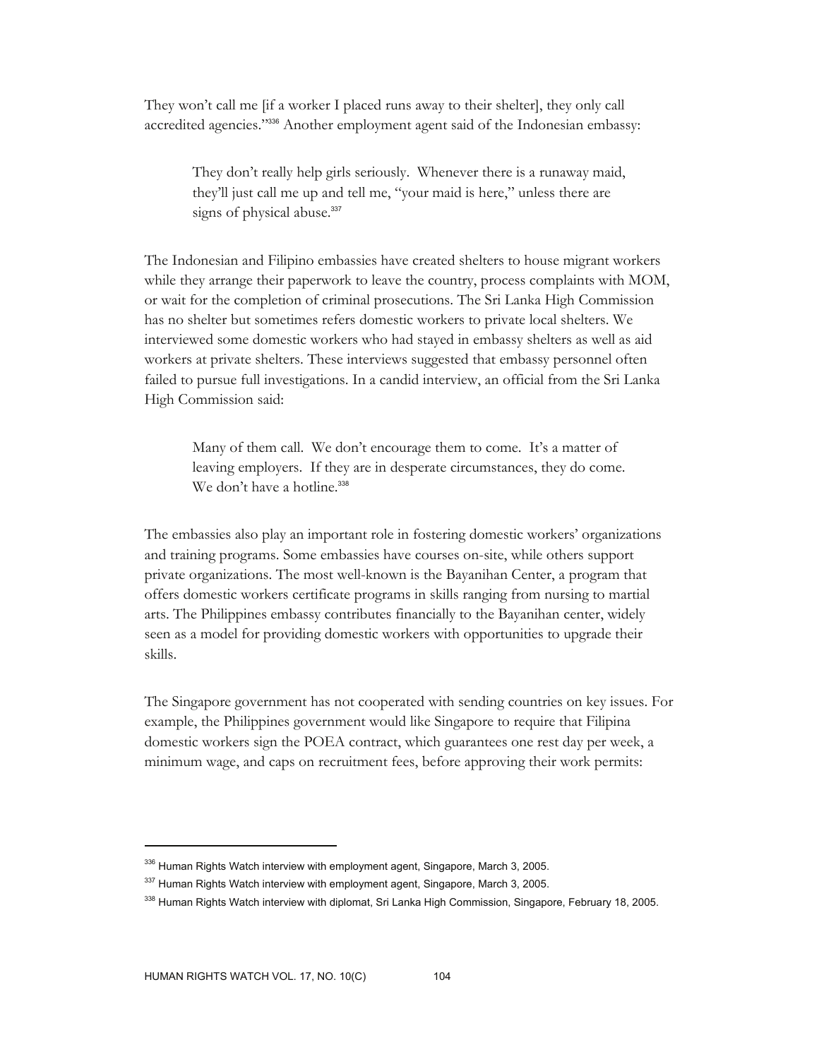They won't call me [if a worker I placed runs away to their shelter], they only call accredited agencies."[336] Another employment agent said of the Indonesian embassy:

> They don't really help girls seriously. Whenever there is a runaway maid, they'll just call me up and tell me, "your maid is here," unless there are signs of physical abuse.[337]

The Indonesian and Filipino embassies have created shelters to house migrant workers while they arrange their paperwork to leave the country, process complaints with MOM, or wait for the completion of criminal prosecutions. The Sri Lanka High Commission has no shelter but sometimes refers domestic workers to private local shelters. We interviewed some domestic workers who had stayed in embassy shelters as well as aid workers at private shelters. These interviews suggested that embassy personnel often failed to pursue full investigations. In a candid interview, an official from the Sri Lanka High Commission said:

> Many of them call. We don't encourage them to come. It's a matter of leaving employers. If they are in desperate circumstances, they do come. We don't have a hotline.[338]

The embassies also play an important role in fostering domestic workers' organizations and training programs. Some embassies have courses on-site, while others support private organizations. The most well-known is the Bayanihan Center, a program that offers domestic workers certificate programs in skills ranging from nursing to martial arts. The Philippines embassy contributes financially to the Bayanihan center, widely seen as a model for providing domestic workers with opportunities to upgrade their skills.

The Singapore government has not cooperated with sending countries on key issues. For example, the Philippines government would like Singapore to require that Filipina domestic workers sign the POEA contract, which guarantees one rest day per week, a minimum wage, and caps on recruitment fees, before approving their work permits:

---

[336] Human Rights Watch interview with employment agent, Singapore, March 3, 2005.

[337] Human Rights Watch interview with employment agent, Singapore, March 3, 2005.

[338] Human Rights Watch interview with diplomat, Sri Lanka High Commission, Singapore, February 18, 2005.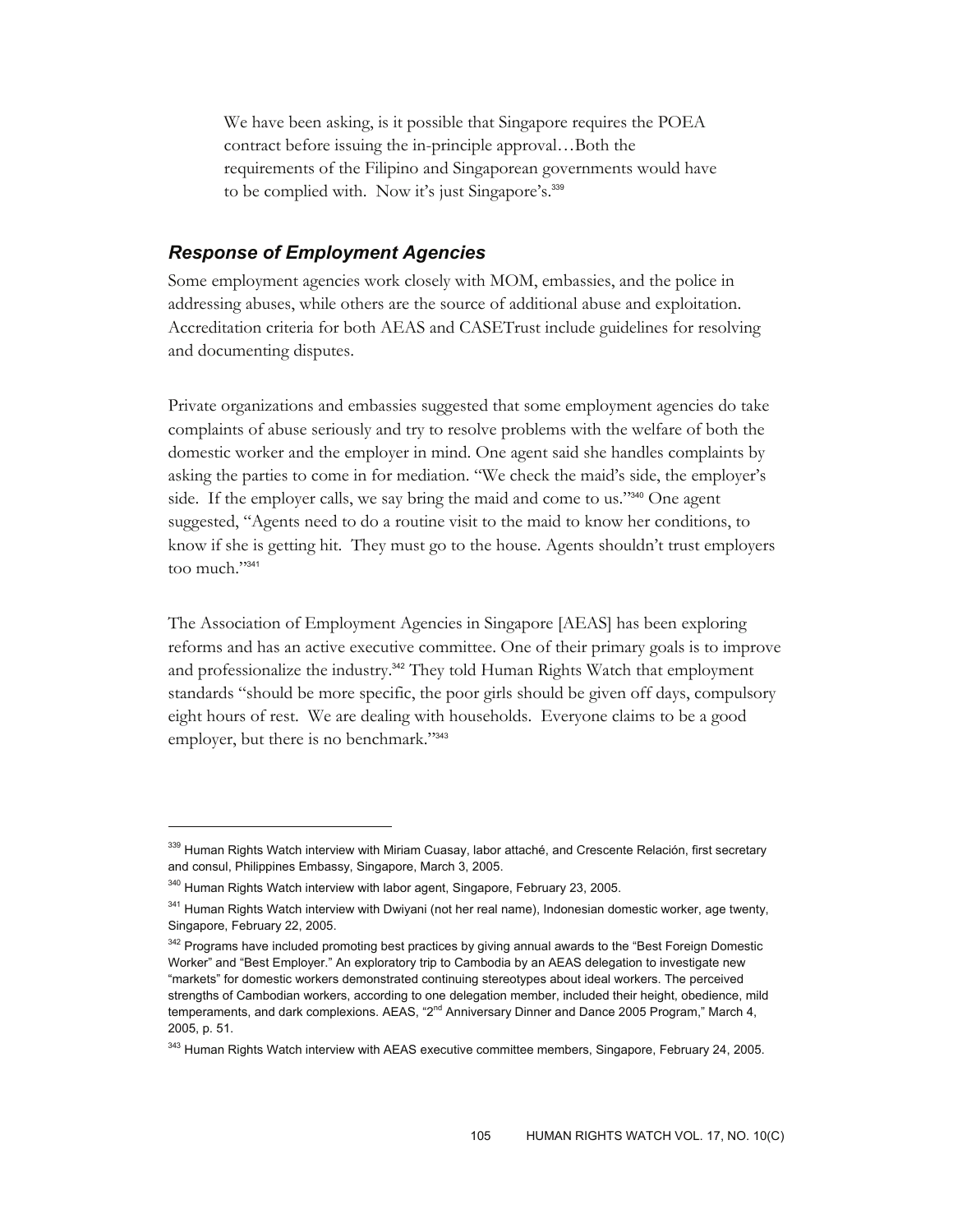> We have been asking, is it possible that Singapore requires the POEA contract before issuing the in-principle approval…Both the requirements of the Filipino and Singaporean governments would have to be complied with. Now it's just Singapore's.[339]

### *Response of Employment Agencies*

Some employment agencies work closely with MOM, embassies, and the police in addressing abuses, while others are the source of additional abuse and exploitation. Accreditation criteria for both AEAS and CASETrust include guidelines for resolving and documenting disputes.

Private organizations and embassies suggested that some employment agencies do take complaints of abuse seriously and try to resolve problems with the welfare of both the domestic worker and the employer in mind. One agent said she handles complaints by asking the parties to come in for mediation. "We check the maid's side, the employer's side. If the employer calls, we say bring the maid and come to us."[340] One agent suggested, "Agents need to do a routine visit to the maid to know her conditions, to know if she is getting hit. They must go to the house. Agents shouldn't trust employers too much."[341]

The Association of Employment Agencies in Singapore [AEAS] has been exploring reforms and has an active executive committee. One of their primary goals is to improve and professionalize the industry.[342] They told Human Rights Watch that employment standards "should be more specific, the poor girls should be given off days, compulsory eight hours of rest. We are dealing with households. Everyone claims to be a good employer, but there is no benchmark."[343]

---

[339] Human Rights Watch interview with Miriam Cuasay, labor attaché, and Crescente Relación, first secretary and consul, Philippines Embassy, Singapore, March 3, 2005.

[340] Human Rights Watch interview with labor agent, Singapore, February 23, 2005.

[341] Human Rights Watch interview with Dwiyani (not her real name), Indonesian domestic worker, age twenty, Singapore, February 22, 2005.

[342] Programs have included promoting best practices by giving annual awards to the "Best Foreign Domestic Worker" and "Best Employer." An exploratory trip to Cambodia by an AEAS delegation to investigate new "markets" for domestic workers demonstrated continuing stereotypes about ideal workers. The perceived strengths of Cambodian workers, according to one delegation member, included their height, obedience, mild temperaments, and dark complexions. AEAS, "2nd Anniversary Dinner and Dance 2005 Program," March 4, 2005, p. 51.

[343] Human Rights Watch interview with AEAS executive committee members, Singapore, February 24, 2005.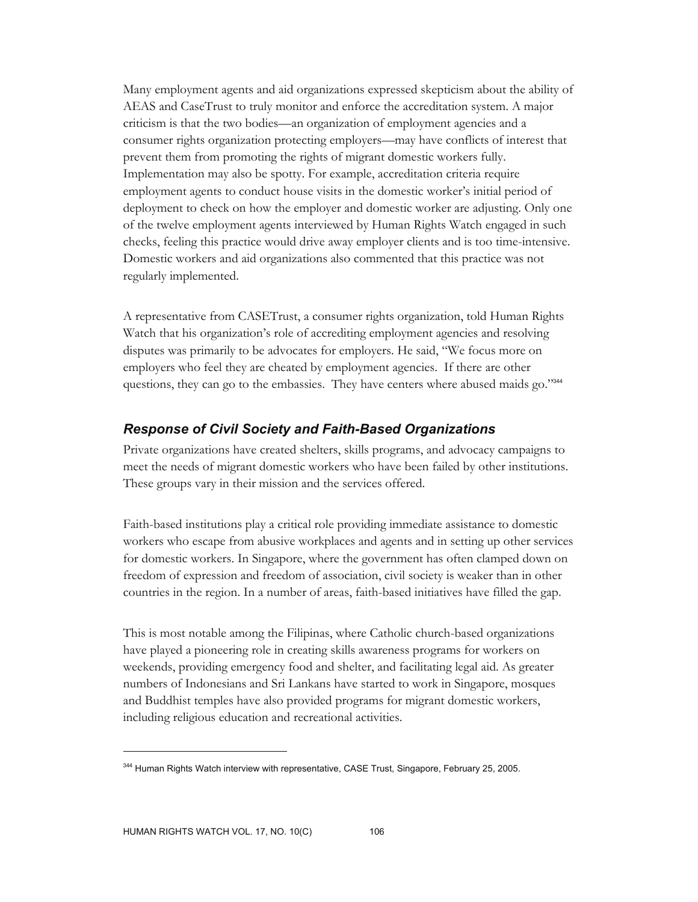Many employment agents and aid organizations expressed skepticism about the ability of AEAS and CaseTrust to truly monitor and enforce the accreditation system. A major criticism is that the two bodies—an organization of employment agencies and a consumer rights organization protecting employers—may have conflicts of interest that prevent them from promoting the rights of migrant domestic workers fully. Implementation may also be spotty. For example, accreditation criteria require employment agents to conduct house visits in the domestic worker's initial period of deployment to check on how the employer and domestic worker are adjusting. Only one of the twelve employment agents interviewed by Human Rights Watch engaged in such checks, feeling this practice would drive away employer clients and is too time-intensive. Domestic workers and aid organizations also commented that this practice was not regularly implemented.

A representative from CASETrust, a consumer rights organization, told Human Rights Watch that his organization's role of accrediting employment agencies and resolving disputes was primarily to be advocates for employers. He said, "We focus more on employers who feel they are cheated by employment agencies. If there are other questions, they can go to the embassies. They have centers where abused maids go."[344]

## *Response of Civil Society and Faith-Based Organizations*

Private organizations have created shelters, skills programs, and advocacy campaigns to meet the needs of migrant domestic workers who have been failed by other institutions. These groups vary in their mission and the services offered.

Faith-based institutions play a critical role providing immediate assistance to domestic workers who escape from abusive workplaces and agents and in setting up other services for domestic workers. In Singapore, where the government has often clamped down on freedom of expression and freedom of association, civil society is weaker than in other countries in the region. In a number of areas, faith-based initiatives have filled the gap.

This is most notable among the Filipinas, where Catholic church-based organizations have played a pioneering role in creating skills awareness programs for workers on weekends, providing emergency food and shelter, and facilitating legal aid. As greater numbers of Indonesians and Sri Lankans have started to work in Singapore, mosques and Buddhist temples have also provided programs for migrant domestic workers, including religious education and recreational activities.

---

[344] Human Rights Watch interview with representative, CASE Trust, Singapore, February 25, 2005.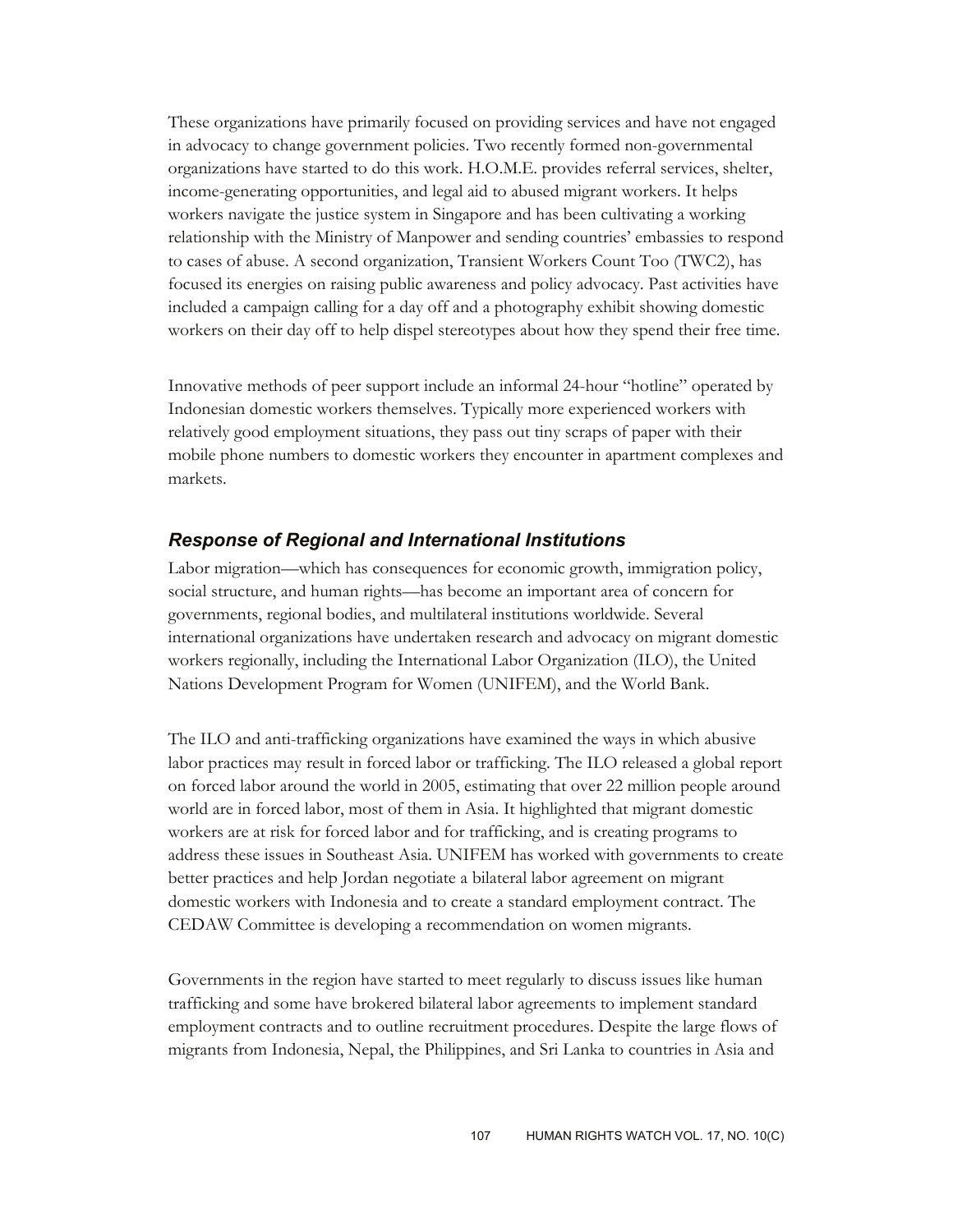These organizations have primarily focused on providing services and have not engaged in advocacy to change government policies. Two recently formed non-governmental organizations have started to do this work. H.O.M.E. provides referral services, shelter, income-generating opportunities, and legal aid to abused migrant workers. It helps workers navigate the justice system in Singapore and has been cultivating a working relationship with the Ministry of Manpower and sending countries' embassies to respond to cases of abuse. A second organization, Transient Workers Count Too (TWC2), has focused its energies on raising public awareness and policy advocacy. Past activities have included a campaign calling for a day off and a photography exhibit showing domestic workers on their day off to help dispel stereotypes about how they spend their free time.

Innovative methods of peer support include an informal 24-hour "hotline" operated by Indonesian domestic workers themselves. Typically more experienced workers with relatively good employment situations, they pass out tiny scraps of paper with their mobile phone numbers to domestic workers they encounter in apartment complexes and markets.

### *Response of Regional and International Institutions*

Labor migration—which has consequences for economic growth, immigration policy, social structure, and human rights—has become an important area of concern for governments, regional bodies, and multilateral institutions worldwide. Several international organizations have undertaken research and advocacy on migrant domestic workers regionally, including the International Labor Organization (ILO), the United Nations Development Program for Women (UNIFEM), and the World Bank.

The ILO and anti-trafficking organizations have examined the ways in which abusive labor practices may result in forced labor or trafficking. The ILO released a global report on forced labor around the world in 2005, estimating that over 22 million people around world are in forced labor, most of them in Asia. It highlighted that migrant domestic workers are at risk for forced labor and for trafficking, and is creating programs to address these issues in Southeast Asia. UNIFEM has worked with governments to create better practices and help Jordan negotiate a bilateral labor agreement on migrant domestic workers with Indonesia and to create a standard employment contract. The CEDAW Committee is developing a recommendation on women migrants.

Governments in the region have started to meet regularly to discuss issues like human trafficking and some have brokered bilateral labor agreements to implement standard employment contracts and to outline recruitment procedures. Despite the large flows of migrants from Indonesia, Nepal, the Philippines, and Sri Lanka to countries in Asia and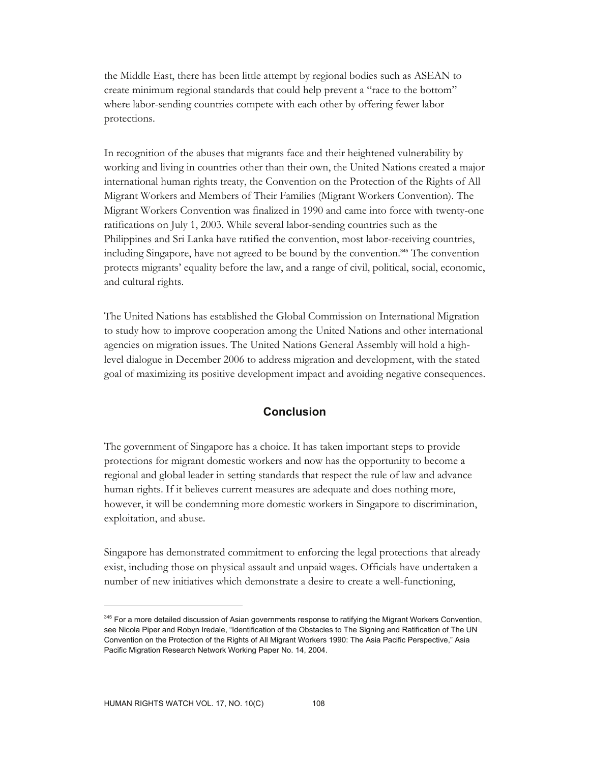the Middle East, there has been little attempt by regional bodies such as ASEAN to create minimum regional standards that could help prevent a "race to the bottom" where labor-sending countries compete with each other by offering fewer labor protections.

In recognition of the abuses that migrants face and their heightened vulnerability by working and living in countries other than their own, the United Nations created a major international human rights treaty, the Convention on the Protection of the Rights of All Migrant Workers and Members of Their Families (Migrant Workers Convention). The Migrant Workers Convention was finalized in 1990 and came into force with twenty-one ratifications on July 1, 2003. While several labor-sending countries such as the Philippines and Sri Lanka have ratified the convention, most labor-receiving countries, including Singapore, have not agreed to be bound by the convention.[345] The convention protects migrants' equality before the law, and a range of civil, political, social, economic, and cultural rights.

The United Nations has established the Global Commission on International Migration to study how to improve cooperation among the United Nations and other international agencies on migration issues. The United Nations General Assembly will hold a high-level dialogue in December 2006 to address migration and development, with the stated goal of maximizing its positive development impact and avoiding negative consequences.

## Conclusion

The government of Singapore has a choice. It has taken important steps to provide protections for migrant domestic workers and now has the opportunity to become a regional and global leader in setting standards that respect the rule of law and advance human rights. If it believes current measures are adequate and does nothing more, however, it will be condemning more domestic workers in Singapore to discrimination, exploitation, and abuse.

Singapore has demonstrated commitment to enforcing the legal protections that already exist, including those on physical assault and unpaid wages. Officials have undertaken a number of new initiatives which demonstrate a desire to create a well-functioning,

---

[345] For a more detailed discussion of Asian governments response to ratifying the Migrant Workers Convention, see Nicola Piper and Robyn Iredale, "Identification of the Obstacles to The Signing and Ratification of The UN Convention on the Protection of the Rights of All Migrant Workers 1990: The Asia Pacific Perspective," Asia Pacific Migration Research Network Working Paper No. 14, 2004.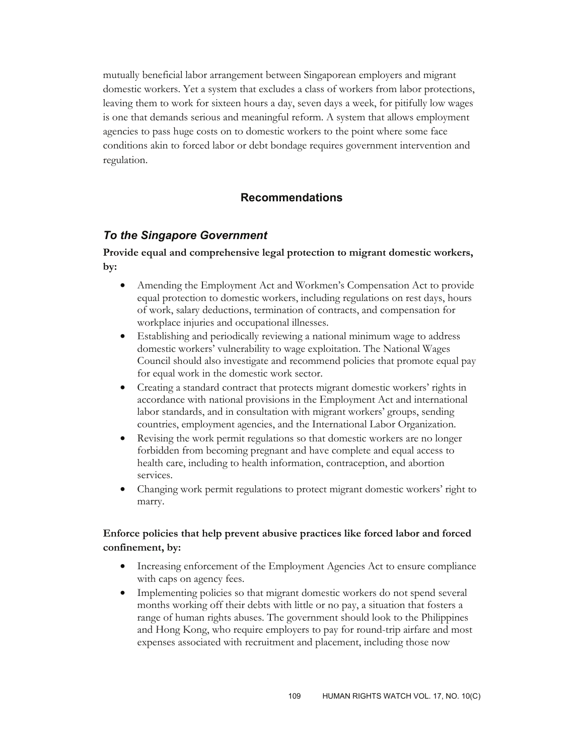mutually beneficial labor arrangement between Singaporean employers and migrant domestic workers. Yet a system that excludes a class of workers from labor protections, leaving them to work for sixteen hours a day, seven days a week, for pitifully low wages is one that demands serious and meaningful reform. A system that allows employment agencies to pass huge costs on to domestic workers to the point where some face conditions akin to forced labor or debt bondage requires government intervention and regulation.

## Recommendations

### *To the Singapore Government*

**Provide equal and comprehensive legal protection to migrant domestic workers, by:**

- Amending the Employment Act and Workmen's Compensation Act to provide equal protection to domestic workers, including regulations on rest days, hours of work, salary deductions, termination of contracts, and compensation for workplace injuries and occupational illnesses.
- Establishing and periodically reviewing a national minimum wage to address domestic workers' vulnerability to wage exploitation. The National Wages Council should also investigate and recommend policies that promote equal pay for equal work in the domestic work sector.
- Creating a standard contract that protects migrant domestic workers' rights in accordance with national provisions in the Employment Act and international labor standards, and in consultation with migrant workers' groups, sending countries, employment agencies, and the International Labor Organization.
- Revising the work permit regulations so that domestic workers are no longer forbidden from becoming pregnant and have complete and equal access to health care, including to health information, contraception, and abortion services.
- Changing work permit regulations to protect migrant domestic workers' right to marry.

**Enforce policies that help prevent abusive practices like forced labor and forced confinement, by:**

- Increasing enforcement of the Employment Agencies Act to ensure compliance with caps on agency fees.
- Implementing policies so that migrant domestic workers do not spend several months working off their debts with little or no pay, a situation that fosters a range of human rights abuses. The government should look to the Philippines and Hong Kong, who require employers to pay for round-trip airfare and most expenses associated with recruitment and placement, including those now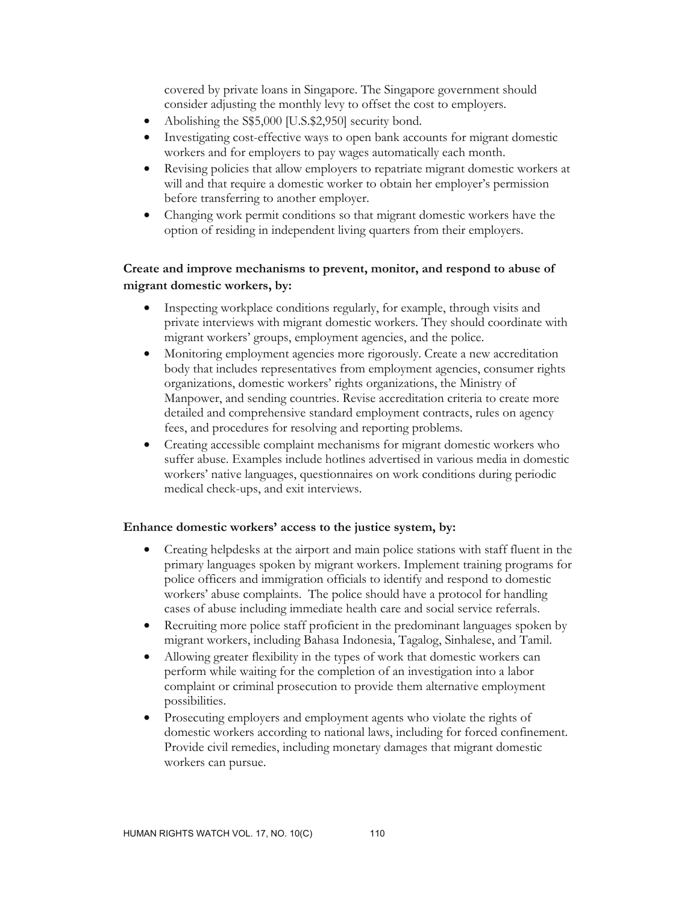covered by private loans in Singapore. The Singapore government should consider adjusting the monthly levy to offset the cost to employers.

- Abolishing the S$5,000 [U.S.$2,950] security bond.
- Investigating cost-effective ways to open bank accounts for migrant domestic workers and for employers to pay wages automatically each month.
- Revising policies that allow employers to repatriate migrant domestic workers at will and that require a domestic worker to obtain her employer's permission before transferring to another employer.
- Changing work permit conditions so that migrant domestic workers have the option of residing in independent living quarters from their employers.

**Create and improve mechanisms to prevent, monitor, and respond to abuse of migrant domestic workers, by:**

- Inspecting workplace conditions regularly, for example, through visits and private interviews with migrant domestic workers. They should coordinate with migrant workers' groups, employment agencies, and the police.
- Monitoring employment agencies more rigorously. Create a new accreditation body that includes representatives from employment agencies, consumer rights organizations, domestic workers' rights organizations, the Ministry of Manpower, and sending countries. Revise accreditation criteria to create more detailed and comprehensive standard employment contracts, rules on agency fees, and procedures for resolving and reporting problems.
- Creating accessible complaint mechanisms for migrant domestic workers who suffer abuse. Examples include hotlines advertised in various media in domestic workers' native languages, questionnaires on work conditions during periodic medical check-ups, and exit interviews.

**Enhance domestic workers' access to the justice system, by:**

- Creating helpdesks at the airport and main police stations with staff fluent in the primary languages spoken by migrant workers. Implement training programs for police officers and immigration officials to identify and respond to domestic workers' abuse complaints. The police should have a protocol for handling cases of abuse including immediate health care and social service referrals.
- Recruiting more police staff proficient in the predominant languages spoken by migrant workers, including Bahasa Indonesia, Tagalog, Sinhalese, and Tamil.
- Allowing greater flexibility in the types of work that domestic workers can perform while waiting for the completion of an investigation into a labor complaint or criminal prosecution to provide them alternative employment possibilities.
- Prosecuting employers and employment agents who violate the rights of domestic workers according to national laws, including for forced confinement. Provide civil remedies, including monetary damages that migrant domestic workers can pursue.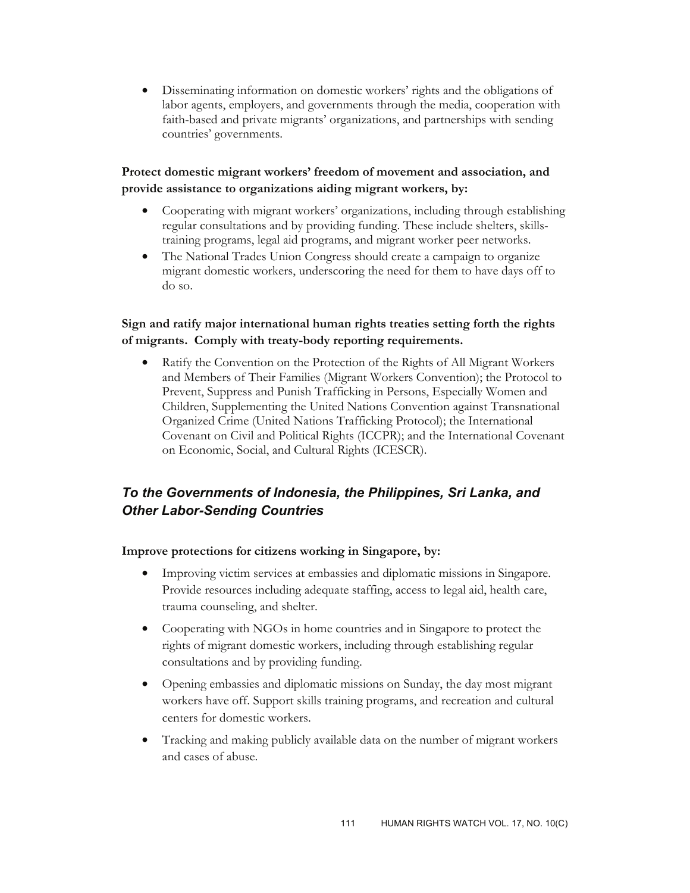- Disseminating information on domestic workers' rights and the obligations of labor agents, employers, and governments through the media, cooperation with faith-based and private migrants' organizations, and partnerships with sending countries' governments.

**Protect domestic migrant workers' freedom of movement and association, and provide assistance to organizations aiding migrant workers, by:**

- Cooperating with migrant workers' organizations, including through establishing regular consultations and by providing funding. These include shelters, skills-training programs, legal aid programs, and migrant worker peer networks.
- The National Trades Union Congress should create a campaign to organize migrant domestic workers, underscoring the need for them to have days off to do so.

**Sign and ratify major international human rights treaties setting forth the rights of migrants. Comply with treaty-body reporting requirements.**

- Ratify the Convention on the Protection of the Rights of All Migrant Workers and Members of Their Families (Migrant Workers Convention); the Protocol to Prevent, Suppress and Punish Trafficking in Persons, Especially Women and Children, Supplementing the United Nations Convention against Transnational Organized Crime (United Nations Trafficking Protocol); the International Covenant on Civil and Political Rights (ICCPR); and the International Covenant on Economic, Social, and Cultural Rights (ICESCR).

## *To the Governments of Indonesia, the Philippines, Sri Lanka, and Other Labor-Sending Countries*

**Improve protections for citizens working in Singapore, by:**

- Improving victim services at embassies and diplomatic missions in Singapore. Provide resources including adequate staffing, access to legal aid, health care, trauma counseling, and shelter.
- Cooperating with NGOs in home countries and in Singapore to protect the rights of migrant domestic workers, including through establishing regular consultations and by providing funding.
- Opening embassies and diplomatic missions on Sunday, the day most migrant workers have off. Support skills training programs, and recreation and cultural centers for domestic workers.
- Tracking and making publicly available data on the number of migrant workers and cases of abuse.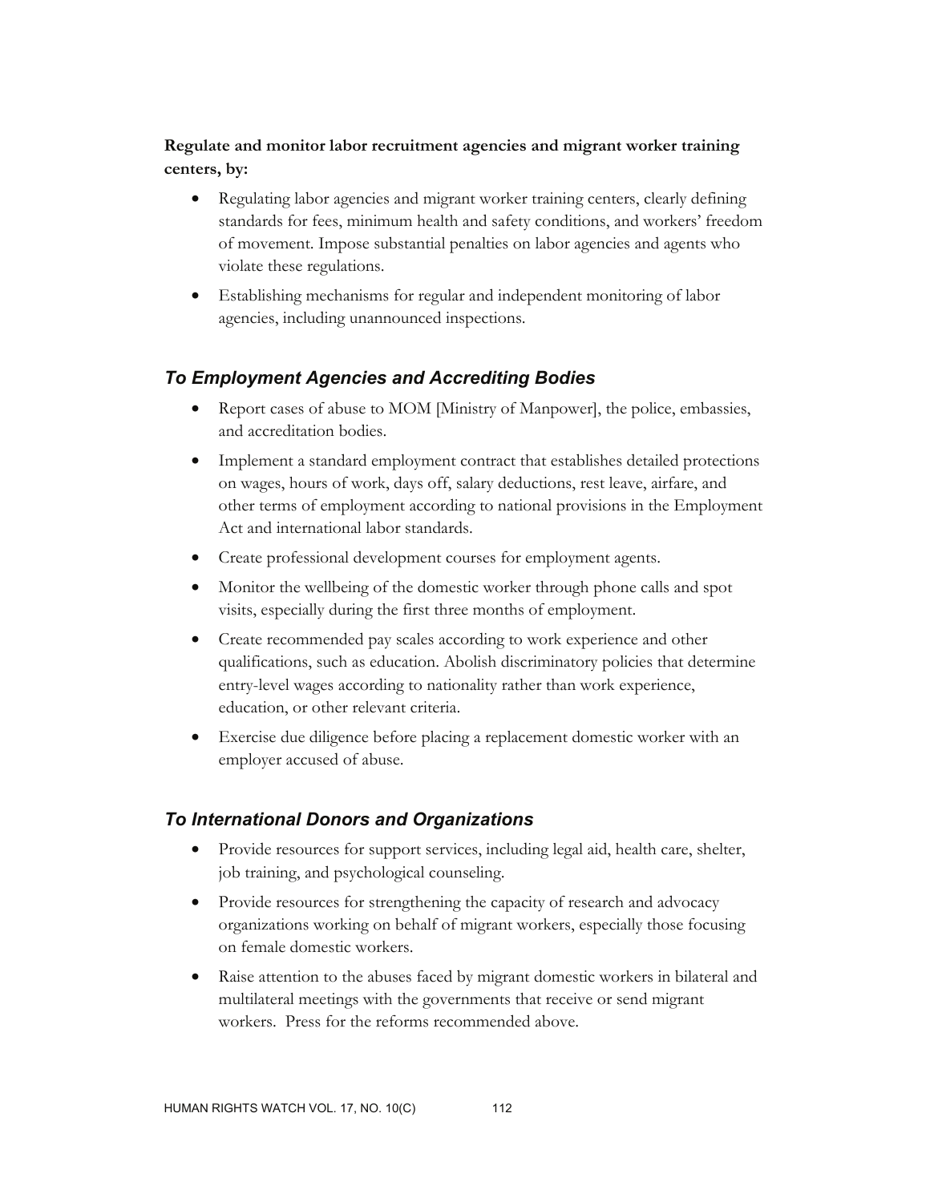**Regulate and monitor labor recruitment agencies and migrant worker training centers, by:**

- Regulating labor agencies and migrant worker training centers, clearly defining standards for fees, minimum health and safety conditions, and workers' freedom of movement. Impose substantial penalties on labor agencies and agents who violate these regulations.
- Establishing mechanisms for regular and independent monitoring of labor agencies, including unannounced inspections.

### *To Employment Agencies and Accrediting Bodies*

- Report cases of abuse to MOM [Ministry of Manpower], the police, embassies, and accreditation bodies.
- Implement a standard employment contract that establishes detailed protections on wages, hours of work, days off, salary deductions, rest leave, airfare, and other terms of employment according to national provisions in the Employment Act and international labor standards.
- Create professional development courses for employment agents.
- Monitor the wellbeing of the domestic worker through phone calls and spot visits, especially during the first three months of employment.
- Create recommended pay scales according to work experience and other qualifications, such as education. Abolish discriminatory policies that determine entry-level wages according to nationality rather than work experience, education, or other relevant criteria.
- Exercise due diligence before placing a replacement domestic worker with an employer accused of abuse.

### *To International Donors and Organizations*

- Provide resources for support services, including legal aid, health care, shelter, job training, and psychological counseling.
- Provide resources for strengthening the capacity of research and advocacy organizations working on behalf of migrant workers, especially those focusing on female domestic workers.
- Raise attention to the abuses faced by migrant domestic workers in bilateral and multilateral meetings with the governments that receive or send migrant workers. Press for the reforms recommended above.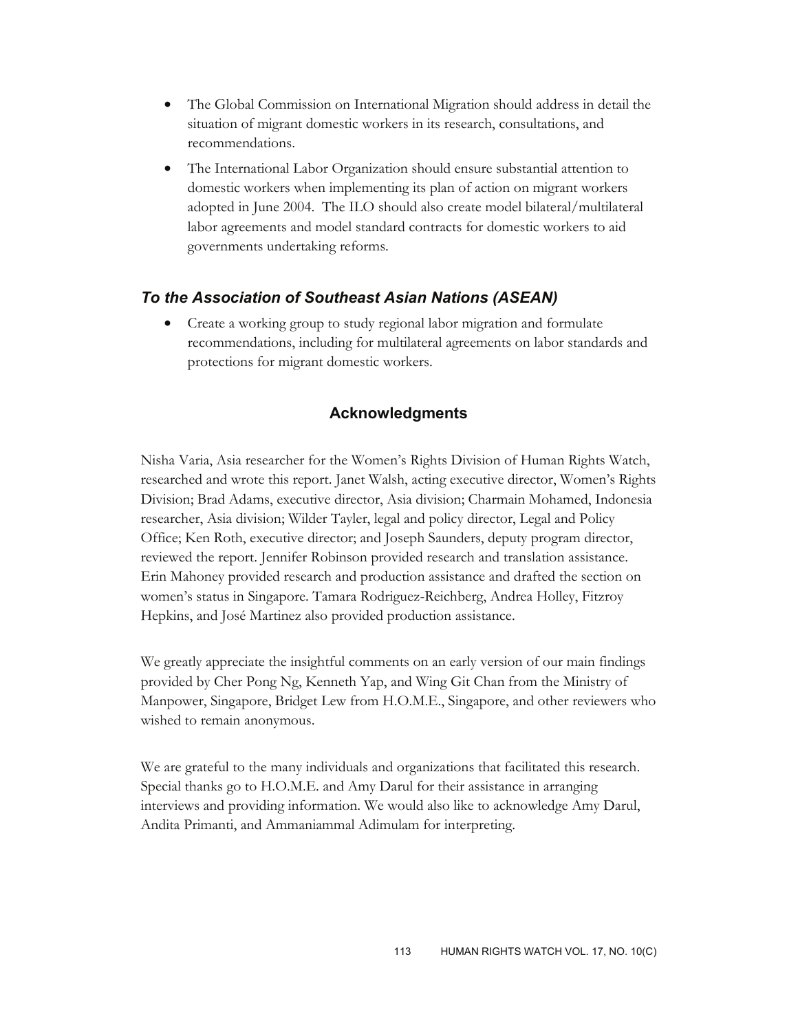- The Global Commission on International Migration should address in detail the situation of migrant domestic workers in its research, consultations, and recommendations.
- The International Labor Organization should ensure substantial attention to domestic workers when implementing its plan of action on migrant workers adopted in June 2004. The ILO should also create model bilateral/multilateral labor agreements and model standard contracts for domestic workers to aid governments undertaking reforms.

### *To the Association of Southeast Asian Nations (ASEAN)*

- Create a working group to study regional labor migration and formulate recommendations, including for multilateral agreements on labor standards and protections for migrant domestic workers.

## Acknowledgments

Nisha Varia, Asia researcher for the Women's Rights Division of Human Rights Watch, researched and wrote this report. Janet Walsh, acting executive director, Women's Rights Division; Brad Adams, executive director, Asia division; Charmain Mohamed, Indonesia researcher, Asia division; Wilder Tayler, legal and policy director, Legal and Policy Office; Ken Roth, executive director; and Joseph Saunders, deputy program director, reviewed the report. Jennifer Robinson provided research and translation assistance. Erin Mahoney provided research and production assistance and drafted the section on women's status in Singapore. Tamara Rodriguez-Reichberg, Andrea Holley, Fitzroy Hepkins, and José Martinez also provided production assistance.

We greatly appreciate the insightful comments on an early version of our main findings provided by Cher Pong Ng, Kenneth Yap, and Wing Git Chan from the Ministry of Manpower, Singapore, Bridget Lew from H.O.M.E., Singapore, and other reviewers who wished to remain anonymous.

We are grateful to the many individuals and organizations that facilitated this research. Special thanks go to H.O.M.E. and Amy Darul for their assistance in arranging interviews and providing information. We would also like to acknowledge Amy Darul, Andita Primanti, and Ammaniammal Adimulam for interpreting.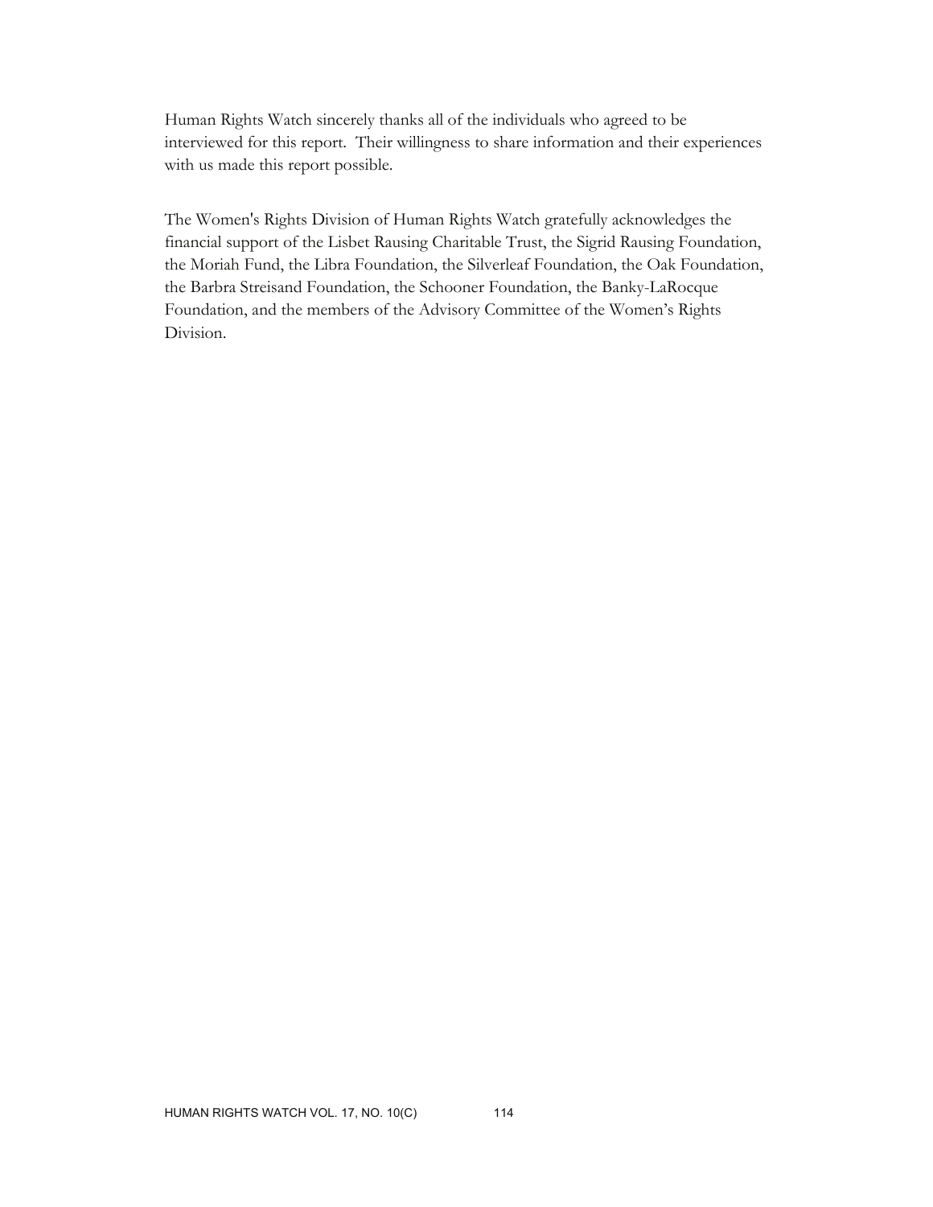Human Rights Watch sincerely thanks all of the individuals who agreed to be interviewed for this report. Their willingness to share information and their experiences with us made this report possible.

The Women's Rights Division of Human Rights Watch gratefully acknowledges the financial support of the Lisbet Rausing Charitable Trust, the Sigrid Rausing Foundation, the Moriah Fund, the Libra Foundation, the Silverleaf Foundation, the Oak Foundation, the Barbra Streisand Foundation, the Schooner Foundation, the Banky-LaRocque Foundation, and the members of the Advisory Committee of the Women's Rights Division.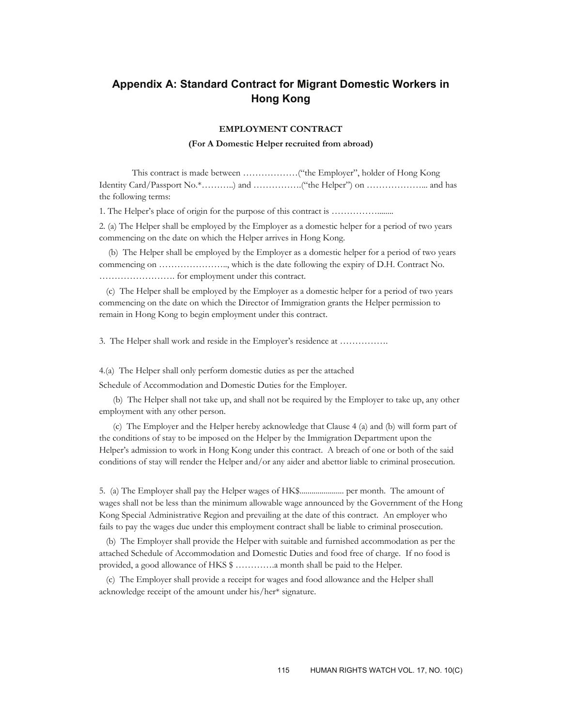# Appendix A: Standard Contract for Migrant Domestic Workers in Hong Kong

**EMPLOYMENT CONTRACT**

**(For A Domestic Helper recruited from abroad)**

This contract is made between ………………(“the Employer”, holder of Hong Kong Identity Card/Passport No.*………..) and …………….(“the Helper”) on ………………... and has the following terms:

1. The Helper’s place of origin for the purpose of this contract is ……………........

2. (a) The Helper shall be employed by the Employer as a domestic helper for a period of two years commencing on the date on which the Helper arrives in Hong Kong.

(b) The Helper shall be employed by the Employer as a domestic helper for a period of two years commencing on ………………….., which is the date following the expiry of D.H. Contract No. ……………………. for employment under this contract.

(c) The Helper shall be employed by the Employer as a domestic helper for a period of two years commencing on the date on which the Director of Immigration grants the Helper permission to remain in Hong Kong to begin employment under this contract.

3. The Helper shall work and reside in the Employer’s residence at …………….

4.(a) The Helper shall only perform domestic duties as per the attached Schedule of Accommodation and Domestic Duties for the Employer.

(b) The Helper shall not take up, and shall not be required by the Employer to take up, any other employment with any other person.

(c) The Employer and the Helper hereby acknowledge that Clause 4 (a) and (b) will form part of the conditions of stay to be imposed on the Helper by the Immigration Department upon the Helper’s admission to work in Hong Kong under this contract. A breach of one or both of the said conditions of stay will render the Helper and/or any aider and abettor liable to criminal prosecution.

5. (a) The Employer shall pay the Helper wages of HK$..................... per month. The amount of wages shall not be less than the minimum allowable wage announced by the Government of the Hong Kong Special Administrative Region and prevailing at the date of this contract. An employer who fails to pay the wages due under this employment contract shall be liable to criminal prosecution.

(b) The Employer shall provide the Helper with suitable and furnished accommodation as per the attached Schedule of Accommodation and Domestic Duties and food free of charge. If no food is provided, a good allowance of HKS $ ………….a month shall be paid to the Helper.

(c) The Employer shall provide a receipt for wages and food allowance and the Helper shall acknowledge receipt of the amount under his/her* signature.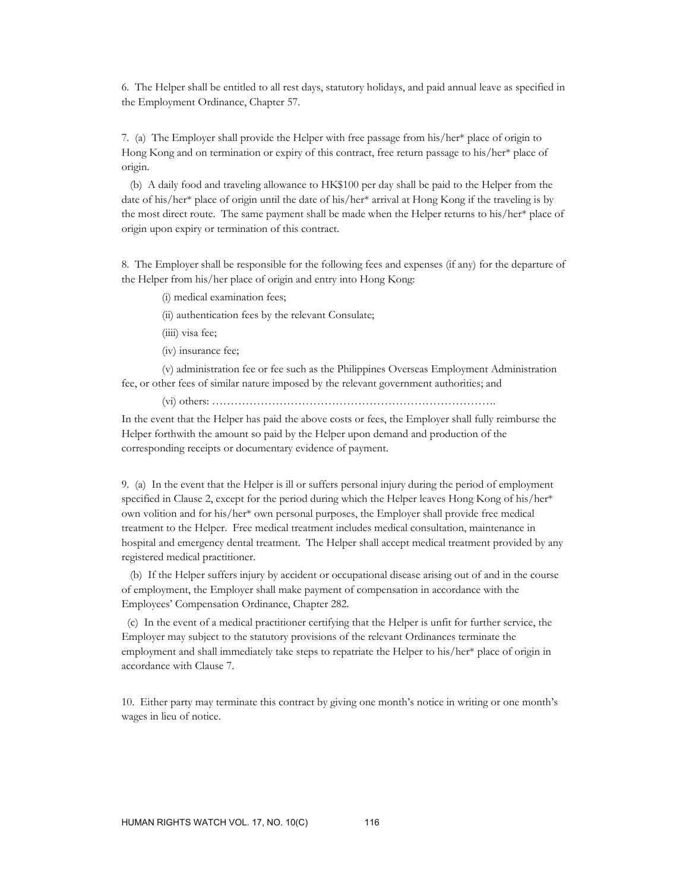6. The Helper shall be entitled to all rest days, statutory holidays, and paid annual leave as specified in the Employment Ordinance, Chapter 57.

7. (a) The Employer shall provide the Helper with free passage from his/her* place of origin to Hong Kong and on termination or expiry of this contract, free return passage to his/her* place of origin.

(b) A daily food and traveling allowance to HK$100 per day shall be paid to the Helper from the date of his/her* place of origin until the date of his/her* arrival at Hong Kong if the traveling is by the most direct route. The same payment shall be made when the Helper returns to his/her* place of origin upon expiry or termination of this contract.

8. The Employer shall be responsible for the following fees and expenses (if any) for the departure of the Helper from his/her place of origin and entry into Hong Kong:

(i) medical examination fees;

(ii) authentication fees by the relevant Consulate;

(iiii) visa fee;

(iv) insurance fee;

(v) administration fee or fee such as the Philippines Overseas Employment Administration fee, or other fees of similar nature imposed by the relevant government authorities; and

(vi) others: ……………………………………………………………………

In the event that the Helper has paid the above costs or fees, the Employer shall fully reimburse the Helper forthwith the amount so paid by the Helper upon demand and production of the corresponding receipts or documentary evidence of payment.

9. (a) In the event that the Helper is ill or suffers personal injury during the period of employment specified in Clause 2, except for the period during which the Helper leaves Hong Kong of his/her* own volition and for his/her* own personal purposes, the Employer shall provide free medical treatment to the Helper. Free medical treatment includes medical consultation, maintenance in hospital and emergency dental treatment. The Helper shall accept medical treatment provided by any registered medical practitioner.

(b) If the Helper suffers injury by accident or occupational disease arising out of and in the course of employment, the Employer shall make payment of compensation in accordance with the Employees' Compensation Ordinance, Chapter 282.

(c) In the event of a medical practitioner certifying that the Helper is unfit for further service, the Employer may subject to the statutory provisions of the relevant Ordinances terminate the employment and shall immediately take steps to repatriate the Helper to his/her* place of origin in accordance with Clause 7.

10. Either party may terminate this contract by giving one month's notice in writing or one month's wages in lieu of notice.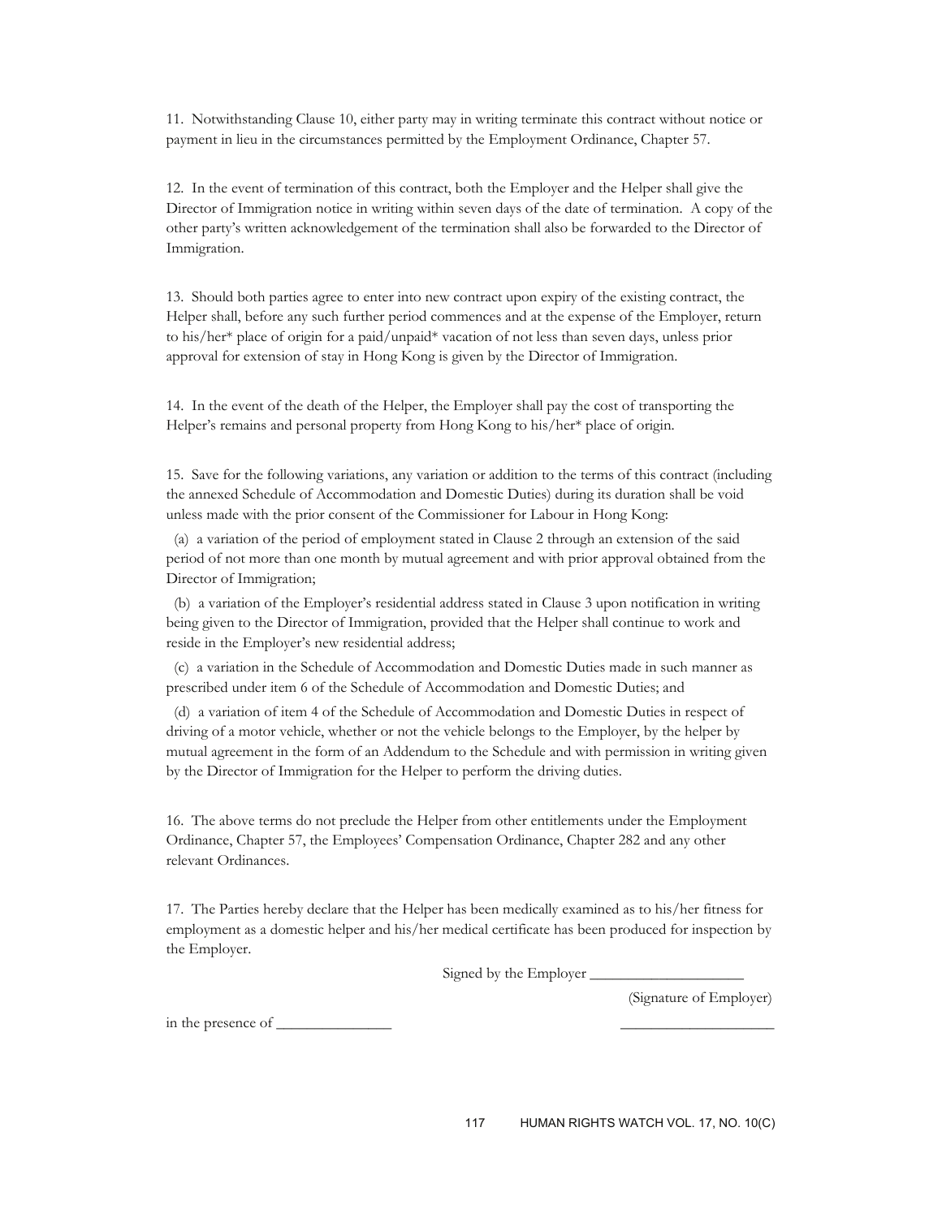11. Notwithstanding Clause 10, either party may in writing terminate this contract without notice or payment in lieu in the circumstances permitted by the Employment Ordinance, Chapter 57.

12. In the event of termination of this contract, both the Employer and the Helper shall give the Director of Immigration notice in writing within seven days of the date of termination. A copy of the other party's written acknowledgement of the termination shall also be forwarded to the Director of Immigration.

13. Should both parties agree to enter into new contract upon expiry of the existing contract, the Helper shall, before any such further period commences and at the expense of the Employer, return to his/her* place of origin for a paid/unpaid* vacation of not less than seven days, unless prior approval for extension of stay in Hong Kong is given by the Director of Immigration.

14. In the event of the death of the Helper, the Employer shall pay the cost of transporting the Helper's remains and personal property from Hong Kong to his/her* place of origin.

15. Save for the following variations, any variation or addition to the terms of this contract (including the annexed Schedule of Accommodation and Domestic Duties) during its duration shall be void unless made with the prior consent of the Commissioner for Labour in Hong Kong:

(a) a variation of the period of employment stated in Clause 2 through an extension of the said period of not more than one month by mutual agreement and with prior approval obtained from the Director of Immigration;

(b) a variation of the Employer's residential address stated in Clause 3 upon notification in writing being given to the Director of Immigration, provided that the Helper shall continue to work and reside in the Employer's new residential address;

(c) a variation in the Schedule of Accommodation and Domestic Duties made in such manner as prescribed under item 6 of the Schedule of Accommodation and Domestic Duties; and

(d) a variation of item 4 of the Schedule of Accommodation and Domestic Duties in respect of driving of a motor vehicle, whether or not the vehicle belongs to the Employer, by the helper by mutual agreement in the form of an Addendum to the Schedule and with permission in writing given by the Director of Immigration for the Helper to perform the driving duties.

16. The above terms do not preclude the Helper from other entitlements under the Employment Ordinance, Chapter 57, the Employees' Compensation Ordinance, Chapter 282 and any other relevant Ordinances.

17. The Parties hereby declare that the Helper has been medically examined as to his/her fitness for employment as a domestic helper and his/her medical certificate has been produced for inspection by the Employer.

Signed by the Employer ____________________

(Signature of Employer)

in the presence of _______________ ____________________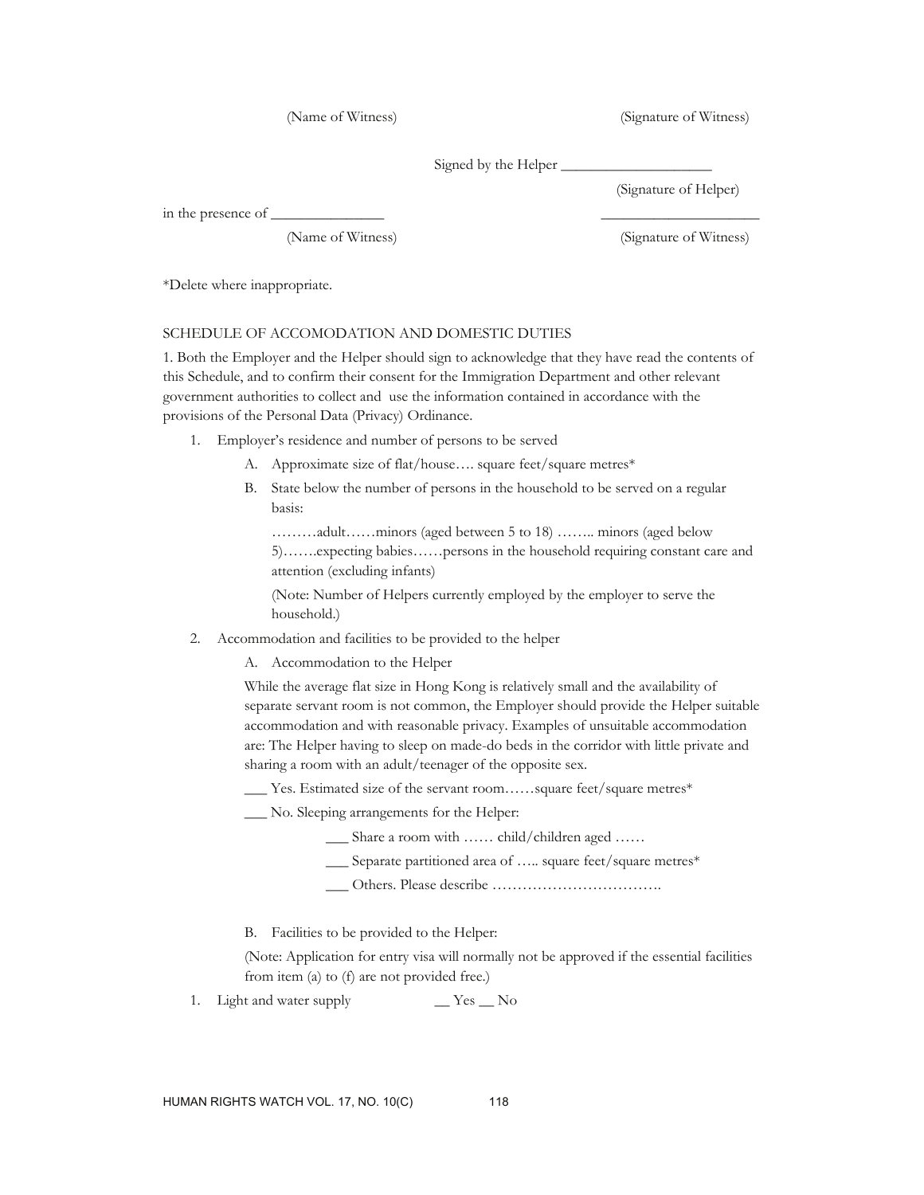(Name of Witness) (Signature of Witness)

Signed by the Helper ____________________

(Signature of Helper)

in the presence of _______________ ______________________

(Name of Witness) (Signature of Witness)

*Delete where inappropriate.

SCHEDULE OF ACCOMODATION AND DOMESTIC DUTIES

1. Both the Employer and the Helper should sign to acknowledge that they have read the contents of this Schedule, and to confirm their consent for the Immigration Department and other relevant government authorities to collect and use the information contained in accordance with the provisions of the Personal Data (Privacy) Ordinance.

1. Employer's residence and number of persons to be served
   - A. Approximate size of flat/house…. square feet/square metres*
   - B. State below the number of persons in the household to be served on a regular basis:

     ………adult……minors (aged between 5 to 18) …….. minors (aged below 5)…….expecting babies……persons in the household requiring constant care and attention (excluding infants)

     (Note: Number of Helpers currently employed by the employer to serve the household.)

2. Accommodation and facilities to be provided to the helper
   - A. Accommodation to the Helper

     While the average flat size in Hong Kong is relatively small and the availability of separate servant room is not common, the Employer should provide the Helper suitable accommodation and with reasonable privacy. Examples of unsuitable accommodation are: The Helper having to sleep on made-do beds in the corridor with little private and sharing a room with an adult/teenager of the opposite sex.

     ___ Yes. Estimated size of the servant room……square feet/square metres*

     ___ No. Sleeping arrangements for the Helper:

     ___ Share a room with …… child/children aged ……

     ___ Separate partitioned area of ….. square feet/square metres*

     ___ Others. Please describe …………………………….

   - B. Facilities to be provided to the Helper:

     (Note: Application for entry visa will normally not be approved if the essential facilities from item (a) to (f) are not provided free.)

1. Light and water supply __ Yes __ No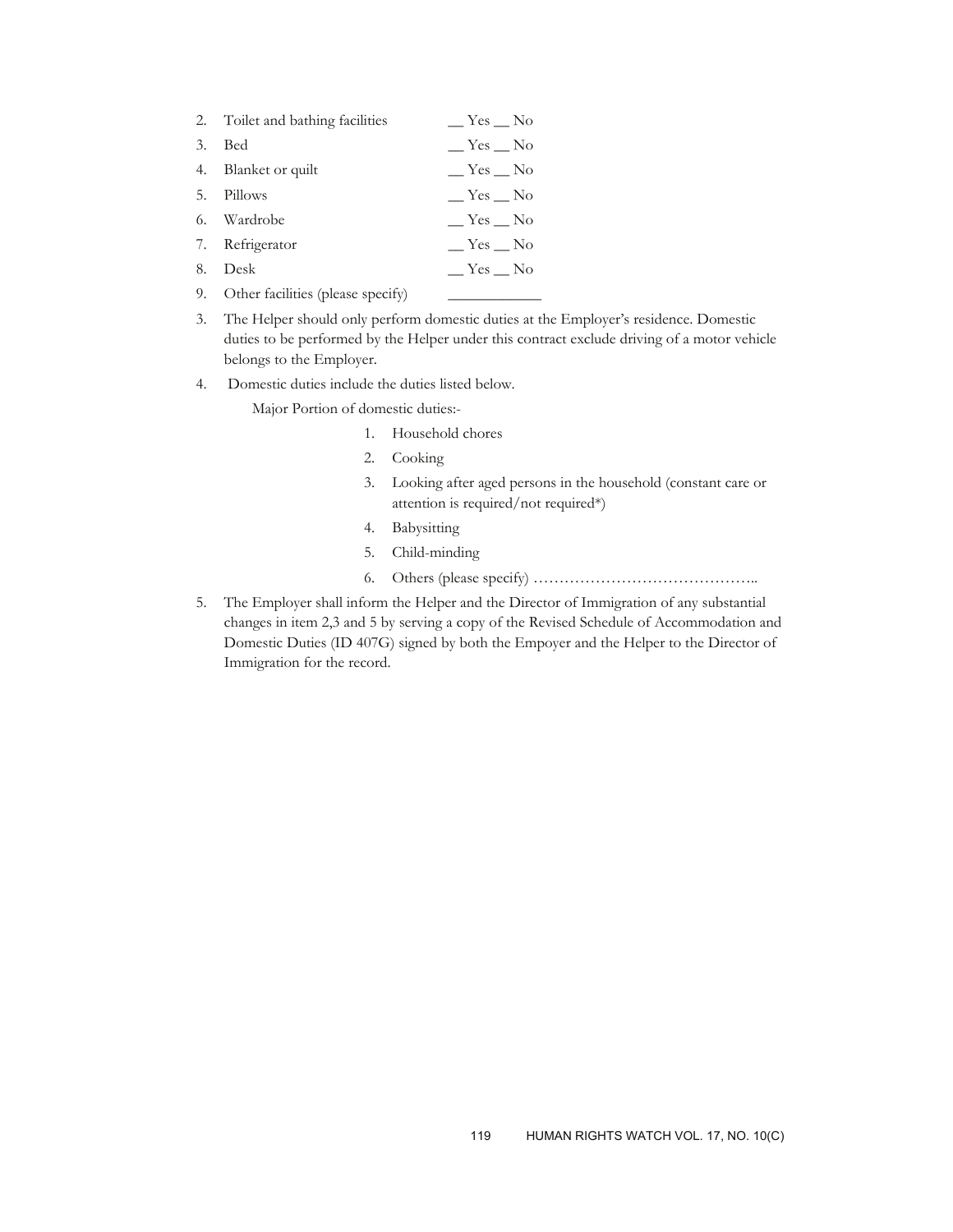2. Toilet and bathing facilities __ Yes __ No
3. Bed __ Yes __ No
4. Blanket or quilt __ Yes __ No
5. Pillows __ Yes __ No
6. Wardrobe __ Yes __ No
7. Refrigerator __ Yes __ No
8. Desk __ Yes __ No
9. Other facilities (please specify) ____________

3. The Helper should only perform domestic duties at the Employer's residence. Domestic duties to be performed by the Helper under this contract exclude driving of a motor vehicle belongs to the Employer.

4. Domestic duties include the duties listed below.

   Major Portion of domestic duties:-

   1. Household chores
   2. Cooking
   3. Looking after aged persons in the household (constant care or attention is required/not required*)
   4. Babysitting
   5. Child-minding
   6. Others (please specify) ……………………………………..

5. The Employer shall inform the Helper and the Director of Immigration of any substantial changes in item 2,3 and 5 by serving a copy of the Revised Schedule of Accommodation and Domestic Duties (ID 407G) signed by both the Empoyer and the Helper to the Director of Immigration for the record.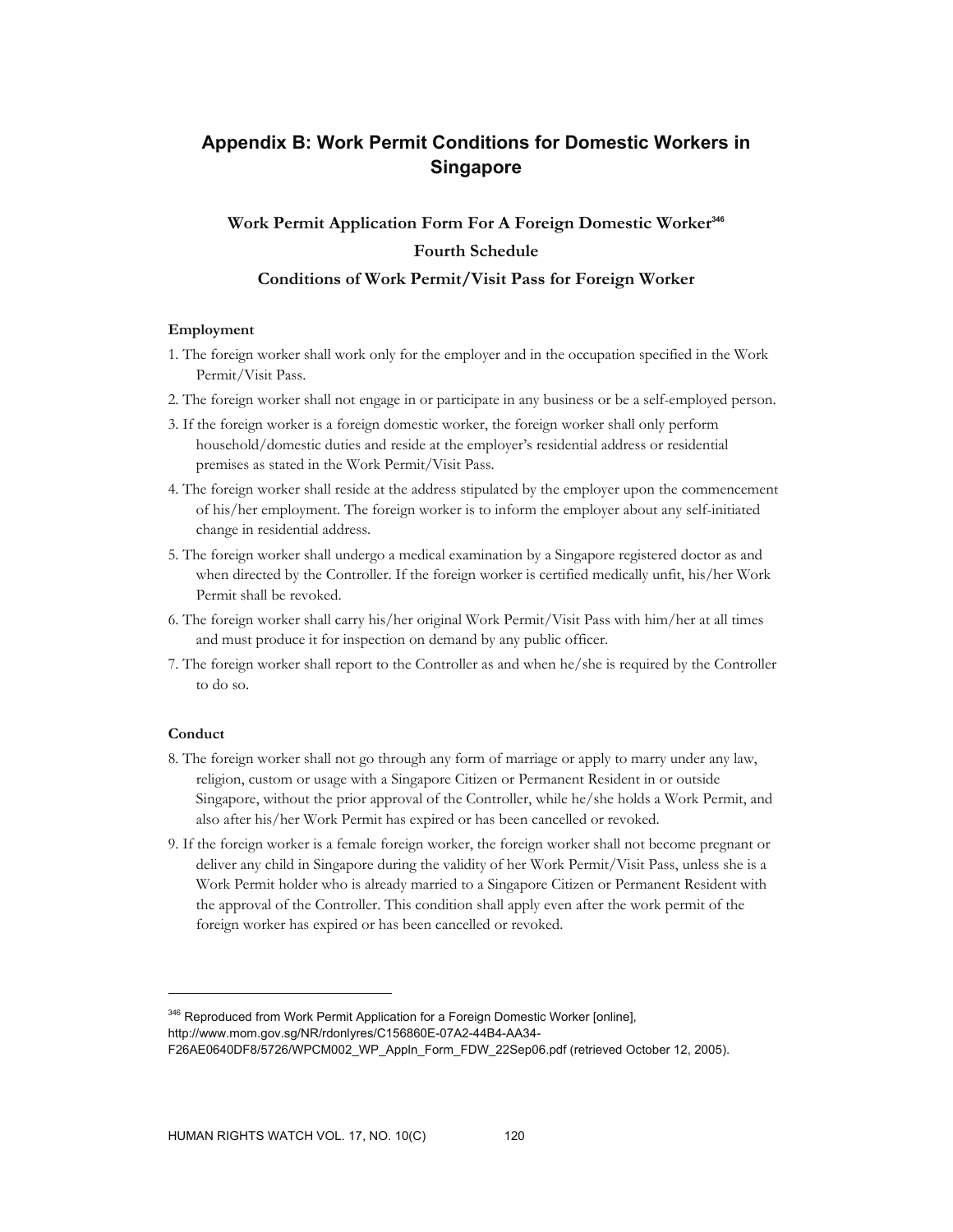# Appendix B: Work Permit Conditions for Domestic Workers in Singapore

## Work Permit Application Form For A Foreign Domestic Worker[346]

## Fourth Schedule

## Conditions of Work Permit/Visit Pass for Foreign Worker

**Employment**

1. The foreign worker shall work only for the employer and in the occupation specified in the Work Permit/Visit Pass.
2. The foreign worker shall not engage in or participate in any business or be a self-employed person.
3. If the foreign worker is a foreign domestic worker, the foreign worker shall only perform household/domestic duties and reside at the employer's residential address or residential premises as stated in the Work Permit/Visit Pass.
4. The foreign worker shall reside at the address stipulated by the employer upon the commencement of his/her employment. The foreign worker is to inform the employer about any self-initiated change in residential address.
5. The foreign worker shall undergo a medical examination by a Singapore registered doctor as and when directed by the Controller. If the foreign worker is certified medically unfit, his/her Work Permit shall be revoked.
6. The foreign worker shall carry his/her original Work Permit/Visit Pass with him/her at all times and must produce it for inspection on demand by any public officer.
7. The foreign worker shall report to the Controller as and when he/she is required by the Controller to do so.

**Conduct**

8. The foreign worker shall not go through any form of marriage or apply to marry under any law, religion, custom or usage with a Singapore Citizen or Permanent Resident in or outside Singapore, without the prior approval of the Controller, while he/she holds a Work Permit, and also after his/her Work Permit has expired or has been cancelled or revoked.
9. If the foreign worker is a female foreign worker, the foreign worker shall not become pregnant or deliver any child in Singapore during the validity of her Work Permit/Visit Pass, unless she is a Work Permit holder who is already married to a Singapore Citizen or Permanent Resident with the approval of the Controller. This condition shall apply even after the work permit of the foreign worker has expired or has been cancelled or revoked.

---

[346] Reproduced from Work Permit Application for a Foreign Domestic Worker [online], http://www.mom.gov.sg/NR/rdonlyres/C156860E-07A2-44B4-AA34-F26AE0640DF8/5726/WPCM002_WP_Appln_Form_FDW_22Sep06.pdf (retrieved October 12, 2005).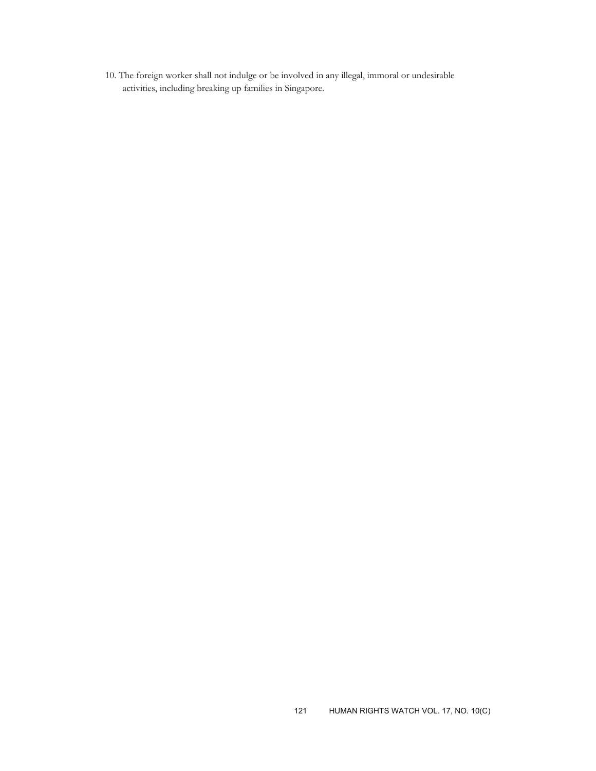10. The foreign worker shall not indulge or be involved in any illegal, immoral or undesirable activities, including breaking up families in Singapore.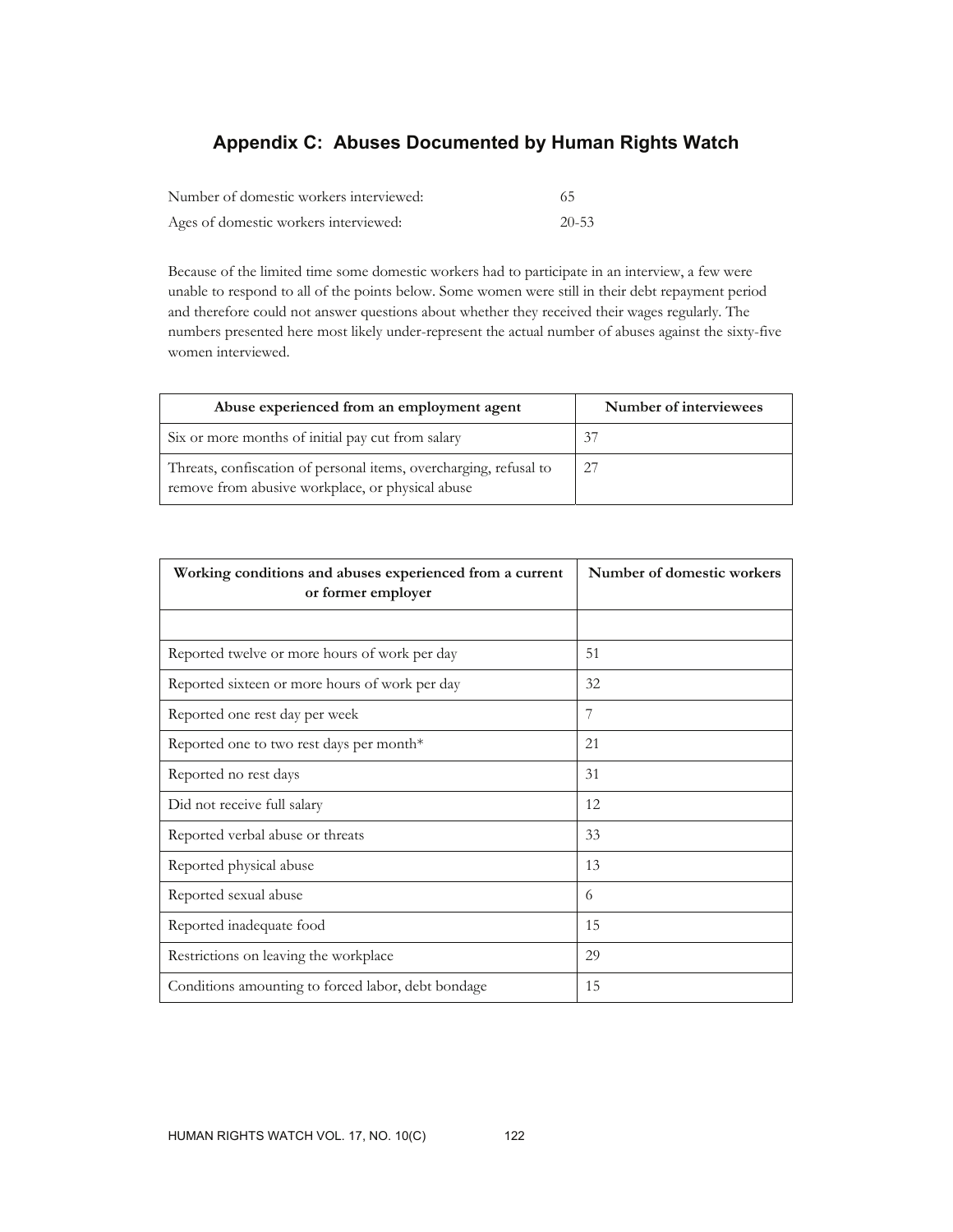## Appendix C: Abuses Documented by Human Rights Watch

| | |
|---|---|
| Number of domestic workers interviewed: | 65 |
| Ages of domestic workers interviewed: | 20-53 |

Because of the limited time some domestic workers had to participate in an interview, a few were unable to respond to all of the points below. Some women were still in their debt repayment period and therefore could not answer questions about whether they received their wages regularly. The numbers presented here most likely under-represent the actual number of abuses against the sixty-five women interviewed.

| Abuse experienced from an employment agent | Number of interviewees |
|---|---|
| Six or more months of initial pay cut from salary | 37 |
| Threats, confiscation of personal items, overcharging, refusal to remove from abusive workplace, or physical abuse | 27 |

| Working conditions and abuses experienced from a current or former employer | Number of domestic workers |
|---|---|
| | |
| Reported twelve or more hours of work per day | 51 |
| Reported sixteen or more hours of work per day | 32 |
| Reported one rest day per week | 7 |
| Reported one to two rest days per month* | 21 |
| Reported no rest days | 31 |
| Did not receive full salary | 12 |
| Reported verbal abuse or threats | 33 |
| Reported physical abuse | 13 |
| Reported sexual abuse | 6 |
| Reported inadequate food | 15 |
| Restrictions on leaving the workplace | 29 |
| Conditions amounting to forced labor, debt bondage | 15 |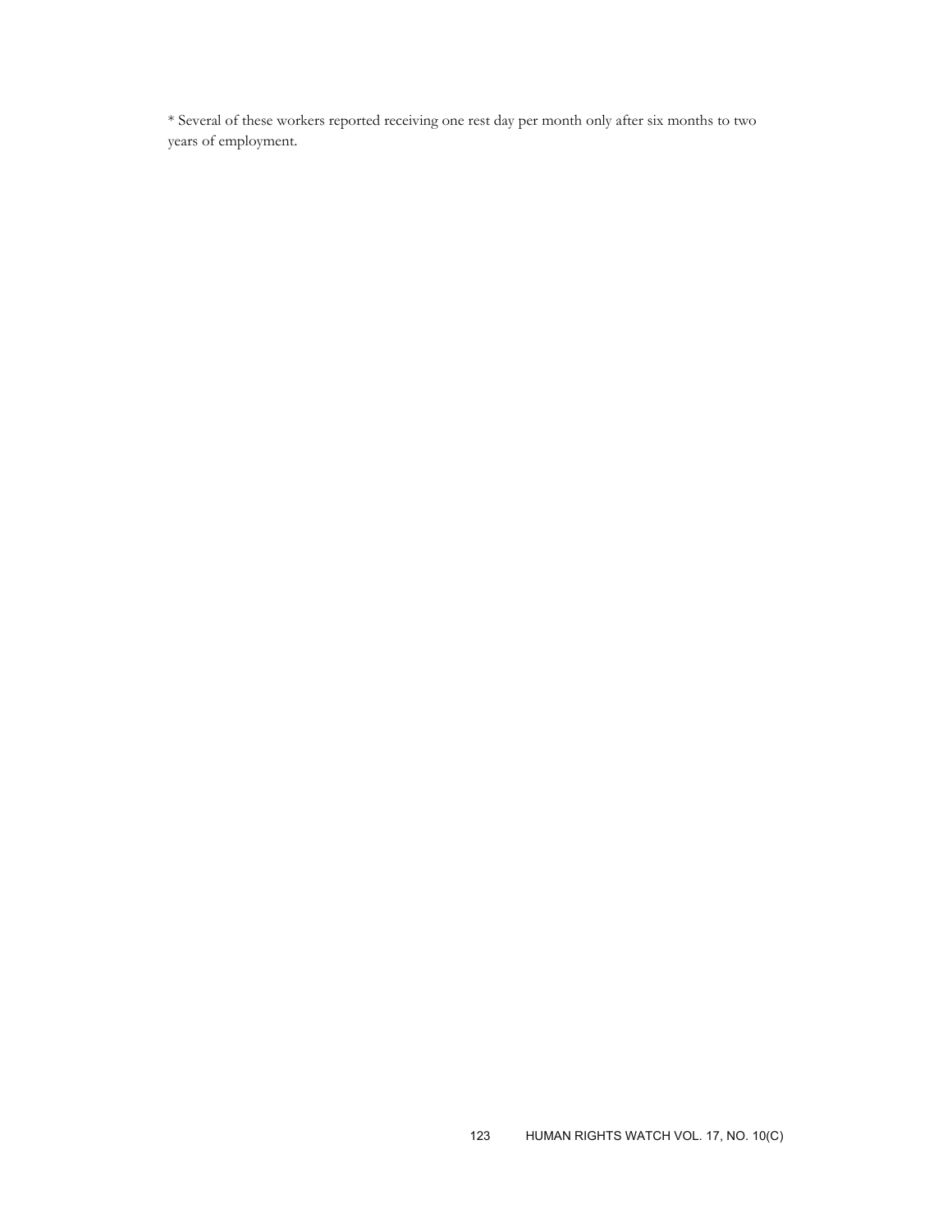* Several of these workers reported receiving one rest day per month only after six months to two years of employment.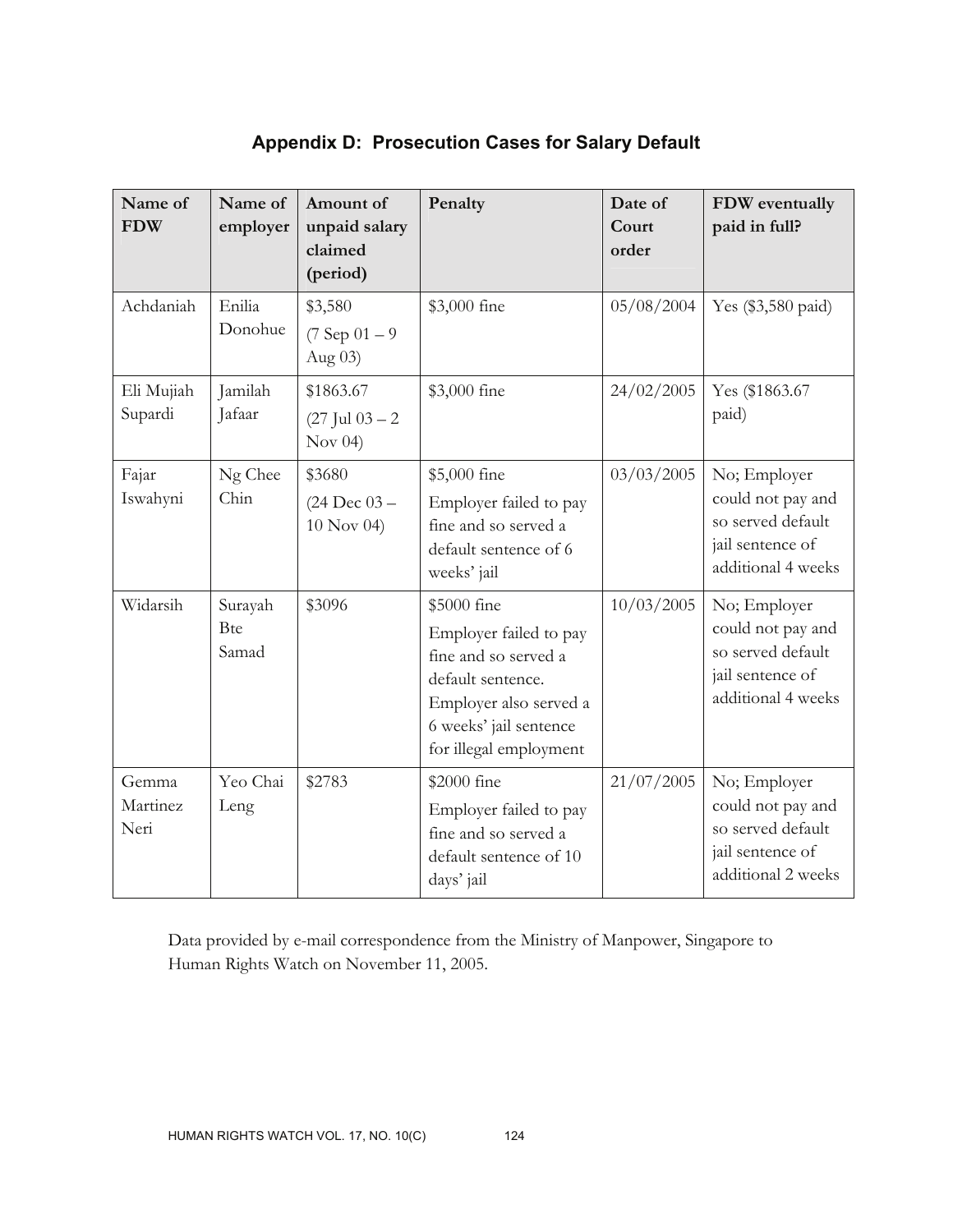## Appendix D: Prosecution Cases for Salary Default

| Name of FDW | Name of employer | Amount of unpaid salary claimed (period) | Penalty | Date of Court order | FDW eventually paid in full? |
|---|---|---|---|---|---|
| Achdaniah | Enilia Donohue | $3,580 (7 Sep 01 – 9 Aug 03) | $3,000 fine | 05/08/2004 | Yes ($3,580 paid) |
| Eli Mujiah Supardi | Jamilah Jafaar | $1863.67 (27 Jul 03 – 2 Nov 04) | $3,000 fine | 24/02/2005 | Yes ($1863.67 paid) |
| Fajar Iswahyni | Ng Chee Chin | $3680 (24 Dec 03 – 10 Nov 04) | $5,000 fine Employer failed to pay fine and so served a default sentence of 6 weeks' jail | 03/03/2005 | No; Employer could not pay and so served default jail sentence of additional 4 weeks |
| Widarsih | Surayah Bte Samad | $3096 | $5000 fine Employer failed to pay fine and so served a default sentence. Employer also served a 6 weeks' jail sentence for illegal employment | 10/03/2005 | No; Employer could not pay and so served default jail sentence of additional 4 weeks |
| Gemma Martinez Neri | Yeo Chai Leng | $2783 | $2000 fine Employer failed to pay fine and so served a default sentence of 10 days' jail | 21/07/2005 | No; Employer could not pay and so served default jail sentence of additional 2 weeks |

Data provided by e-mail correspondence from the Ministry of Manpower, Singapore to Human Rights Watch on November 11, 2005.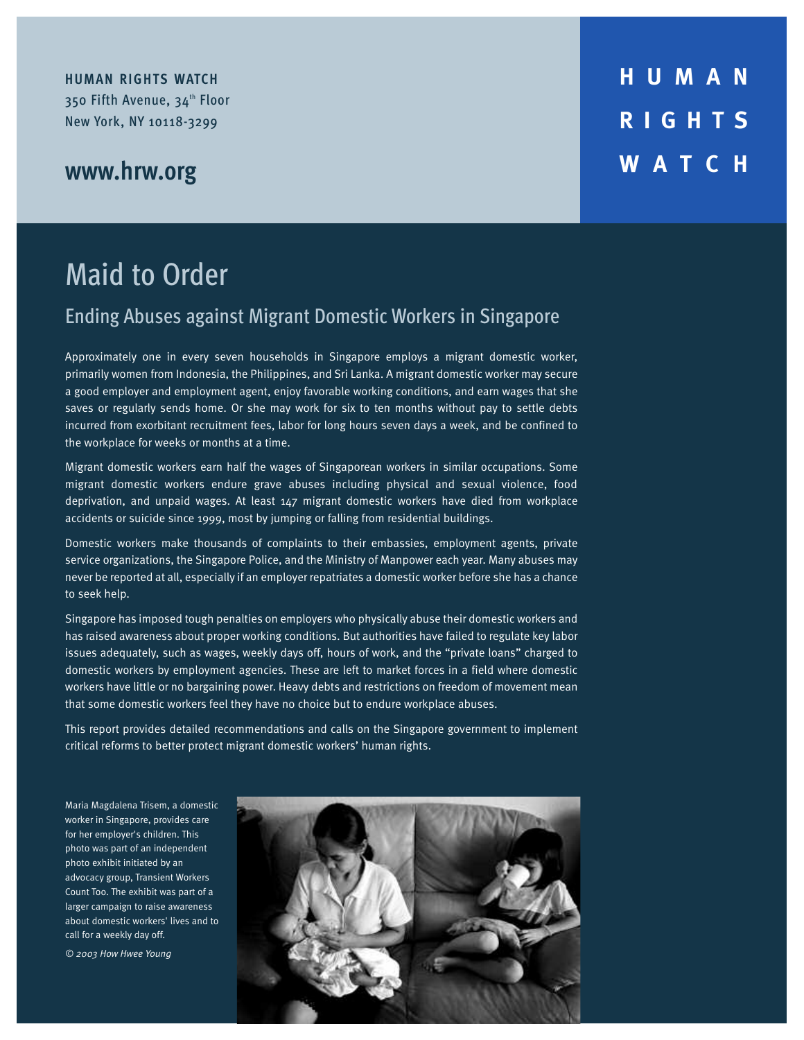**HUMAN RIGHTS WATCH**
350 Fifth Avenue, 34th Floor
New York, NY 10118-3299

**www.hrw.org**

**HUMAN RIGHTS WATCH**

# Maid to Order

## Ending Abuses against Migrant Domestic Workers in Singapore

Approximately one in every seven households in Singapore employs a migrant domestic worker, primarily women from Indonesia, the Philippines, and Sri Lanka. A migrant domestic worker may secure a good employer and employment agent, enjoy favorable working conditions, and earn wages that she saves or regularly sends home. Or she may work for six to ten months without pay to settle debts incurred from exorbitant recruitment fees, labor for long hours seven days a week, and be confined to the workplace for weeks or months at a time.

Migrant domestic workers earn half the wages of Singaporean workers in similar occupations. Some migrant domestic workers endure grave abuses including physical and sexual violence, food deprivation, and unpaid wages. At least 147 migrant domestic workers have died from workplace accidents or suicide since 1999, most by jumping or falling from residential buildings.

Domestic workers make thousands of complaints to their embassies, employment agents, private service organizations, the Singapore Police, and the Ministry of Manpower each year. Many abuses may never be reported at all, especially if an employer repatriates a domestic worker before she has a chance to seek help.

Singapore has imposed tough penalties on employers who physically abuse their domestic workers and has raised awareness about proper working conditions. But authorities have failed to regulate key labor issues adequately, such as wages, weekly days off, hours of work, and the "private loans" charged to domestic workers by employment agencies. These are left to market forces in a field where domestic workers have little or no bargaining power. Heavy debts and restrictions on freedom of movement mean that some domestic workers feel they have no choice but to endure workplace abuses.

This report provides detailed recommendations and calls on the Singapore government to implement critical reforms to better protect migrant domestic workers' human rights.

Maria Magdalena Trisem, a domestic worker in Singapore, provides care for her employer's children. This photo was part of an independent photo exhibit initiated by an advocacy group, Transient Workers Count Too. The exhibit was part of a larger campaign to raise awareness about domestic workers' lives and to call for a weekly day off.

*© 2003 How Hwee Young*